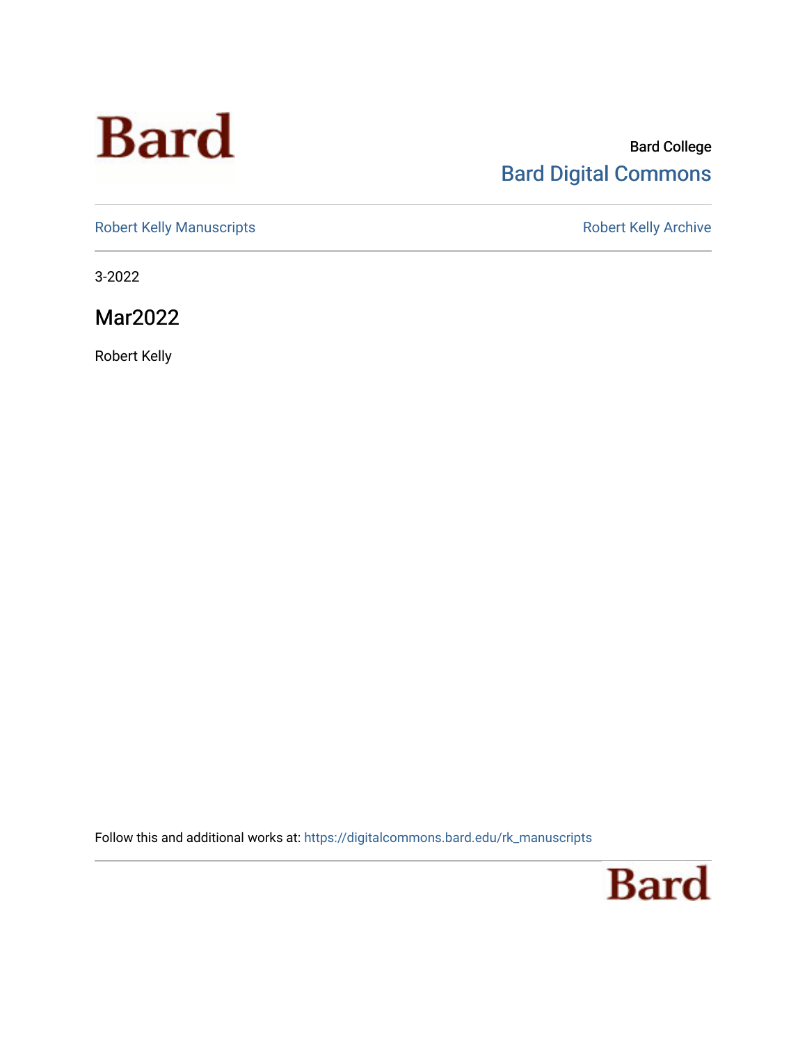Bard

Bard College
Bard Digital Commons

Robert Kelly Manuscripts

Robert Kelly Archive

3-2022

# Mar2022

Robert Kelly

Follow this and additional works at: https://digitalcommons.bard.edu/rk_manuscripts

Bard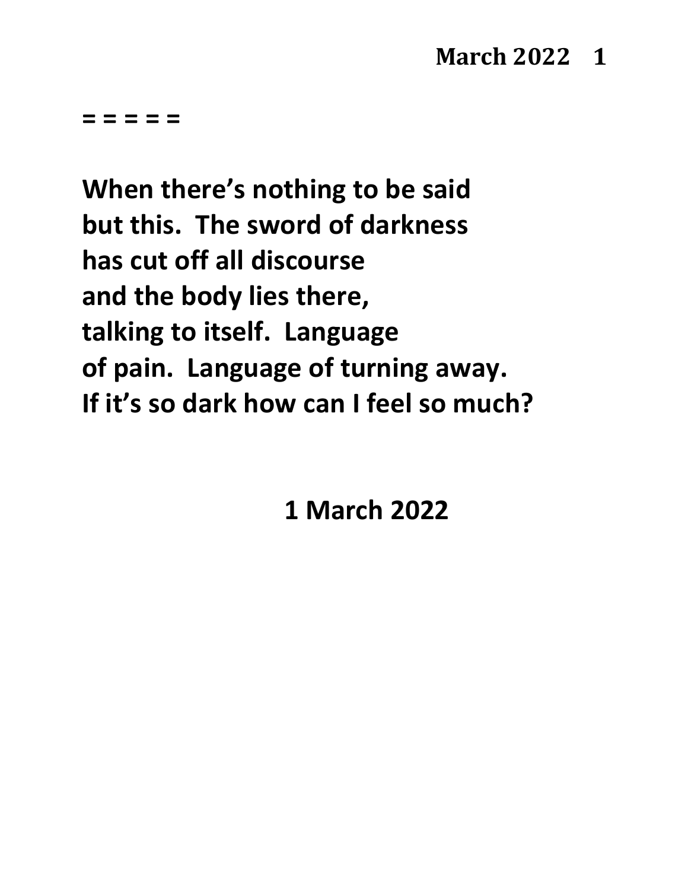= = = = =

**When there's nothing to be said**
**but this.  The sword of darkness**
**has cut off all discourse**
**and the body lies there,**
**talking to itself.  Language**
**of pain.  Language of turning away.**
**If it's so dark how can I feel so much?**

**1 March 2022**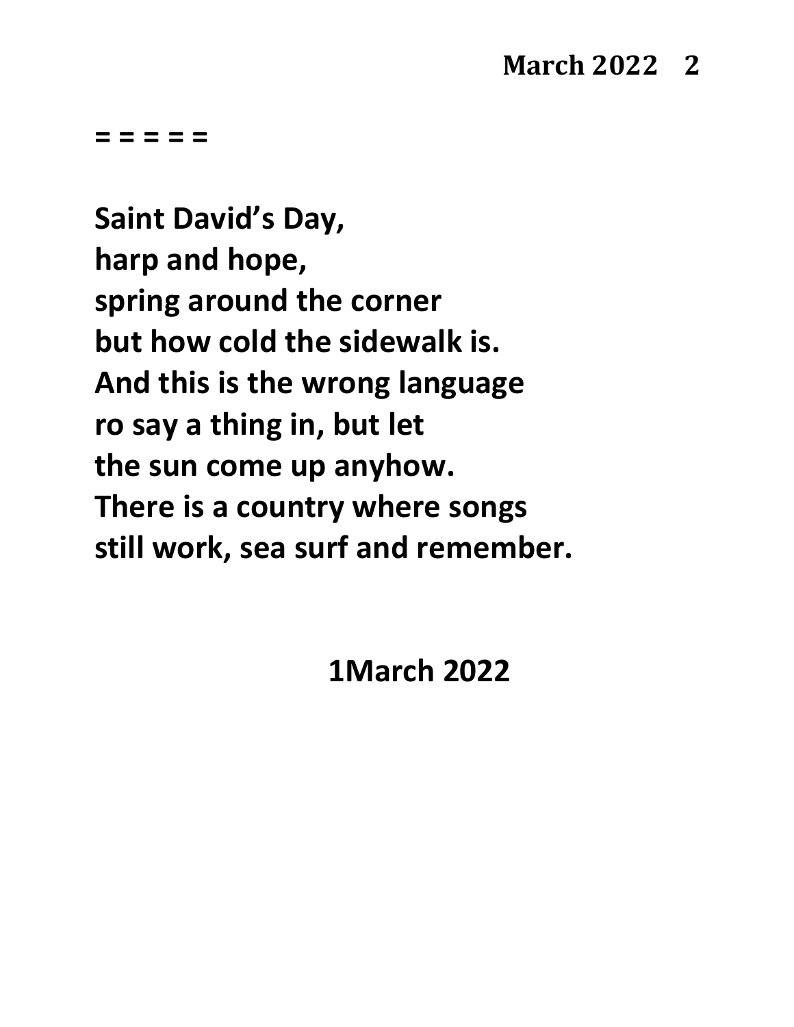= = = = =

**Saint David's Day,**
**harp and hope,**
**spring around the corner**
**but how cold the sidewalk is.**
**And this is the wrong language**
**ro say a thing in, but let**
**the sun come up anyhow.**
**There is a country where songs**
**still work, sea surf and remember.**

**1March 2022**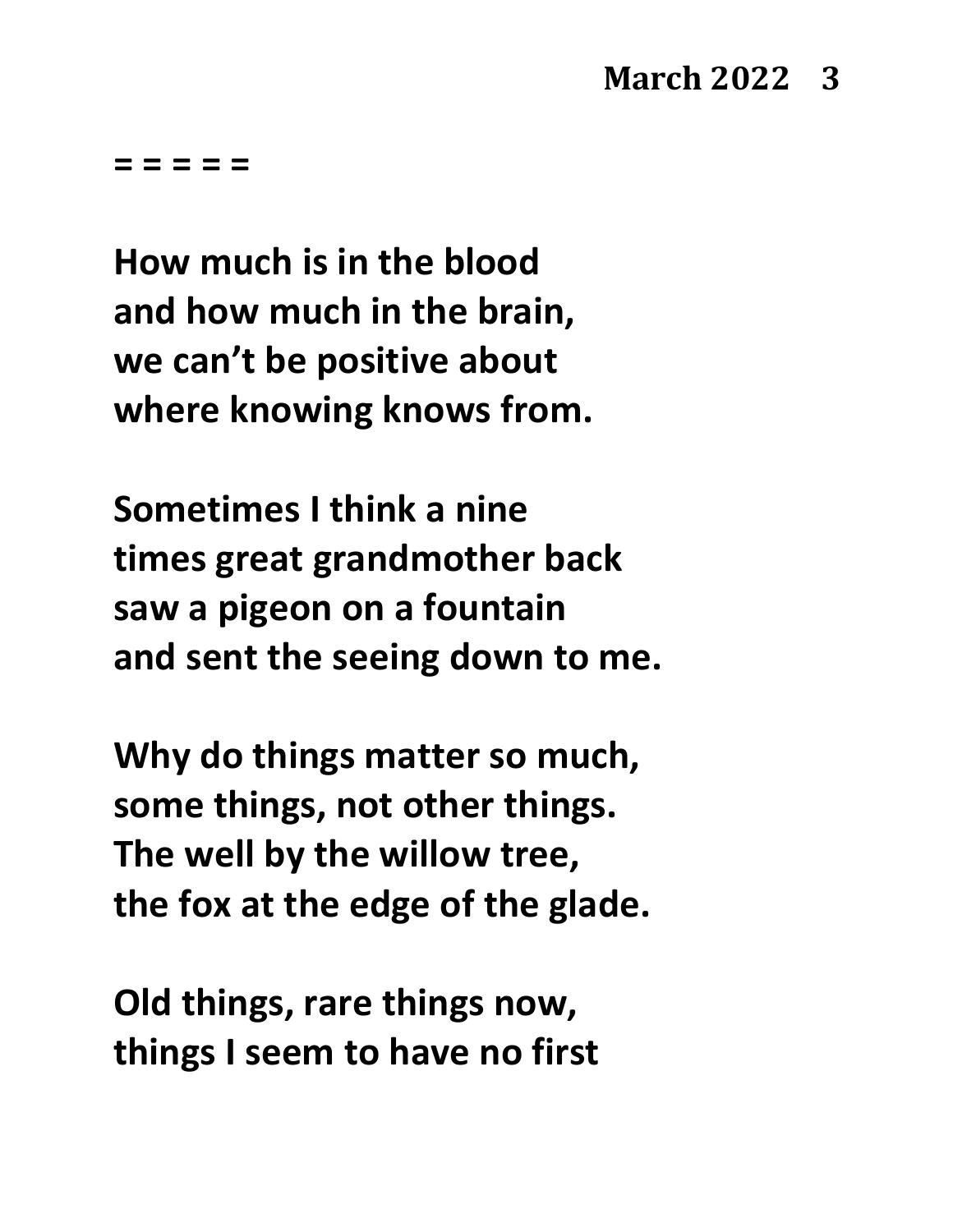= = = = =

How much is in the blood
and how much in the brain,
we can't be positive about
where knowing knows from.

Sometimes I think a nine
times great grandmother back
saw a pigeon on a fountain
and sent the seeing down to me.

Why do things matter so much,
some things, not other things.
The well by the willow tree,
the fox at the edge of the glade.

Old things, rare things now,
things I seem to have no first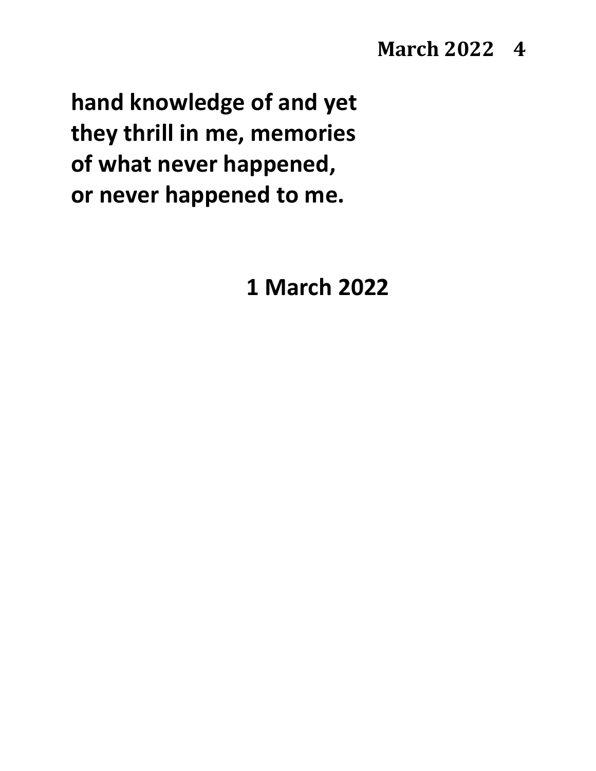**hand knowledge of and yet**
**they thrill in me, memories**
**of what never happened,**
**or never happened to me.**

**1 March 2022**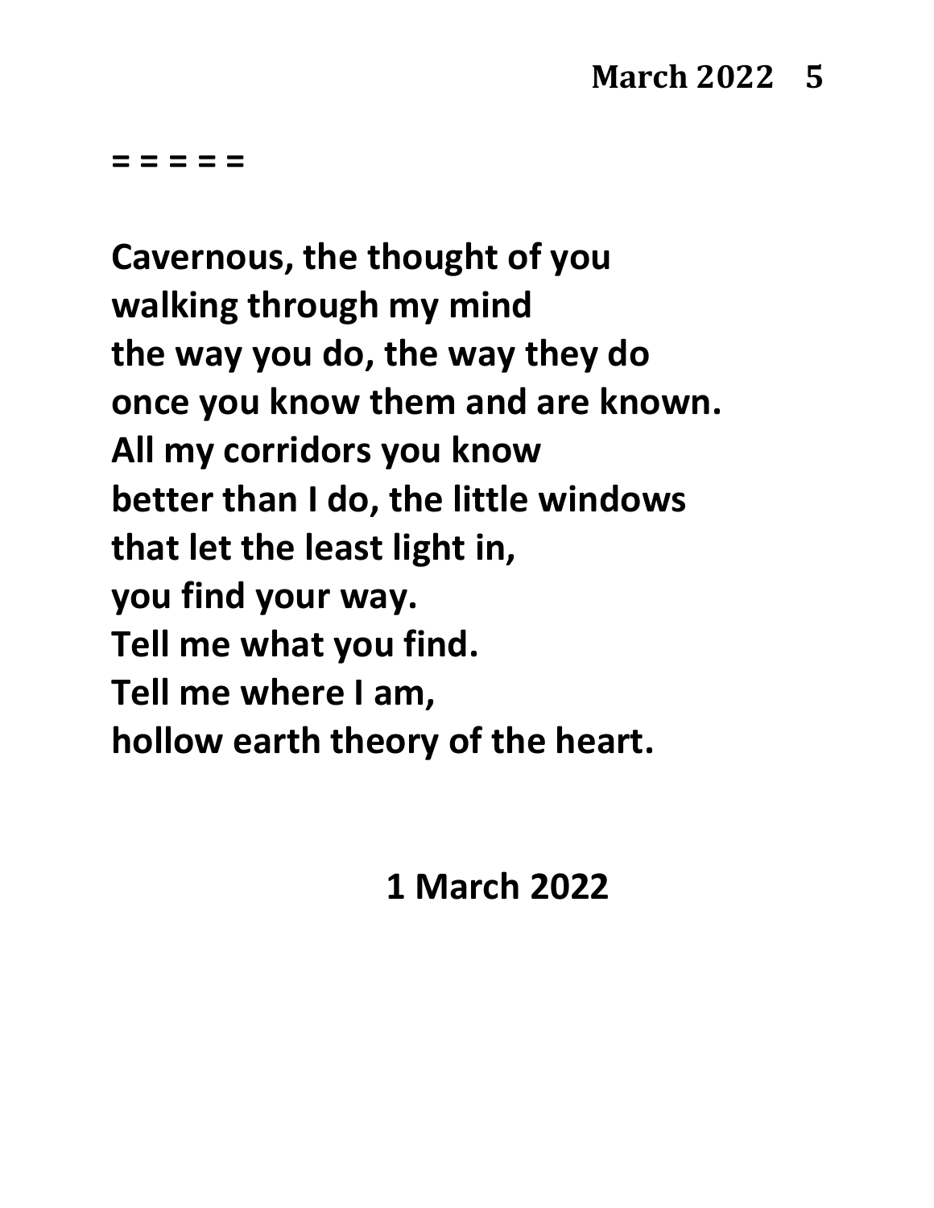= = = = =

**Cavernous, the thought of you**
**walking through my mind**
**the way you do, the way they do**
**once you know them and are known.**
**All my corridors you know**
**better than I do, the little windows**
**that let the least light in,**
**you find your way.**
**Tell me what you find.**
**Tell me where I am,**
**hollow earth theory of the heart.**

**1 March 2022**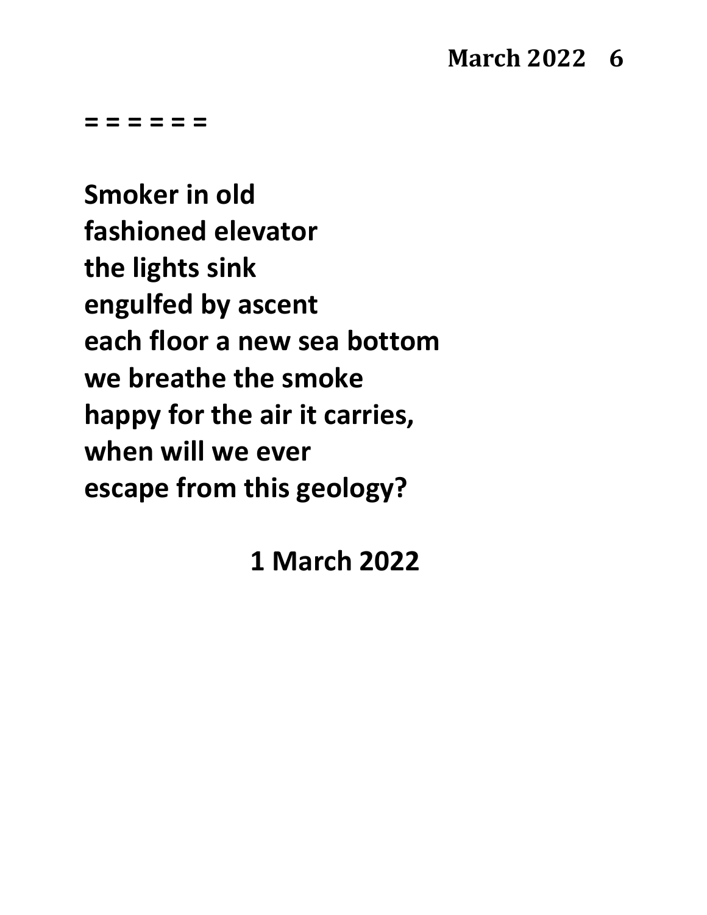= = = = = =

**Smoker in old**
**fashioned elevator**
**the lights sink**
**engulfed by ascent**
**each floor a new sea bottom**
**we breathe the smoke**
**happy for the air it carries,**
**when will we ever**
**escape from this geology?**

**1 March 2022**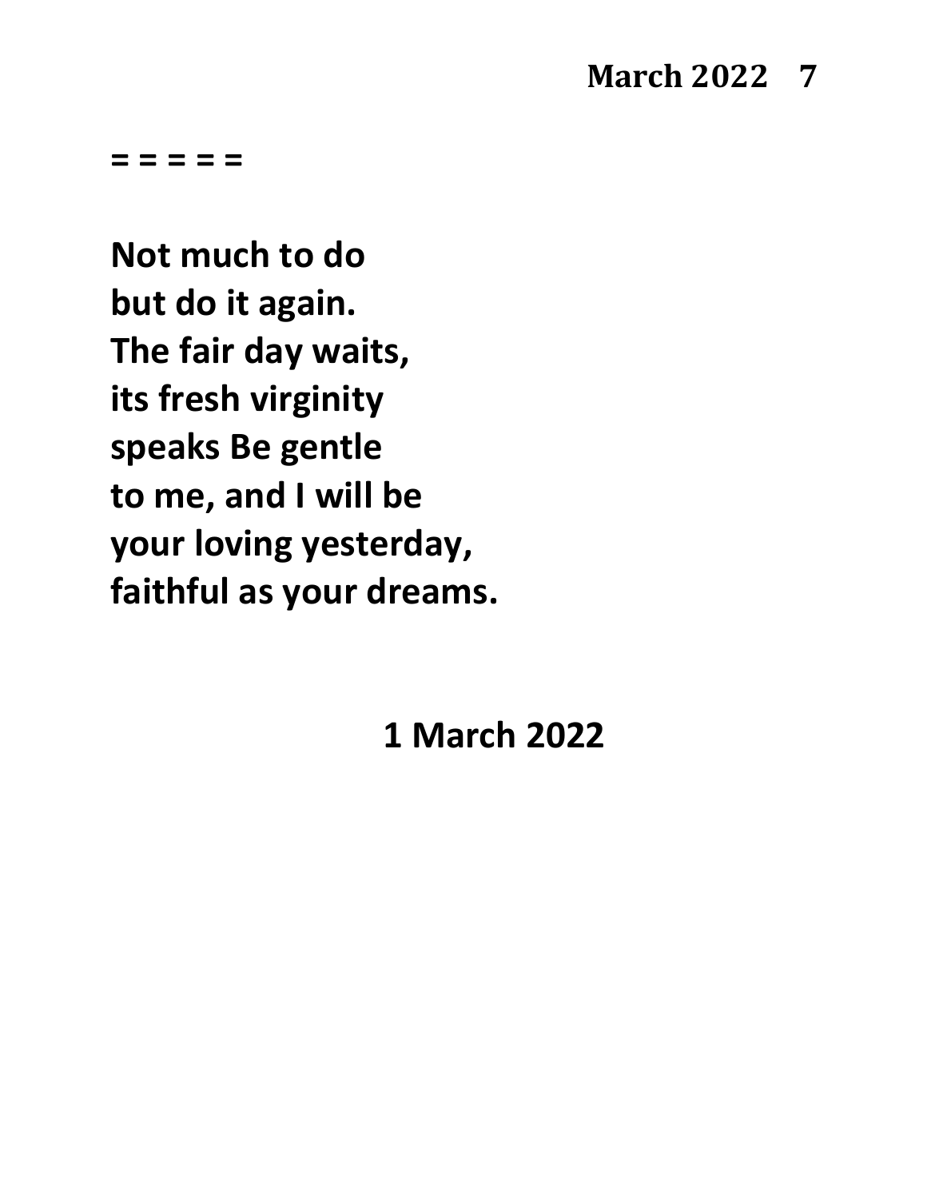= = = = =

**Not much to do**
**but do it again.**
**The fair day waits,**
**its fresh virginity**
**speaks Be gentle**
**to me, and I will be**
**your loving yesterday,**
**faithful as your dreams.**

**1 March 2022**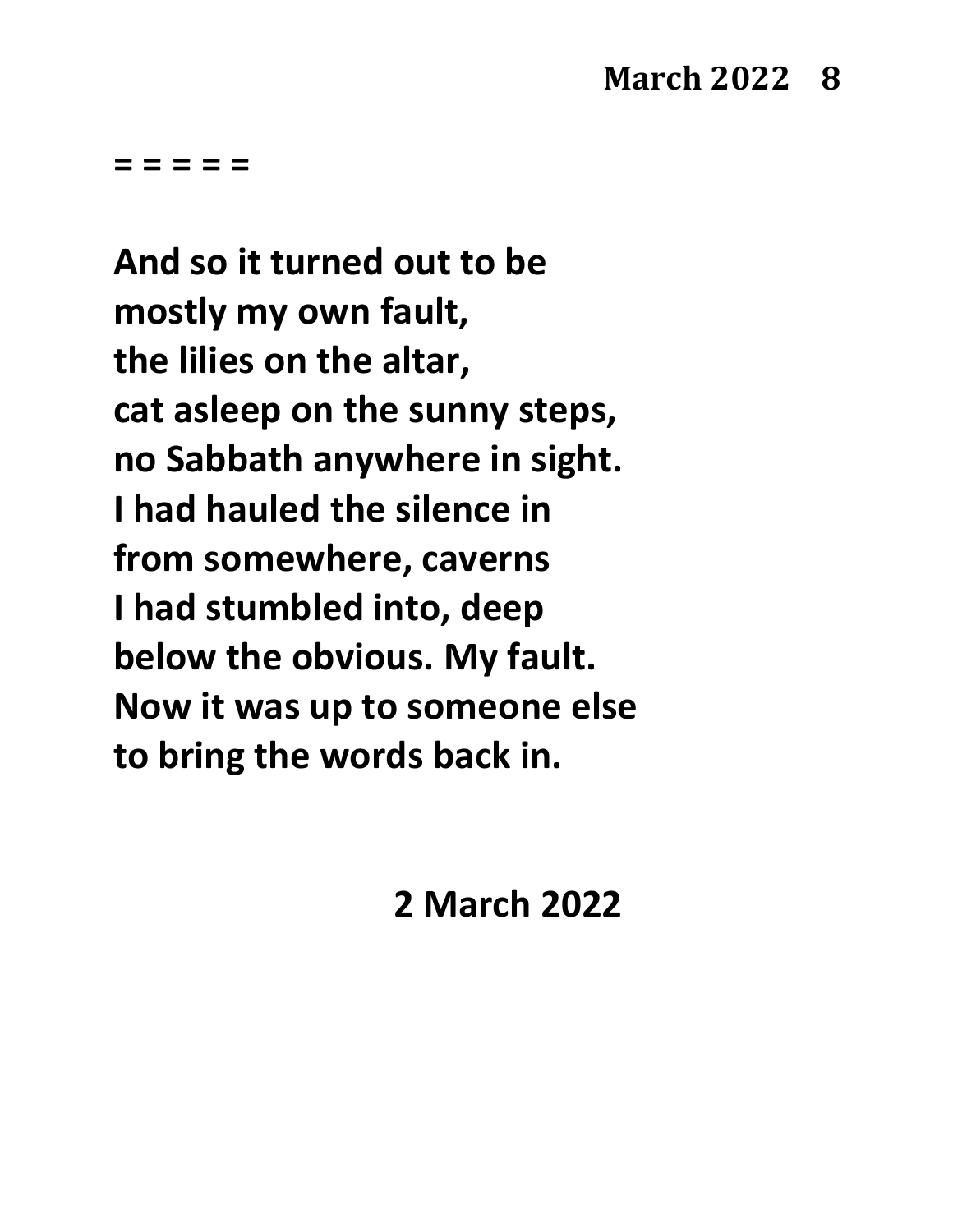= = = = =

**And so it turned out to be**
**mostly my own fault,**
**the lilies on the altar,**
**cat asleep on the sunny steps,**
**no Sabbath anywhere in sight.**
**I had hauled the silence in**
**from somewhere, caverns**
**I had stumbled into, deep**
**below the obvious. My fault.**
**Now it was up to someone else**
**to bring the words back in.**

**2 March 2022**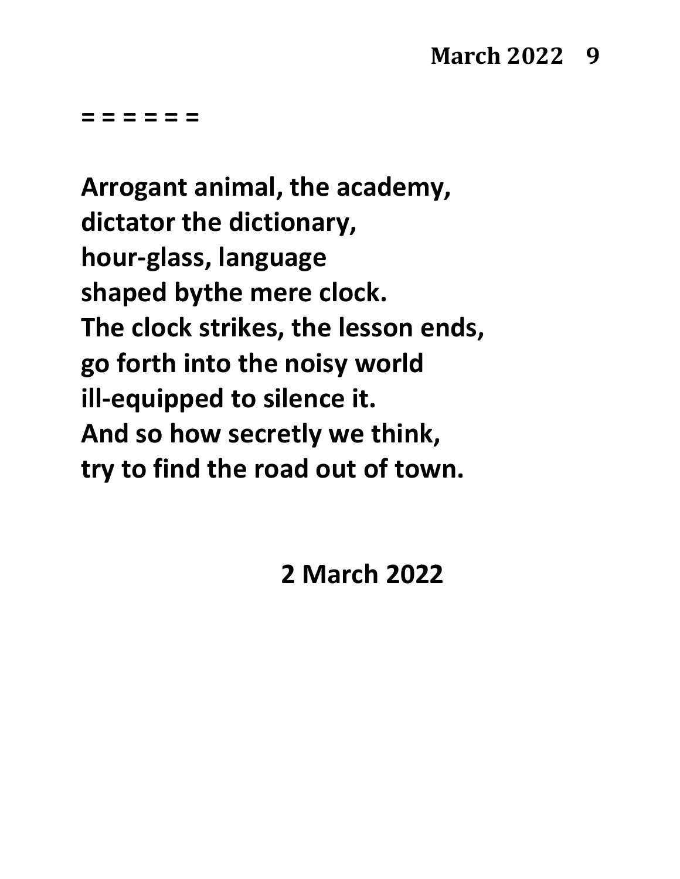= = = = = =

**Arrogant animal, the academy,**
**dictator the dictionary,**
**hour-glass, language**
**shaped bythe mere clock.**
**The clock strikes, the lesson ends,**
**go forth into the noisy world**
**ill-equipped to silence it.**
**And so how secretly we think,**
**try to find the road out of town.**

**2 March 2022**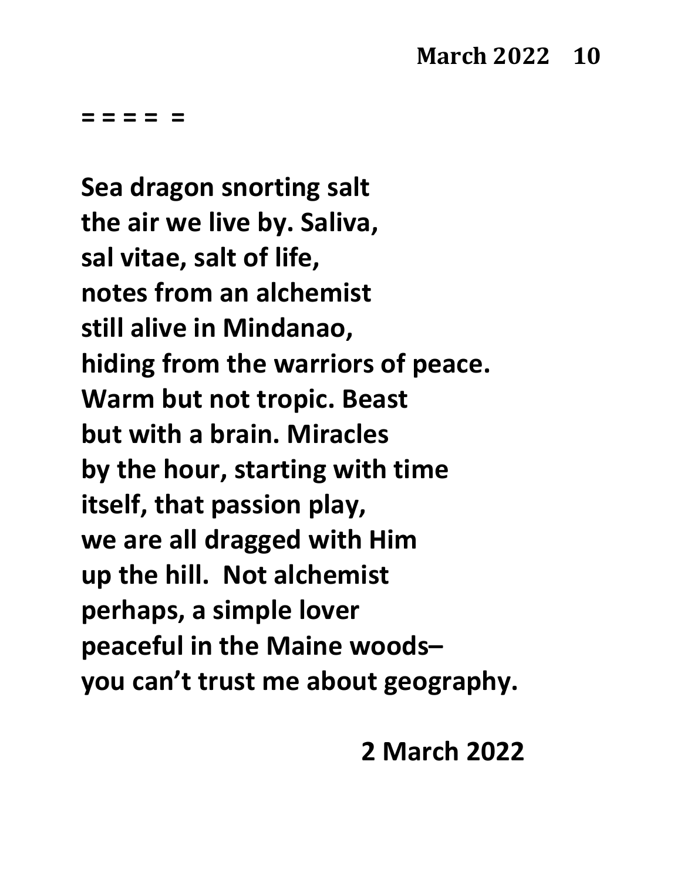= = = =  =

**Sea dragon snorting salt**
**the air we live by. Saliva,**
**sal vitae, salt of life,**
**notes from an alchemist**
**still alive in Mindanao,**
**hiding from the warriors of peace.**
**Warm but not tropic. Beast**
**but with a brain. Miracles**
**by the hour, starting with time**
**itself, that passion play,**
**we are all dragged with Him**
**up the hill.  Not alchemist**
**perhaps, a simple lover**
**peaceful in the Maine woods–**
**you can't trust me about geography.**

**2 March 2022**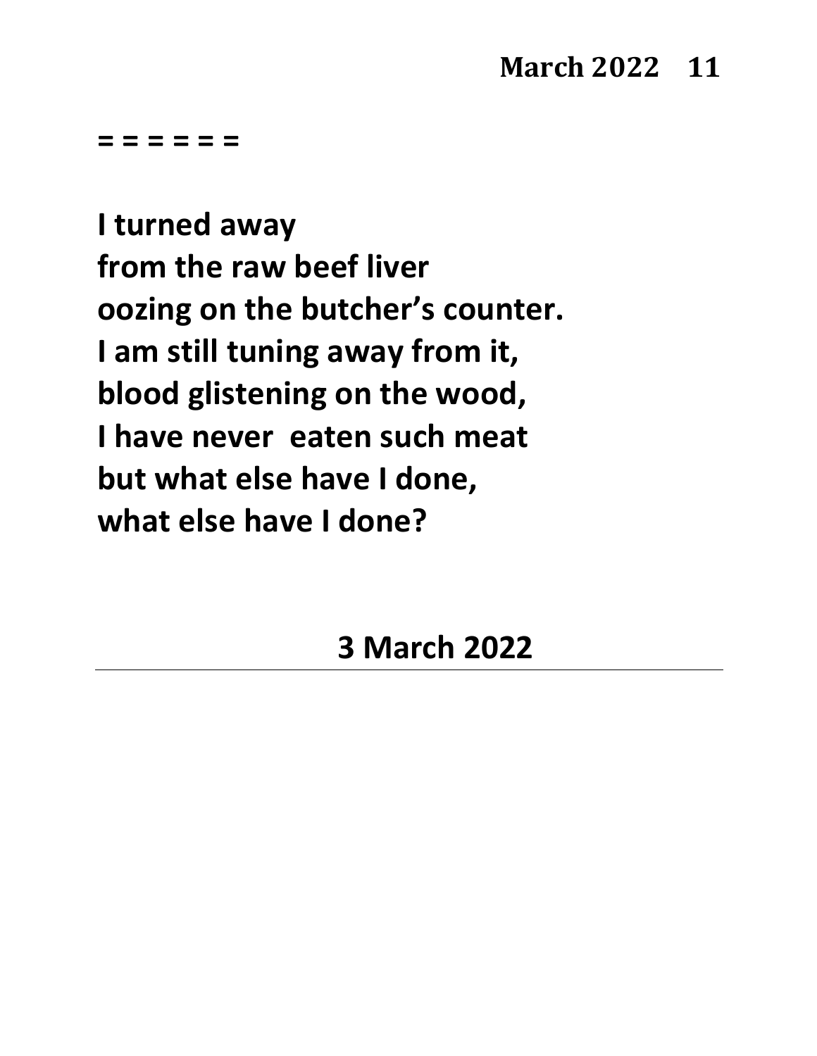= = = = = =

**I turned away**
**from the raw beef liver**
**oozing on the butcher's counter.**
**I am still tuning away from it,**
**blood glistening on the wood,**
**I have never  eaten such meat**
**but what else have I done,**
**what else have I done?**

**3 March 2022**

---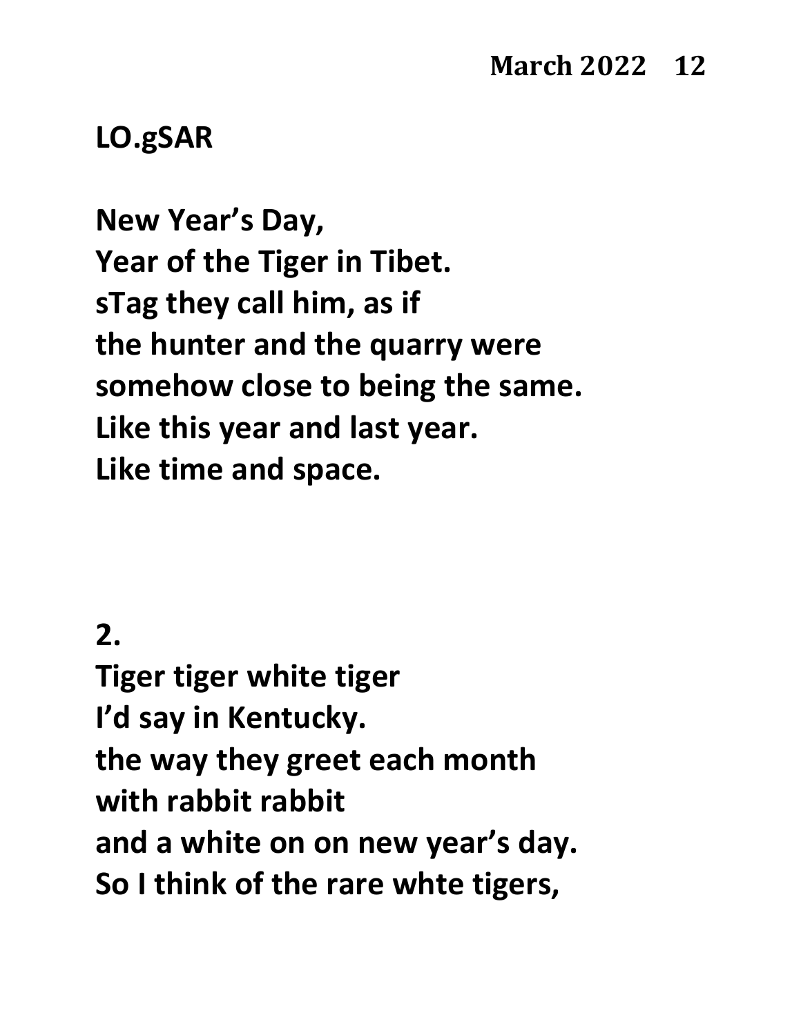## LO.gSAR

**New Year's Day,**
**Year of the Tiger in Tibet.**
**sTag they call him, as if**
**the hunter and the quarry were**
**somehow close to being the same.**
**Like this year and last year.**
**Like time and space.**

**2.**
**Tiger tiger white tiger**
**I'd say in Kentucky.**
**the way they greet each month**
**with rabbit rabbit**
**and a white on on new year's day.**
**So I think of the rare whte tigers,**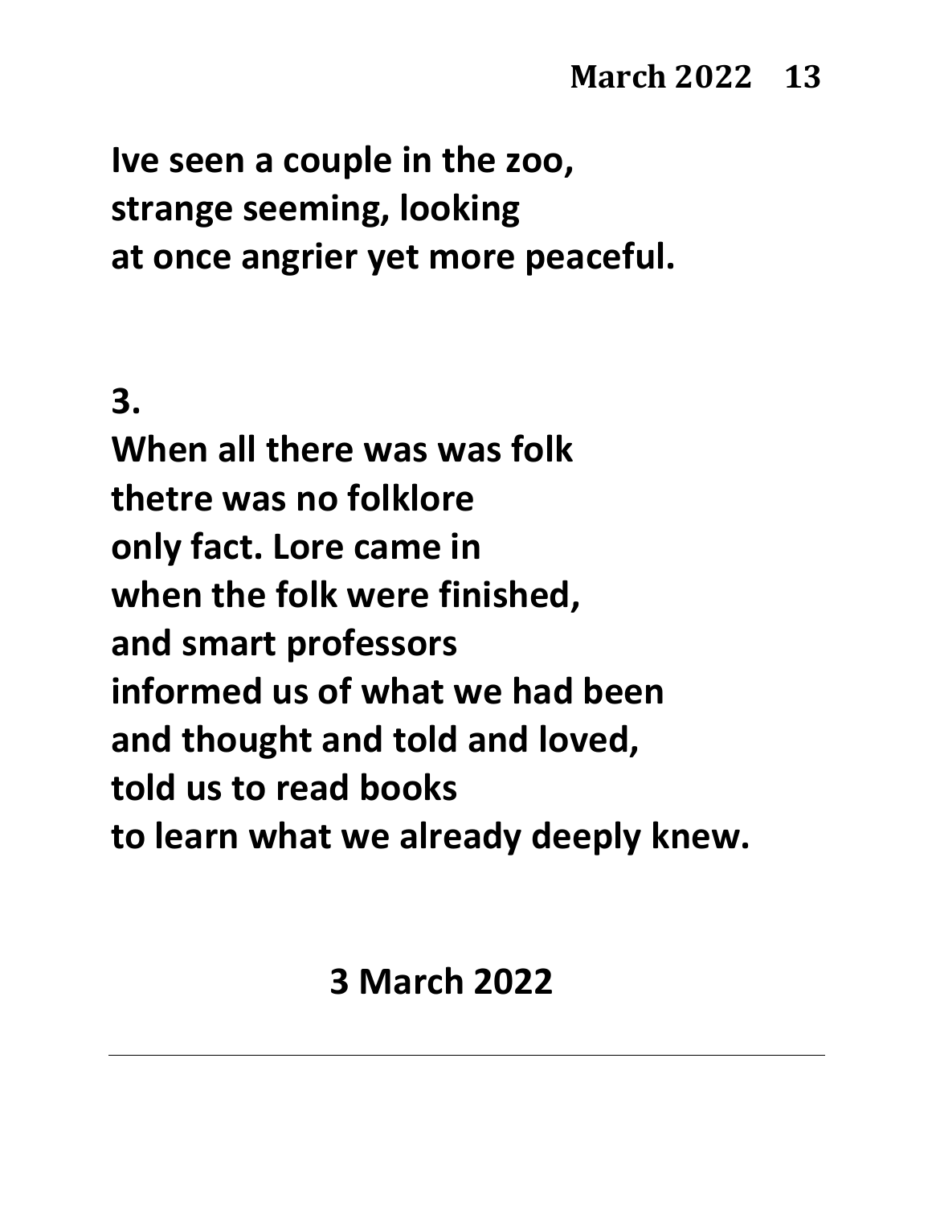Ive seen a couple in the zoo,
strange seeming, looking
at once angrier yet more peaceful.

3.

When all there was was folk
thetre was no folklore
only fact. Lore came in
when the folk were finished,
and smart professors
informed us of what we had been
and thought and told and loved,
told us to read books
to learn what we already deeply knew.

3 March 2022

---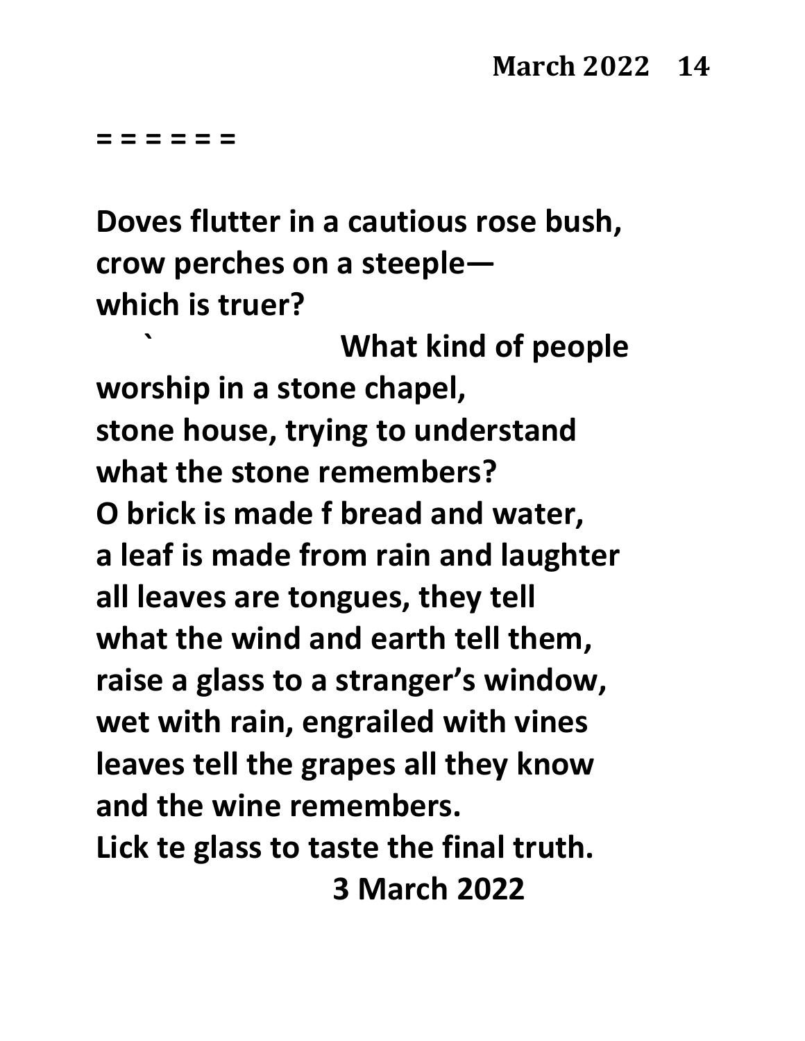= = = = = =

**Doves flutter in a cautious rose bush,**
**crow perches on a steeple—**
**which is truer?**
**` What kind of people**
**worship in a stone chapel,**
**stone house, trying to understand**
**what the stone remembers?**
**O brick is made f bread and water,**
**a leaf is made from rain and laughter**
**all leaves are tongues, they tell**
**what the wind and earth tell them,**
**raise a glass to a stranger's window,**
**wet with rain, engrailed with vines**
**leaves tell the grapes all they know**
**and the wine remembers.**
**Lick te glass to taste the final truth.**

**3 March 2022**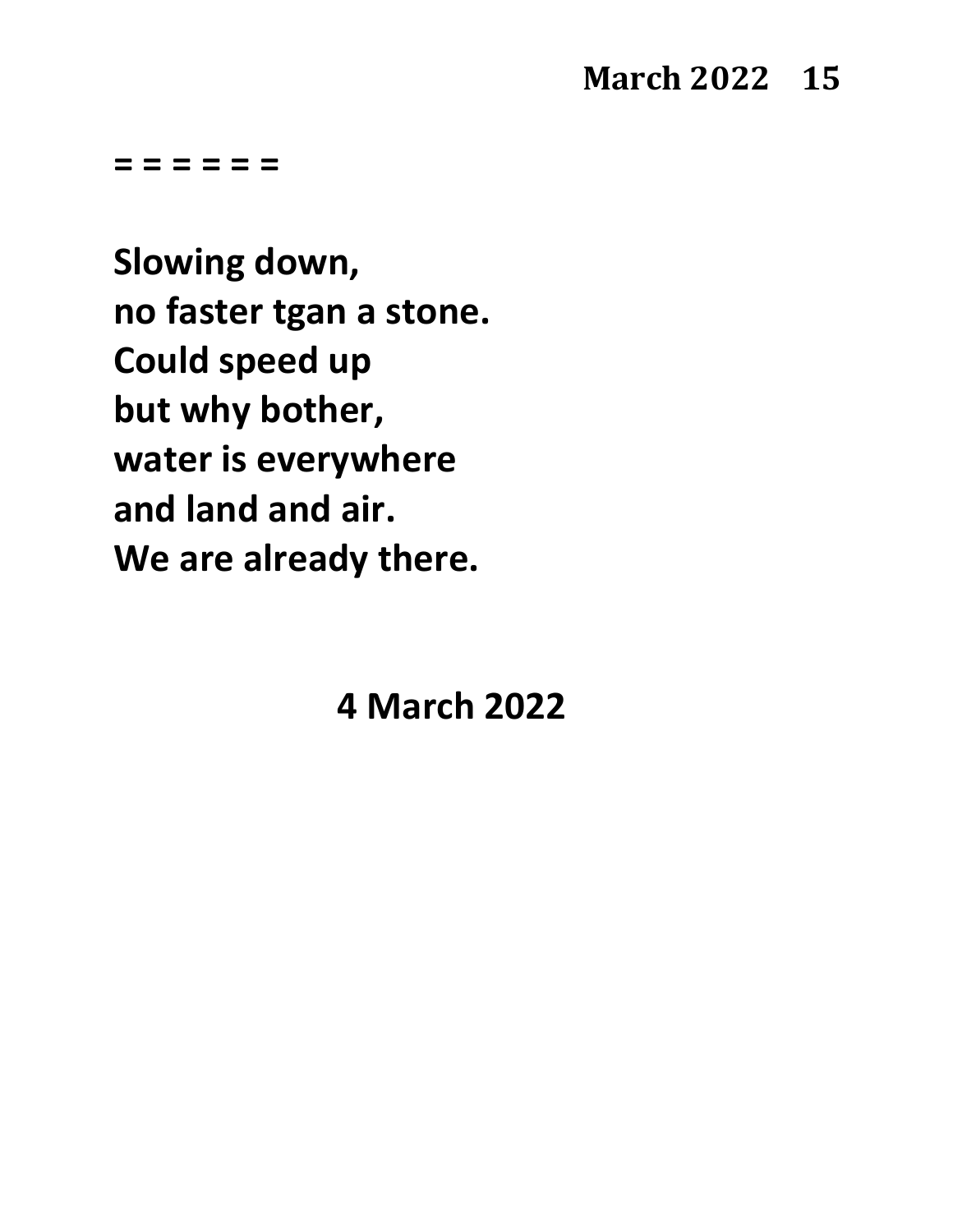= = = = = =

**Slowing down,**
**no faster tgan a stone.**
**Could speed up**
**but why bother,**
**water is everywhere**
**and land and air.**
**We are already there.**

**4 March 2022**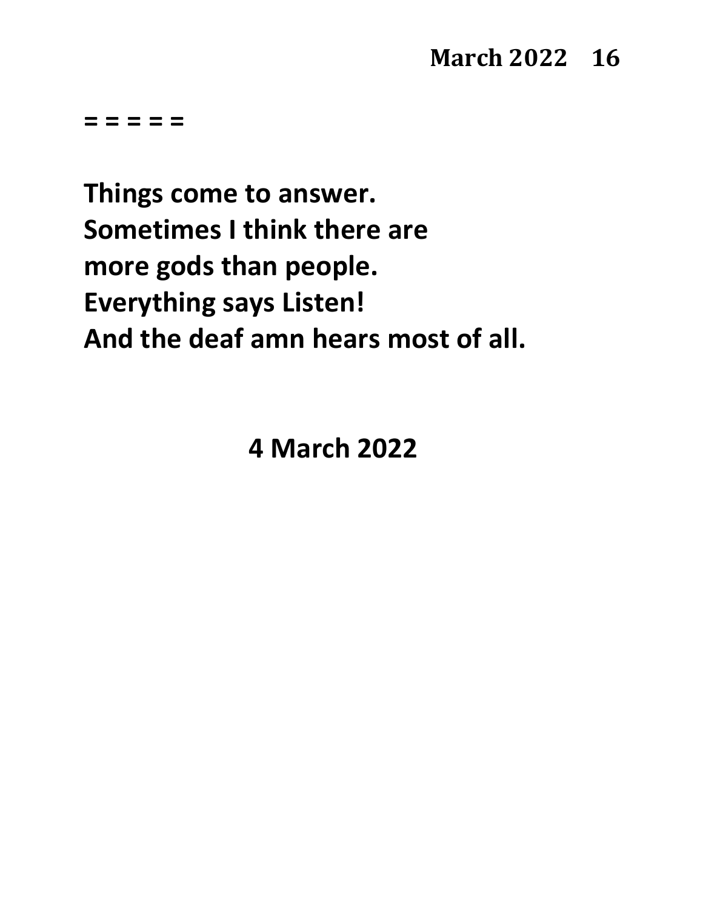= = = = =

**Things come to answer.**
**Sometimes I think there are**
**more gods than people.**
**Everything says Listen!**
**And the deaf amn hears most of all.**

**4 March 2022**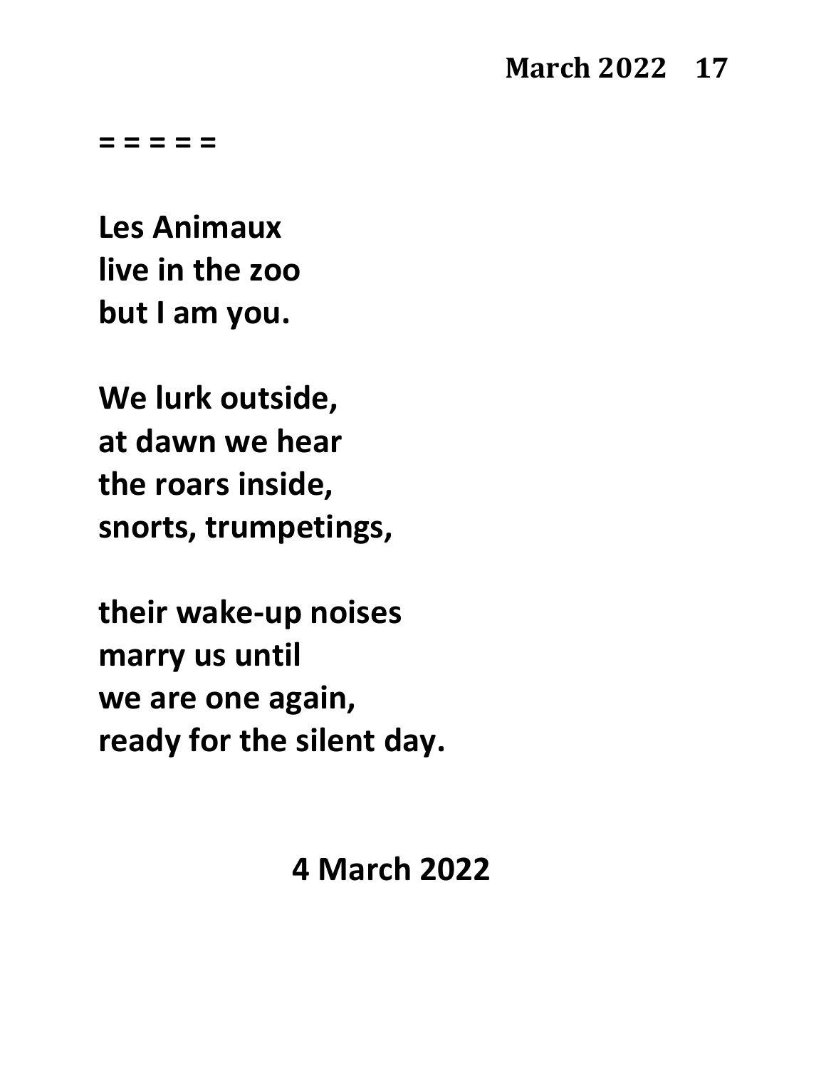= = = = =

**Les Animaux**
**live in the zoo**
**but I am you.**

**We lurk outside,**
**at dawn we hear**
**the roars inside,**
**snorts, trumpetings,**

**their wake-up noises**
**marry us until**
**we are one again,**
**ready for the silent day.**

**4 March 2022**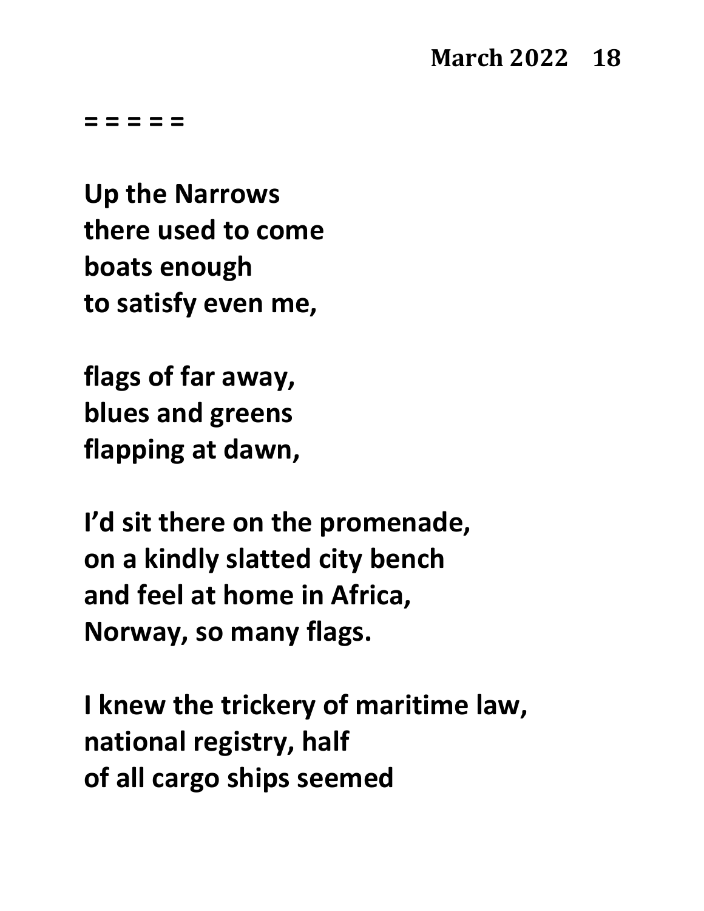**= = = = =**

**Up the Narrows**
**there used to come**
**boats enough**
**to satisfy even me,**

**flags of far away,**
**blues and greens**
**flapping at dawn,**

**I'd sit there on the promenade,**
**on a kindly slatted city bench**
**and feel at home in Africa,**
**Norway, so many flags.**

**I knew the trickery of maritime law,**
**national registry, half**
**of all cargo ships seemed**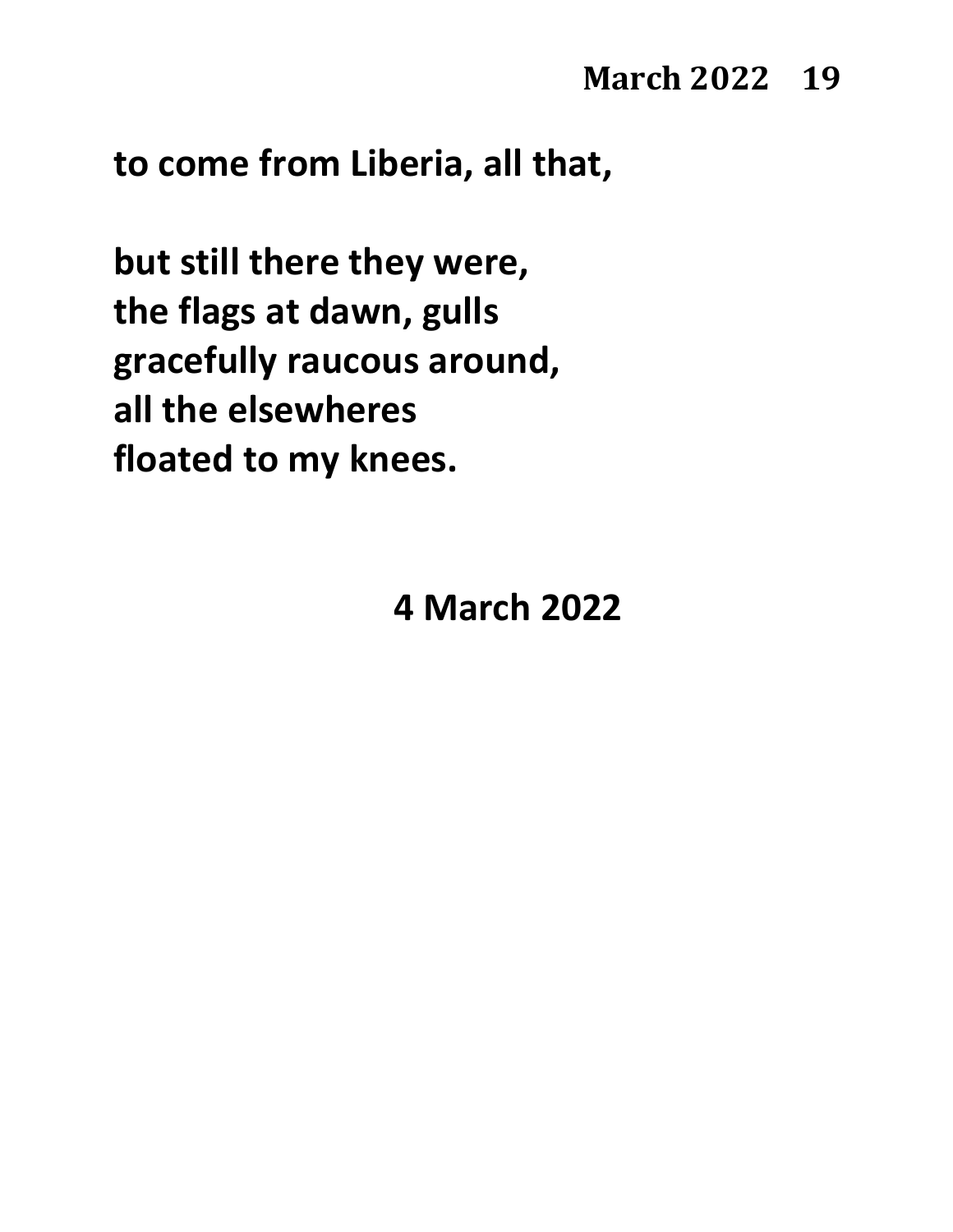**to come from Liberia, all that,**

**but still there they were,**
**the flags at dawn, gulls**
**gracefully raucous around,**
**all the elsewheres**
**floated to my knees.**

**4 March 2022**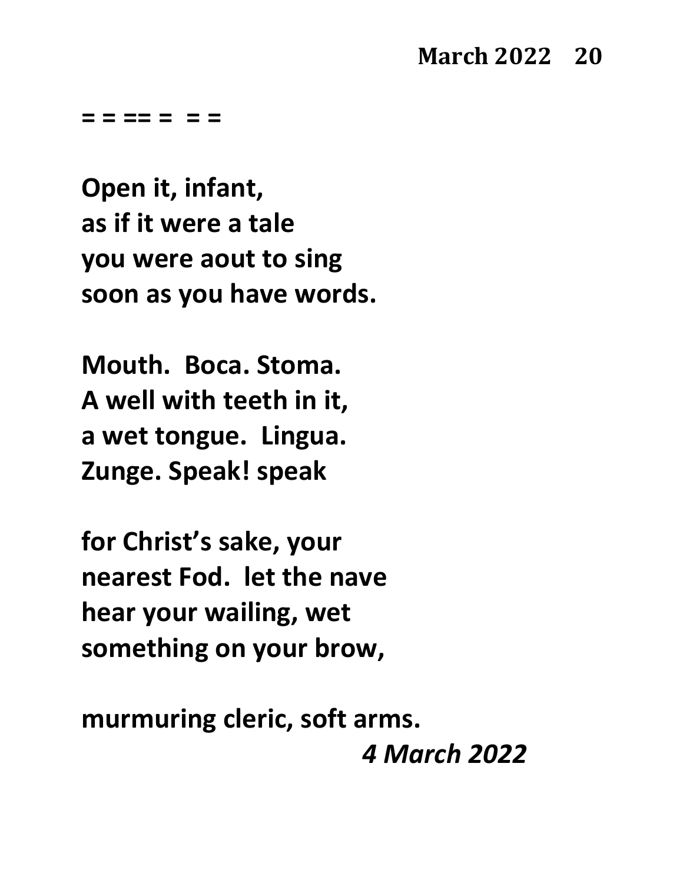**= = == = = =**

**Open it, infant,**
**as if it were a tale**
**you were aout to sing**
**soon as you have words.**

**Mouth. Boca. Stoma.**
**A well with teeth in it,**
**a wet tongue. Lingua.**
**Zunge. Speak! speak**

**for Christ's sake, your**
**nearest Fod. let the nave**
**hear your wailing, wet**
**something on your brow,**

**murmuring cleric, soft arms.**

***4 March 2022***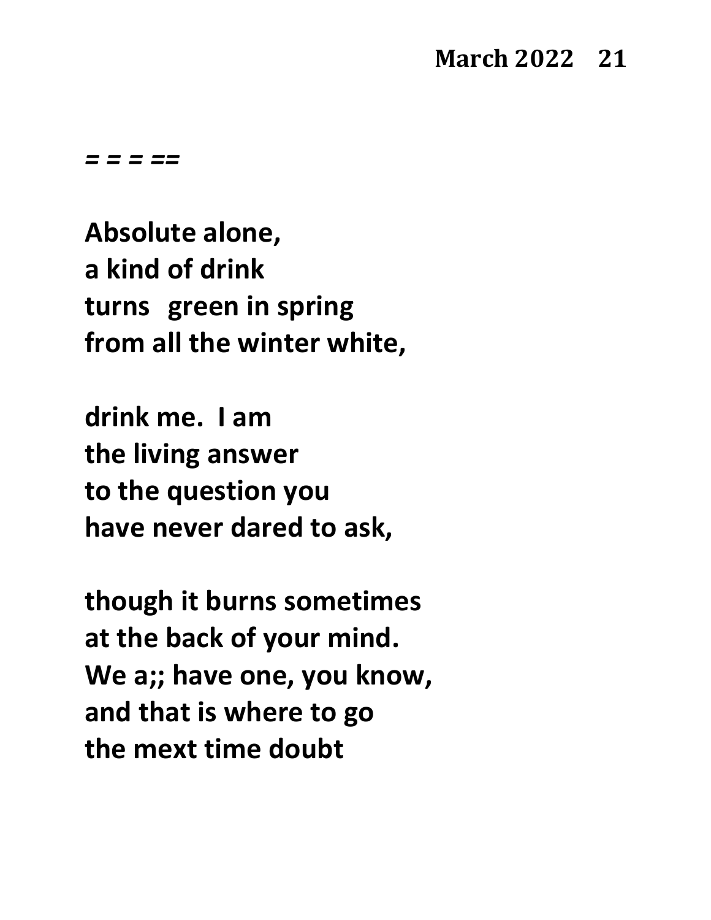*= = = ==*

**Absolute alone,**
**a kind of drink**
**turns green in spring**
**from all the winter white,**

**drink me. I am**
**the living answer**
**to the question you**
**have never dared to ask,**

**though it burns sometimes**
**at the back of your mind.**
**We a;; have one, you know,**
**and that is where to go**
**the mext time doubt**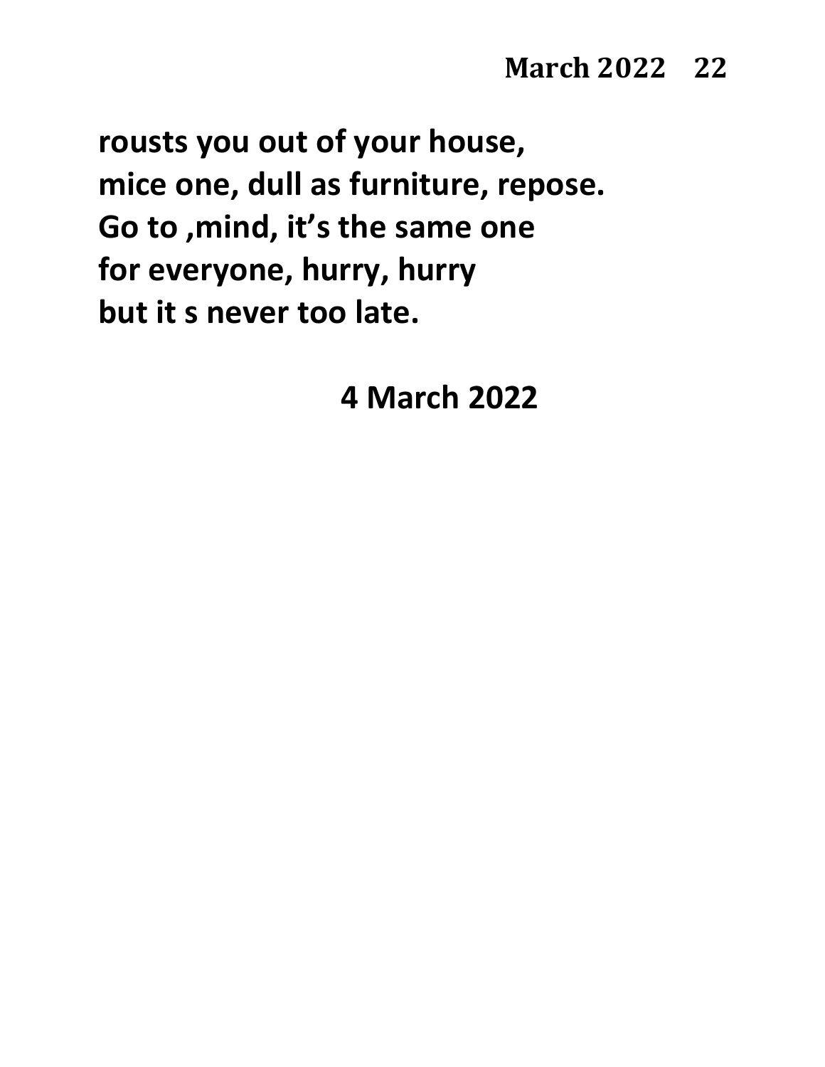**rousts you out of your house,**
**mice one, dull as furniture, repose.**
**Go to ,mind, it's the same one**
**for everyone, hurry, hurry**
**but it s never too late.**

**4 March 2022**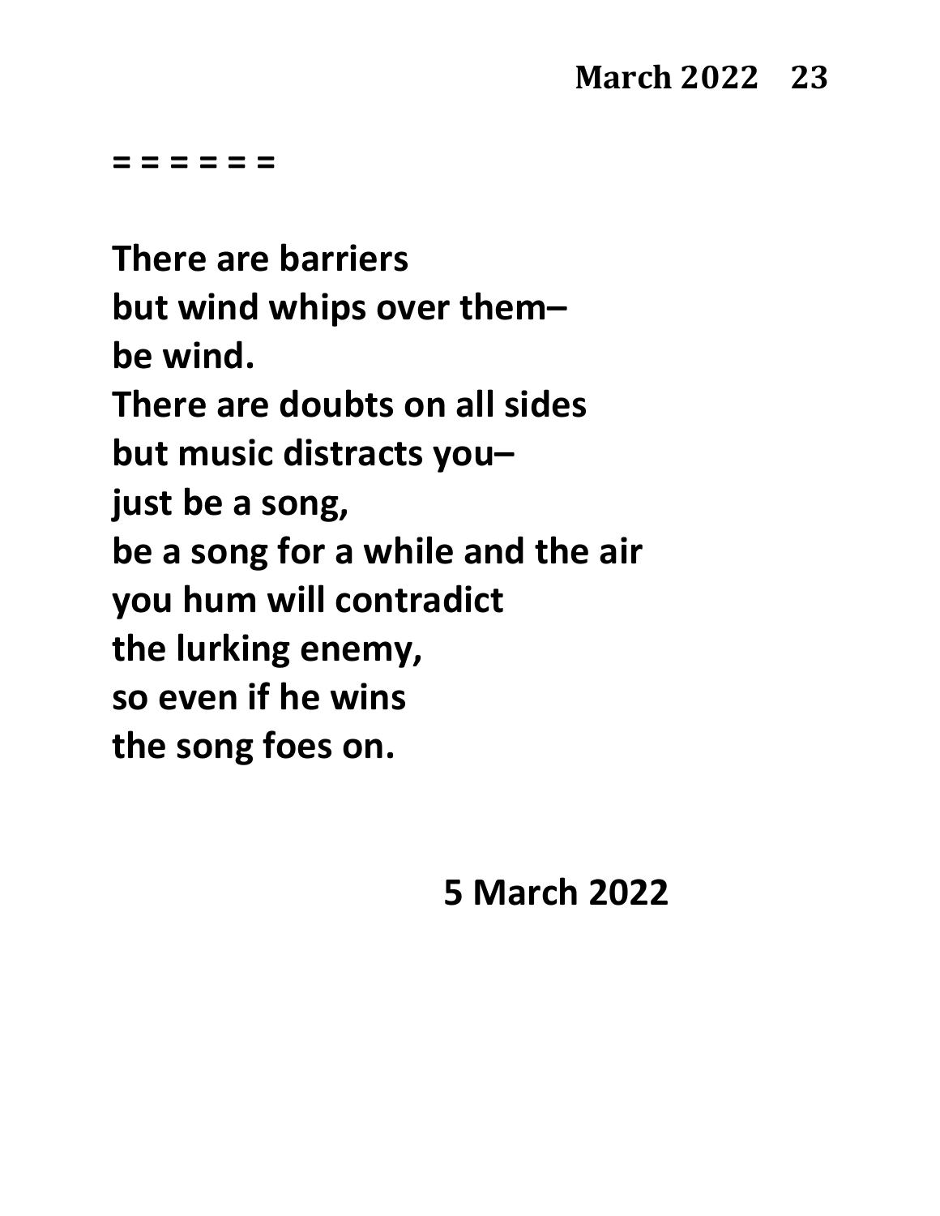**= = = = = =**

**There are barriers**  
**but wind whips over them–**  
**be wind.**  
**There are doubts on all sides**  
**but music distracts you–**  
**just be a song,**  
**be a song for a while and the air**  
**you hum will contradict**  
**the lurking enemy,**  
**so even if he wins**  
**the song foes on.**

**5 March 2022**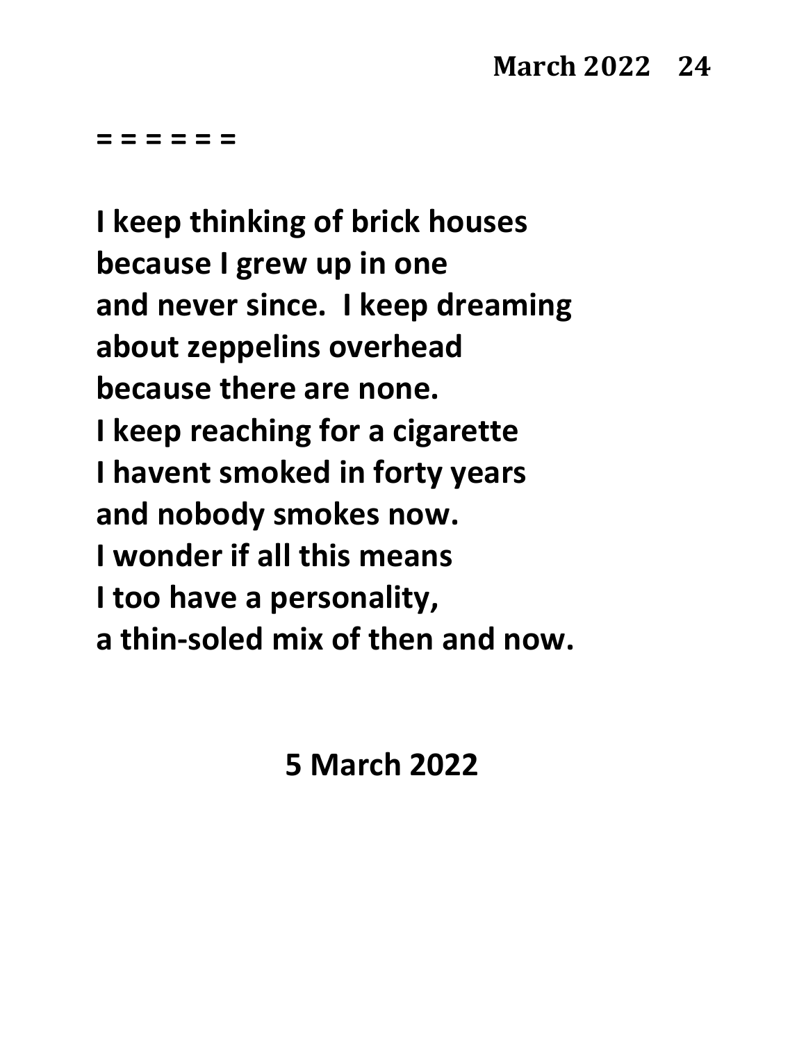= = = = = =

**I keep thinking of brick houses**
**because I grew up in one**
**and never since.  I keep dreaming**
**about zeppelins overhead**
**because there are none.**
**I keep reaching for a cigarette**
**I havent smoked in forty years**
**and nobody smokes now.**
**I wonder if all this means**
**I too have a personality,**
**a thin-soled mix of then and now.**

**5 March 2022**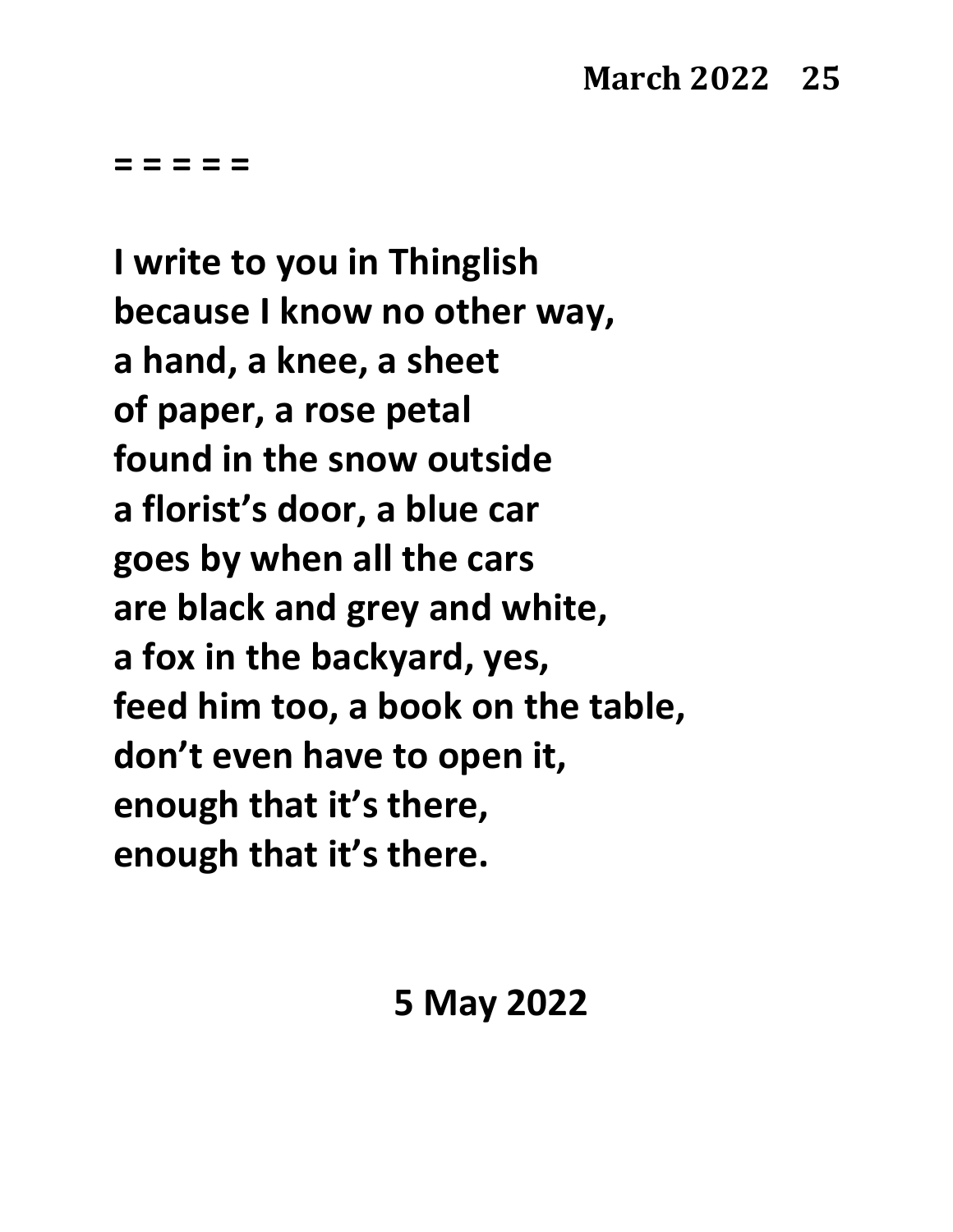= = = = =

**I write to you in Thinglish**
**because I know no other way,**
**a hand, a knee, a sheet**
**of paper, a rose petal**
**found in the snow outside**
**a florist's door, a blue car**
**goes by when all the cars**
**are black and grey and white,**
**a fox in the backyard, yes,**
**feed him too, a book on the table,**
**don't even have to open it,**
**enough that it's there,**
**enough that it's there.**

**5 May 2022**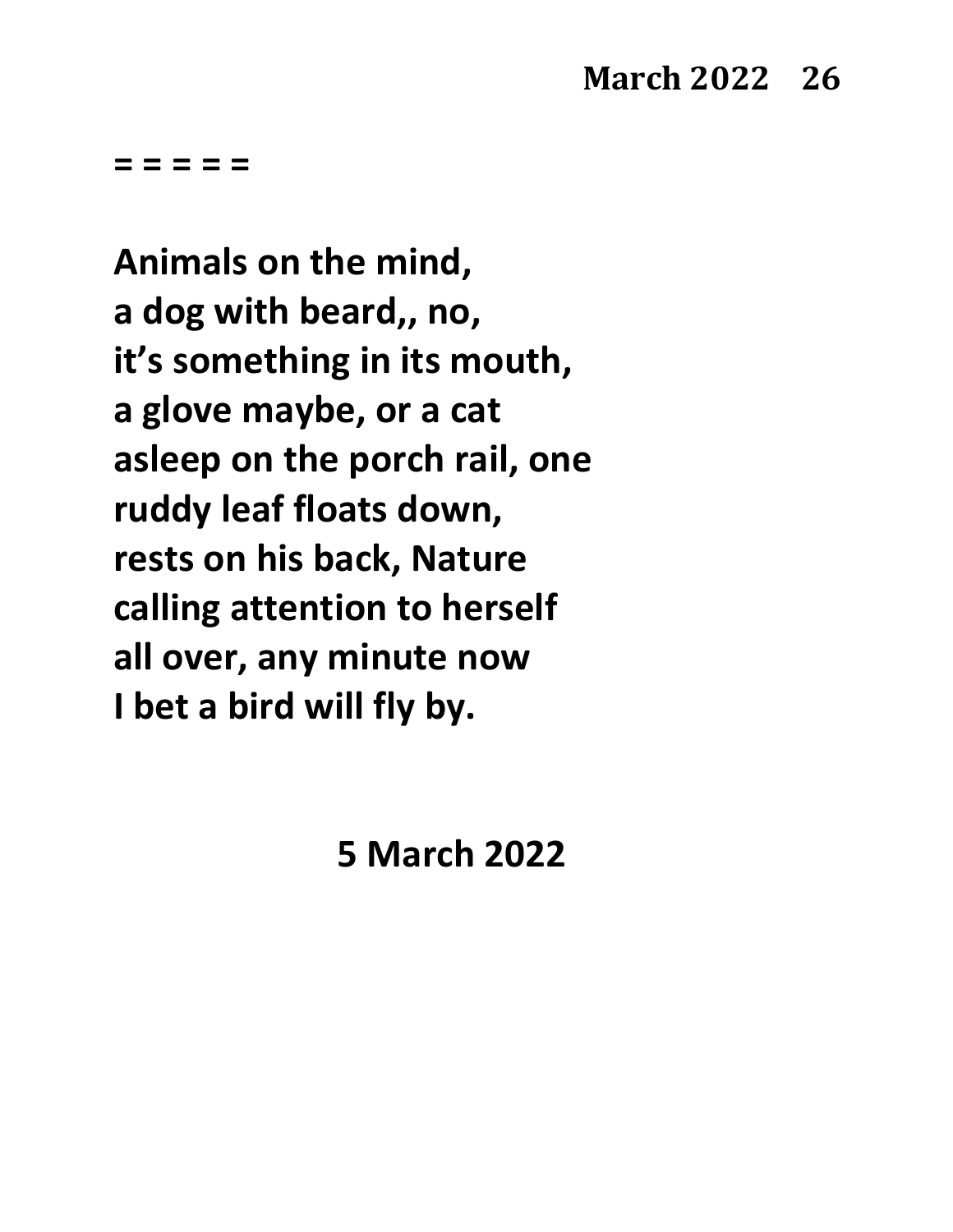= = = = =

**Animals on the mind,**
**a dog with beard,, no,**
**it's something in its mouth,**
**a glove maybe, or a cat**
**asleep on the porch rail, one**
**ruddy leaf floats down,**
**rests on his back, Nature**
**calling attention to herself**
**all over, any minute now**
**I bet a bird will fly by.**

**5 March 2022**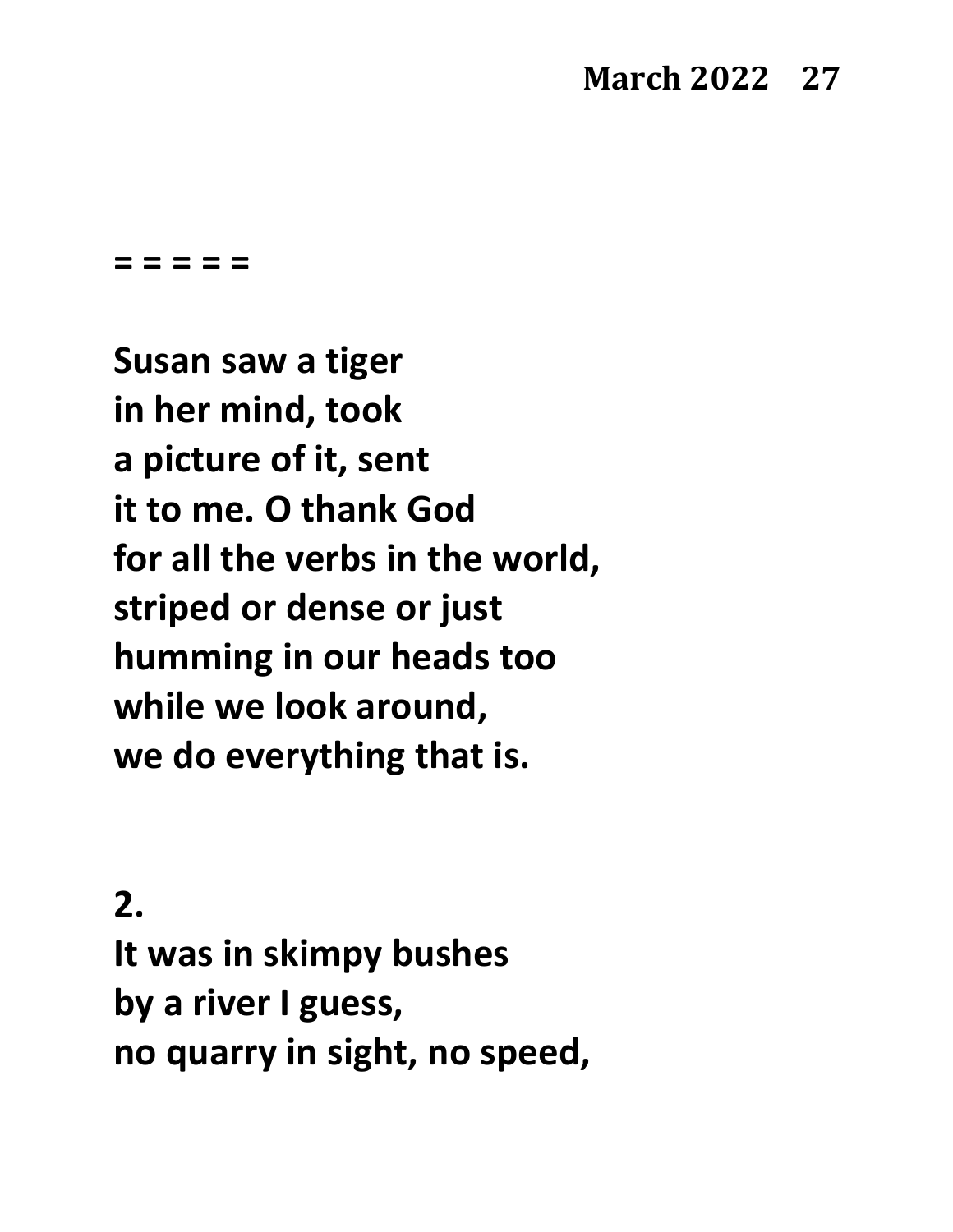= = = = =

**Susan saw a tiger**  
**in her mind, took**  
**a picture of it, sent**  
**it to me. O thank God**  
**for all the verbs in the world,**  
**striped or dense or just**  
**humming in our heads too**  
**while we look around,**  
**we do everything that is.**

**2.**  
**It was in skimpy bushes**  
**by a river I guess,**  
**no quarry in sight, no speed,**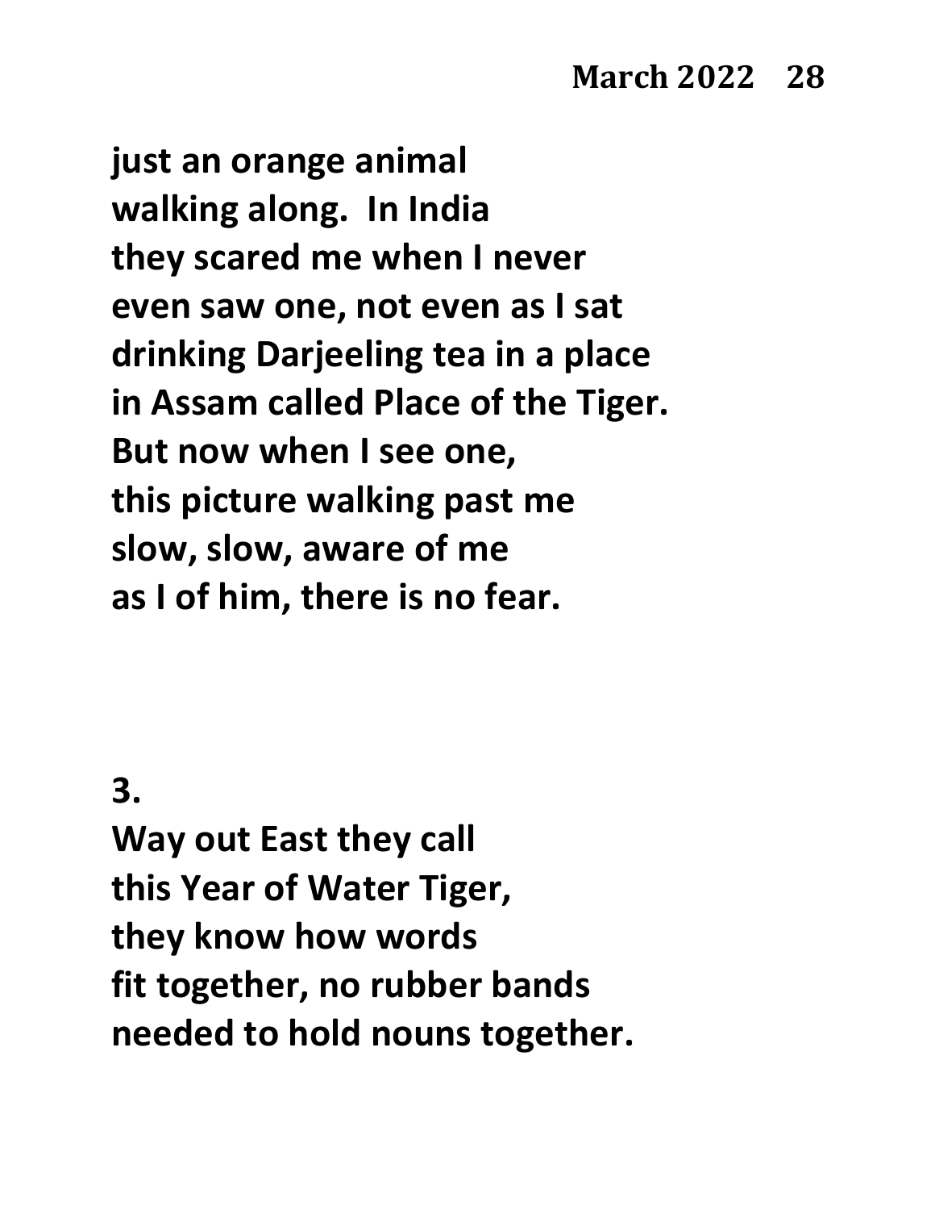**just an orange animal**
**walking along.  In India**
**they scared me when I never**
**even saw one, not even as I sat**
**drinking Darjeeling tea in a place**
**in Assam called Place of the Tiger.**
**But now when I see one,**
**this picture walking past me**
**slow, slow, aware of me**
**as I of him, there is no fear.**

**3.**

**Way out East they call**
**this Year of Water Tiger,**
**they know how words**
**fit together, no rubber bands**
**needed to hold nouns together.**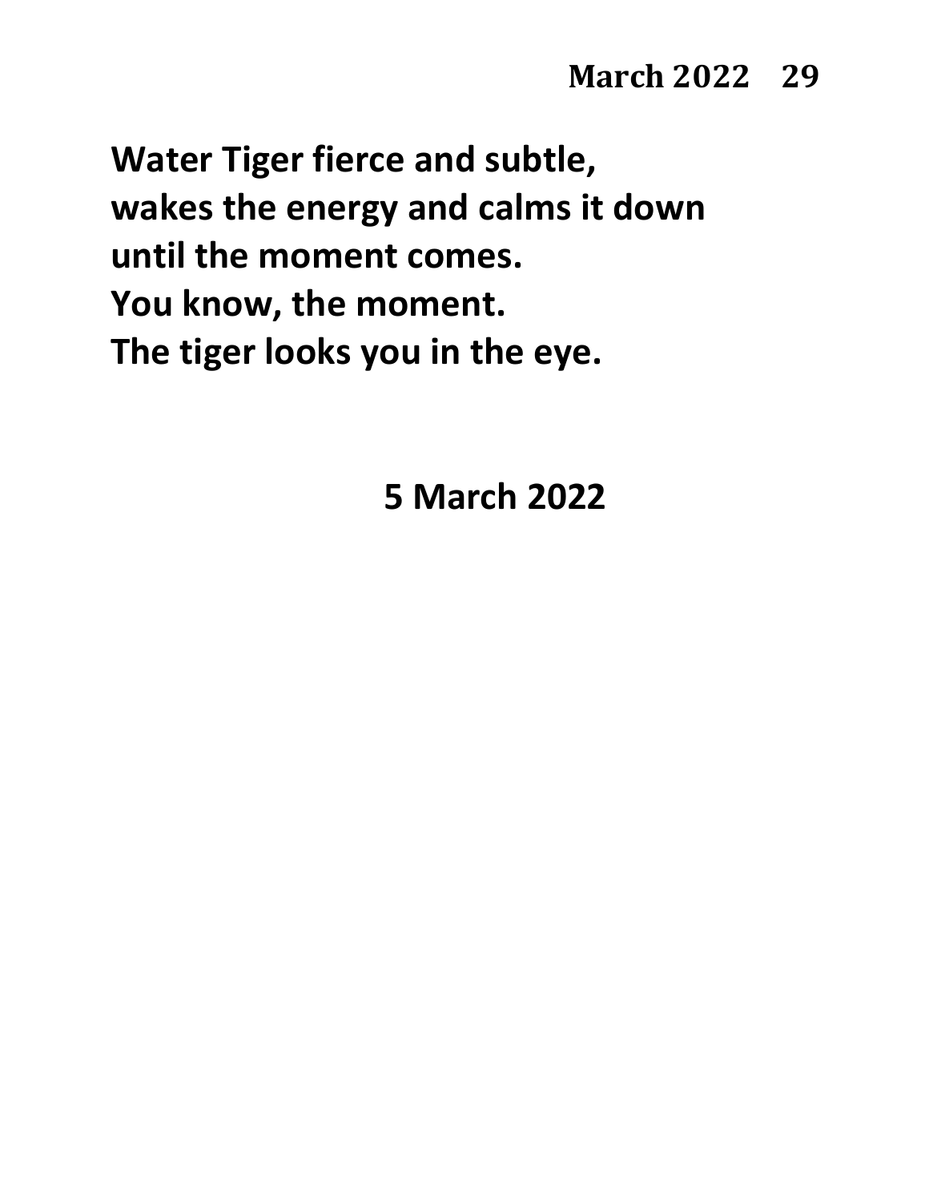**Water Tiger fierce and subtle,**
**wakes the energy and calms it down**
**until the moment comes.**
**You know, the moment.**
**The tiger looks you in the eye.**

**5 March 2022**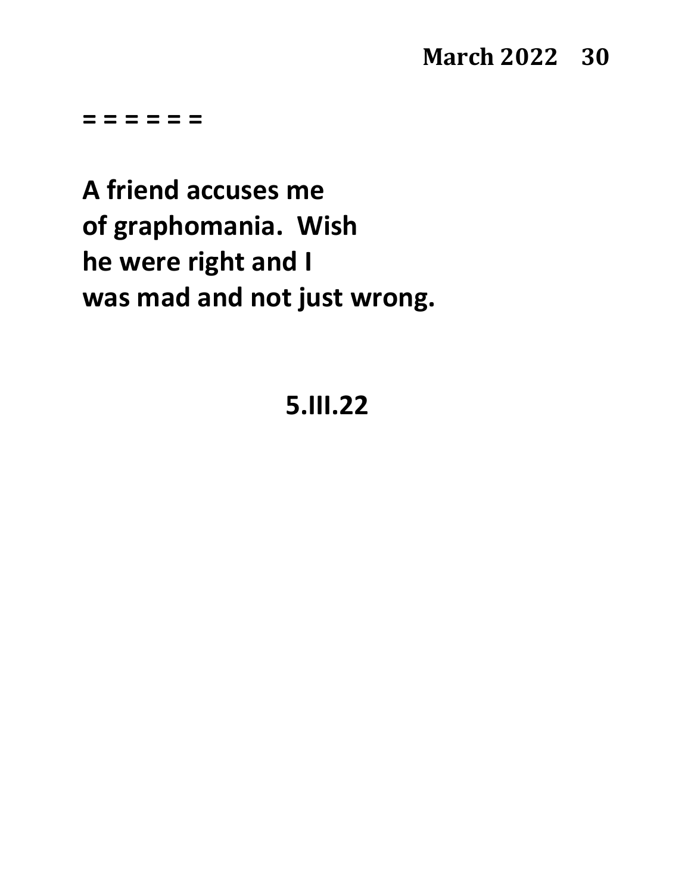= = = = = =

**A friend accuses me**
**of graphomania.  Wish**
**he were right and I**
**was mad and not just wrong.**

**5.III.22**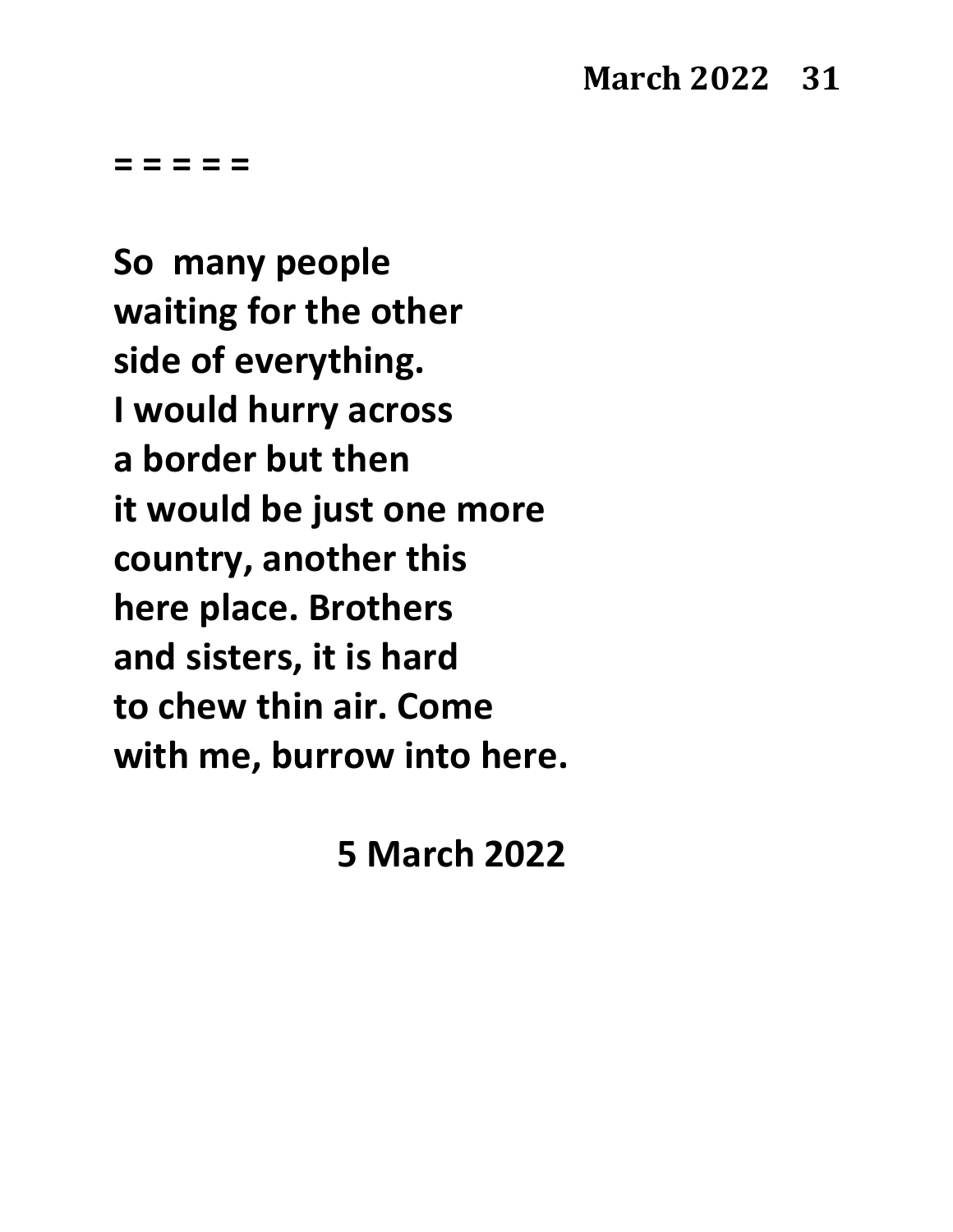= = = = =

**So many people**
**waiting for the other**
**side of everything.**
**I would hurry across**
**a border but then**
**it would be just one more**
**country, another this**
**here place. Brothers**
**and sisters, it is hard**
**to chew thin air. Come**
**with me, burrow into here.**

**5 March 2022**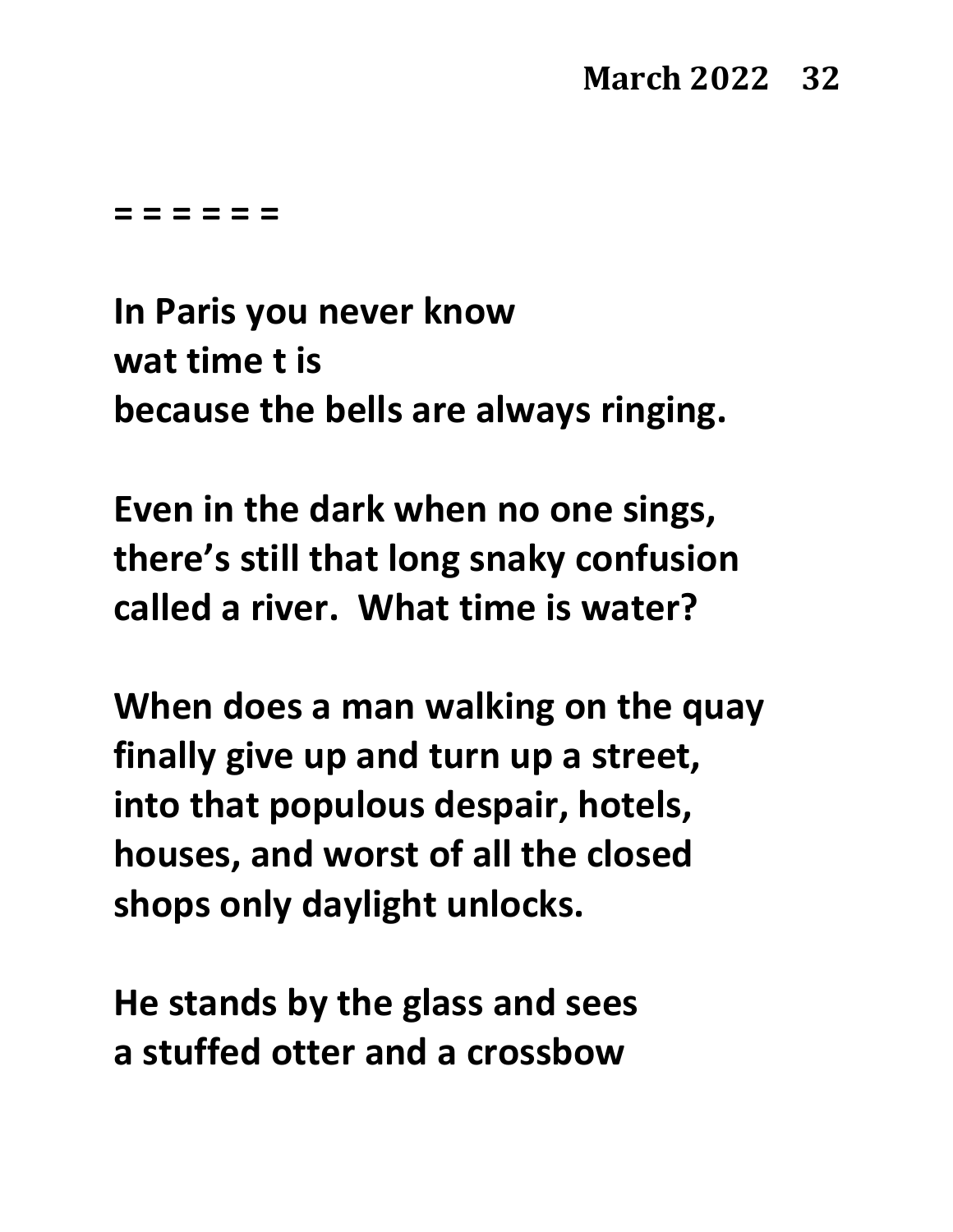= = = = = =

**In Paris you never know**
**wat time t is**
**because the bells are always ringing.**

**Even in the dark when no one sings,**
**there's still that long snaky confusion**
**called a river.  What time is water?**

**When does a man walking on the quay**
**finally give up and turn up a street,**
**into that populous despair, hotels,**
**houses, and worst of all the closed**
**shops only daylight unlocks.**

**He stands by the glass and sees**
**a stuffed otter and a crossbow**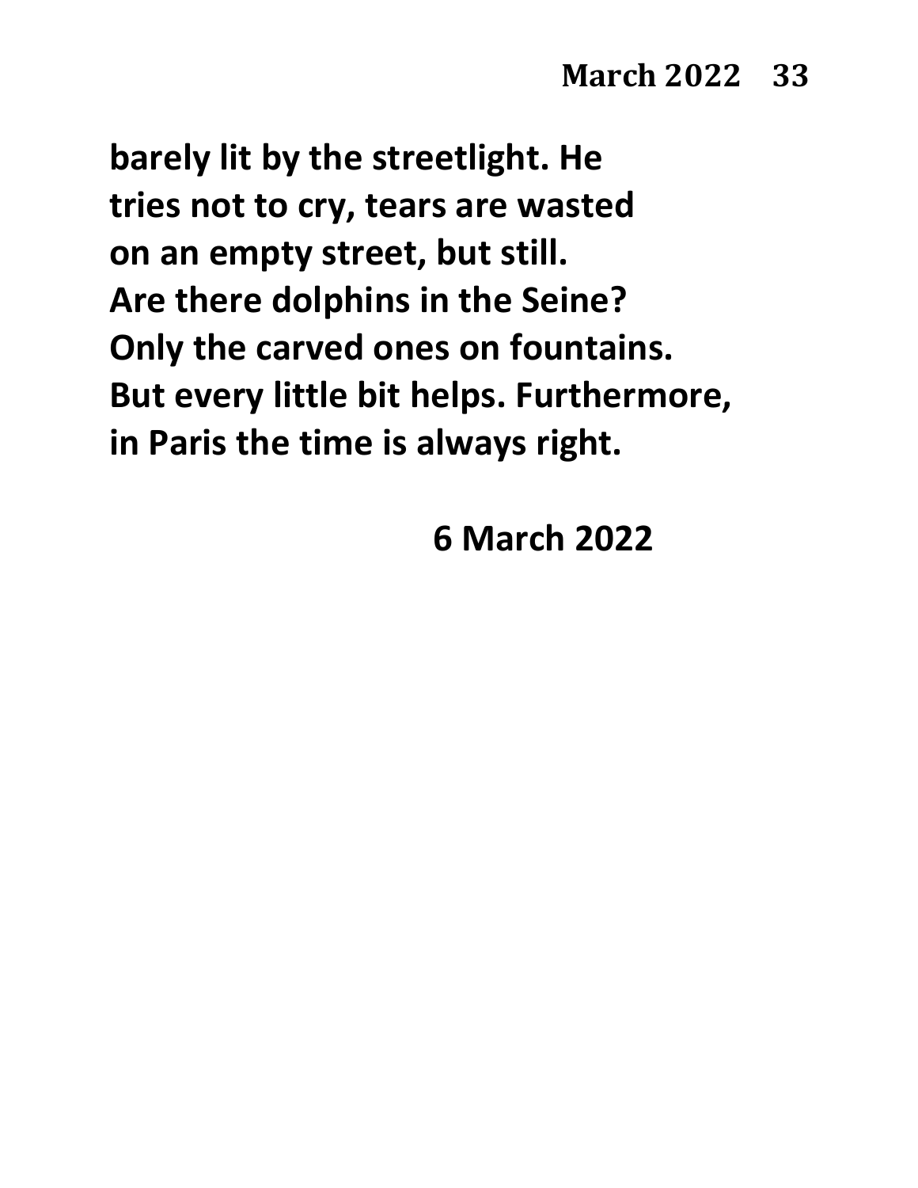**barely lit by the streetlight. He**
**tries not to cry, tears are wasted**
**on an empty street, but still.**
**Are there dolphins in the Seine?**
**Only the carved ones on fountains.**
**But every little bit helps. Furthermore,**
**in Paris the time is always right.**

**6 March 2022**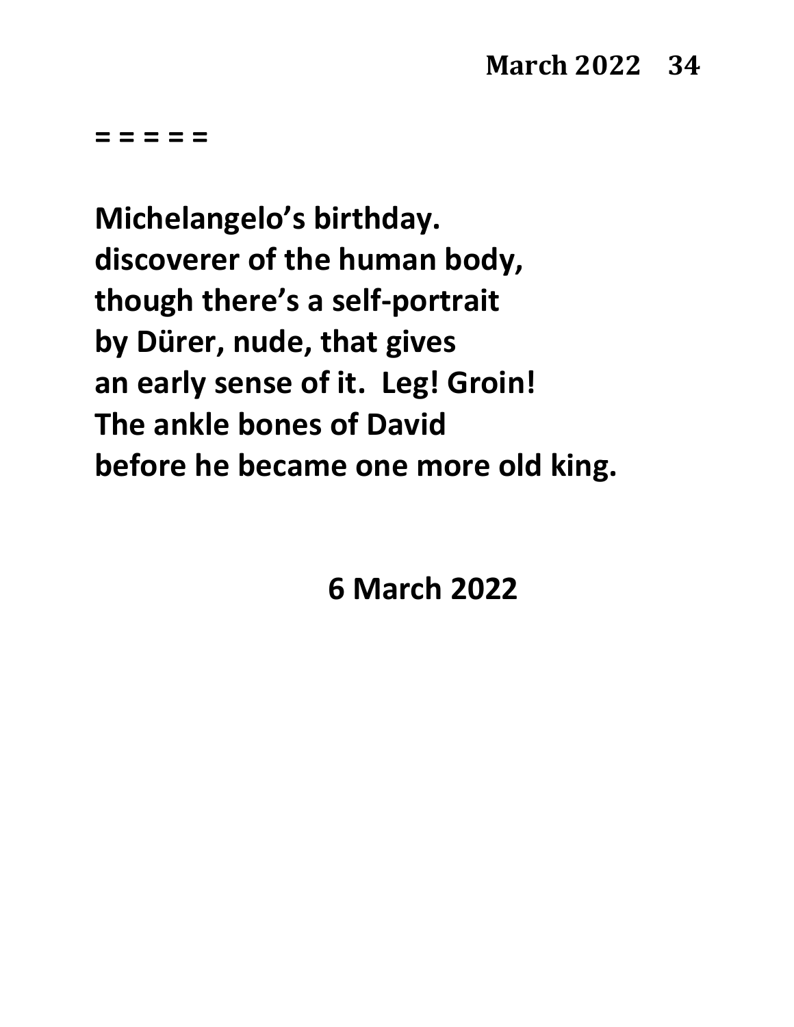= = = = =

**Michelangelo's birthday.**
**discoverer of the human body,**
**though there's a self-portrait**
**by Dürer, nude, that gives**
**an early sense of it.  Leg! Groin!**
**The ankle bones of David**
**before he became one more old king.**

**6 March 2022**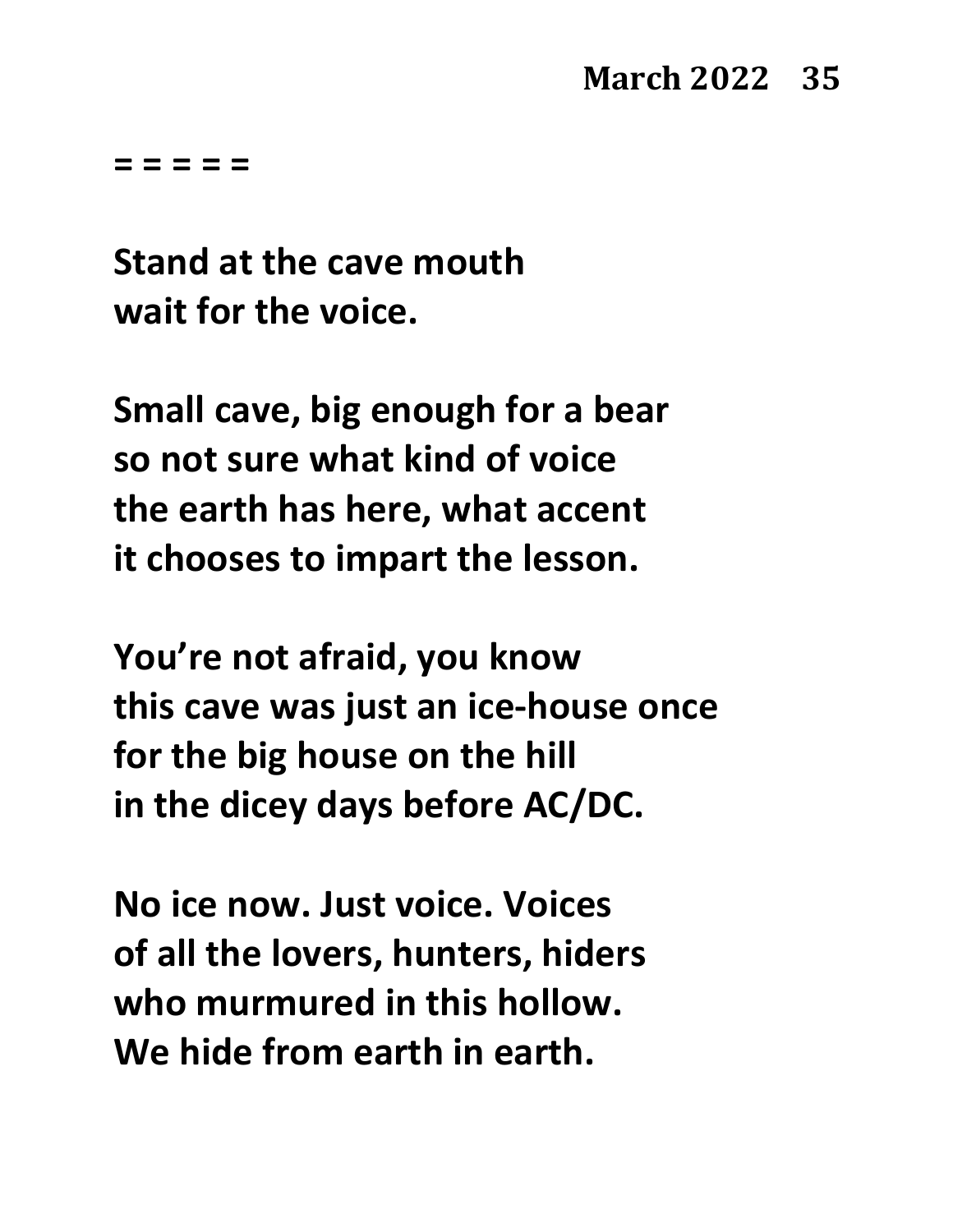= = = = =

**Stand at the cave mouth**
**wait for the voice.**

**Small cave, big enough for a bear**
**so not sure what kind of voice**
**the earth has here, what accent**
**it chooses to impart the lesson.**

**You're not afraid, you know**
**this cave was just an ice-house once**
**for the big house on the hill**
**in the dicey days before AC/DC.**

**No ice now. Just voice. Voices**
**of all the lovers, hunters, hiders**
**who murmured in this hollow.**
**We hide from earth in earth.**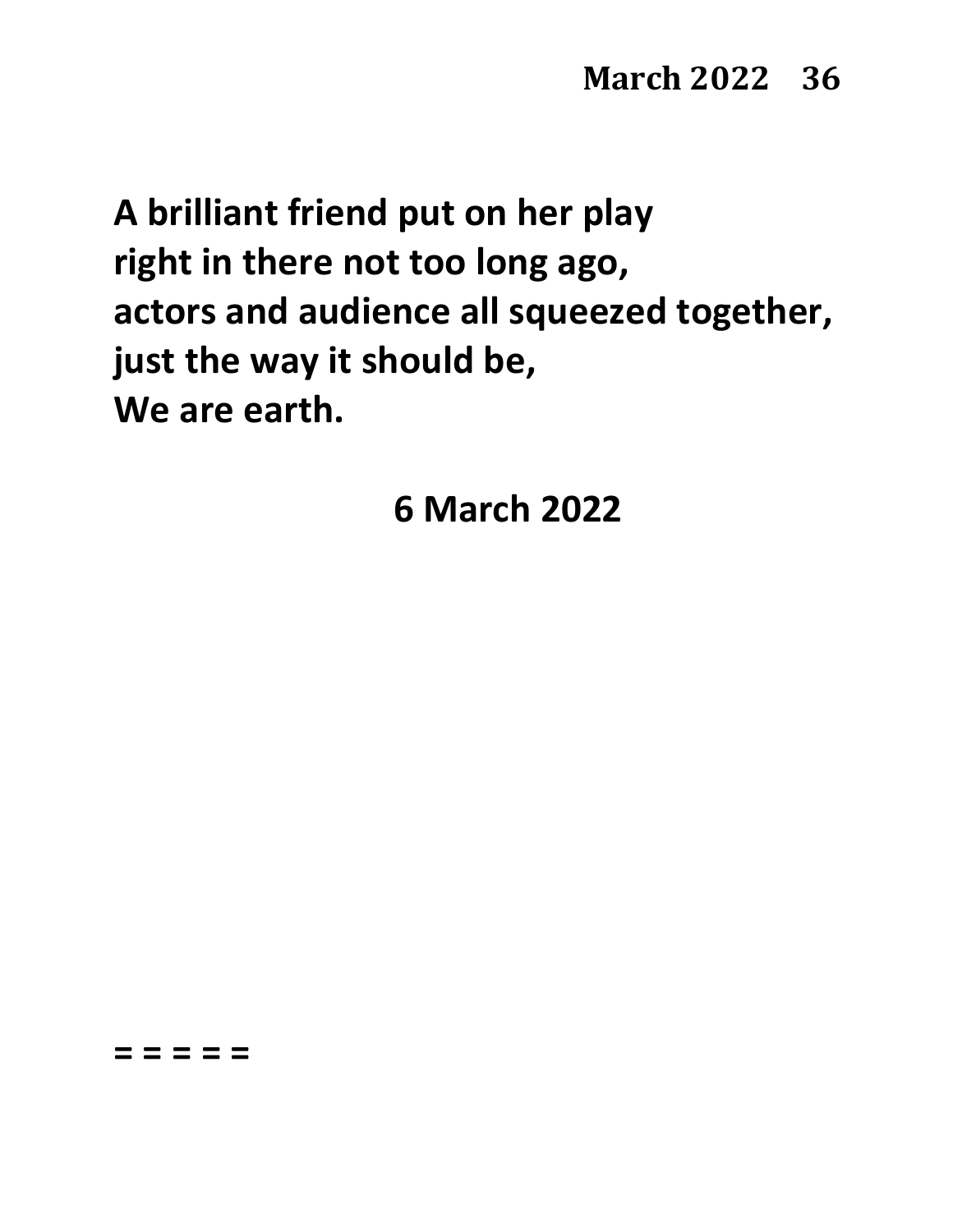**A brilliant friend put on her play**
**right in there not too long ago,**
**actors and audience all squeezed together,**
**just the way it should be,**
**We are earth.**

**6 March 2022**

**= = = = =**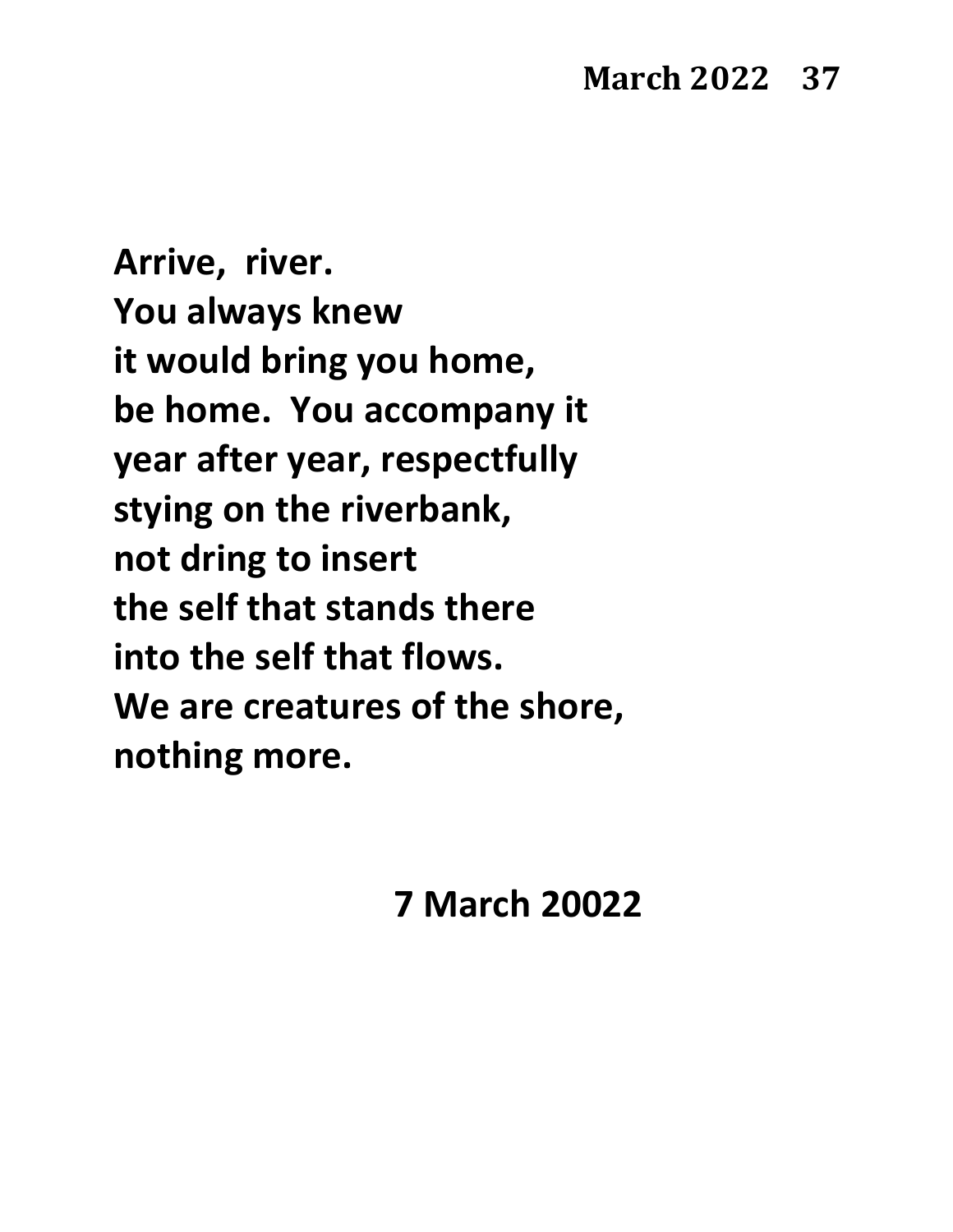**Arrive,  river.**
**You always knew**
**it would bring you home,**
**be home.  You accompany it**
**year after year, respectfully**
**stying on the riverbank,**
**not dring to insert**
**the self that stands there**
**into the self that flows.**
**We are creatures of the shore,**
**nothing more.**

**7 March 20022**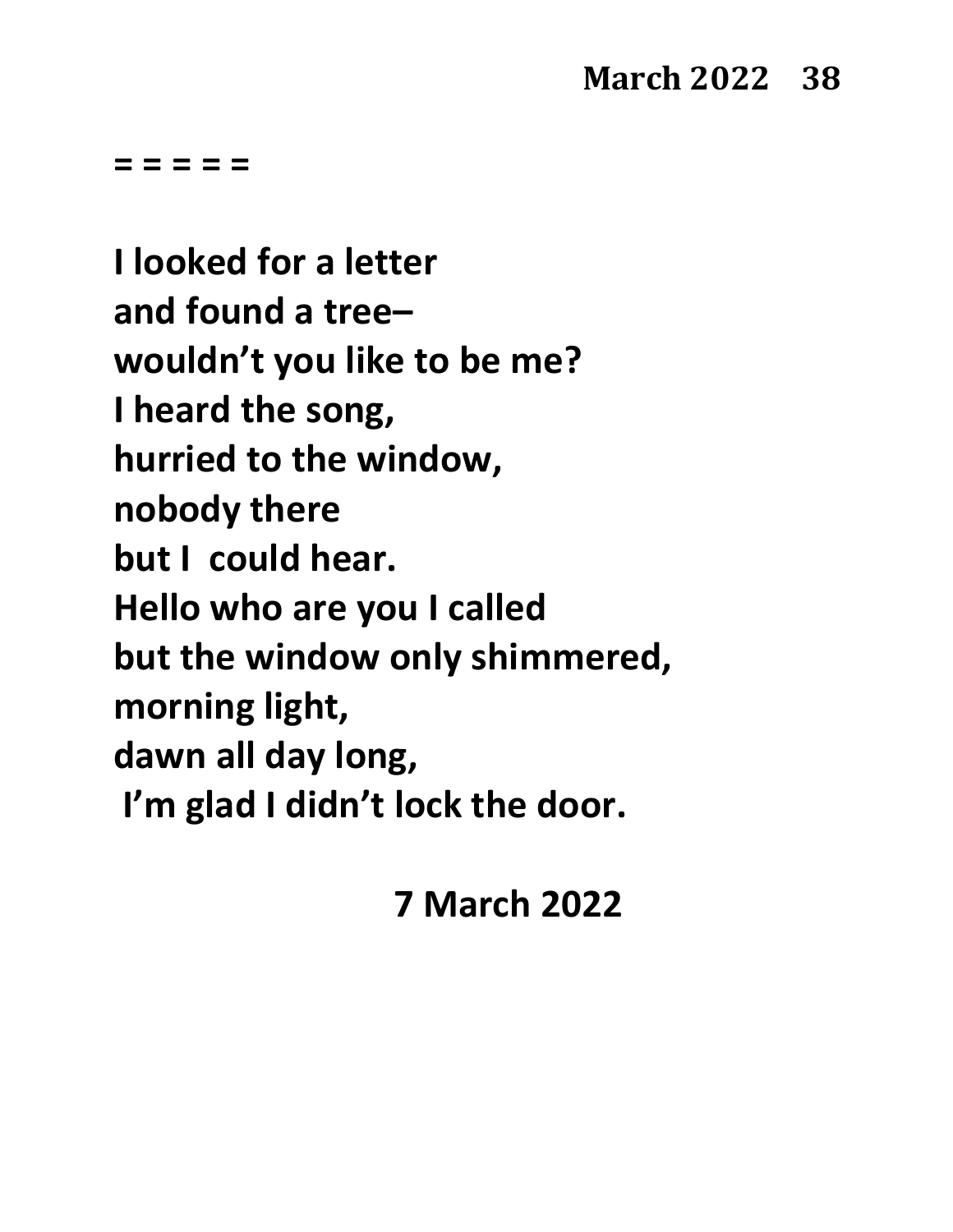= = = = =

**I looked for a letter**
**and found a tree–**
**wouldn't you like to be me?**
**I heard the song,**
**hurried to the window,**
**nobody there**
**but I could hear.**
**Hello who are you I called**
**but the window only shimmered,**
**morning light,**
**dawn all day long,**
**I'm glad I didn't lock the door.**

**7 March 2022**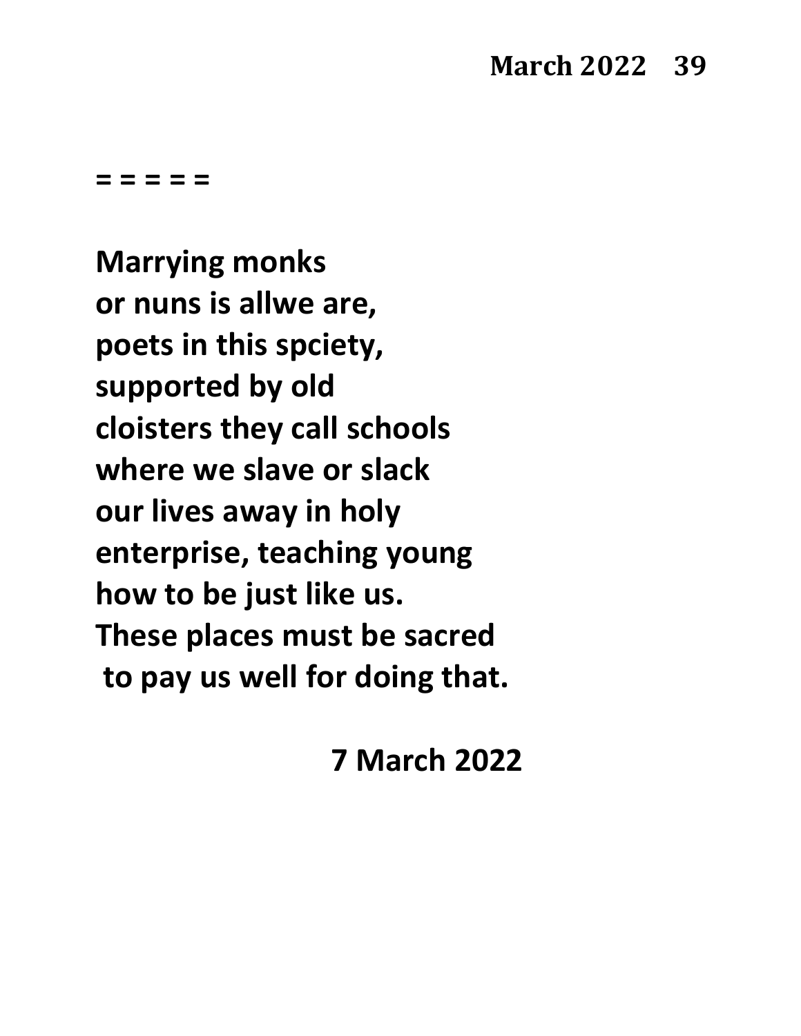= = = = =

**Marrying monks**
**or nuns is allwe are,**
**poets in this spciety,**
**supported by old**
**cloisters they call schools**
**where we slave or slack**
**our lives away in holy**
**enterprise, teaching young**
**how to be just like us.**
**These places must be sacred**
**to pay us well for doing that.**

**7 March 2022**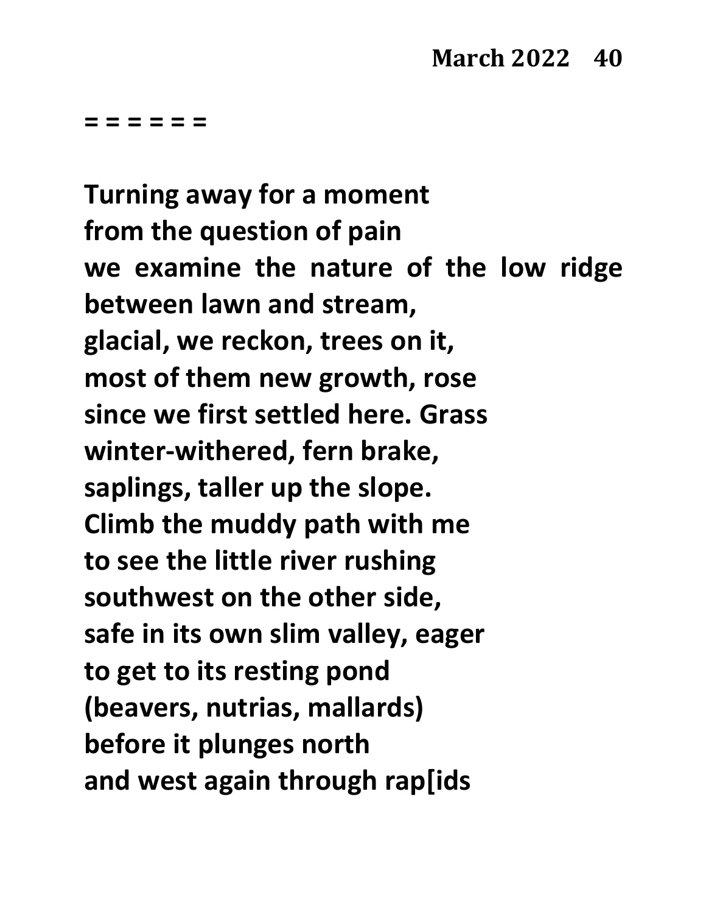= = = = = =

**Turning away for a moment**
**from the question of pain**
**we examine the nature of the low ridge**
**between lawn and stream,**
**glacial, we reckon, trees on it,**
**most of them new growth, rose**
**since we first settled here. Grass**
**winter-withered, fern brake,**
**saplings, taller up the slope.**
**Climb the muddy path with me**
**to see the little river rushing**
**southwest on the other side,**
**safe in its own slim valley, eager**
**to get to its resting pond**
**(beavers, nutrias, mallards)**
**before it plunges north**
**and west again through rap[ids**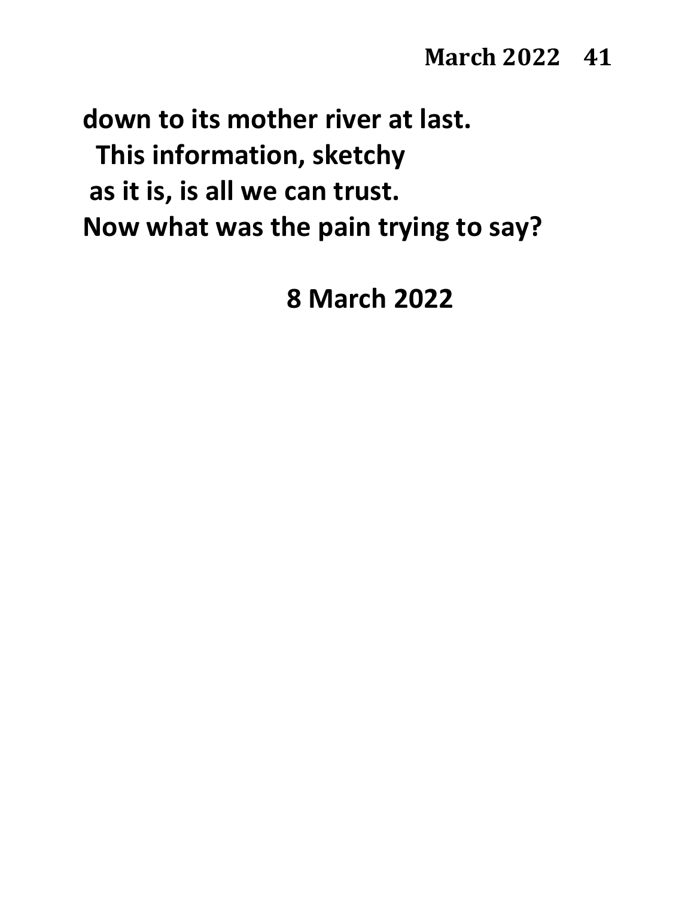**down to its mother river at last.**
**This information, sketchy**
**as it is, is all we can trust.**
**Now what was the pain trying to say?**

**8 March 2022**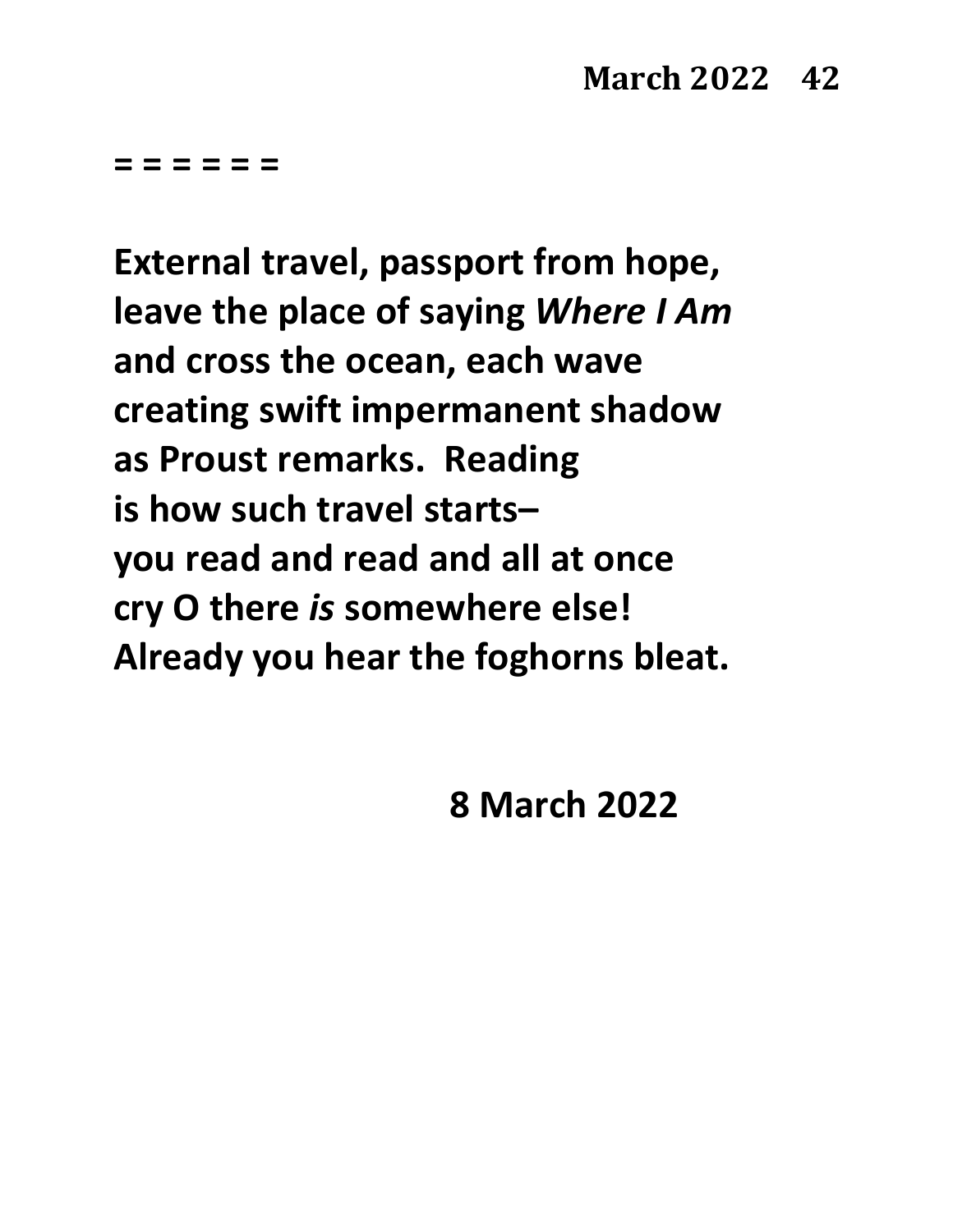= = = = = =

**External travel, passport from hope,**
**leave the place of saying *Where I Am***
**and cross the ocean, each wave**
**creating swift impermanent shadow**
**as Proust remarks.  Reading**
**is how such travel starts–**
**you read and read and all at once**
**cry O there *is* somewhere else!**
**Already you hear the foghorns bleat.**

**8 March 2022**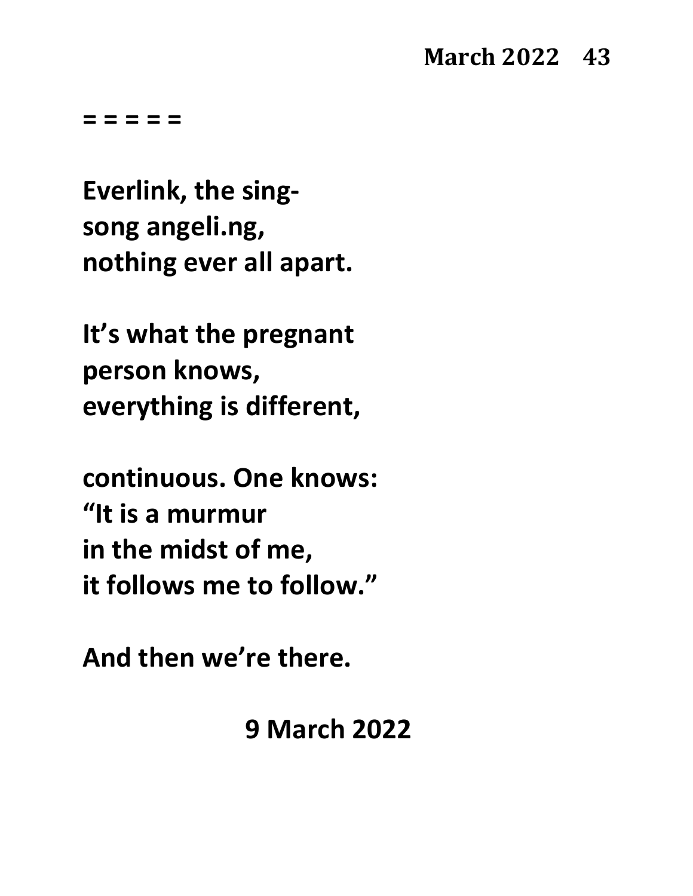= = = = =

**Everlink, the sing-**
**song angeli.ng,**
**nothing ever all apart.**

**It's what the pregnant**
**person knows,**
**everything is different,**

**continuous. One knows:**
**"It is a murmur**
**in the midst of me,**
**it follows me to follow."**

**And then we're there.**

**9 March 2022**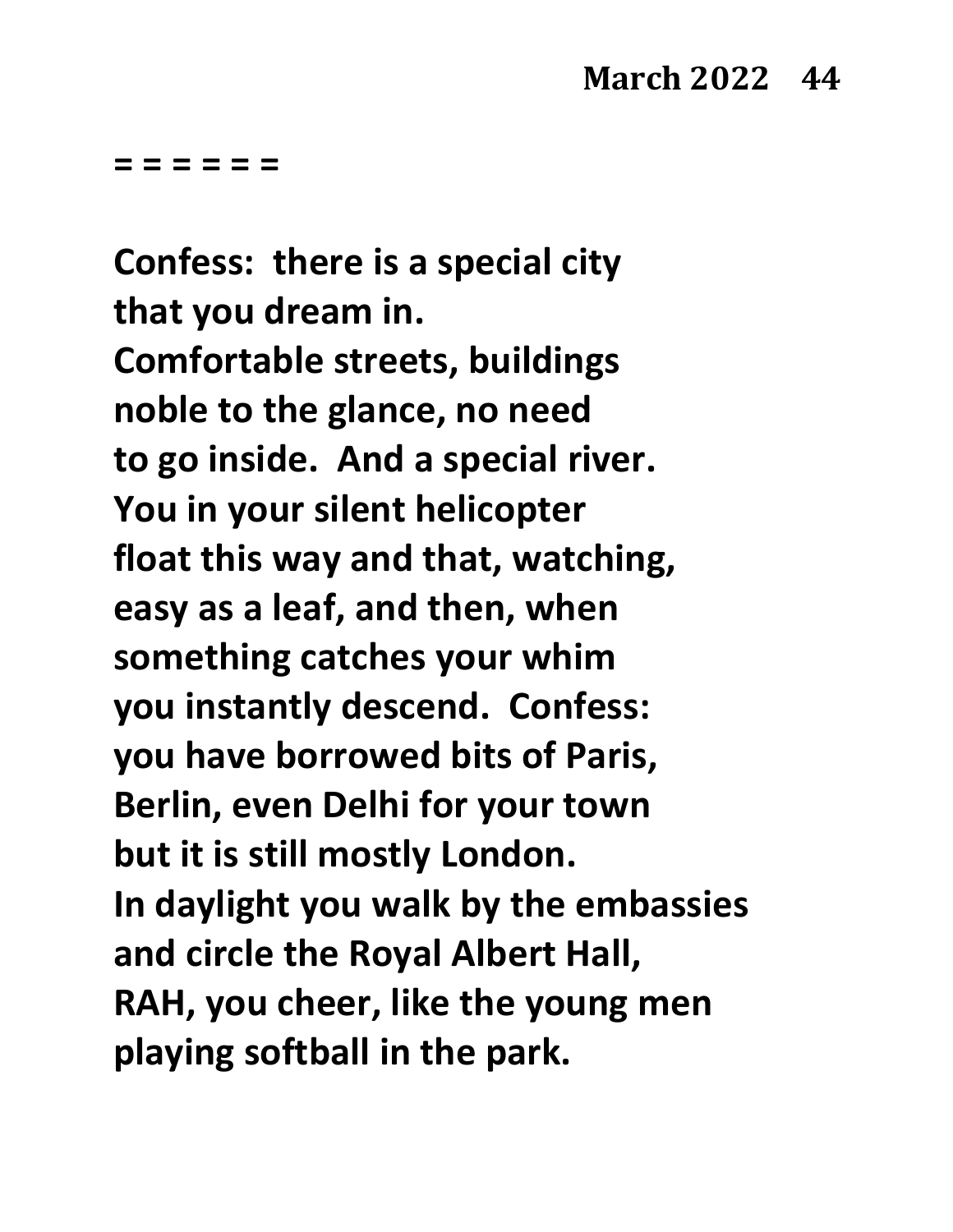= = = = = =

**Confess: there is a special city**
**that you dream in.**
**Comfortable streets, buildings**
**noble to the glance, no need**
**to go inside. And a special river.**
**You in your silent helicopter**
**float this way and that, watching,**
**easy as a leaf, and then, when**
**something catches your whim**
**you instantly descend. Confess:**
**you have borrowed bits of Paris,**
**Berlin, even Delhi for your town**
**but it is still mostly London.**
**In daylight you walk by the embassies**
**and circle the Royal Albert Hall,**
**RAH, you cheer, like the young men**
**playing softball in the park.**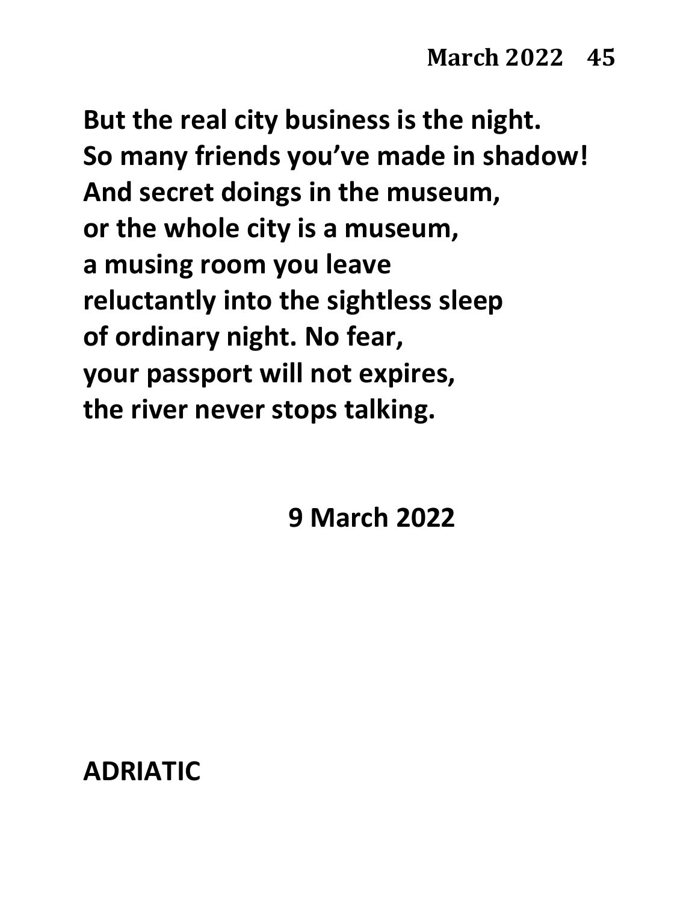**But the real city business is the night.**
**So many friends you've made in shadow!**
**And secret doings in the museum,**
**or the whole city is a museum,**
**a musing room you leave**
**reluctantly into the sightless sleep**
**of ordinary night. No fear,**
**your passport will not expires,**
**the river never stops talking.**

**9 March 2022**

## ADRIATIC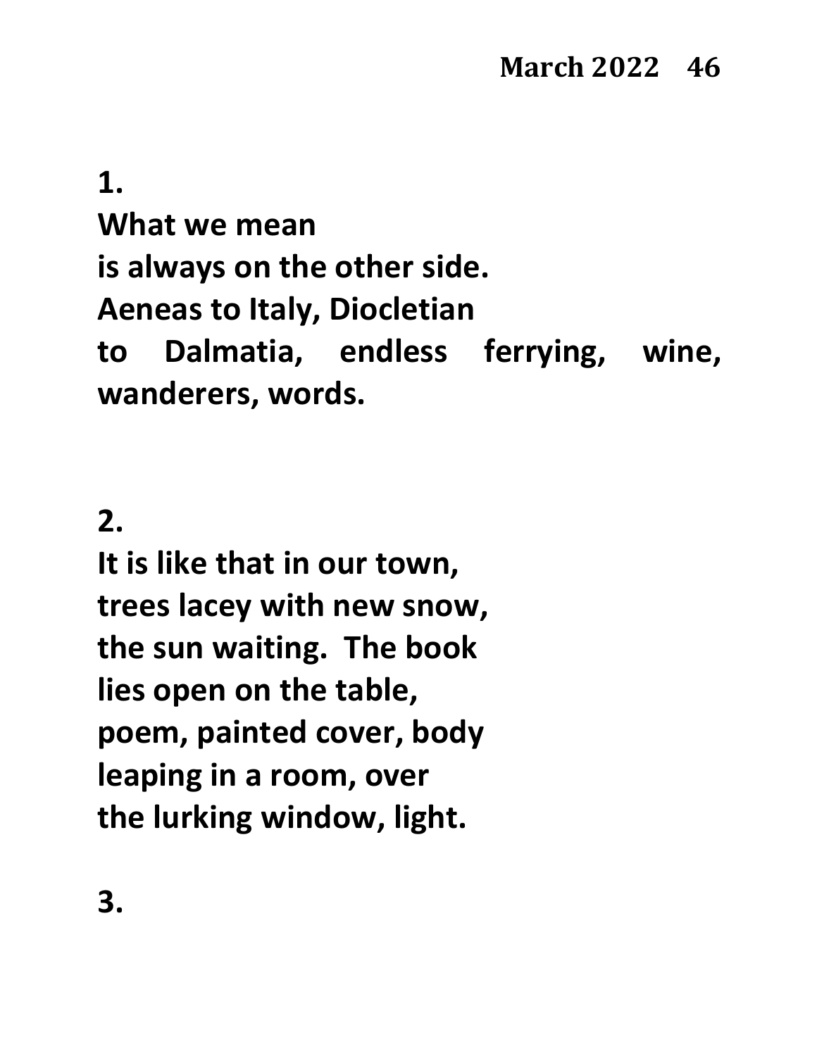**1.**

**What we mean**
**is always on the other side.**
**Aeneas to Italy, Diocletian**
**to Dalmatia, endless ferrying, wine, wanderers, words.**

**2.**

**It is like that in our town,**
**trees lacey with new snow,**
**the sun waiting. The book**
**lies open on the table,**
**poem, painted cover, body**
**leaping in a room, over**
**the lurking window, light.**

**3.**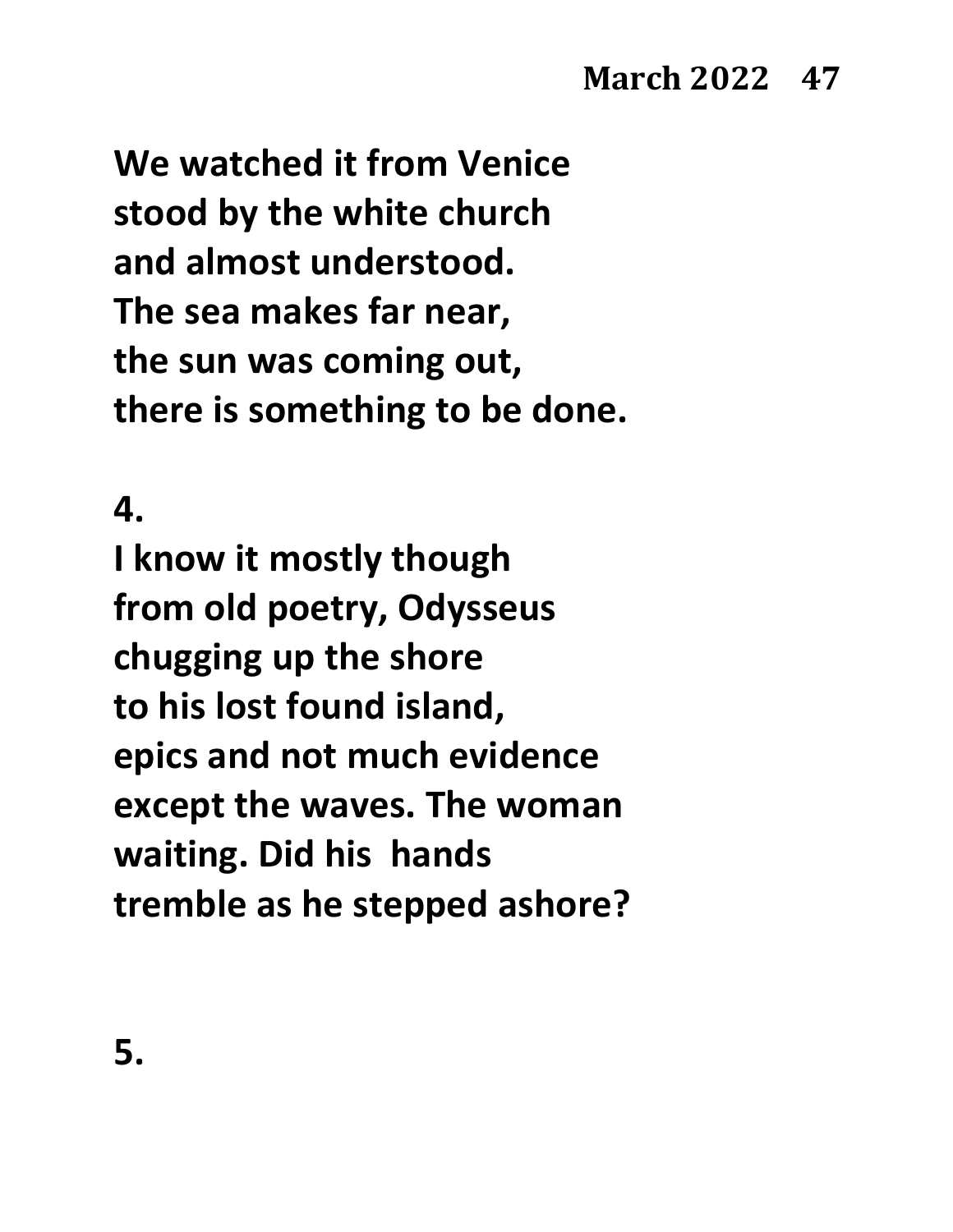**We watched it from Venice**
**stood by the white church**
**and almost understood.**
**The sea makes far near,**
**the sun was coming out,**
**there is something to be done.**

**4.**

**I know it mostly though**
**from old poetry, Odysseus**
**chugging up the shore**
**to his lost found island,**
**epics and not much evidence**
**except the waves. The woman**
**waiting. Did his hands**
**tremble as he stepped ashore?**

**5.**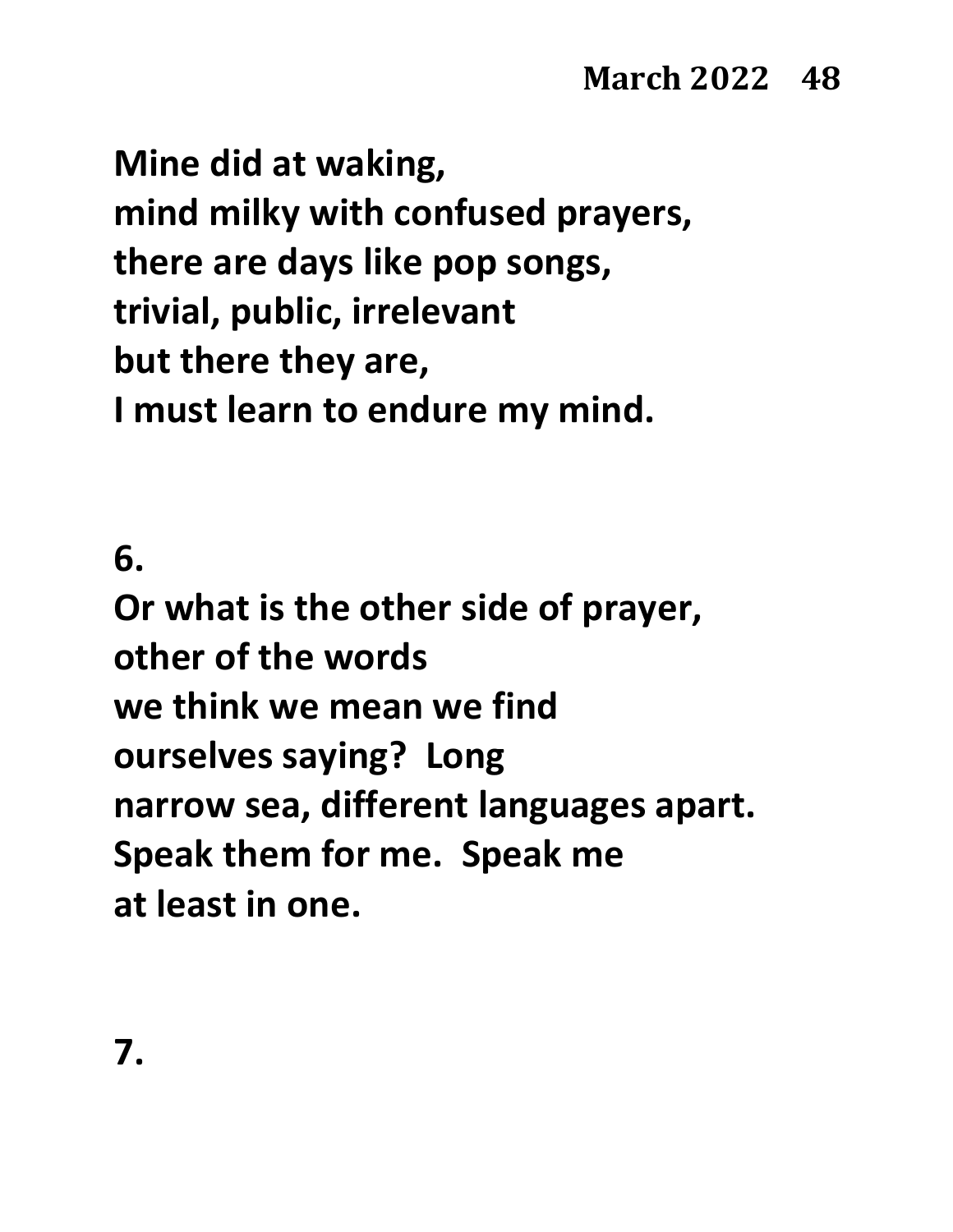**Mine did at waking,**
**mind milky with confused prayers,**
**there are days like pop songs,**
**trivial, public, irrelevant**
**but there they are,**
**I must learn to endure my mind.**

**6.**

**Or what is the other side of prayer,**
**other of the words**
**we think we mean we find**
**ourselves saying? Long**
**narrow sea, different languages apart.**
**Speak them for me. Speak me**
**at least in one.**

**7.**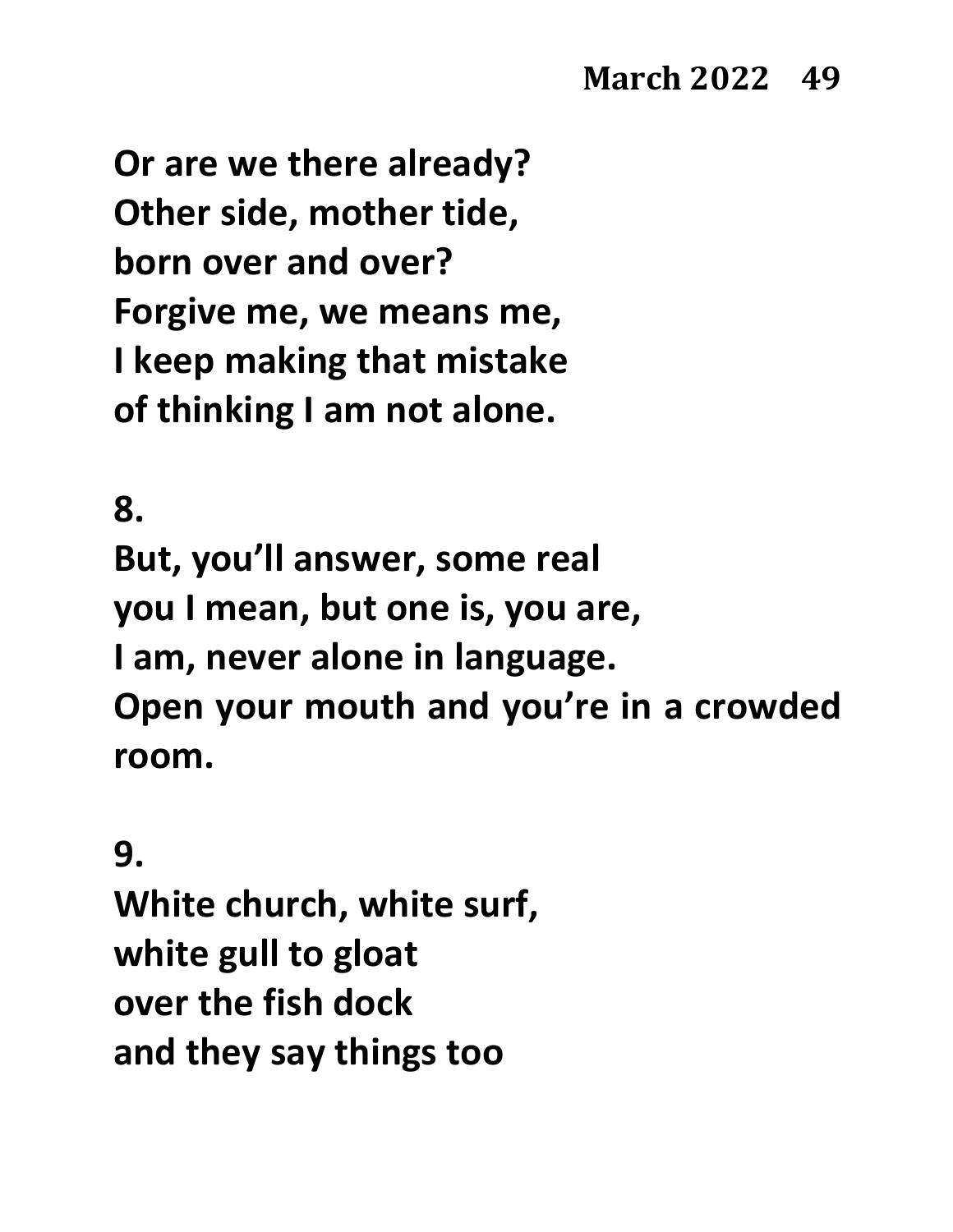**Or are we there already?**
**Other side, mother tide,**
**born over and over?**
**Forgive me, we means me,**
**I keep making that mistake**
**of thinking I am not alone.**

**8.**

**But, you'll answer, some real**
**you I mean, but one is, you are,**
**I am, never alone in language.**
**Open your mouth and you're in a crowded room.**

**9.**

**White church, white surf,**
**white gull to gloat**
**over the fish dock**
**and they say things too**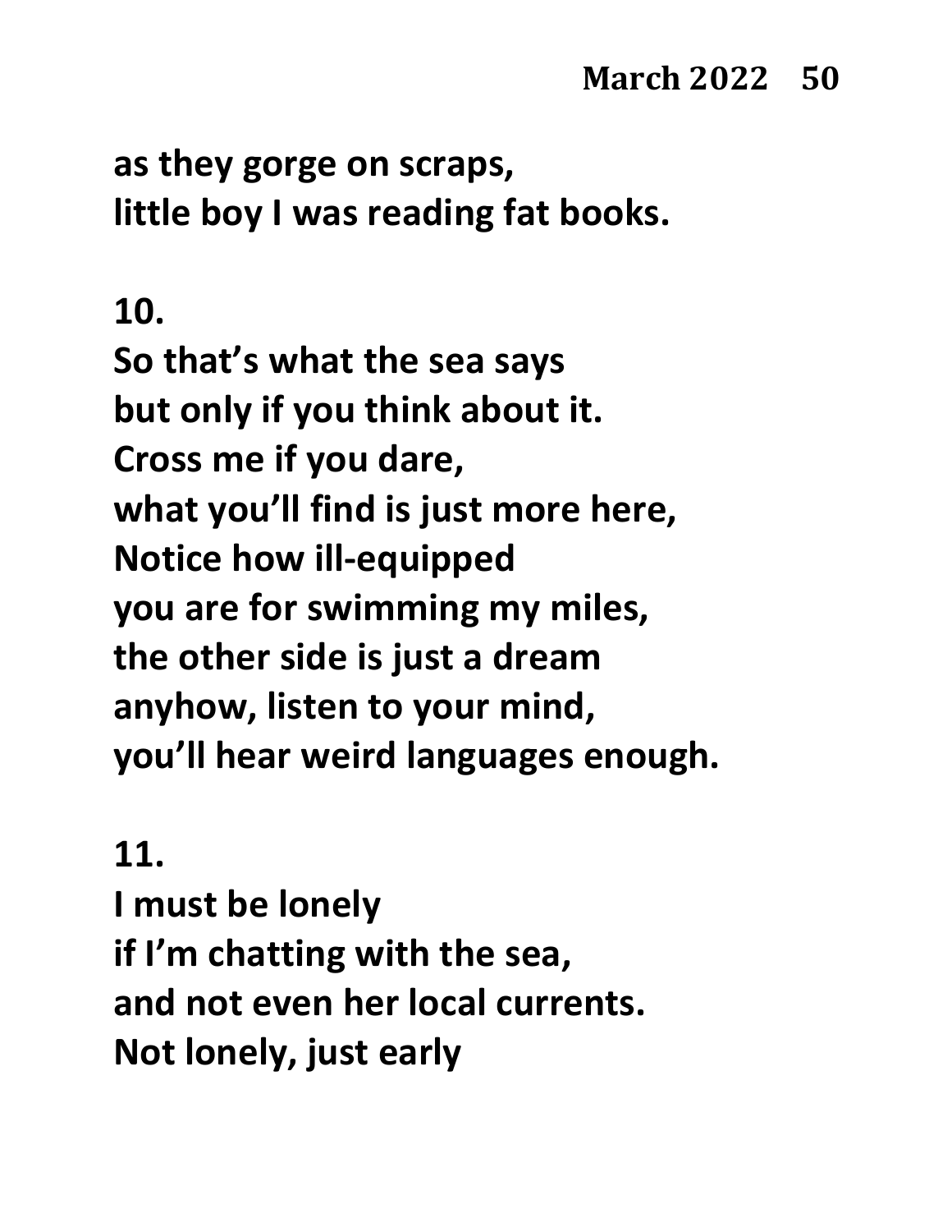as they gorge on scraps,
little boy I was reading fat books.

**10.**

So that's what the sea says
but only if you think about it.
Cross me if you dare,
what you'll find is just more here,
Notice how ill-equipped
you are for swimming my miles,
the other side is just a dream
anyhow, listen to your mind,
you'll hear weird languages enough.

**11.**

I must be lonely
if I'm chatting with the sea,
and not even her local currents.
Not lonely, just early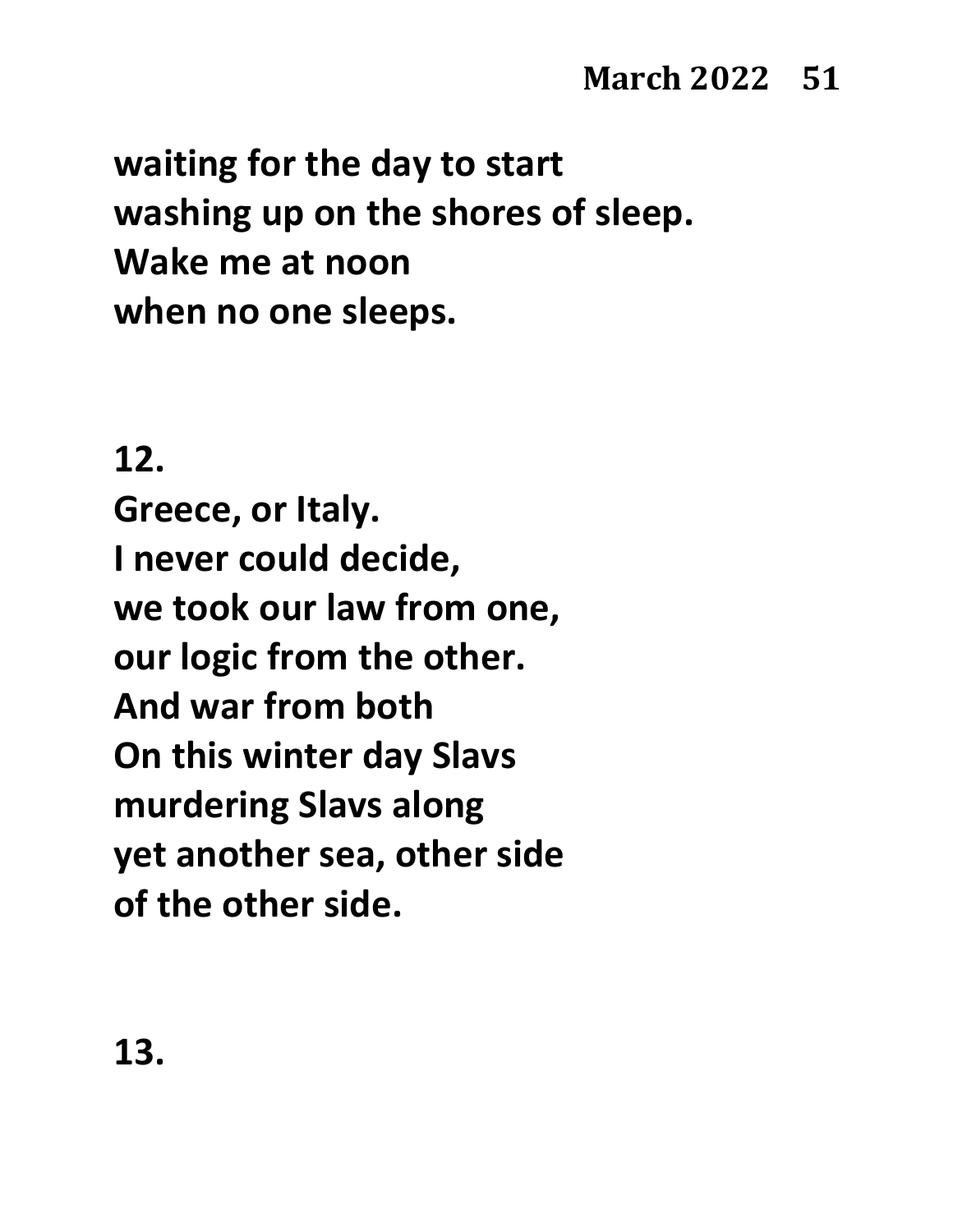**waiting for the day to start**
**washing up on the shores of sleep.**
**Wake me at noon**
**when no one sleeps.**

**12.**
**Greece, or Italy.**
**I never could decide,**
**we took our law from one,**
**our logic from the other.**
**And war from both**
**On this winter day Slavs**
**murdering Slavs along**
**yet another sea, other side**
**of the other side.**

**13.**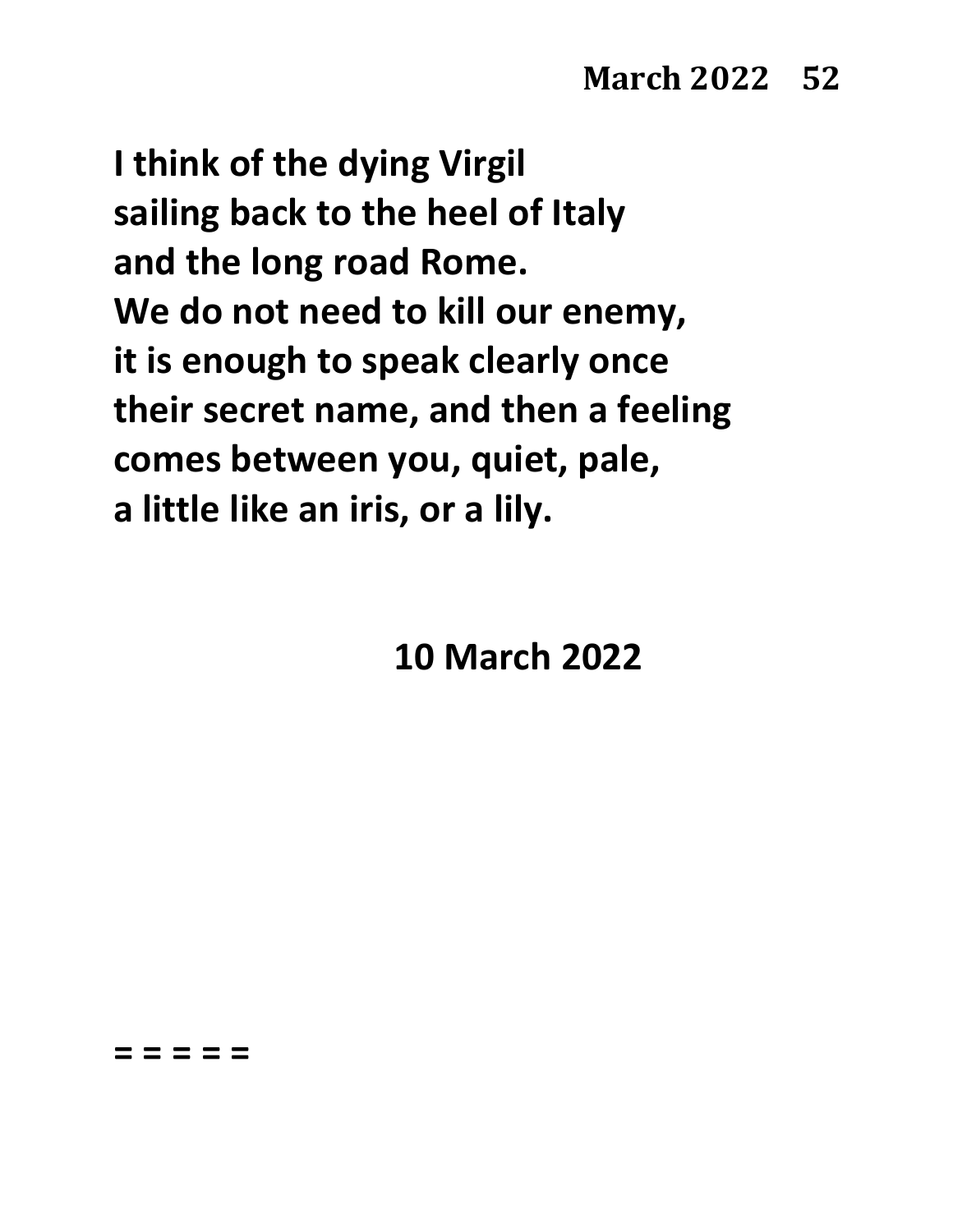**I think of the dying Virgil**
**sailing back to the heel of Italy**
**and the long road Rome.**
**We do not need to kill our enemy,**
**it is enough to speak clearly once**
**their secret name, and then a feeling**
**comes between you, quiet, pale,**
**a little like an iris, or a lily.**

**10 March 2022**

**= = = = =**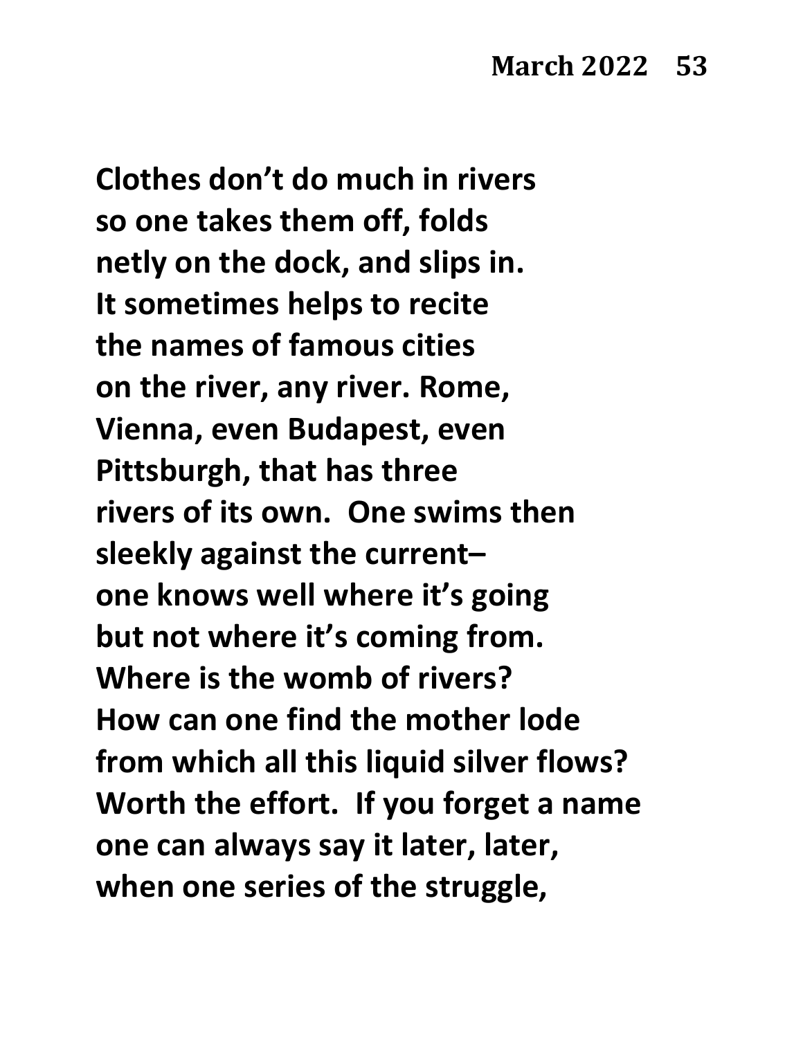Clothes don't do much in rivers
so one takes them off, folds
netly on the dock, and slips in.
It sometimes helps to recite
the names of famous cities
on the river, any river. Rome,
Vienna, even Budapest, even
Pittsburgh, that has three
rivers of its own.  One swims then
sleekly against the current–
one knows well where it's going
but not where it's coming from.
Where is the womb of rivers?
How can one find the mother lode
from which all this liquid silver flows?
Worth the effort.  If you forget a name
one can always say it later, later,
when one series of the struggle,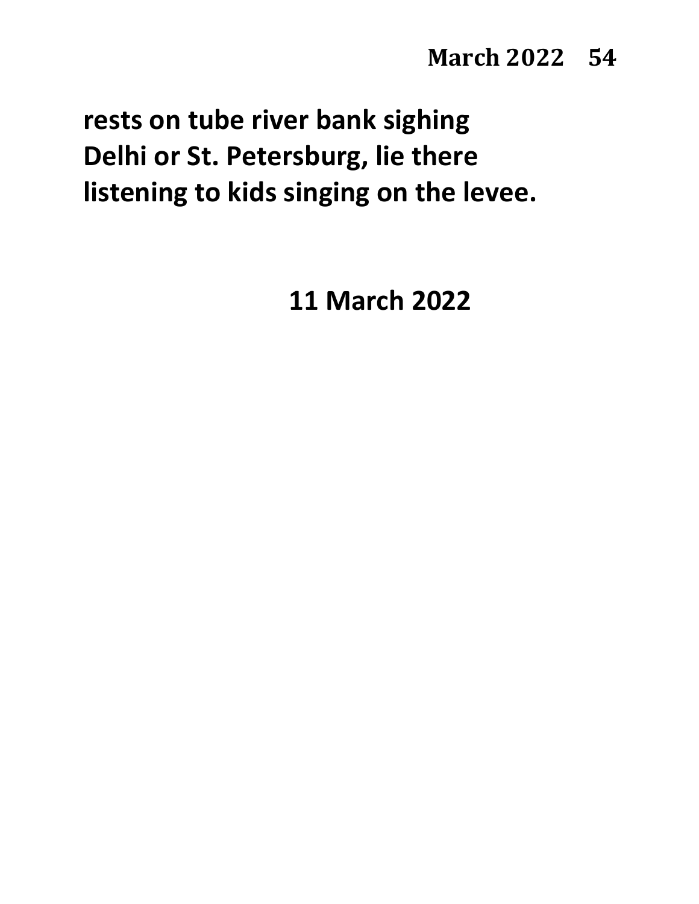**rests on tube river bank sighing**
**Delhi or St. Petersburg, lie there**
**listening to kids singing on the levee.**

**11 March 2022**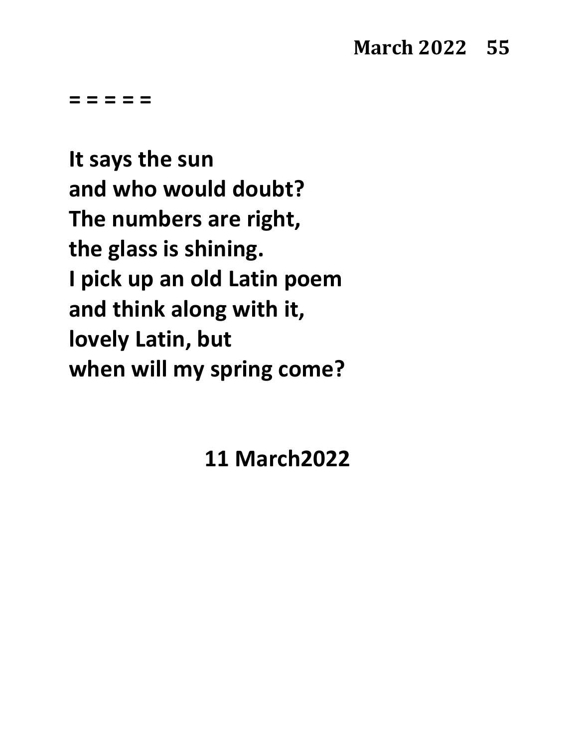= = = = =

**It says the sun**
**and who would doubt?**
**The numbers are right,**
**the glass is shining.**
**I pick up an old Latin poem**
**and think along with it,**
**lovely Latin, but**
**when will my spring come?**

**11 March2022**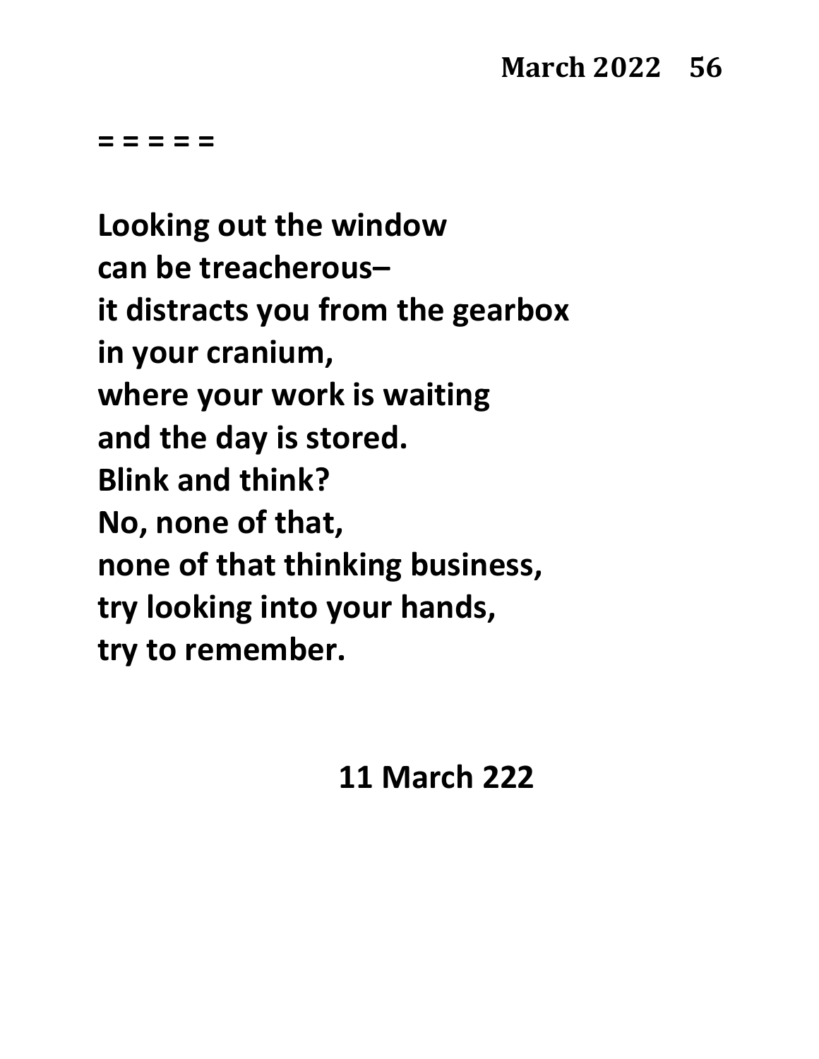= = = = =

**Looking out the window**
**can be treacherous–**
**it distracts you from the gearbox**
**in your cranium,**
**where your work is waiting**
**and the day is stored.**
**Blink and think?**
**No, none of that,**
**none of that thinking business,**
**try looking into your hands,**
**try to remember.**

**11 March 222**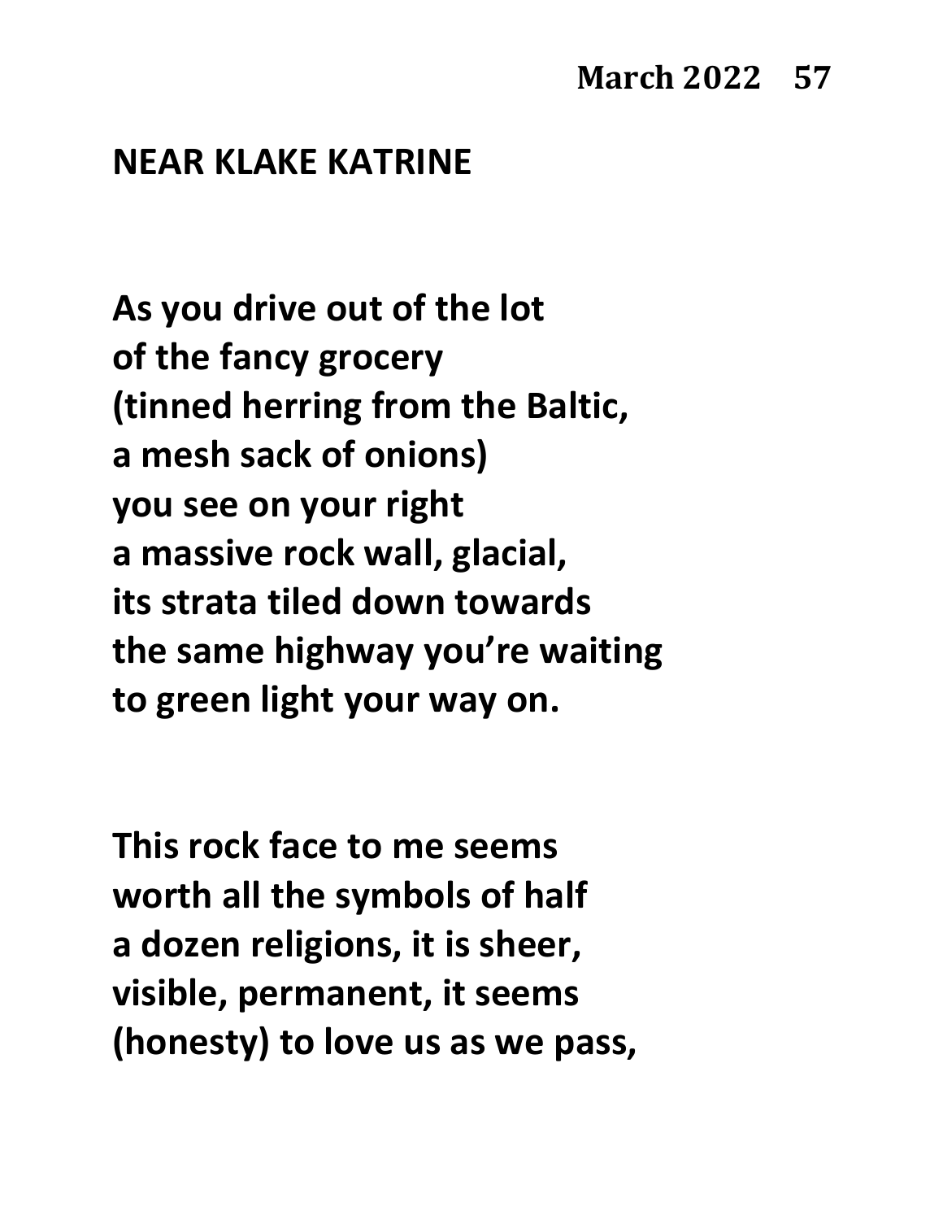## NEAR KLAKE KATRINE

As you drive out of the lot  
of the fancy grocery  
(tinned herring from the Baltic,  
a mesh sack of onions)  
you see on your right  
a massive rock wall, glacial,  
its strata tiled down towards  
the same highway you're waiting  
to green light your way on.

This rock face to me seems  
worth all the symbols of half  
a dozen religions, it is sheer,  
visible, permanent, it seems  
(honesty) to love us as we pass,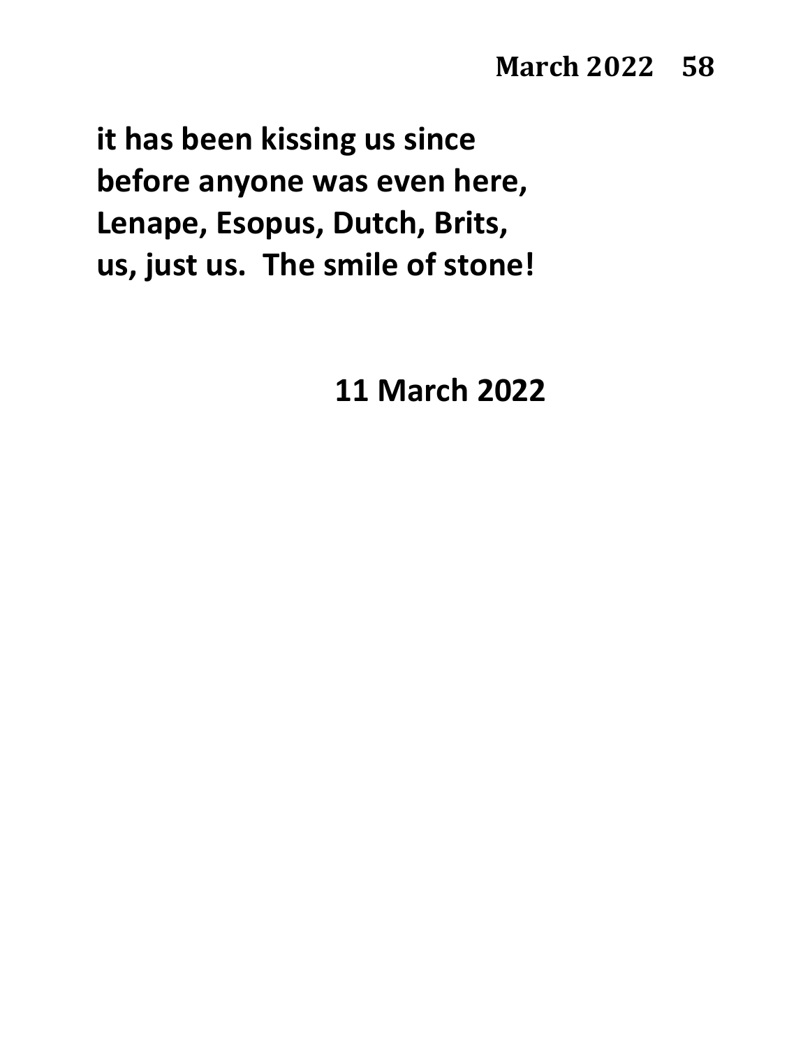**it has been kissing us since**
**before anyone was even here,**
**Lenape, Esopus, Dutch, Brits,**
**us, just us.  The smile of stone!**

**11 March 2022**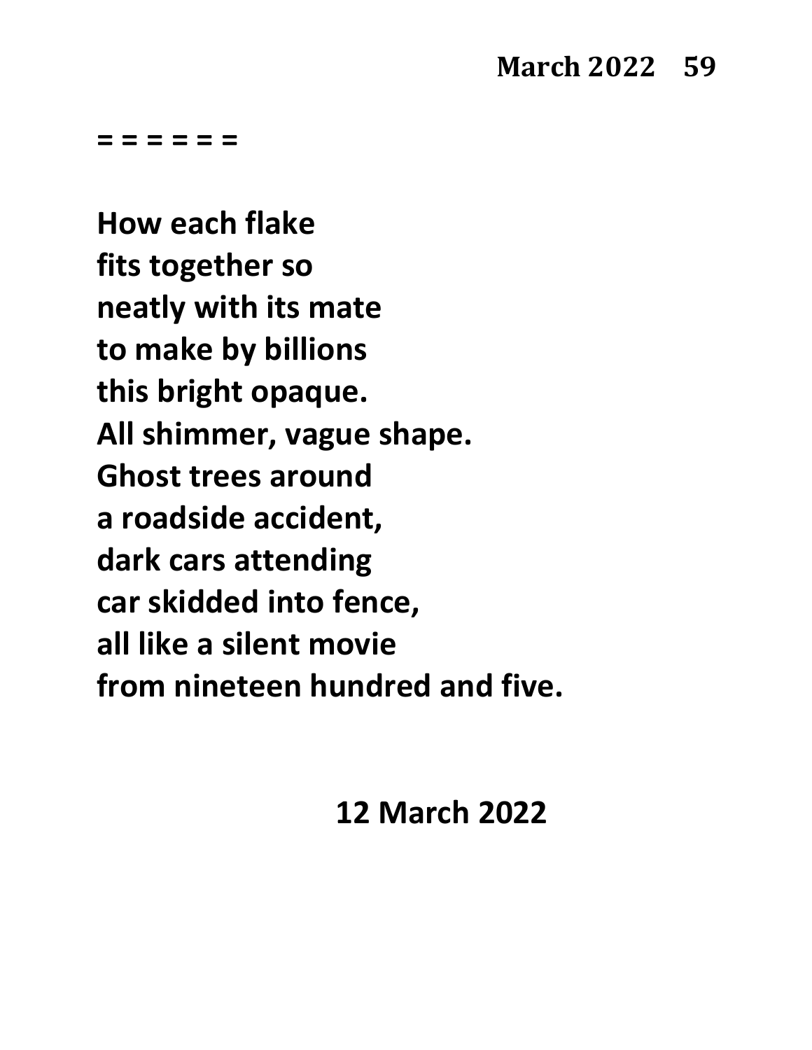= = = = = =

**How each flake**
**fits together so**
**neatly with its mate**
**to make by billions**
**this bright opaque.**
**All shimmer, vague shape.**
**Ghost trees around**
**a roadside accident,**
**dark cars attending**
**car skidded into fence,**
**all like a silent movie**
**from nineteen hundred and five.**

**12 March 2022**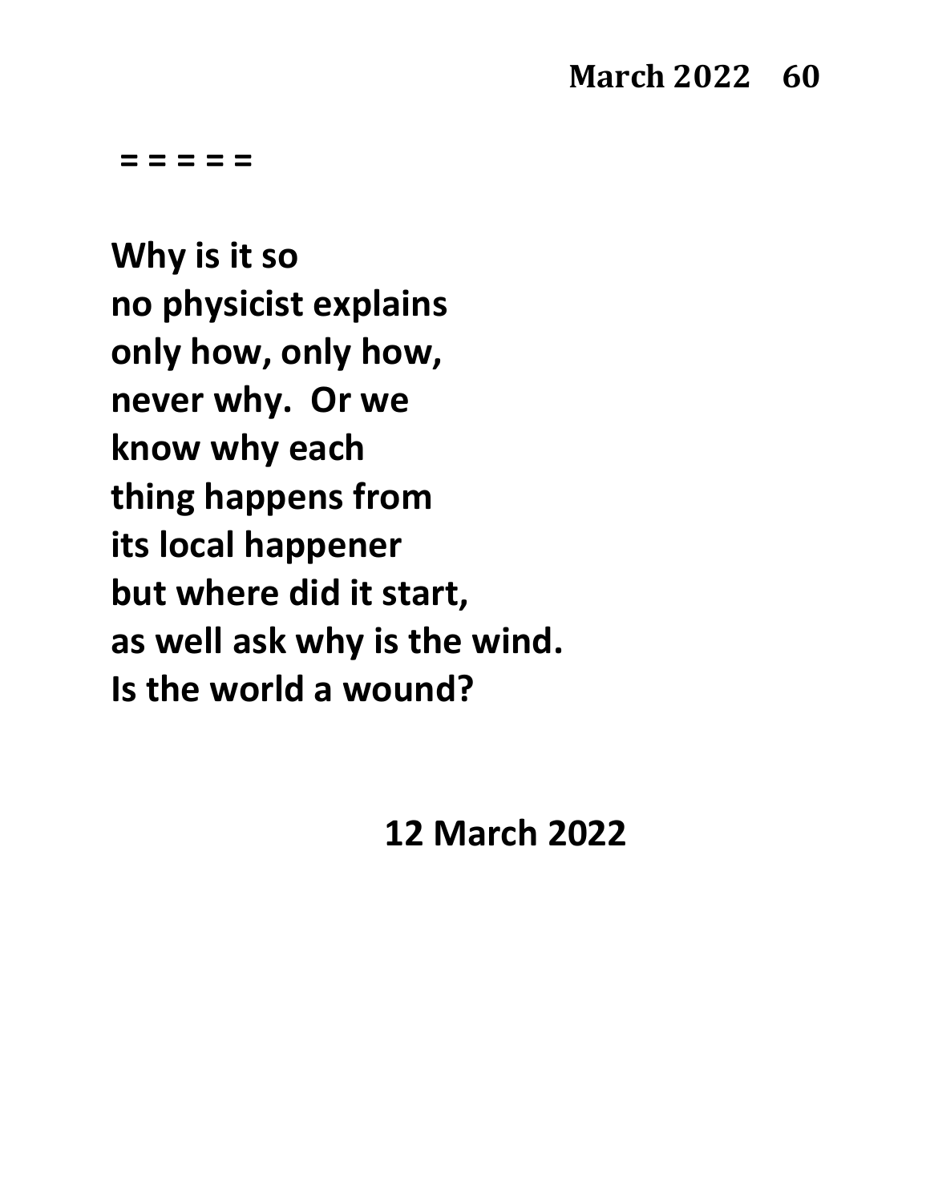= = = = =

**Why is it so**
**no physicist explains**
**only how, only how,**
**never why.  Or we**
**know why each**
**thing happens from**
**its local happener**
**but where did it start,**
**as well ask why is the wind.**
**Is the world a wound?**

**12 March 2022**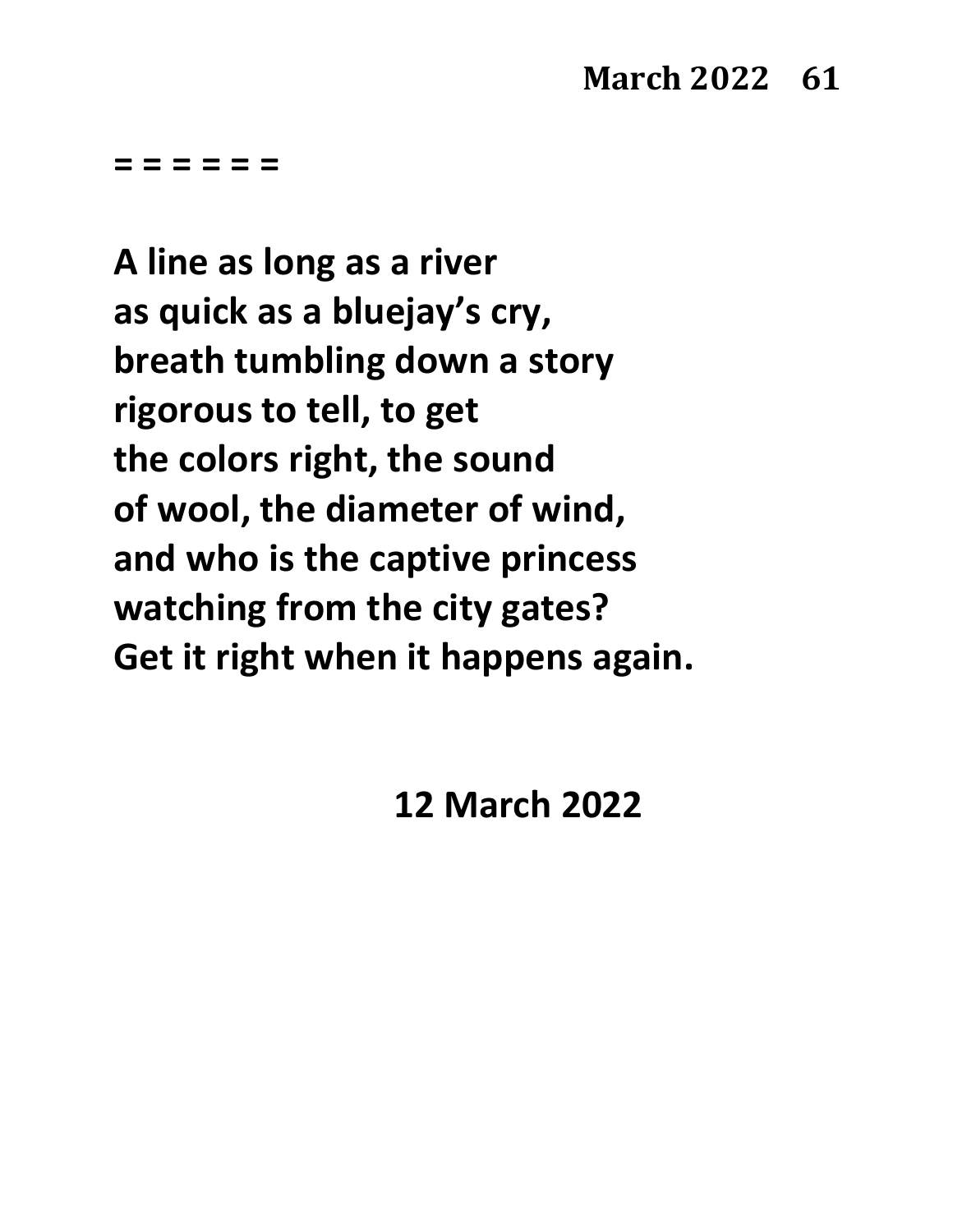= = = = = =

**A line as long as a river**
**as quick as a bluejay's cry,**
**breath tumbling down a story**
**rigorous to tell, to get**
**the colors right, the sound**
**of wool, the diameter of wind,**
**and who is the captive princess**
**watching from the city gates?**
**Get it right when it happens again.**

**12 March 2022**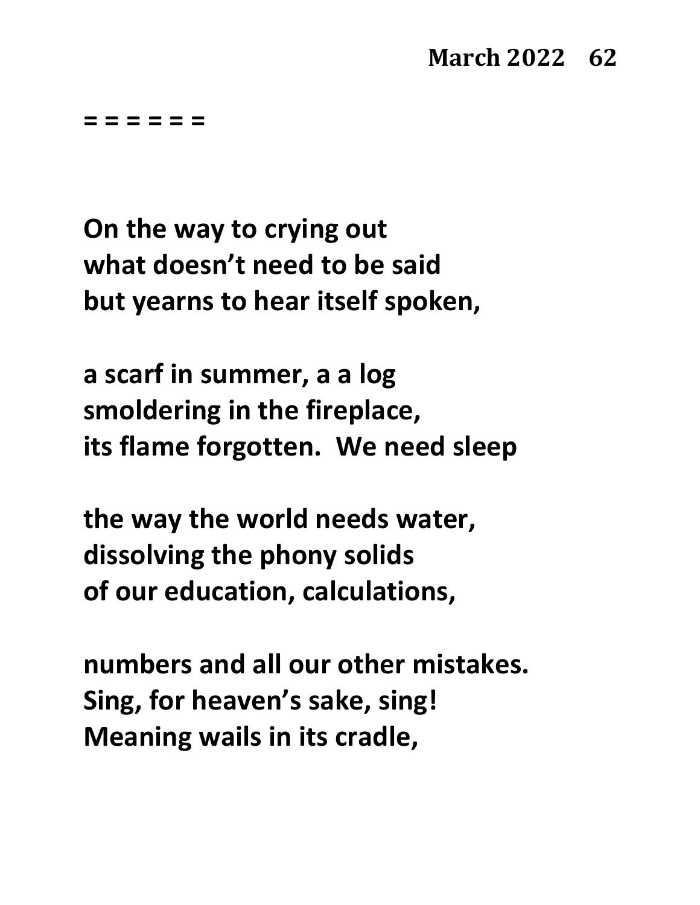= = = = = =

**On the way to crying out**
**what doesn't need to be said**
**but yearns to hear itself spoken,**

**a scarf in summer, a a log**
**smoldering in the fireplace,**
**its flame forgotten.  We need sleep**

**the way the world needs water,**
**dissolving the phony solids**
**of our education, calculations,**

**numbers and all our other mistakes.**
**Sing, for heaven's sake, sing!**
**Meaning wails in its cradle,**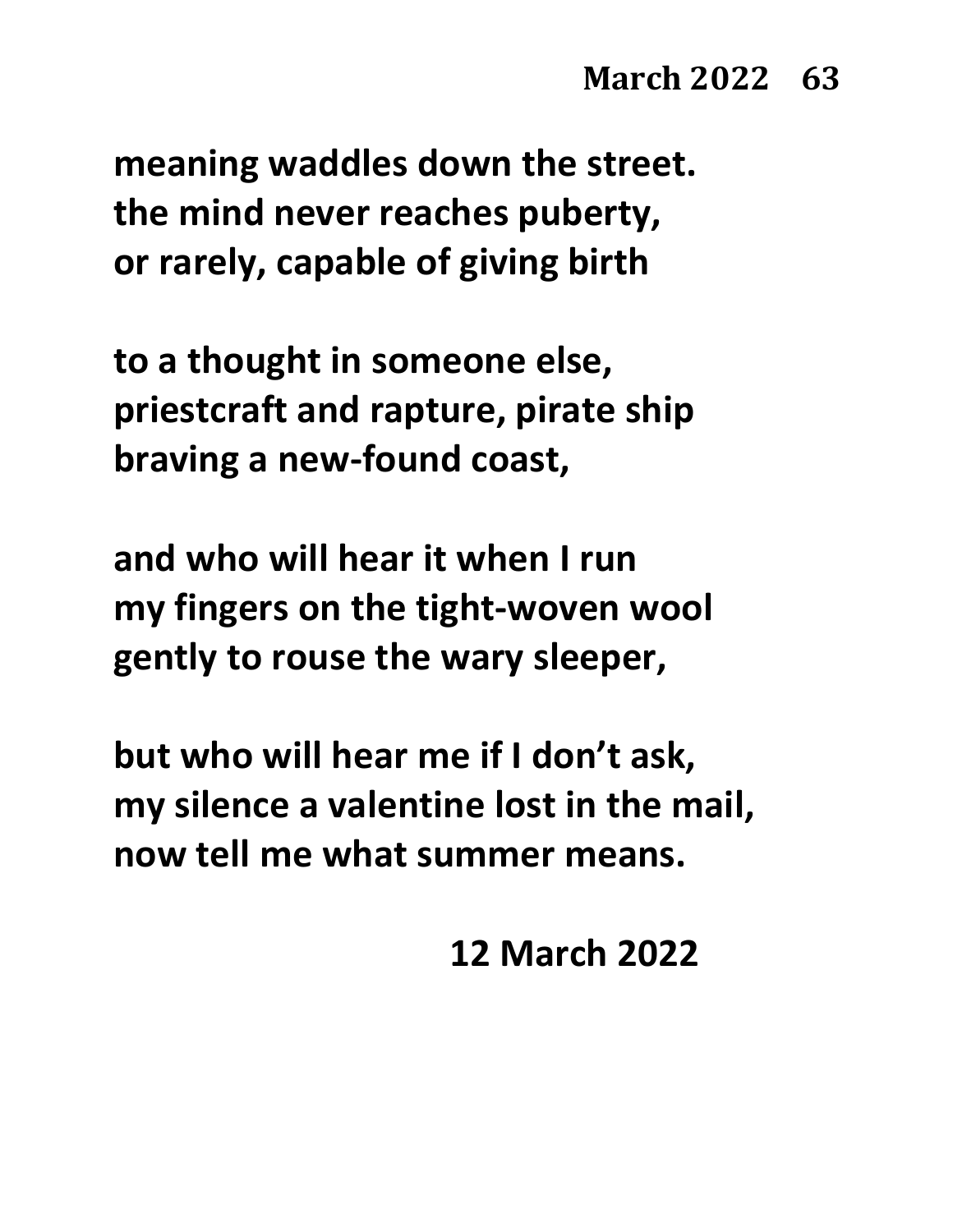meaning waddles down the street.
the mind never reaches puberty,
or rarely, capable of giving birth

to a thought in someone else,
priestcraft and rapture, pirate ship
braving a new-found coast,

and who will hear it when I run
my fingers on the tight-woven wool
gently to rouse the wary sleeper,

but who will hear me if I don't ask,
my silence a valentine lost in the mail,
now tell me what summer means.

12 March 2022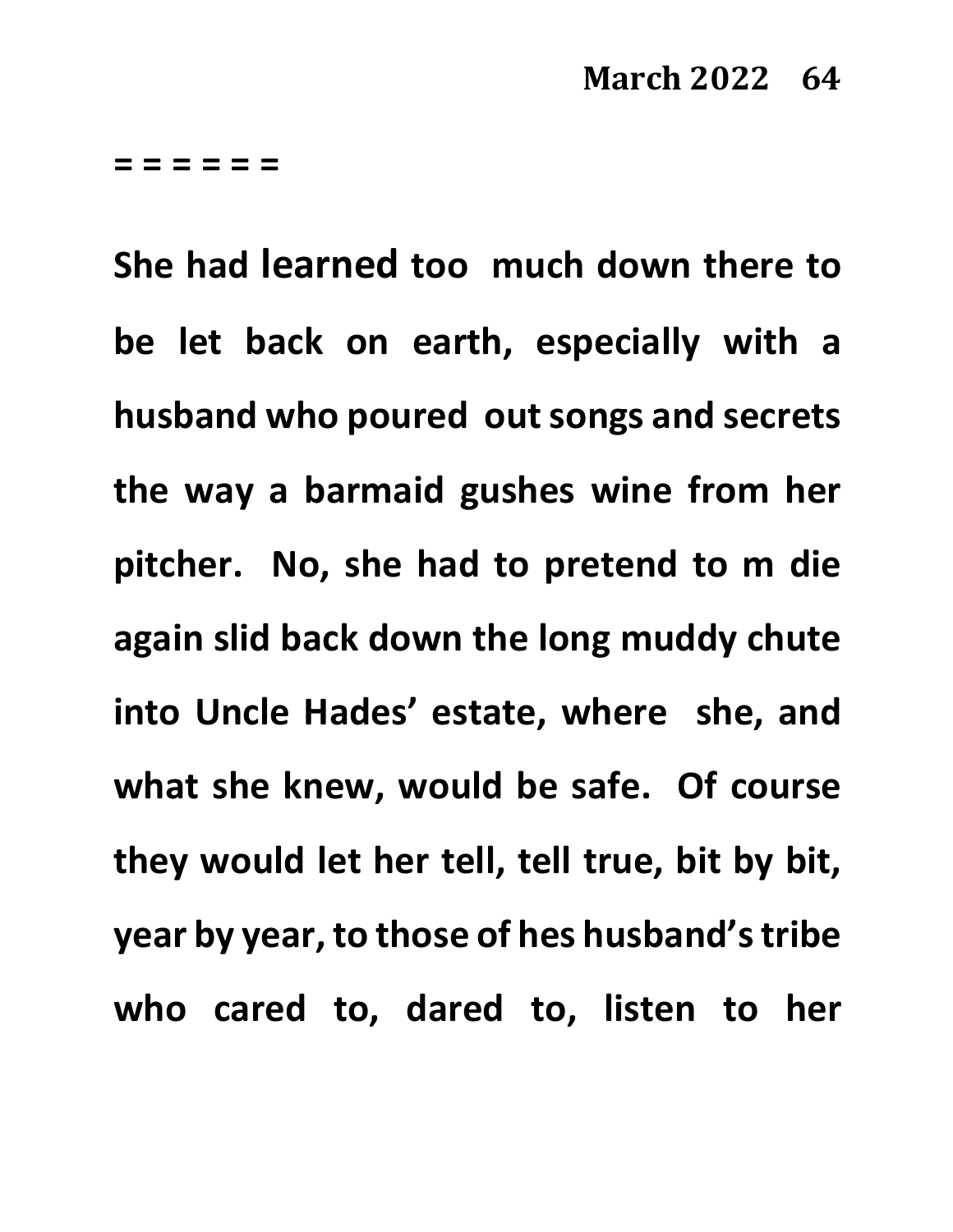= = = = = =

**She had learned too much down there to be let back on earth, especially with a husband who poured out songs and secrets the way a barmaid gushes wine from her pitcher. No, she had to pretend to m die again slid back down the long muddy chute into Uncle Hades' estate, where she, and what she knew, would be safe. Of course they would let her tell, tell true, bit by bit, year by year, to those of hes husband's tribe who cared to, dared to, listen to her**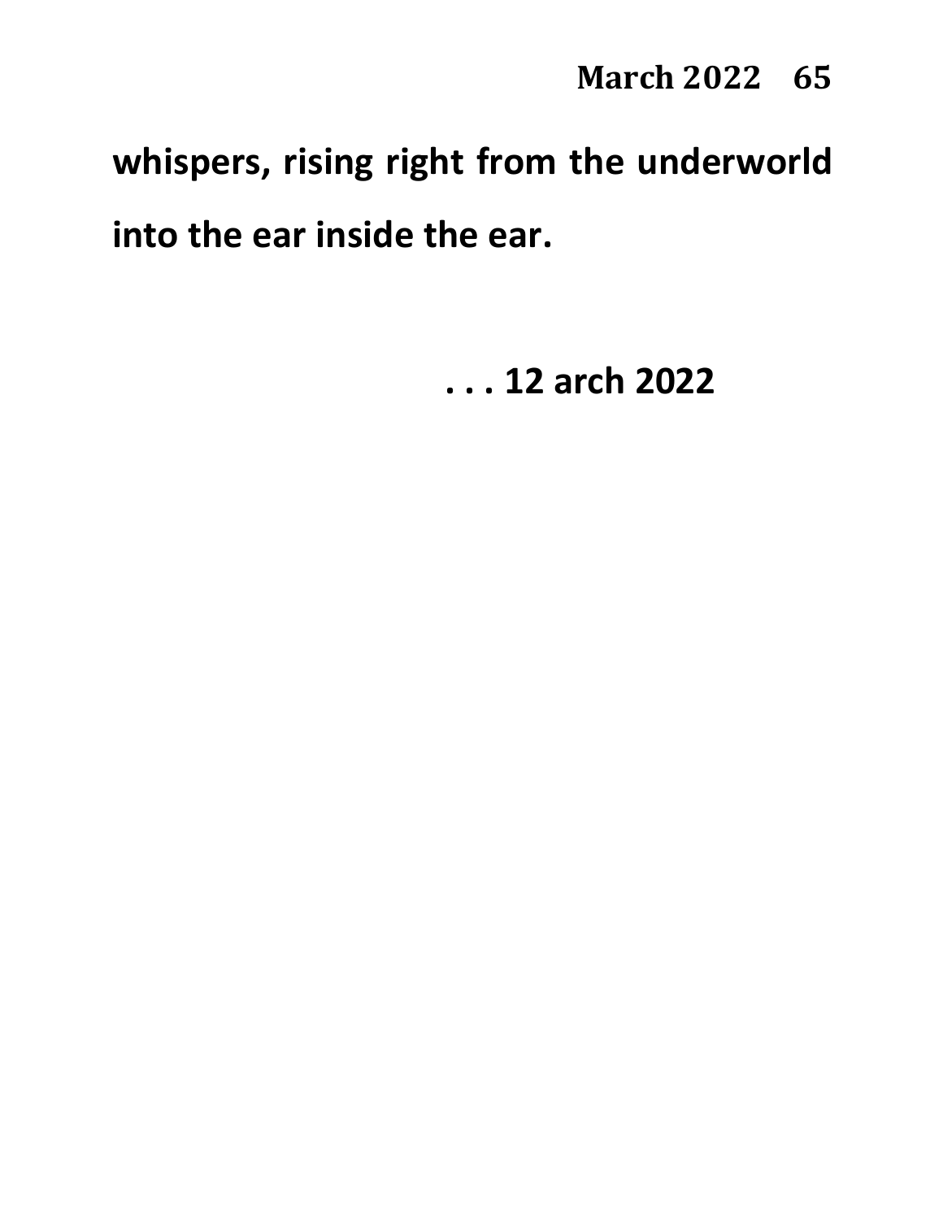**whispers, rising right from the underworld**

**into the ear inside the ear.**

**. . . 12 arch 2022**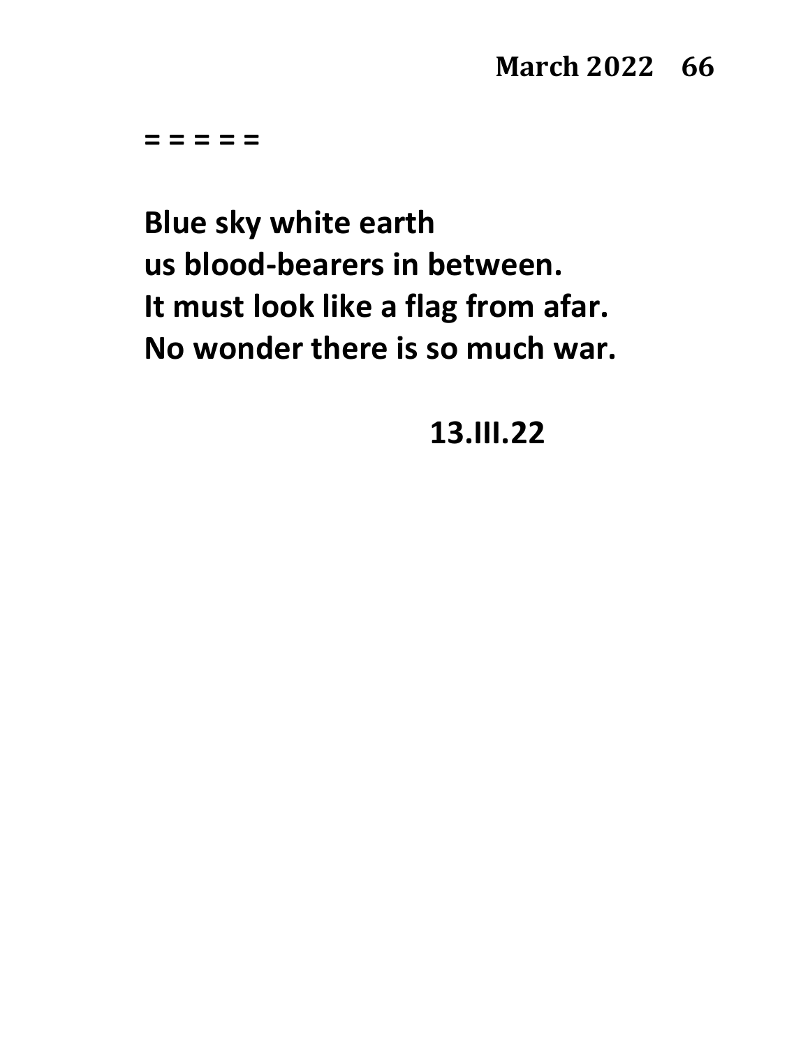= = = = =

**Blue sky white earth**
**us blood-bearers in between.**
**It must look like a flag from afar.**
**No wonder there is so much war.**

**13.III.22**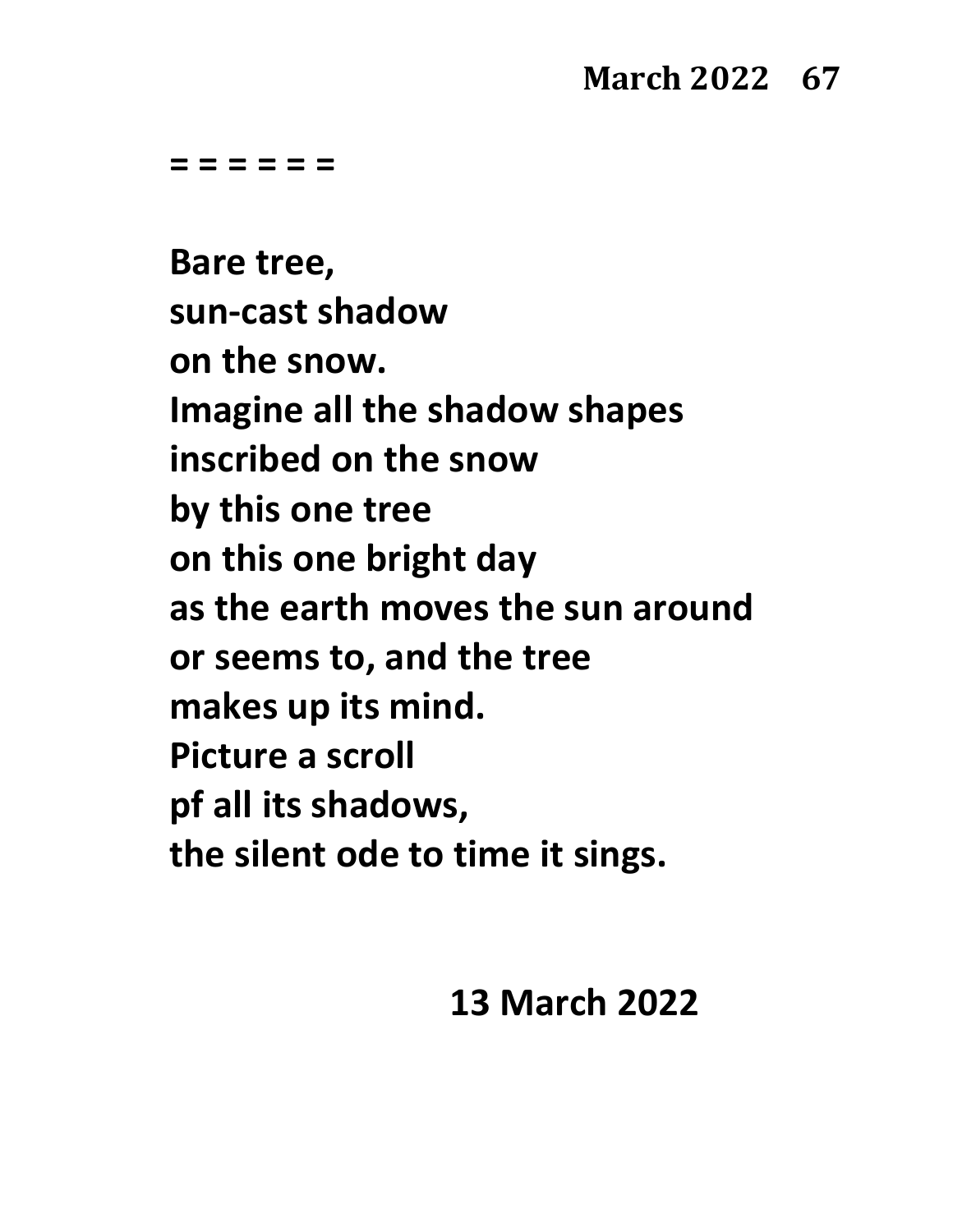= = = = = =

**Bare tree,**
**sun-cast shadow**
**on the snow.**
**Imagine all the shadow shapes**
**inscribed on the snow**
**by this one tree**
**on this one bright day**
**as the earth moves the sun around**
**or seems to, and the tree**
**makes up its mind.**
**Picture a scroll**
**pf all its shadows,**
**the silent ode to time it sings.**

**13 March 2022**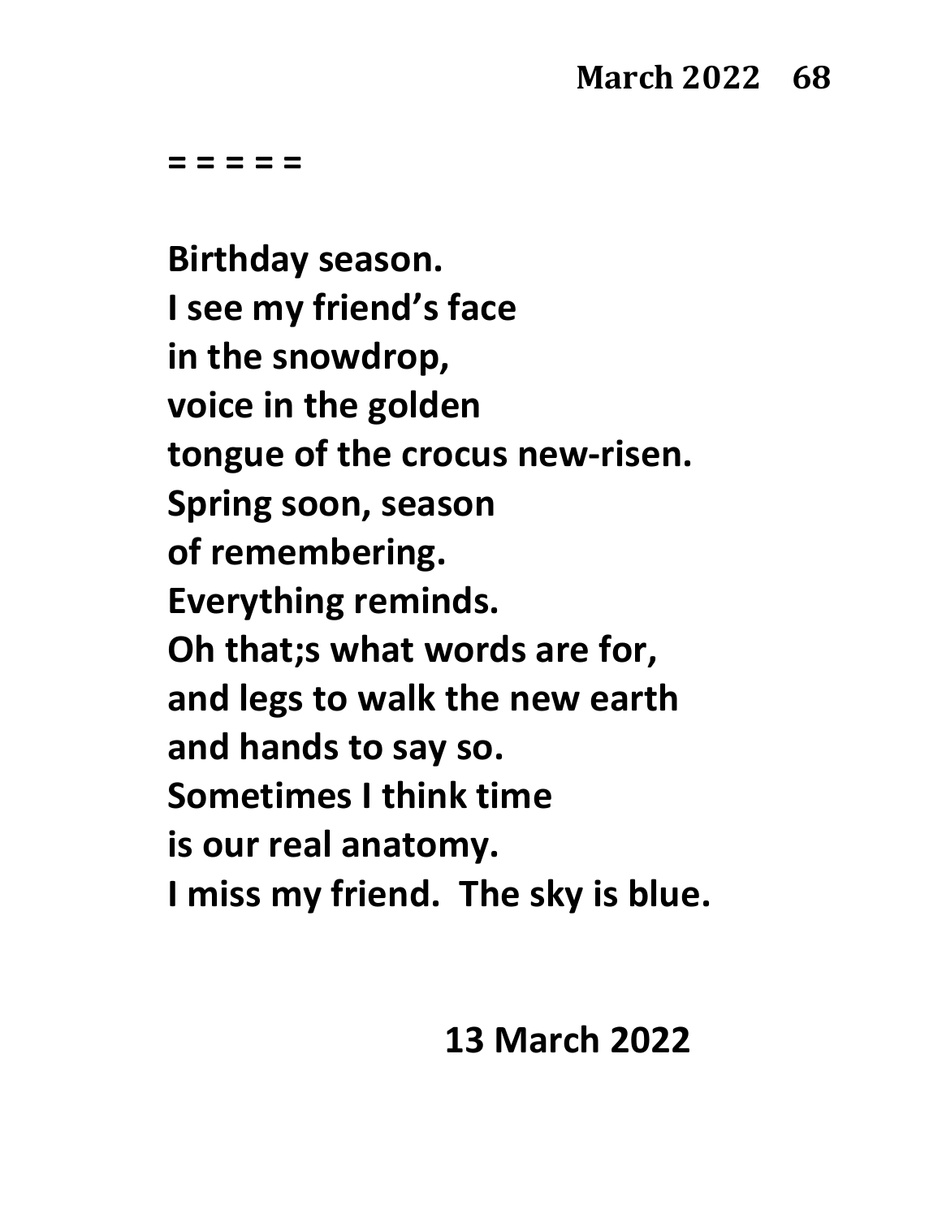= = = = =

**Birthday season.**
**I see my friend's face**
**in the snowdrop,**
**voice in the golden**
**tongue of the crocus new-risen.**
**Spring soon, season**
**of remembering.**
**Everything reminds.**
**Oh that;s what words are for,**
**and legs to walk the new earth**
**and hands to say so.**
**Sometimes I think time**
**is our real anatomy.**
**I miss my friend.  The sky is blue.**

**13 March 2022**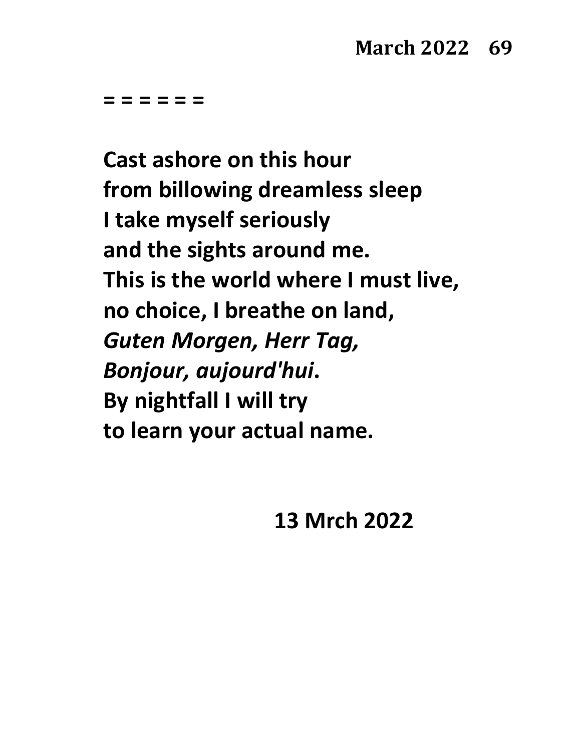= = = = = =

**Cast ashore on this hour**  
**from billowing dreamless sleep**  
**I take myself seriously**  
**and the sights around me.**  
**This is the world where I must live,**  
**no choice, I breathe on land,**  
***Guten Morgen, Herr Tag,***  
***Bonjour, aujourd'hui*.**  
**By nightfall I will try**  
**to learn your actual name.**

**13 Mrch 2022**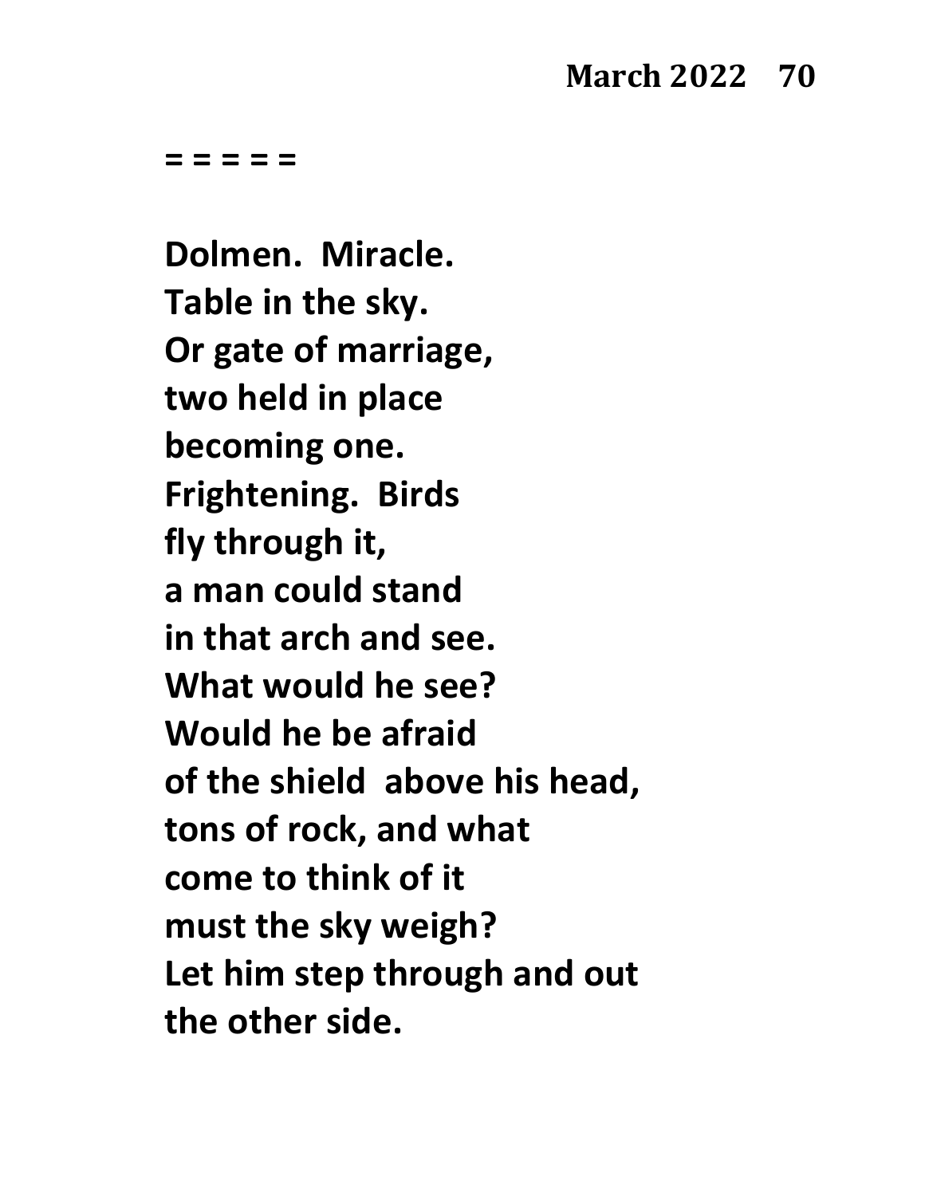= = = = =

**Dolmen. Miracle.**
**Table in the sky.**
**Or gate of marriage,**
**two held in place**
**becoming one.**
**Frightening. Birds**
**fly through it,**
**a man could stand**
**in that arch and see.**
**What would he see?**
**Would he be afraid**
**of the shield above his head,**
**tons of rock, and what**
**come to think of it**
**must the sky weigh?**
**Let him step through and out**
**the other side.**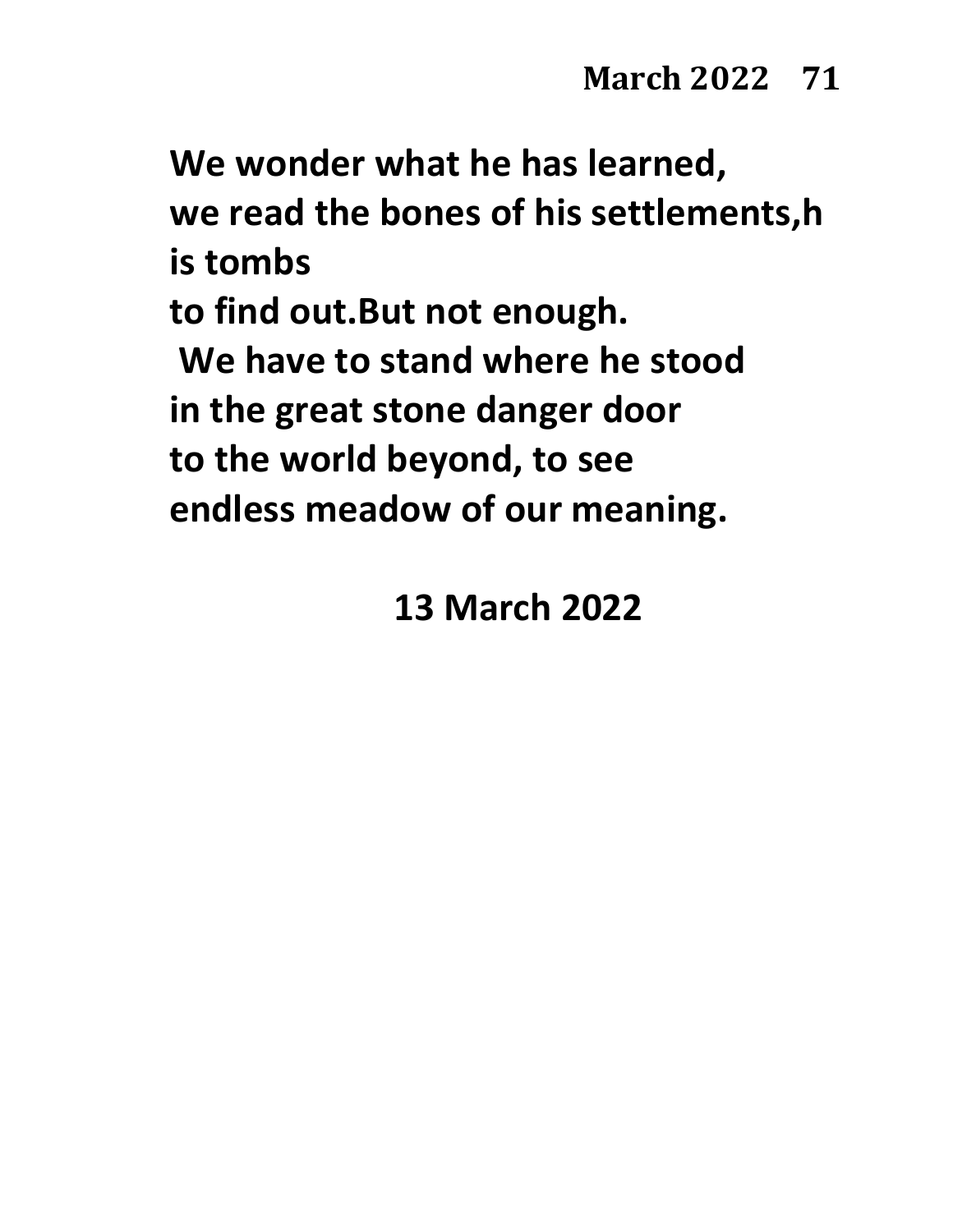We wonder what he has learned,
we read the bones of his settlements,h
is tombs
to find out.But not enough.
We have to stand where he stood
in the great stone danger door
to the world beyond, to see
endless meadow of our meaning.

13 March 2022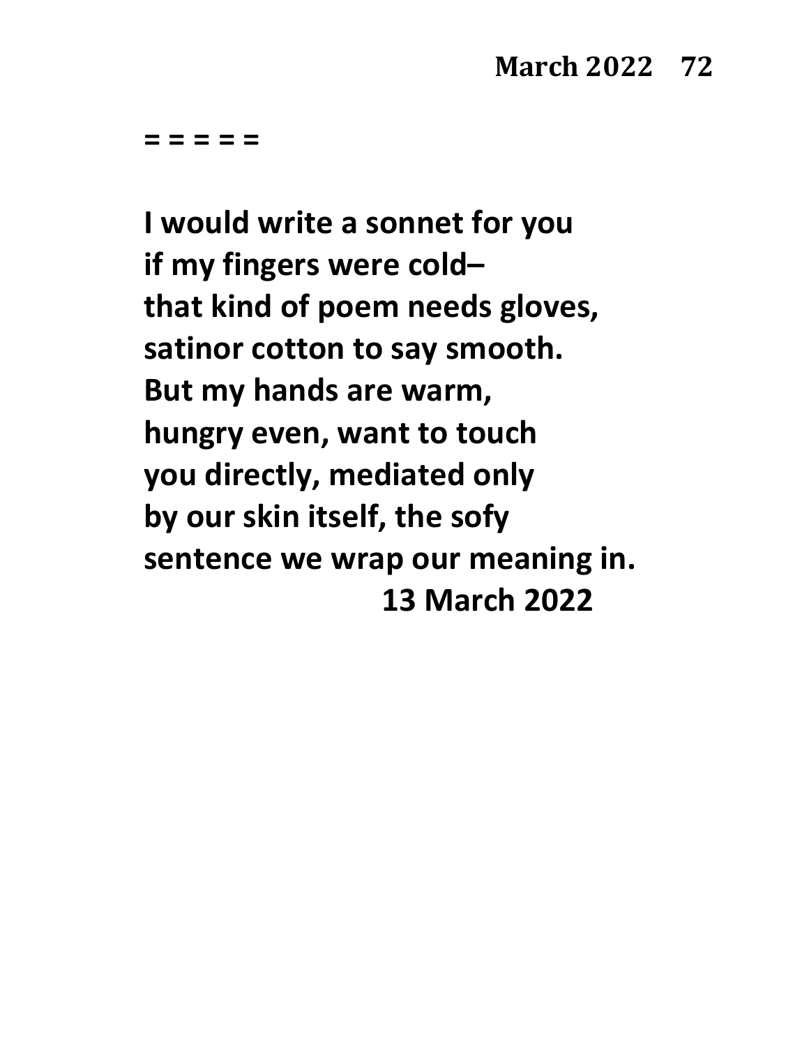= = = = =

**I would write a sonnet for you**
**if my fingers were cold–**
**that kind of poem needs gloves,**
**satinor cotton to say smooth.**
**But my hands are warm,**
**hungry even, want to touch**
**you directly, mediated only**
**by our skin itself, the sofy**
**sentence we wrap our meaning in.**

**13 March 2022**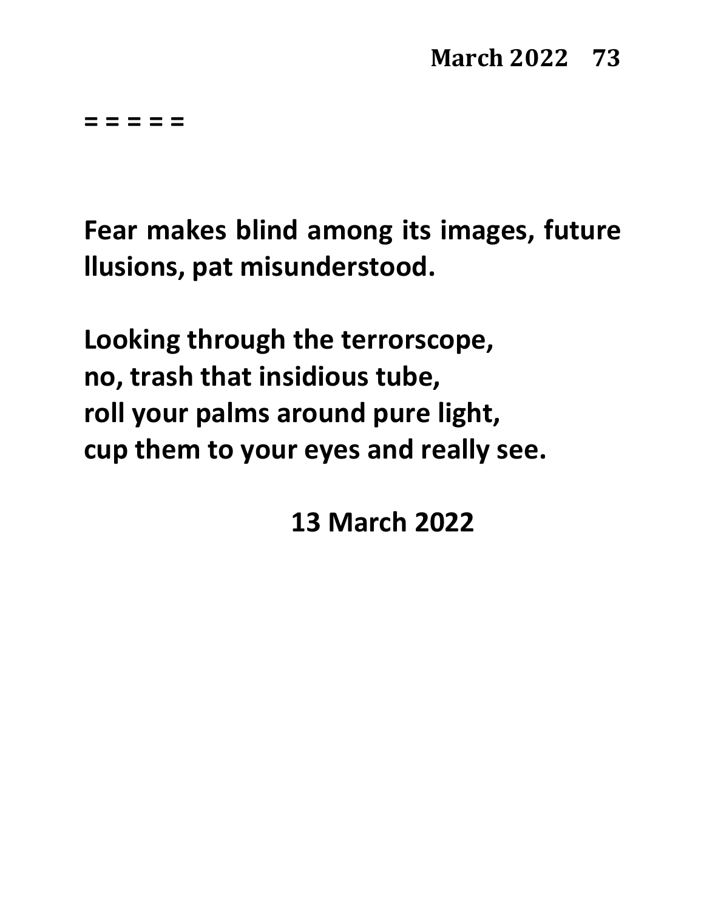= = = = =

**Fear makes blind among its images, future llusions, pat misunderstood.**

**Looking through the terrorscope,**
**no, trash that insidious tube,**
**roll your palms around pure light,**
**cup them to your eyes and really see.**

**13 March 2022**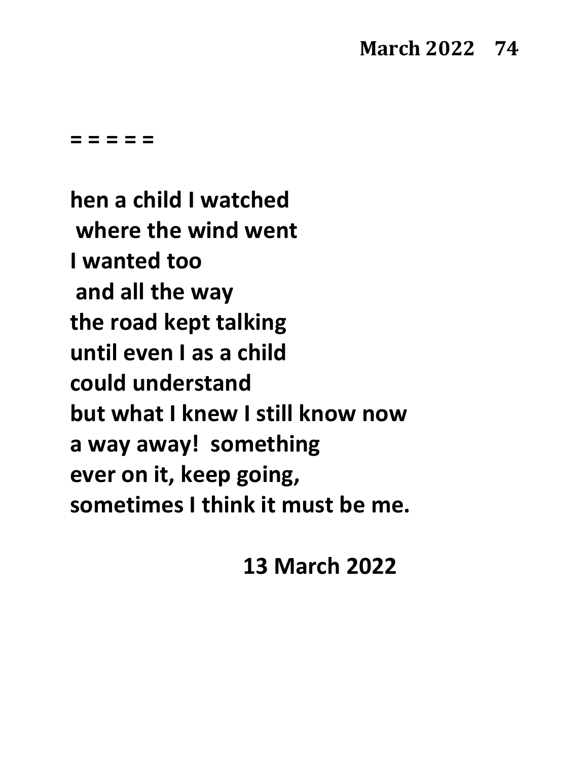= = = = =

hen a child I watched
 where the wind went
I wanted too
 and all the way
the road kept talking
until even I as a child
could understand
but what I knew I still know now
a way away!  something
ever on it, keep going,
sometimes I think it must be me.

13 March 2022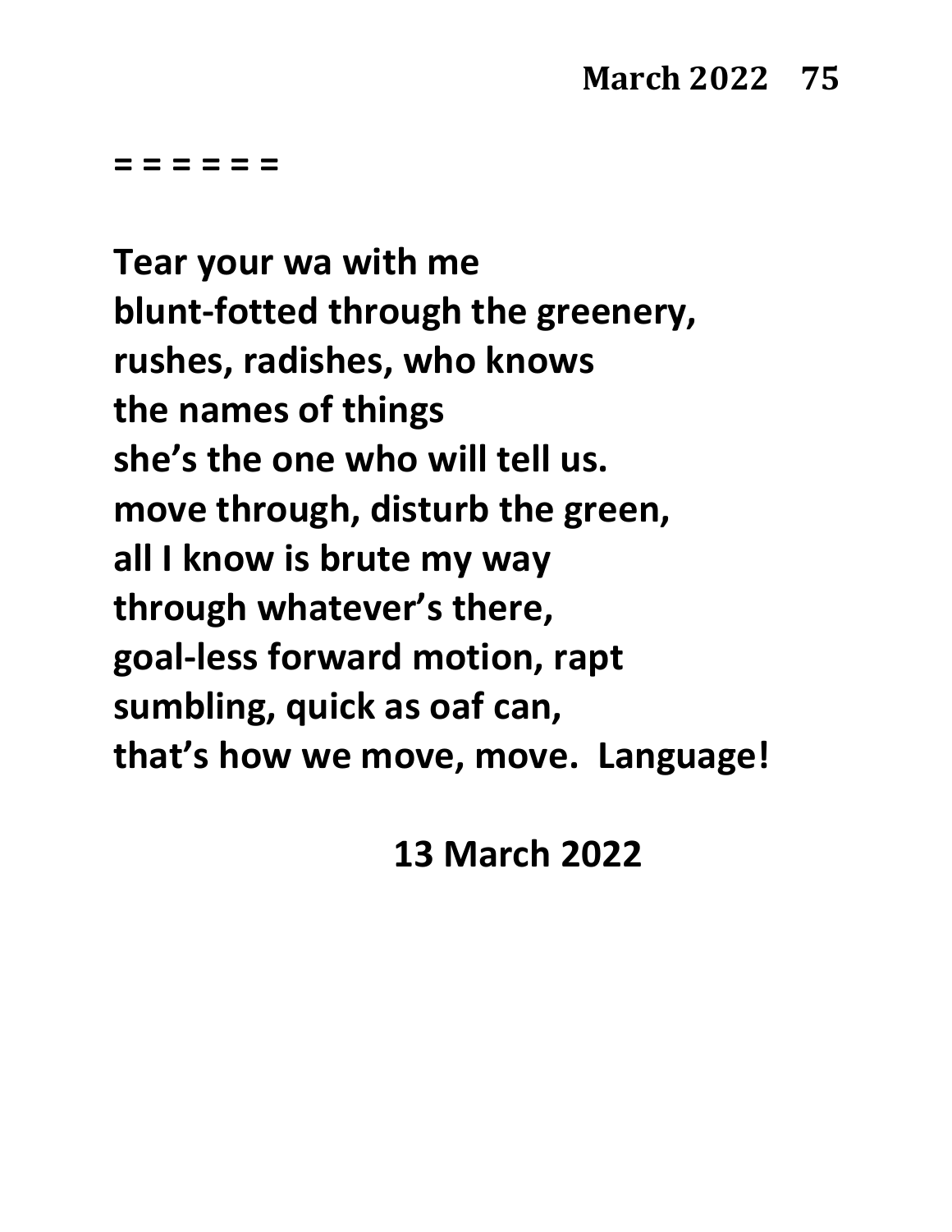= = = = = =

Tear your wa with me
blunt-fotted through the greenery,
rushes, radishes, who knows
the names of things
she's the one who will tell us.
move through, disturb the green,
all I know is brute my way
through whatever's there,
goal-less forward motion, rapt
sumbling, quick as oaf can,
that's how we move, move. Language!

13 March 2022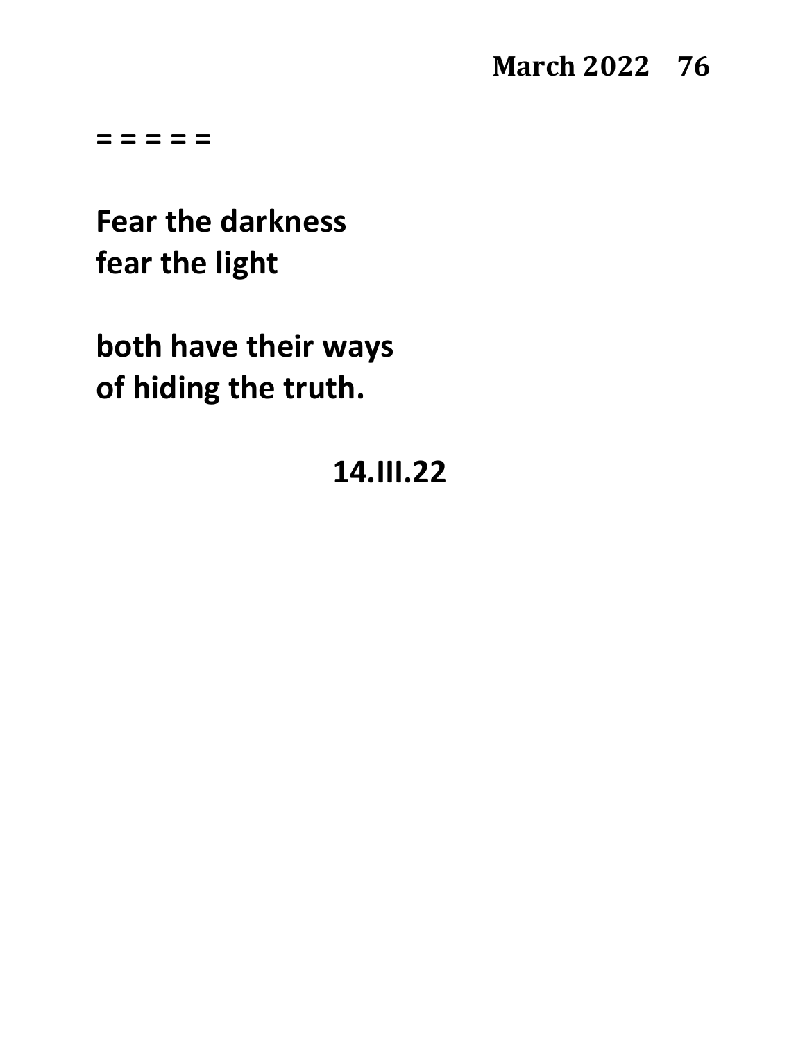= = = = =

**Fear the darkness**
**fear the light**

**both have their ways**
**of hiding the truth.**

**14.III.22**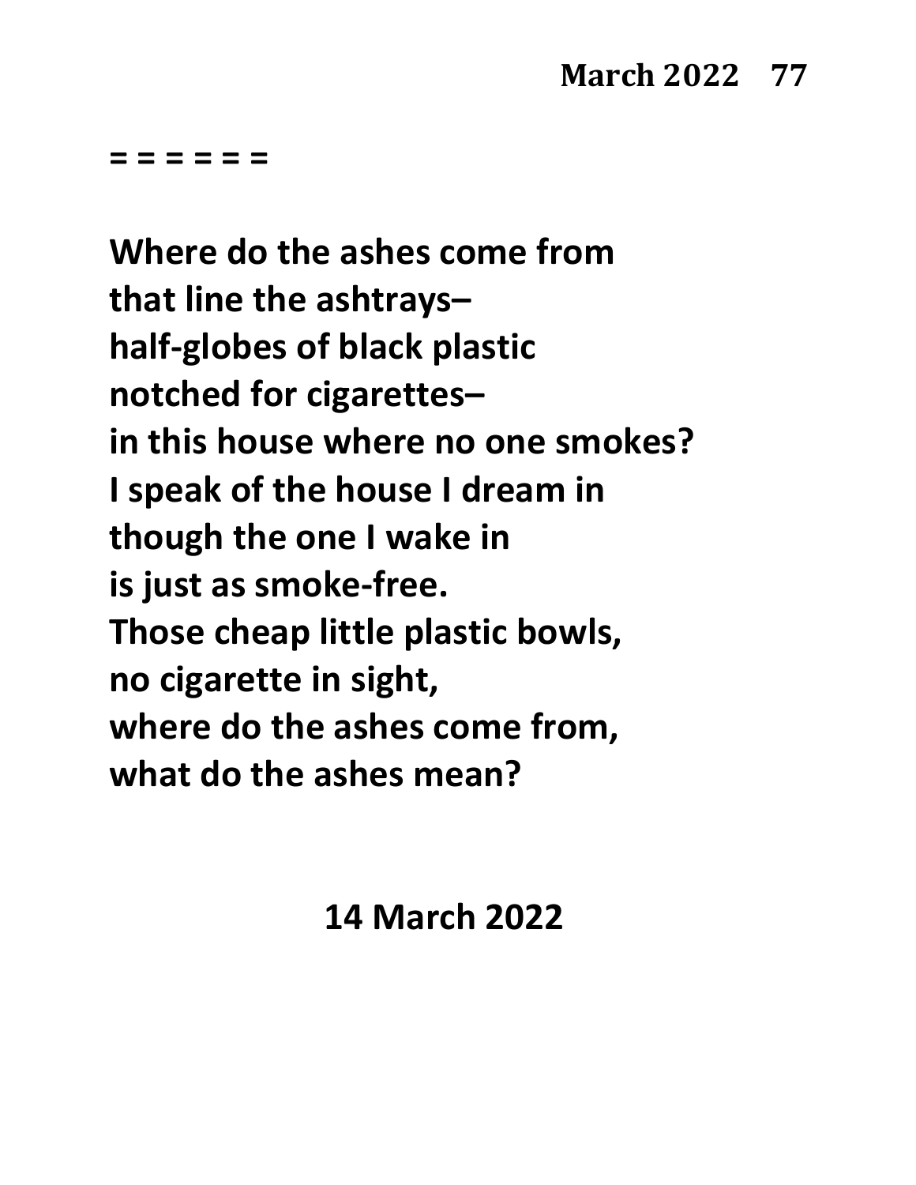= = = = = =

**Where do the ashes come from**
**that line the ashtrays–**
**half-globes of black plastic**
**notched for cigarettes–**
**in this house where no one smokes?**
**I speak of the house I dream in**
**though the one I wake in**
**is just as smoke-free.**
**Those cheap little plastic bowls,**
**no cigarette in sight,**
**where do the ashes come from,**
**what do the ashes mean?**

**14 March 2022**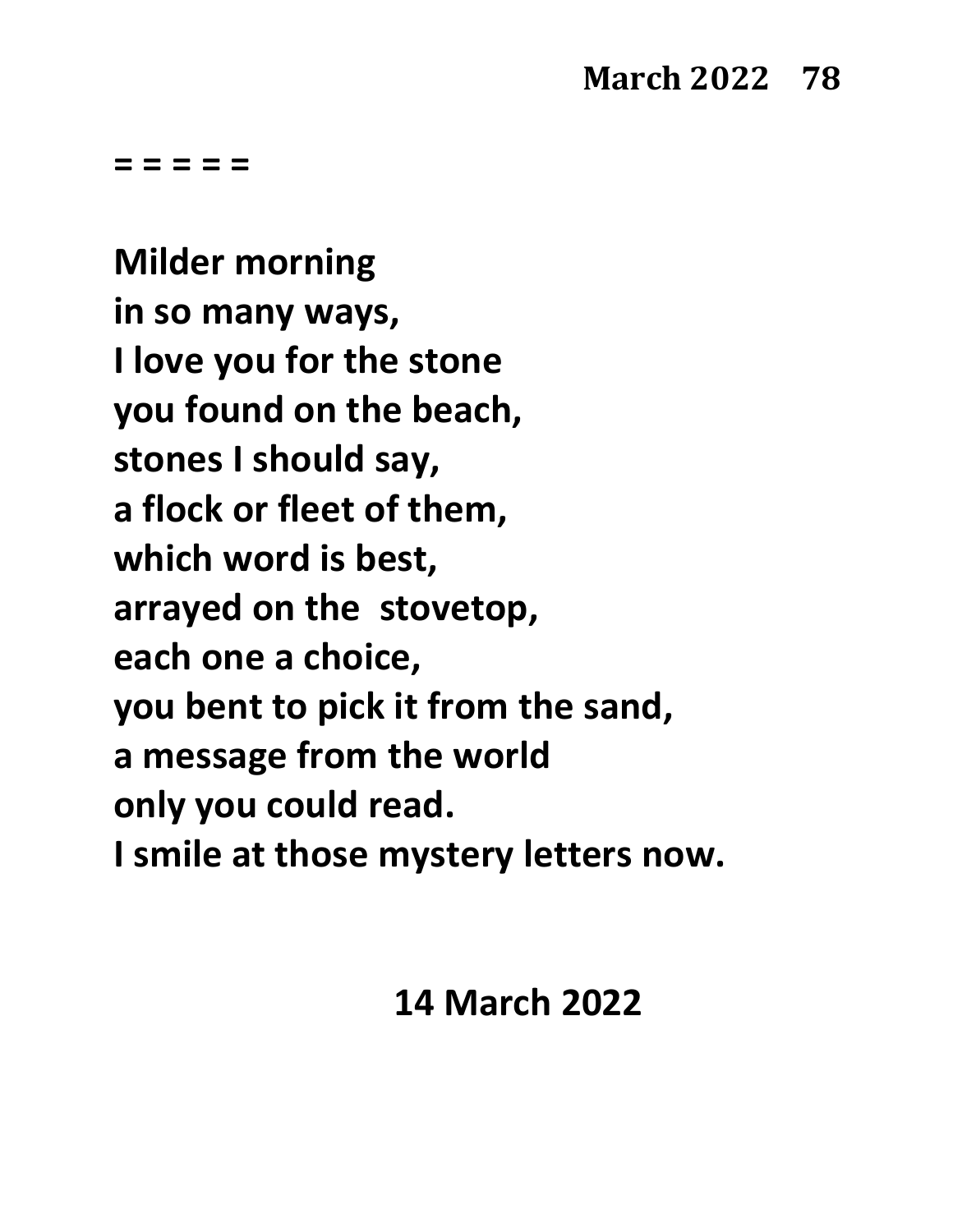= = = = =

**Milder morning**
**in so many ways,**
**I love you for the stone**
**you found on the beach,**
**stones I should say,**
**a flock or fleet of them,**
**which word is best,**
**arrayed on the stovetop,**
**each one a choice,**
**you bent to pick it from the sand,**
**a message from the world**
**only you could read.**
**I smile at those mystery letters now.**

**14 March 2022**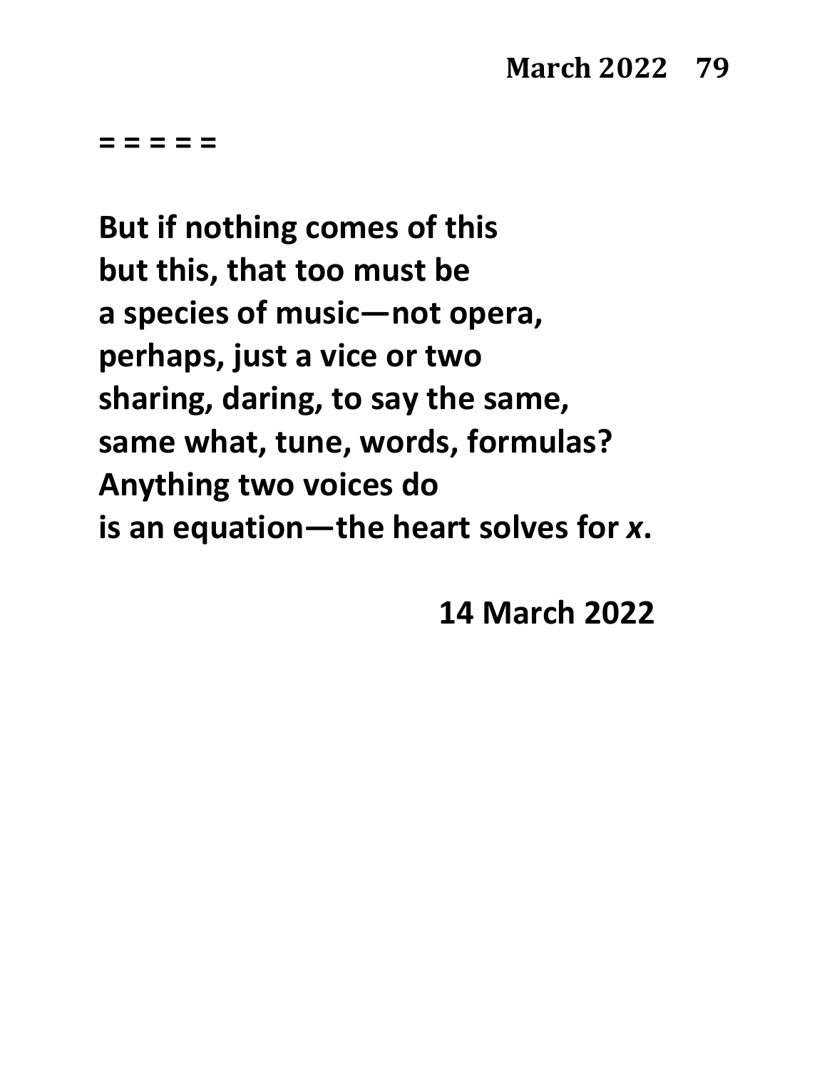**= = = = =**

**But if nothing comes of this**  
**but this, that too must be**  
**a species of music—not opera,**  
**perhaps, just a vice or two**  
**sharing, daring, to say the same,**  
**same what, tune, words, formulas?**  
**Anything two voices do**  
**is an equation—the heart solves for *x*.**

**14 March 2022**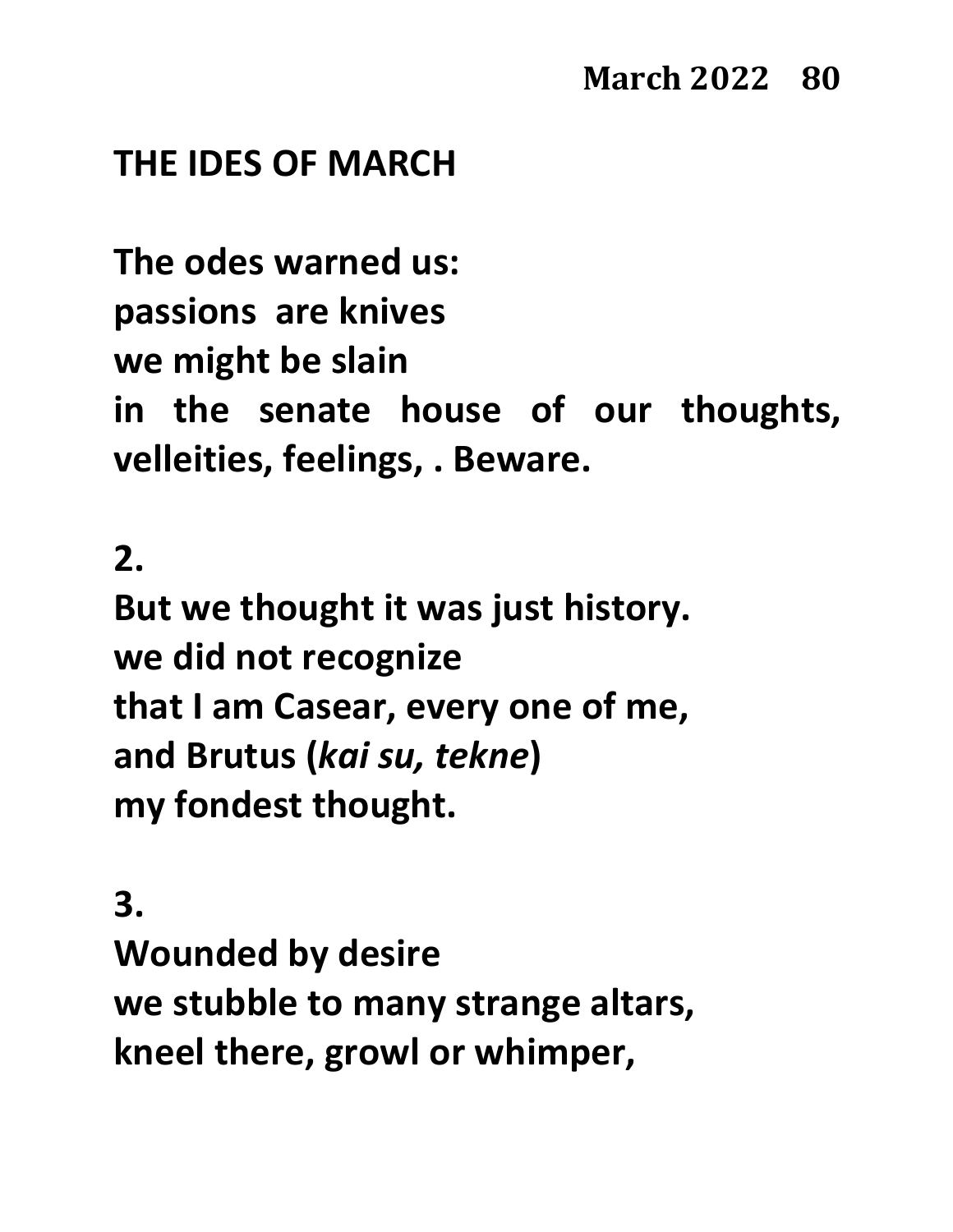## THE IDES OF MARCH

**The odes warned us:**
**passions  are knives**
**we might be slain**
**in the senate house of our thoughts, velleities, feelings, . Beware.**

**2.**
**But we thought it was just history.**
**we did not recognize**
**that I am Casear, every one of me,**
**and Brutus (*kai su, tekne*)**
**my fondest thought.**

**3.**
**Wounded by desire**
**we stubble to many strange altars,**
**kneel there, growl or whimper,**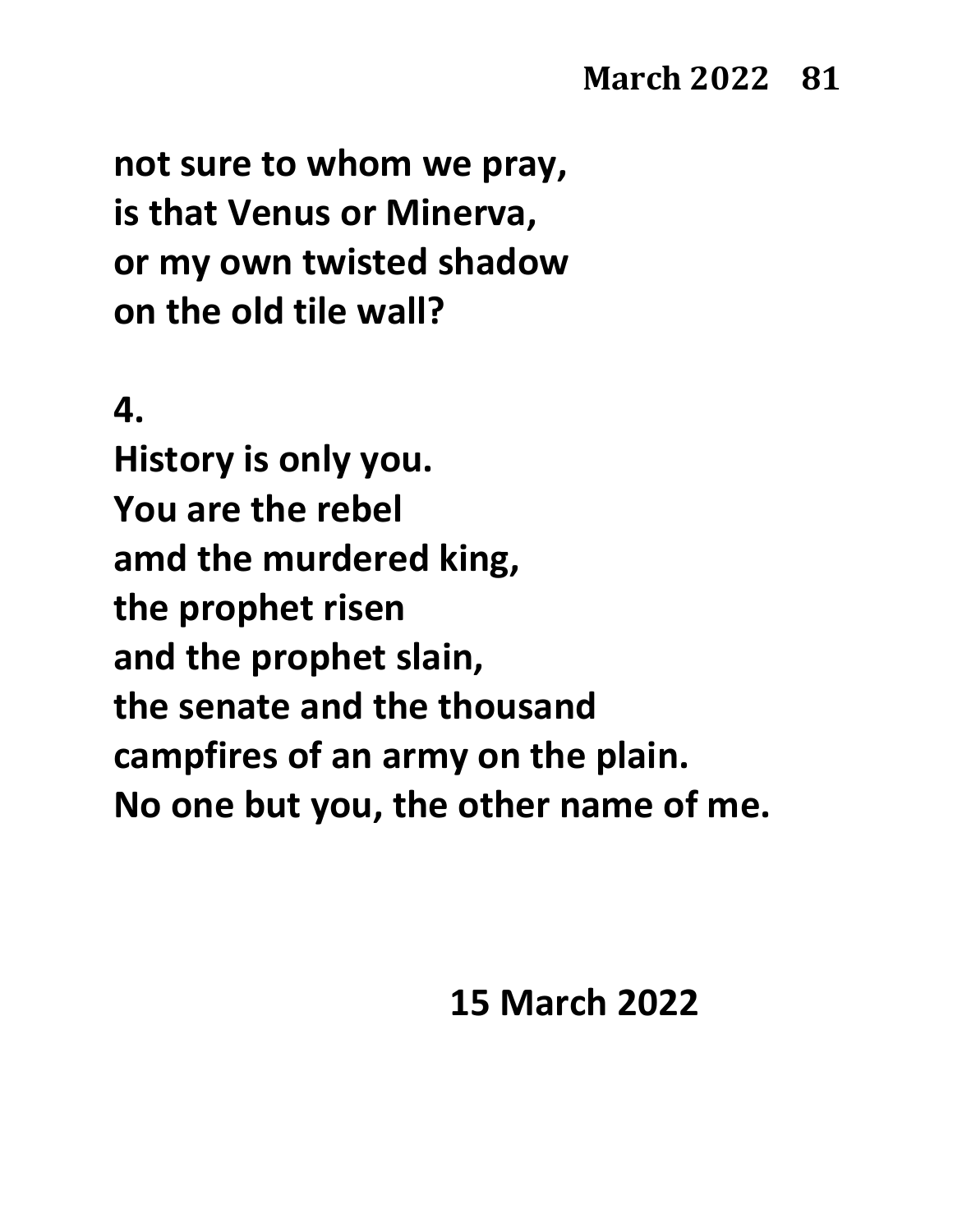**not sure to whom we pray,**
**is that Venus or Minerva,**
**or my own twisted shadow**
**on the old tile wall?**

**4.**

**History is only you.**
**You are the rebel**
**amd the murdered king,**
**the prophet risen**
**and the prophet slain,**
**the senate and the thousand**
**campfires of an army on the plain.**
**No one but you, the other name of me.**

**15 March 2022**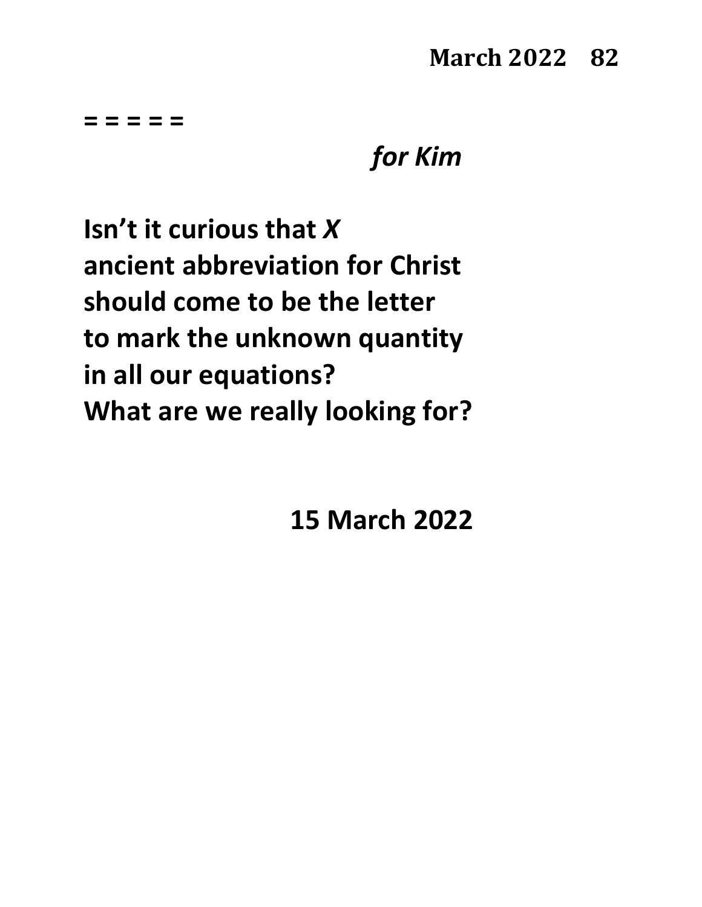= = = = =

*for Kim*

**Isn't it curious that *X***
**ancient abbreviation for Christ**
**should come to be the letter**
**to mark the unknown quantity**
**in all our equations?**
**What are we really looking for?**

**15 March 2022**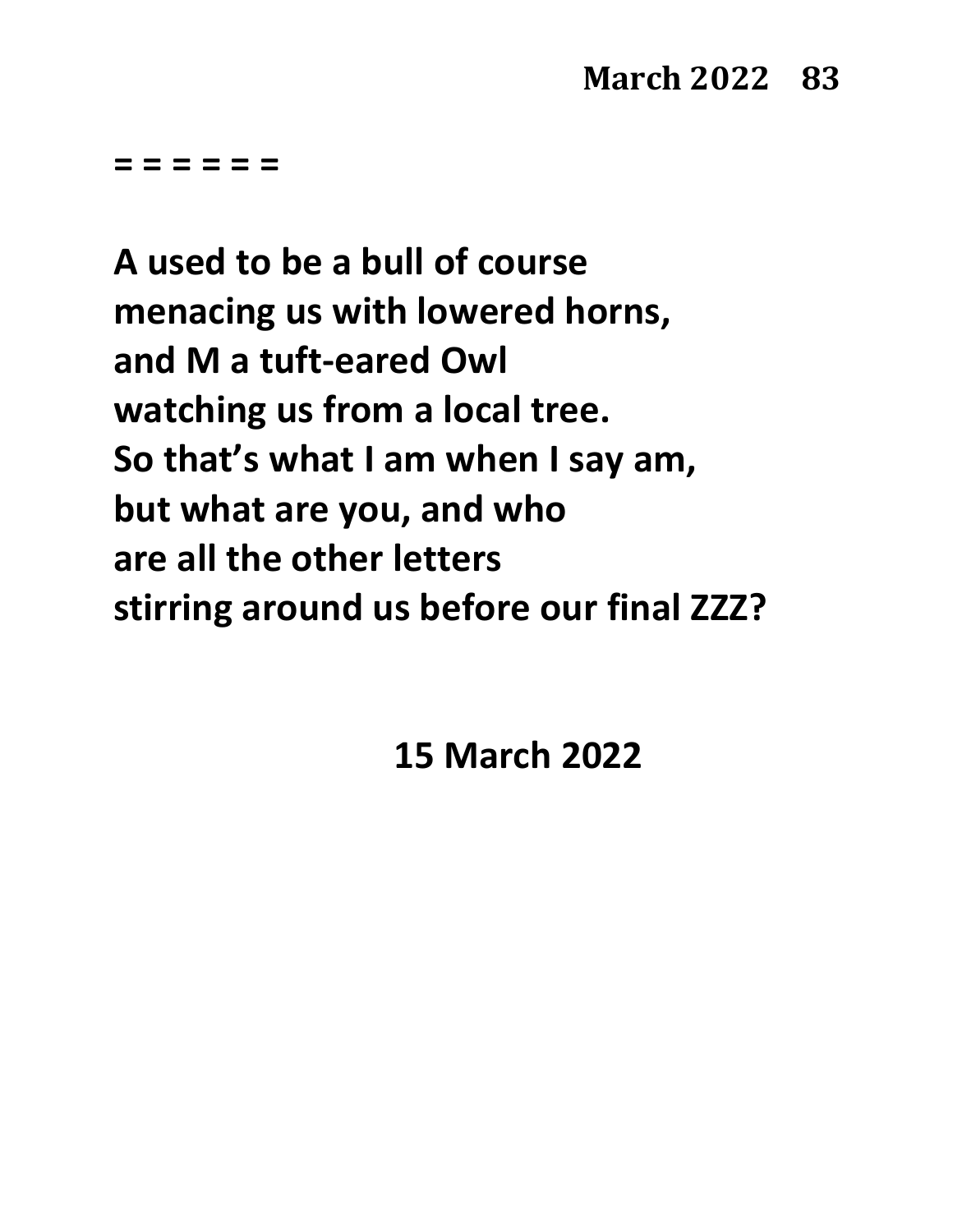= = = = = =

**A used to be a bull of course**
**menacing us with lowered horns,**
**and M a tuft-eared Owl**
**watching us from a local tree.**
**So that's what I am when I say am,**
**but what are you, and who**
**are all the other letters**
**stirring around us before our final ZZZ?**

**15 March 2022**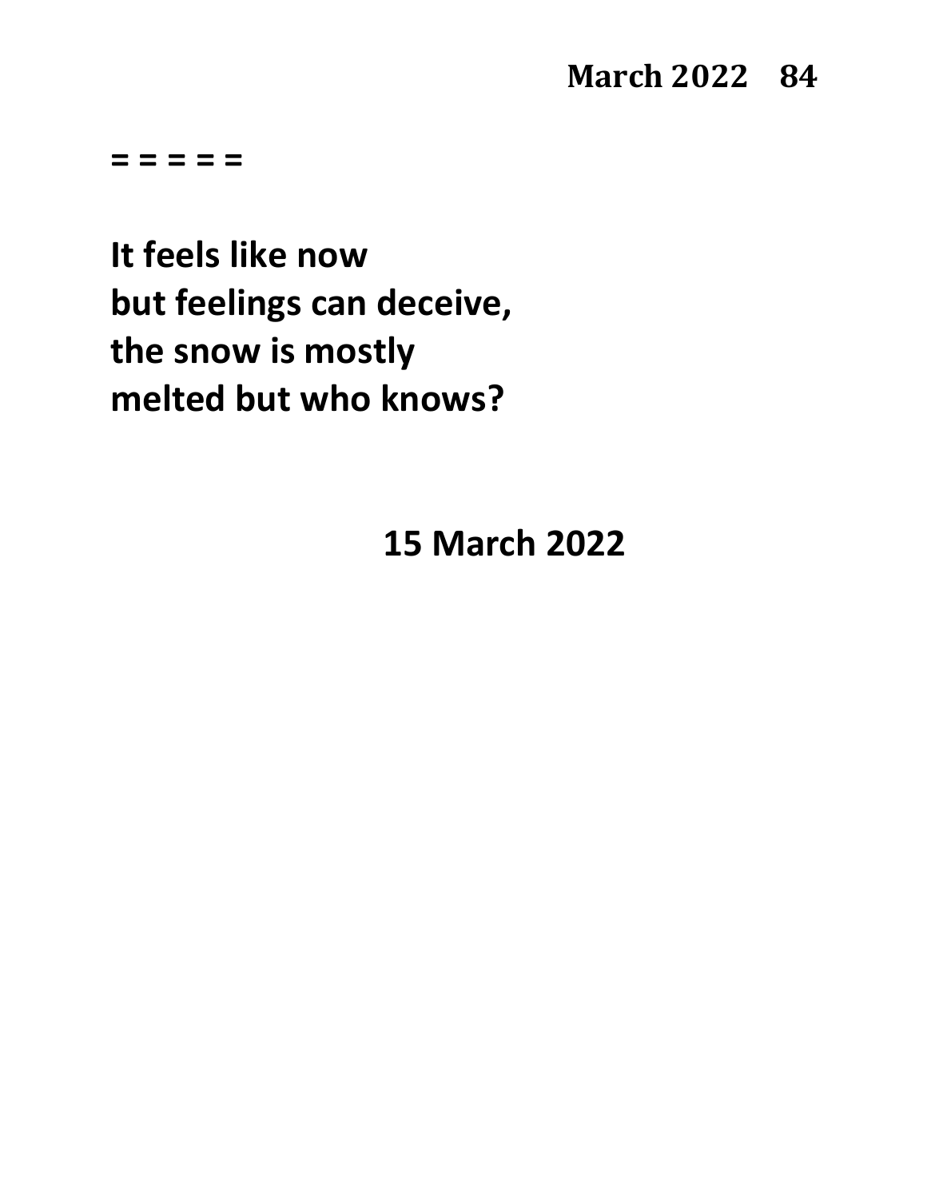= = = = =

**It feels like now**
**but feelings can deceive,**
**the snow is mostly**
**melted but who knows?**

**15 March 2022**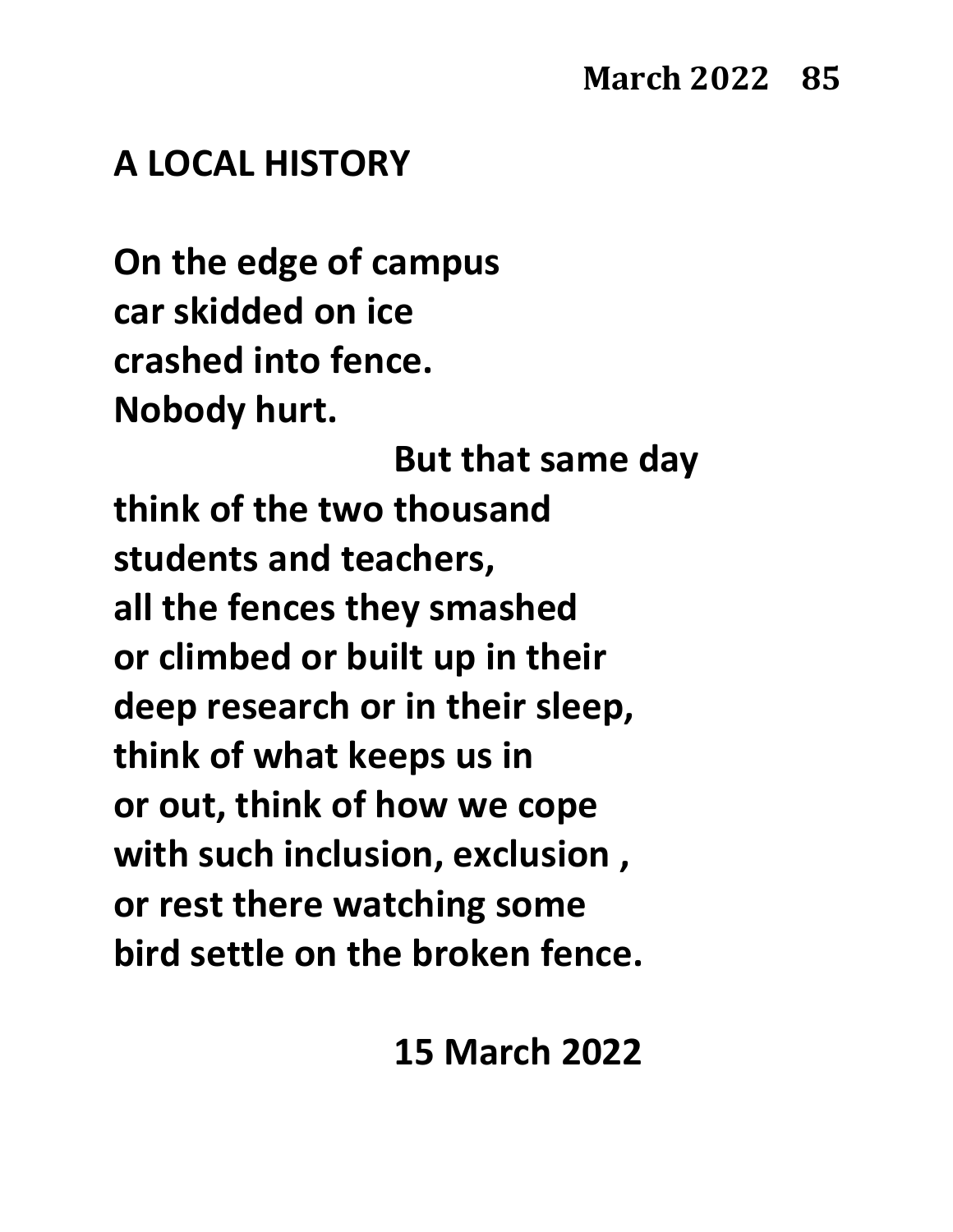## A LOCAL HISTORY

**On the edge of campus**
**car skidded on ice**
**crashed into fence.**
**Nobody hurt.**
**But that same day**
**think of the two thousand**
**students and teachers,**
**all the fences they smashed**
**or climbed or built up in their**
**deep research or in their sleep,**
**think of what keeps us in**
**or out, think of how we cope**
**with such inclusion, exclusion ,**
**or rest there watching some**
**bird settle on the broken fence.**

**15 March 2022**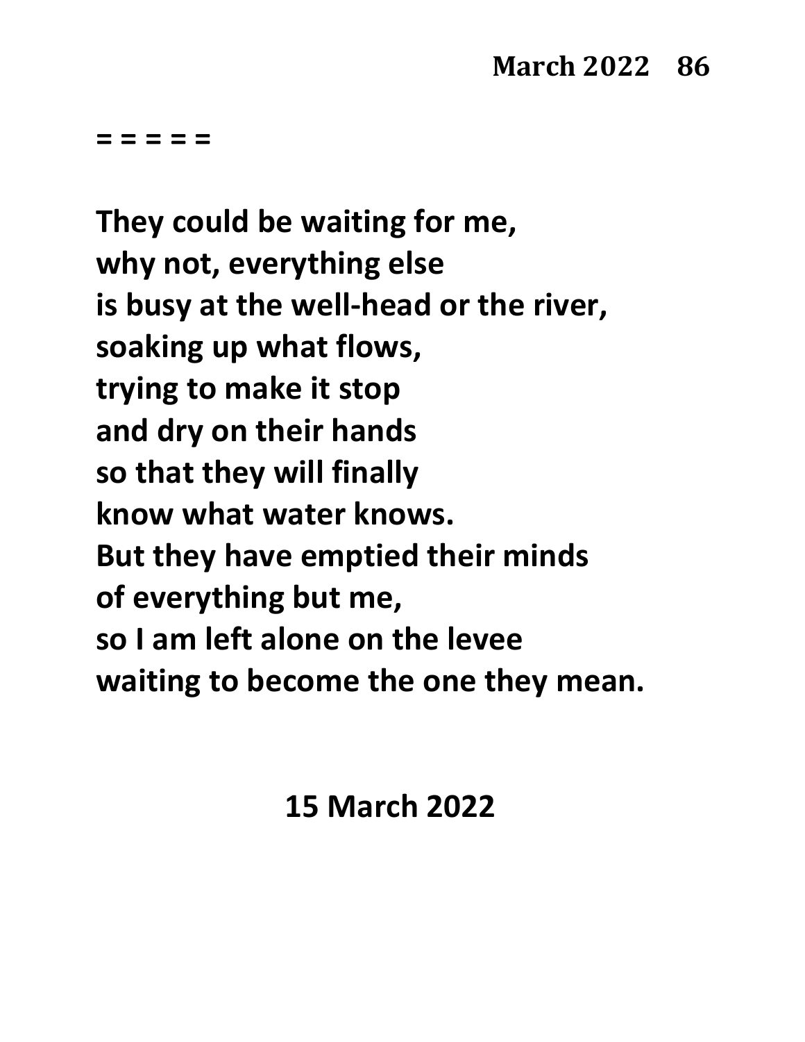= = = = =

**They could be waiting for me,**
**why not, everything else**
**is busy at the well-head or the river,**
**soaking up what flows,**
**trying to make it stop**
**and dry on their hands**
**so that they will finally**
**know what water knows.**
**But they have emptied their minds**
**of everything but me,**
**so I am left alone on the levee**
**waiting to become the one they mean.**

**15 March 2022**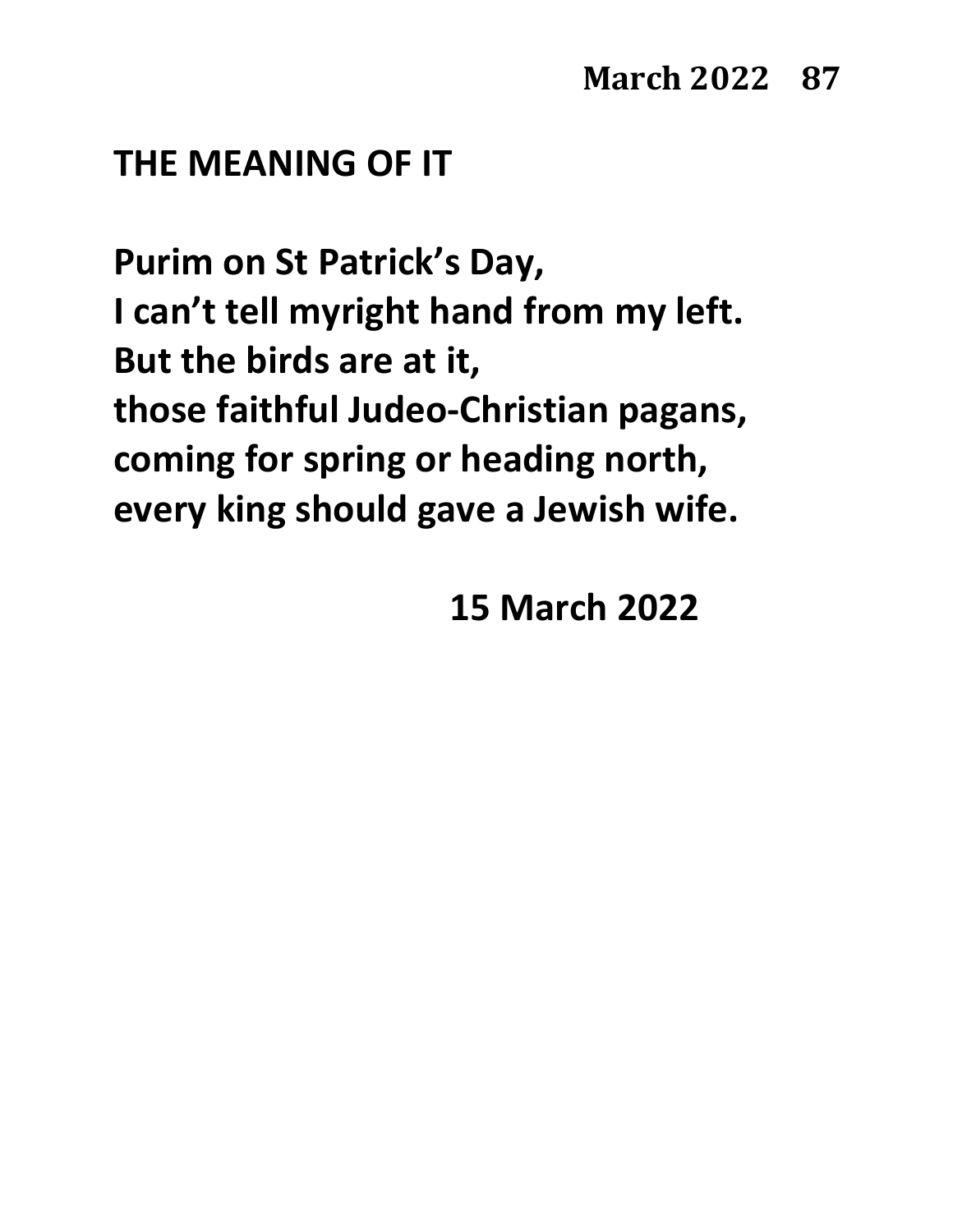## THE MEANING OF IT

Purim on St Patrick's Day,
I can't tell myright hand from my left.
But the birds are at it,
those faithful Judeo-Christian pagans,
coming for spring or heading north,
every king should gave a Jewish wife.

15 March 2022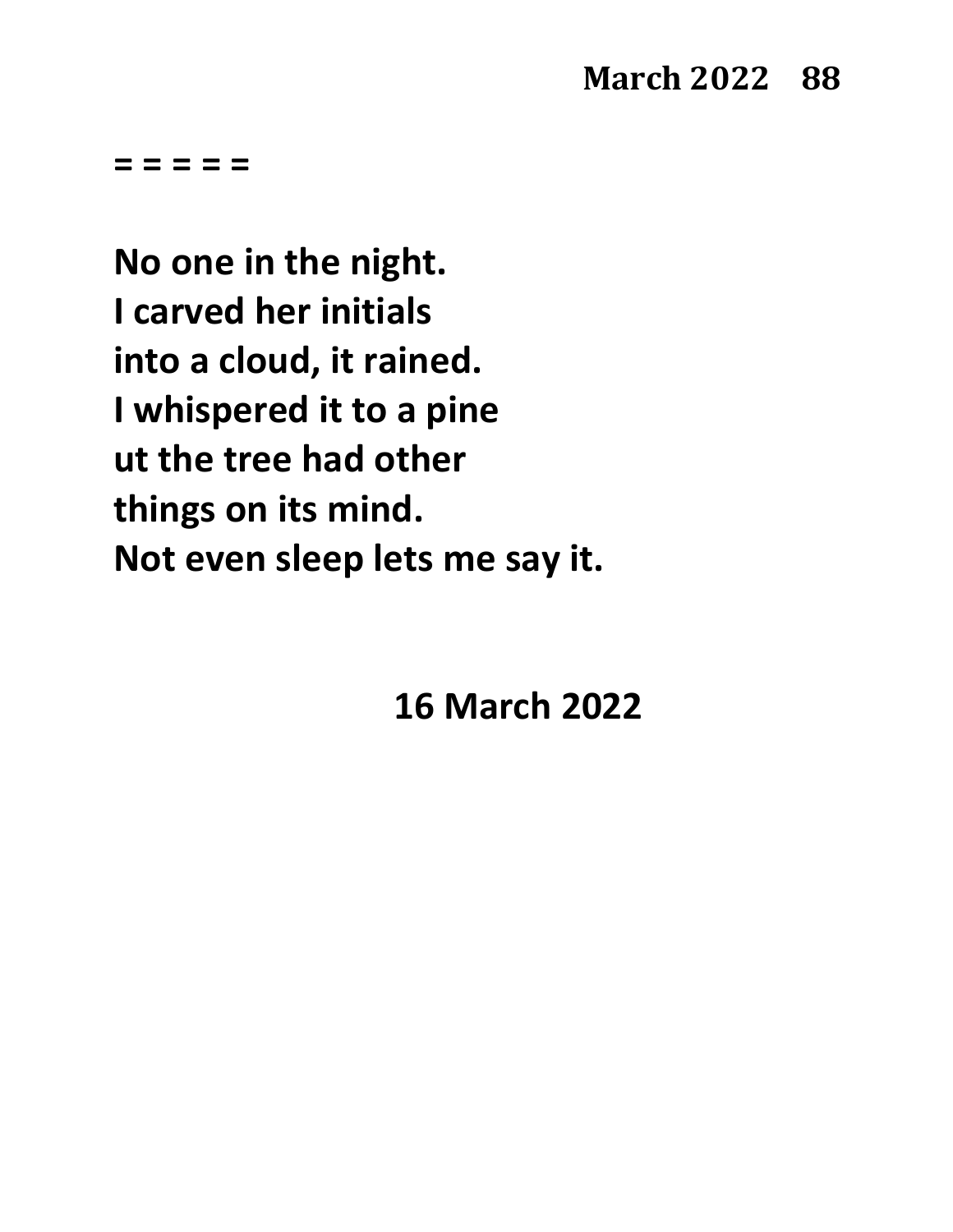**= = = = =**

**No one in the night.**
**I carved her initials**
**into a cloud, it rained.**
**I whispered it to a pine**
**ut the tree had other**
**things on its mind.**
**Not even sleep lets me say it.**

**16 March 2022**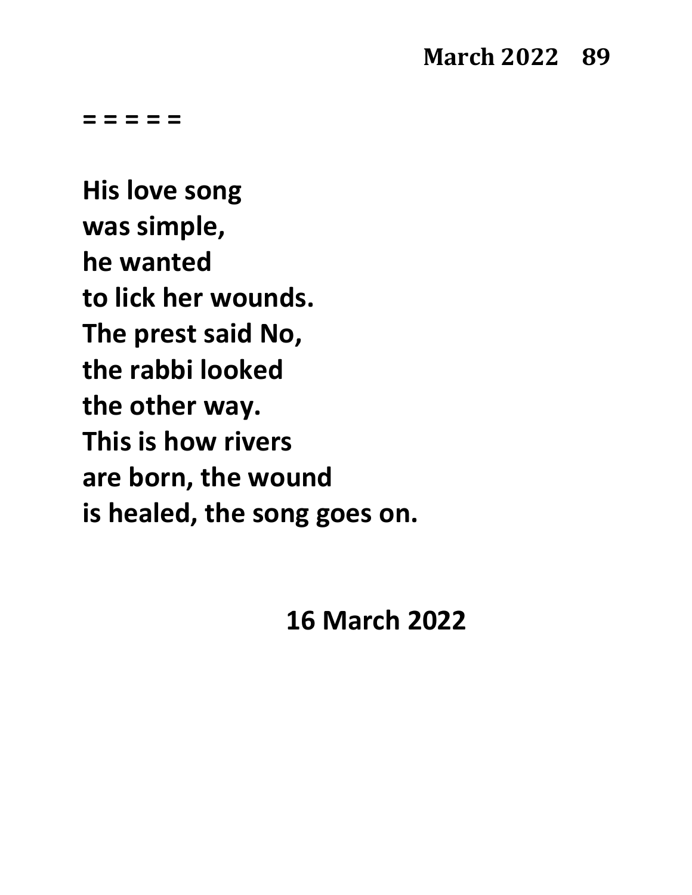= = = = =

**His love song**
**was simple,**
**he wanted**
**to lick her wounds.**
**The prest said No,**
**the rabbi looked**
**the other way.**
**This is how rivers**
**are born, the wound**
**is healed, the song goes on.**

**16 March 2022**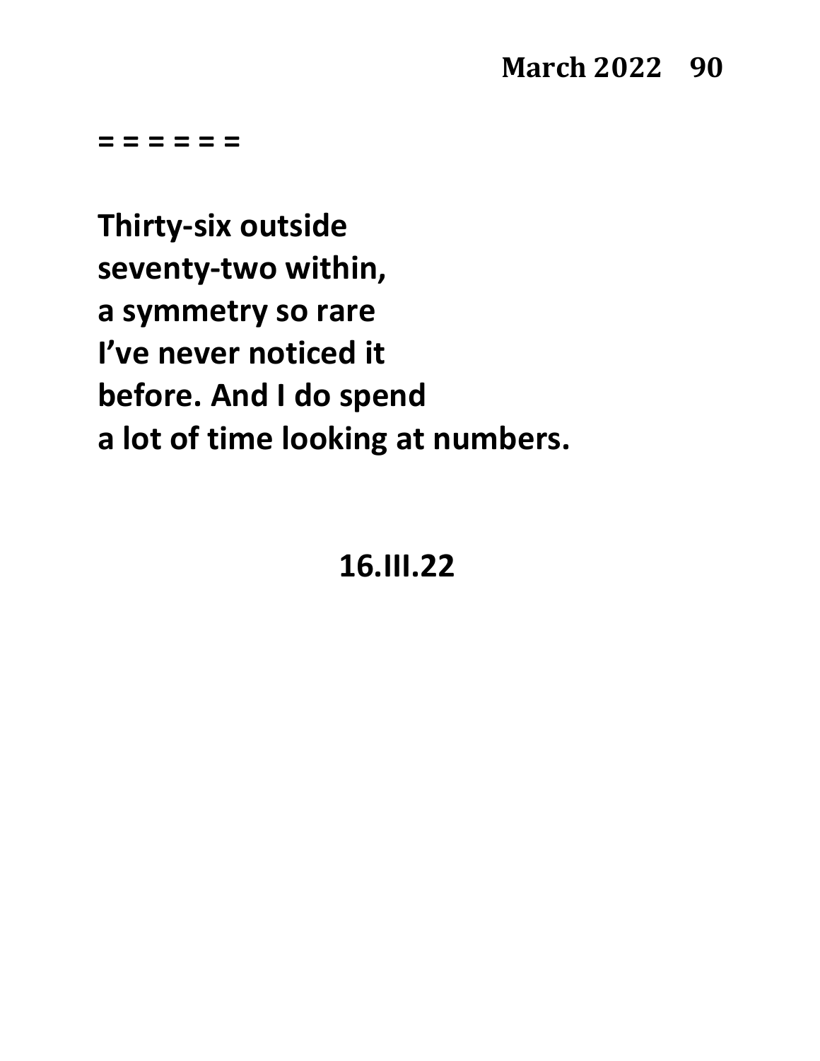= = = = = =

**Thirty-six outside**
**seventy-two within,**
**a symmetry so rare**
**I've never noticed it**
**before. And I do spend**
**a lot of time looking at numbers.**

**16.III.22**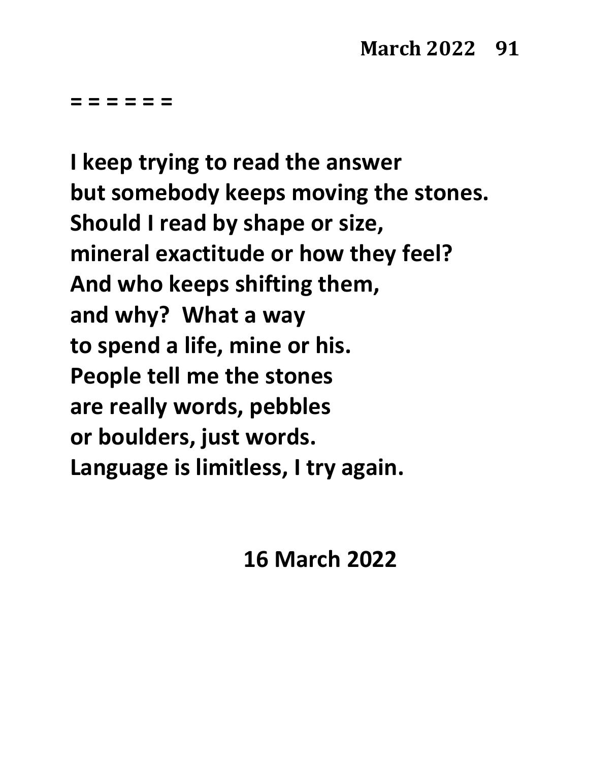= = = = = =

**I keep trying to read the answer**  
**but somebody keeps moving the stones.**  
**Should I read by shape or size,**  
**mineral exactitude or how they feel?**  
**And who keeps shifting them,**  
**and why?  What a way**  
**to spend a life, mine or his.**  
**People tell me the stones**  
**are really words, pebbles**  
**or boulders, just words.**  
**Language is limitless, I try again.**

**16 March 2022**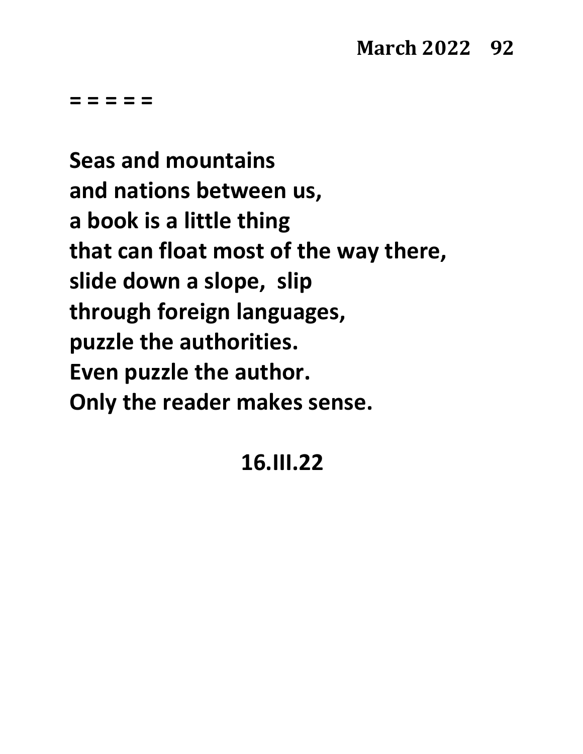= = = = =

**Seas and mountains**
**and nations between us,**
**a book is a little thing**
**that can float most of the way there,**
**slide down a slope,  slip**
**through foreign languages,**
**puzzle the authorities.**
**Even puzzle the author.**
**Only the reader makes sense.**

**16.III.22**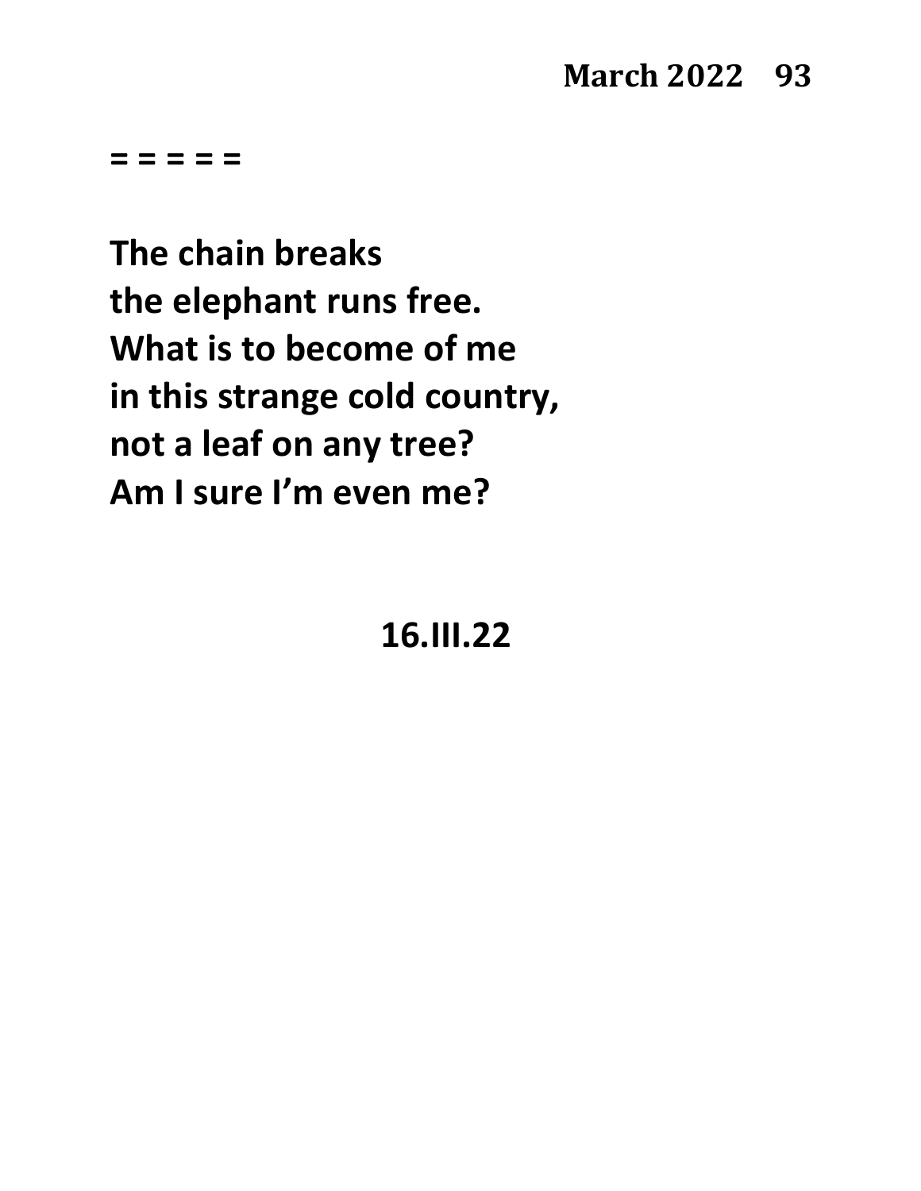= = = = =

**The chain breaks**
**the elephant runs free.**
**What is to become of me**
**in this strange cold country,**
**not a leaf on any tree?**
**Am I sure I'm even me?**

**16.III.22**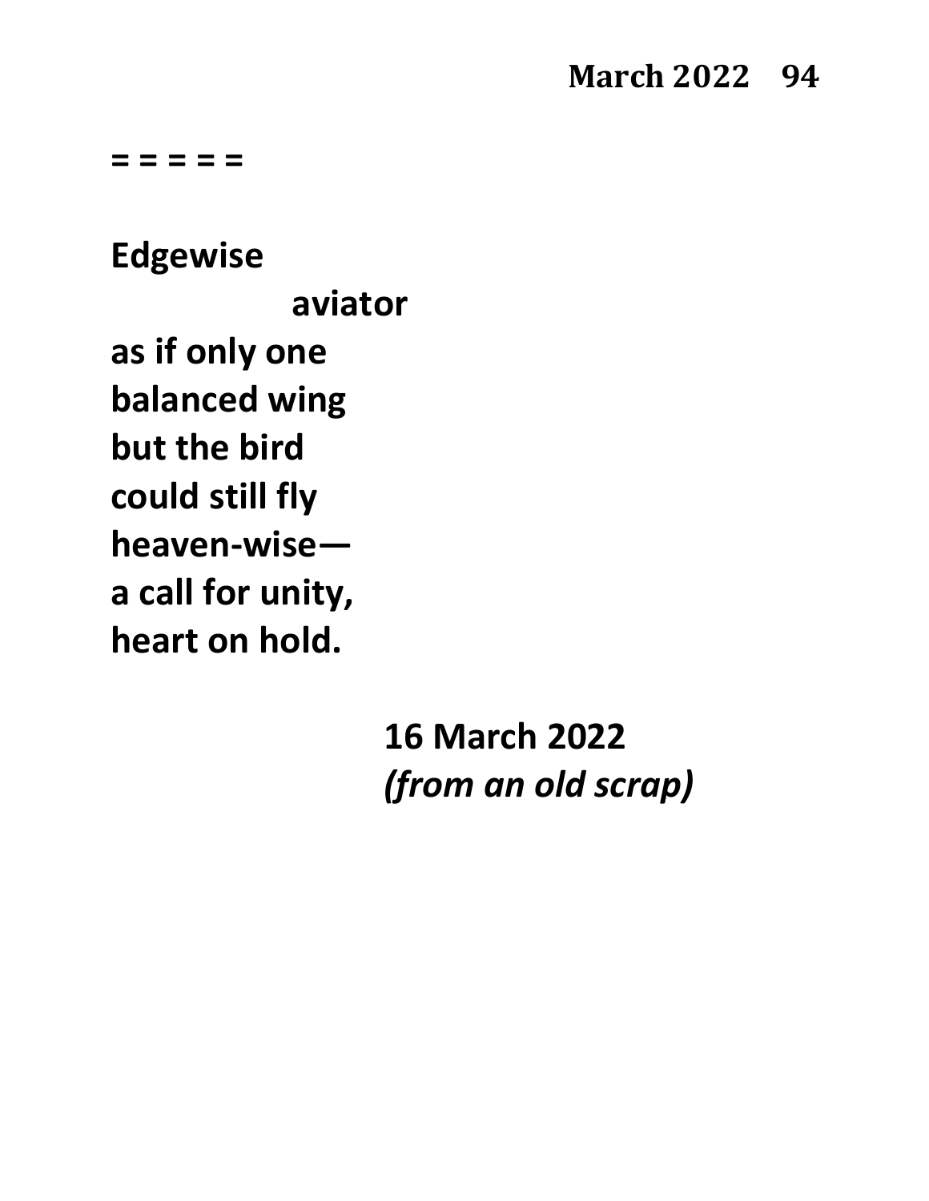**= = = = =**

**Edgewise**
**aviator**
**as if only one**
**balanced wing**
**but the bird**
**could still fly**
**heaven-wise—**
**a call for unity,**
**heart on hold.**

**16 March 2022**
***(from an old scrap)***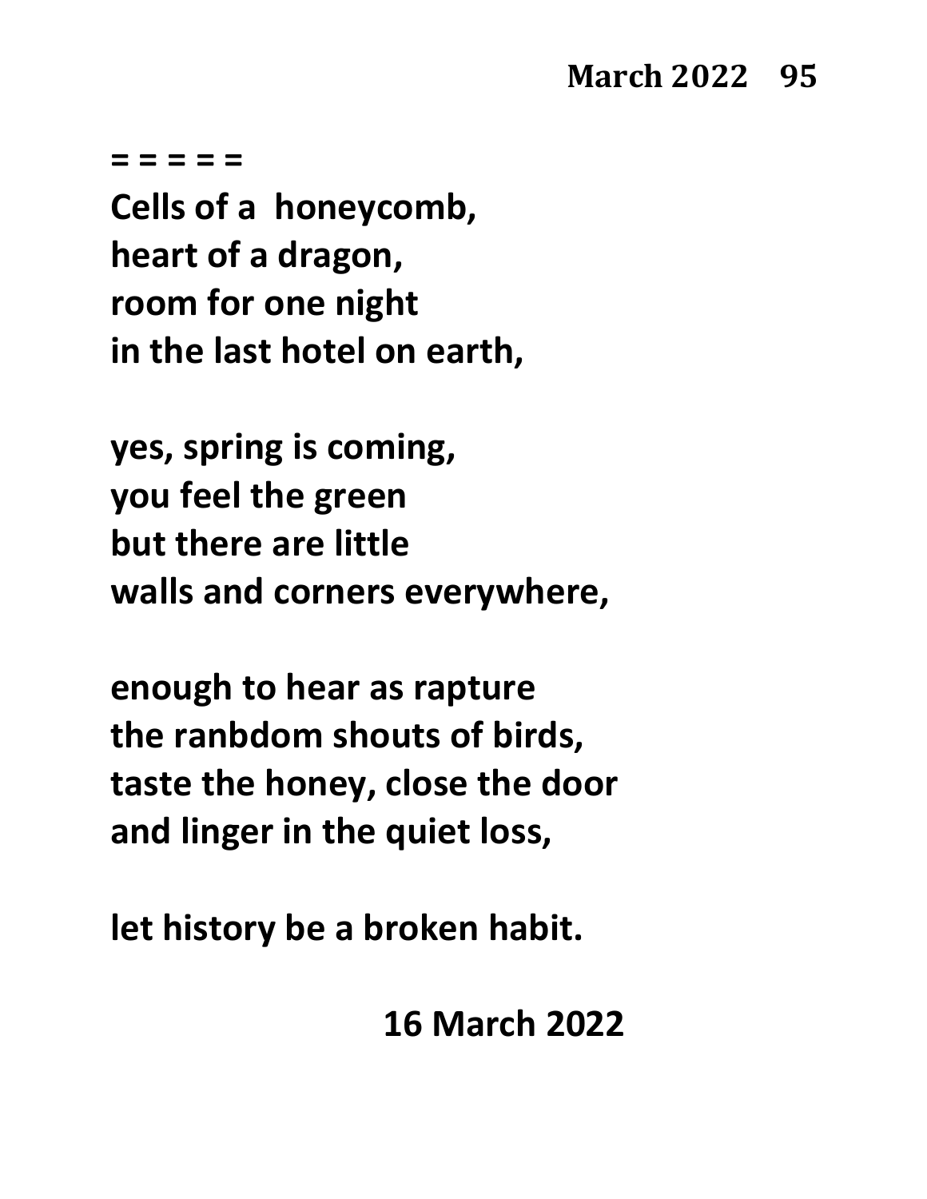= = = = =

**Cells of a  honeycomb,**
**heart of a dragon,**
**room for one night**
**in the last hotel on earth,**

**yes, spring is coming,**
**you feel the green**
**but there are little**
**walls and corners everywhere,**

**enough to hear as rapture**
**the ranbdom shouts of birds,**
**taste the honey, close the door**
**and linger in the quiet loss,**

**let history be a broken habit.**

**16 March 2022**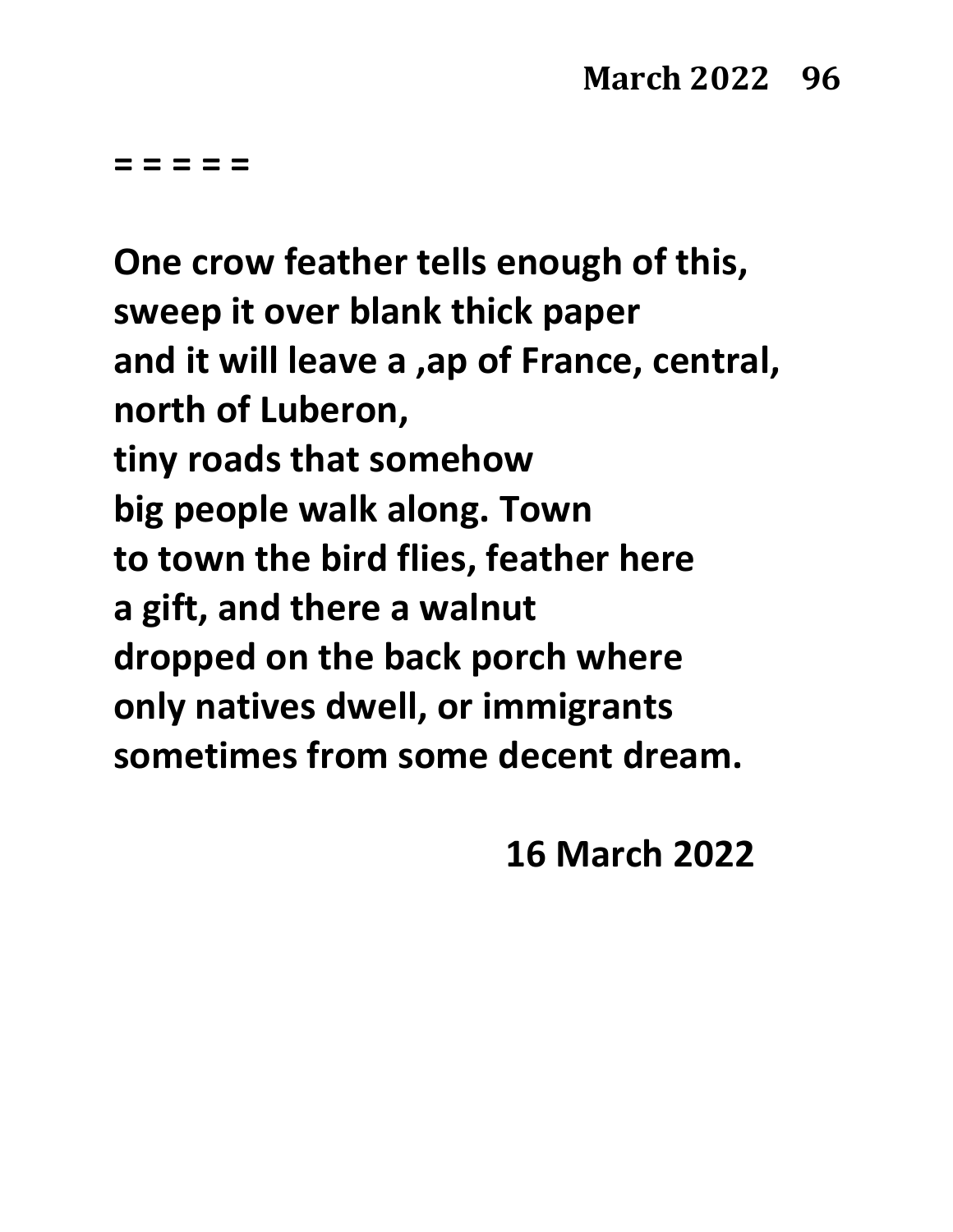= = = = =

**One crow feather tells enough of this,**
**sweep it over blank thick paper**
**and it will leave a ,ap of France, central,**
**north of Luberon,**
**tiny roads that somehow**
**big people walk along. Town**
**to town the bird flies, feather here**
**a gift, and there a walnut**
**dropped on the back porch where**
**only natives dwell, or immigrants**
**sometimes from some decent dream.**

**16 March 2022**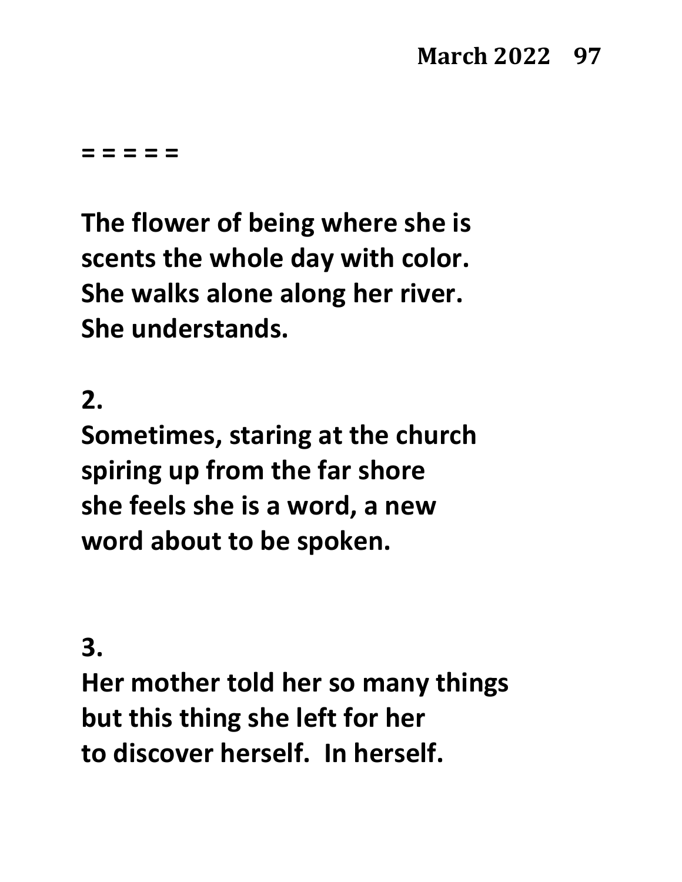= = = = =

**The flower of being where she is**
**scents the whole day with color.**
**She walks alone along her river.**
**She understands.**

**2.**
**Sometimes, staring at the church**
**spiring up from the far shore**
**she feels she is a word, a new**
**word about to be spoken.**

**3.**
**Her mother told her so many things**
**but this thing she left for her**
**to discover herself. In herself.**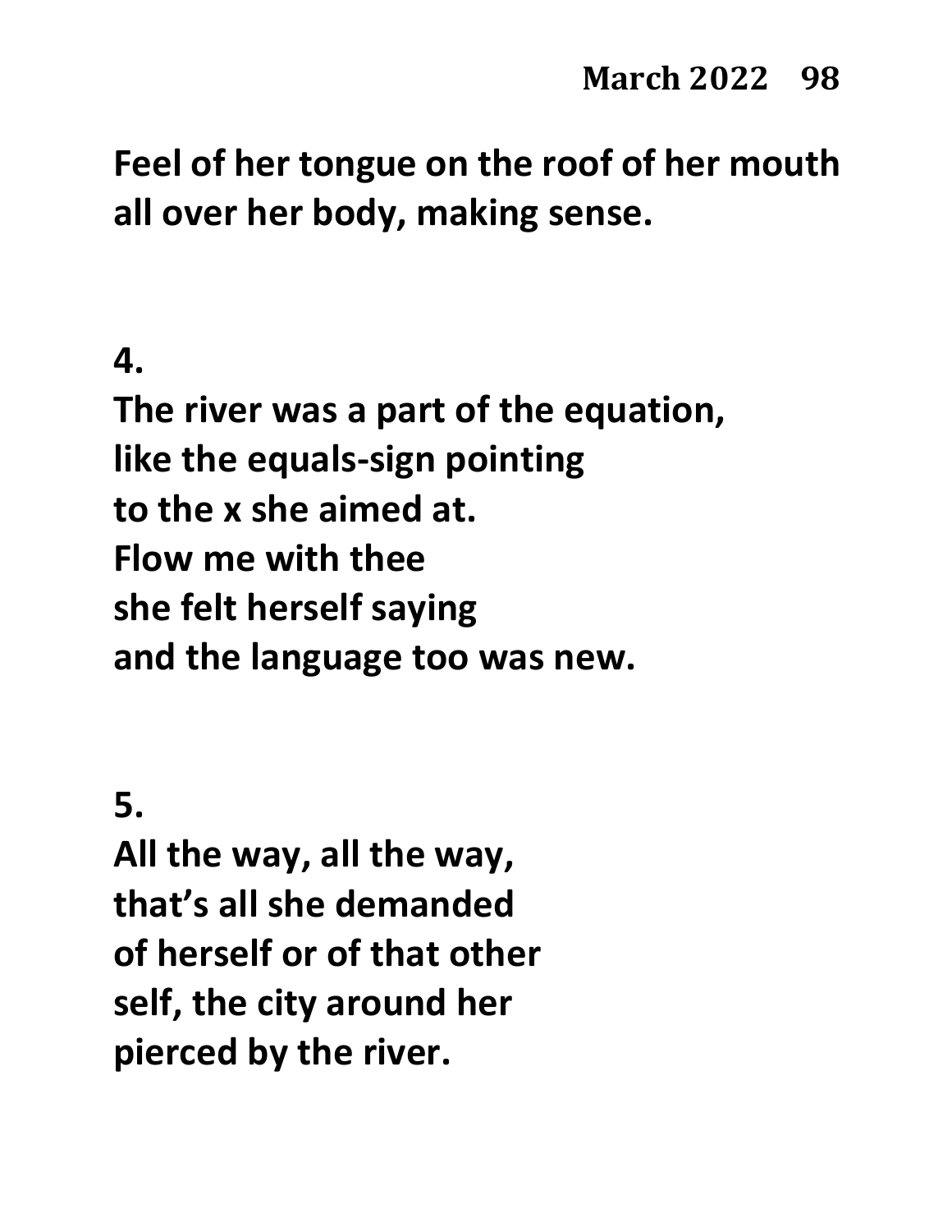**Feel of her tongue on the roof of her mouth**
**all over her body, making sense.**

**4.**

**The river was a part of the equation,**
**like the equals-sign pointing**
**to the x she aimed at.**
**Flow me with thee**
**she felt herself saying**
**and the language too was new.**

**5.**

**All the way, all the way,**
**that's all she demanded**
**of herself or of that other**
**self, the city around her**
**pierced by the river.**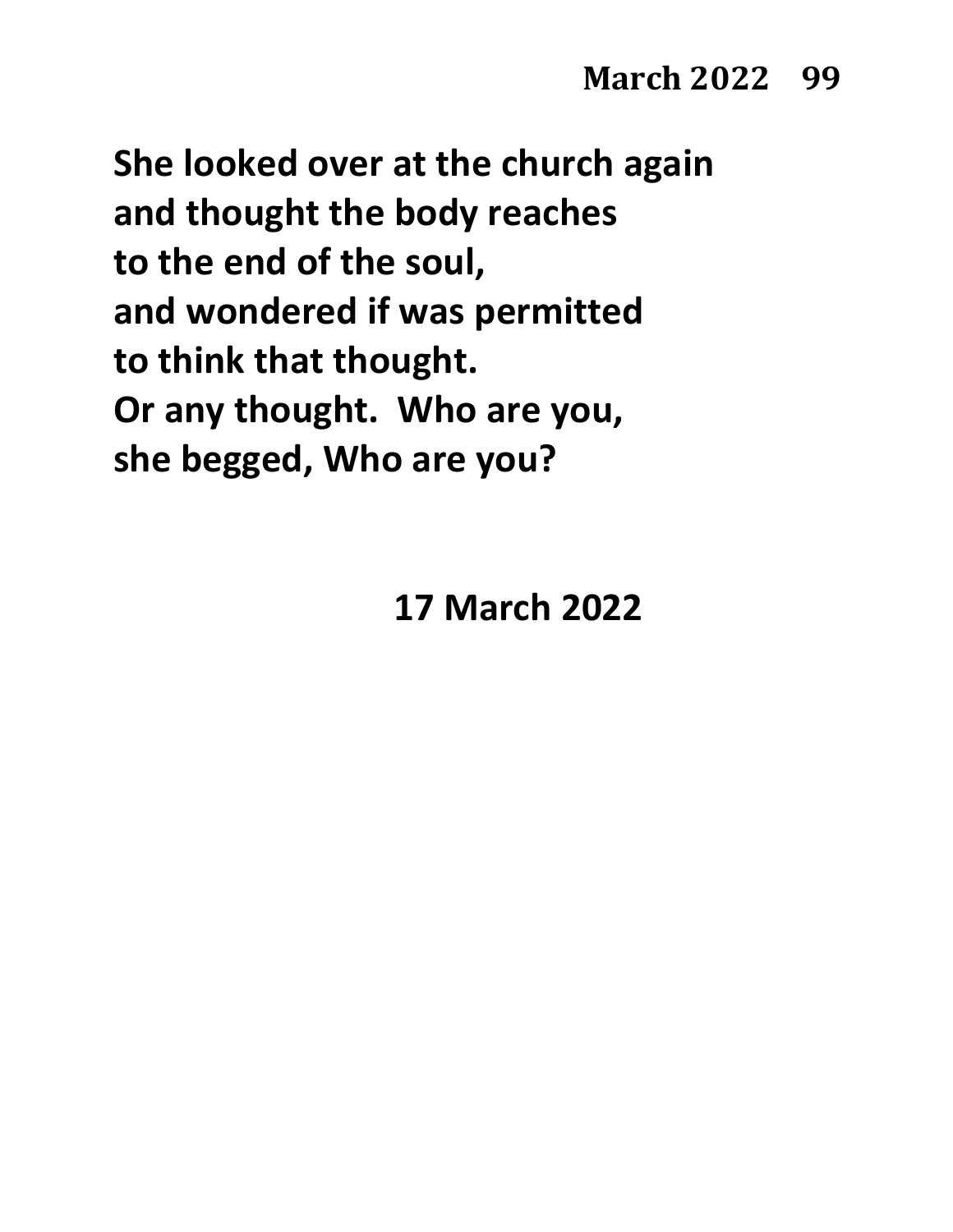**She looked over at the church again**
**and thought the body reaches**
**to the end of the soul,**
**and wondered if was permitted**
**to think that thought.**
**Or any thought.  Who are you,**
**she begged, Who are you?**

**17 March 2022**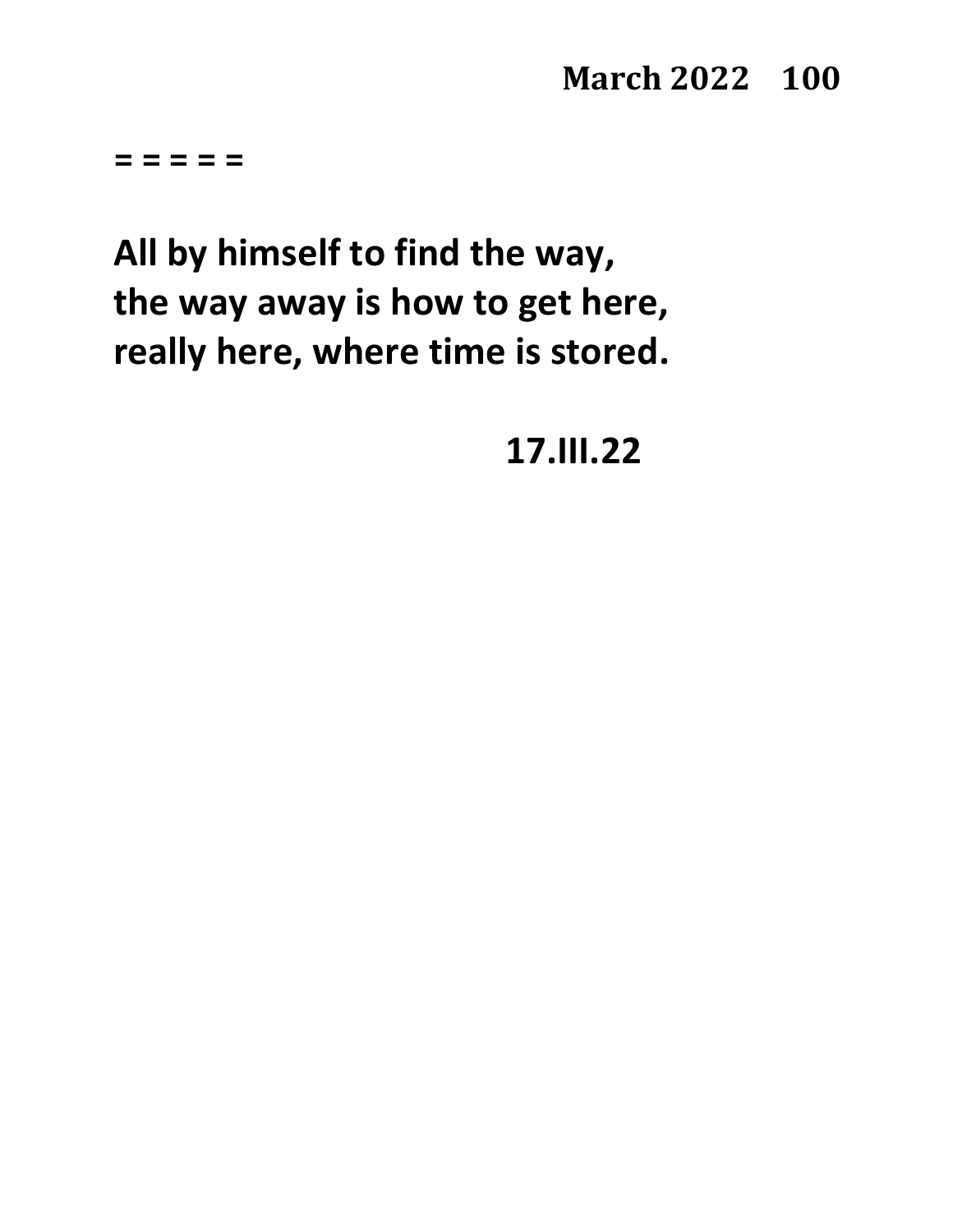= = = = =

**All by himself to find the way,**
**the way away is how to get here,**
**really here, where time is stored.**

**17.III.22**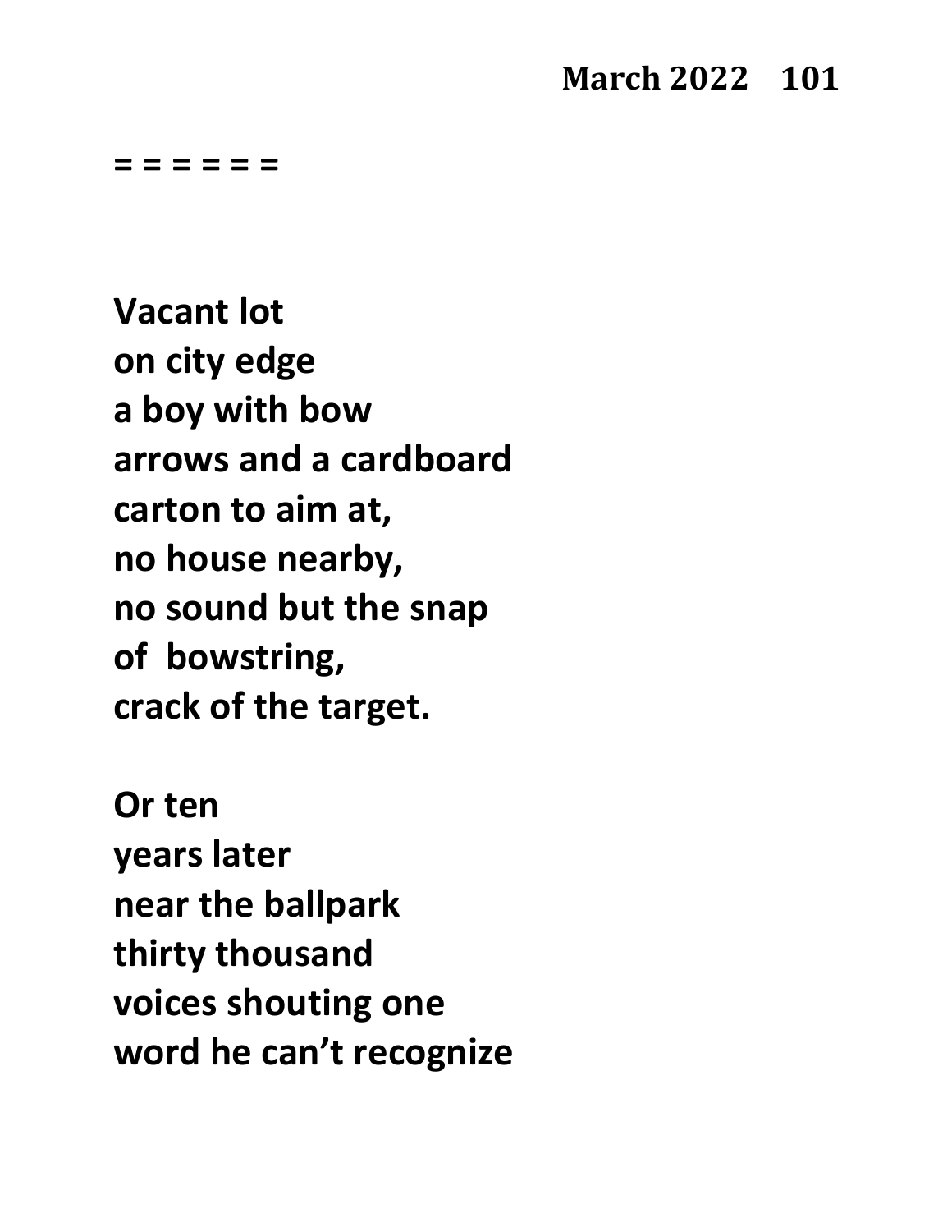= = = = = =

**Vacant lot**
**on city edge**
**a boy with bow**
**arrows and a cardboard**
**carton to aim at,**
**no house nearby,**
**no sound but the snap**
**of bowstring,**
**crack of the target.**

**Or ten**
**years later**
**near the ballpark**
**thirty thousand**
**voices shouting one**
**word he can't recognize**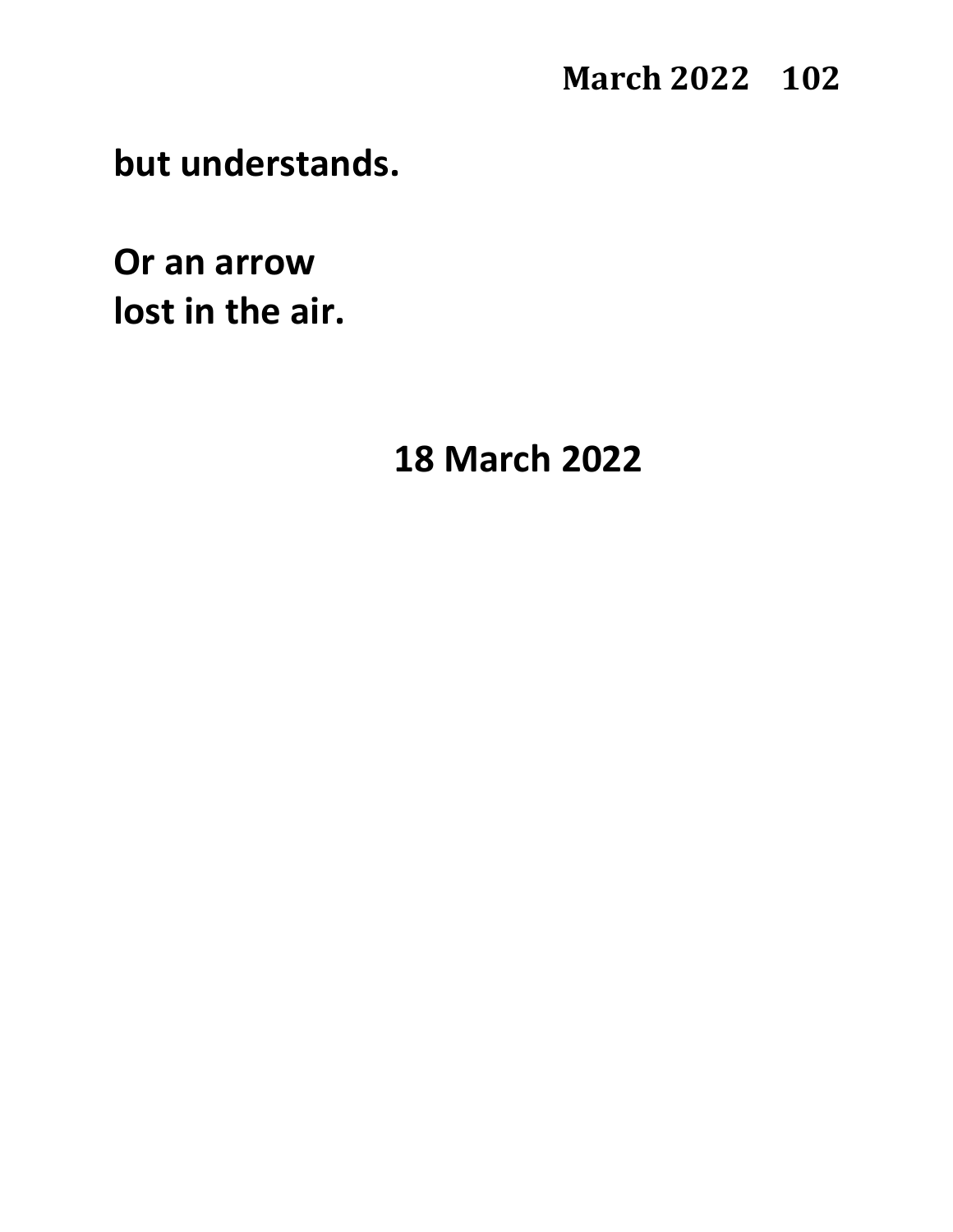**but understands.**

**Or an arrow**
**lost in the air.**

**18 March 2022**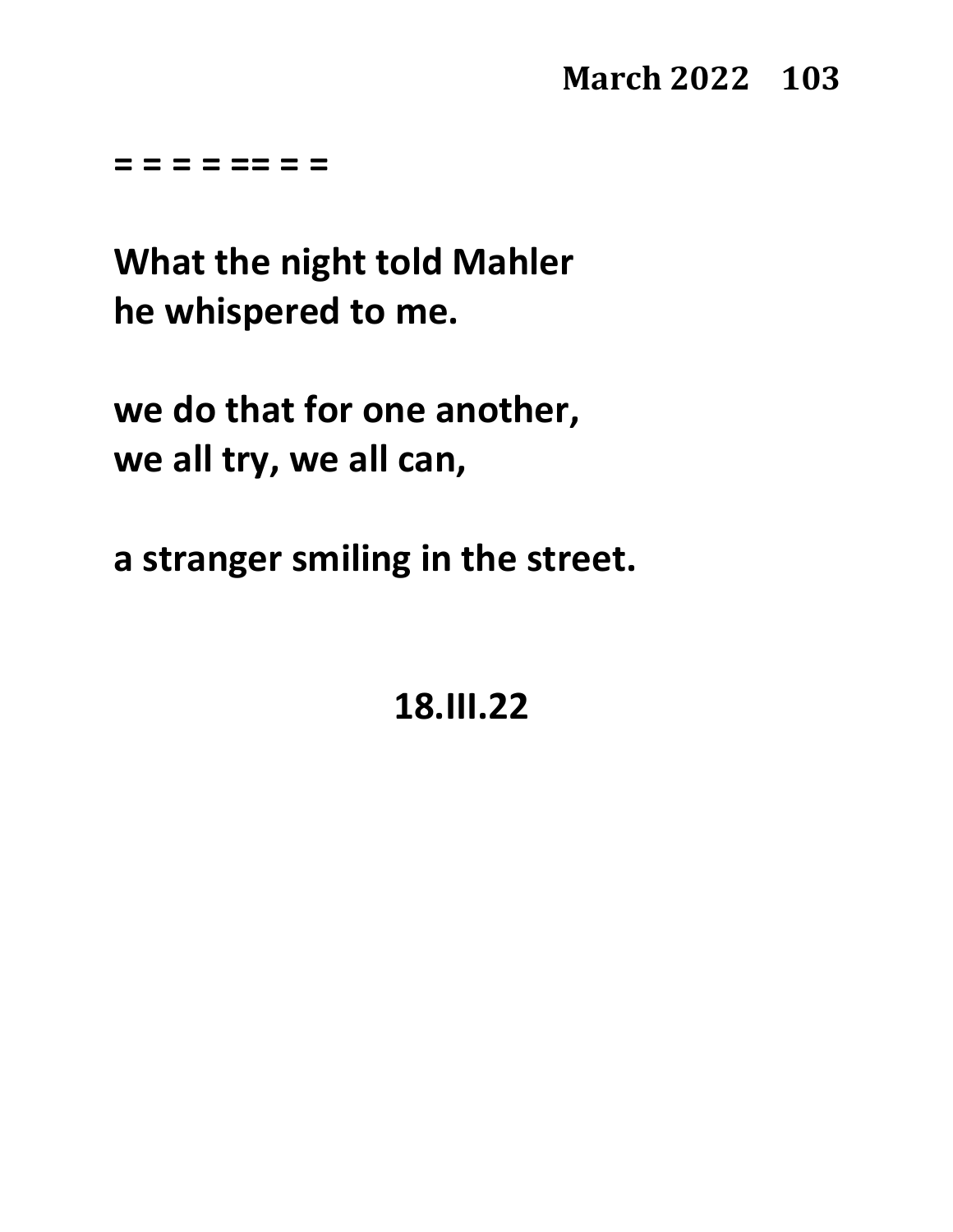= = = = == = =

**What the night told Mahler**
**he whispered to me.**

**we do that for one another,**
**we all try, we all can,**

**a stranger smiling in the street.**

**18.III.22**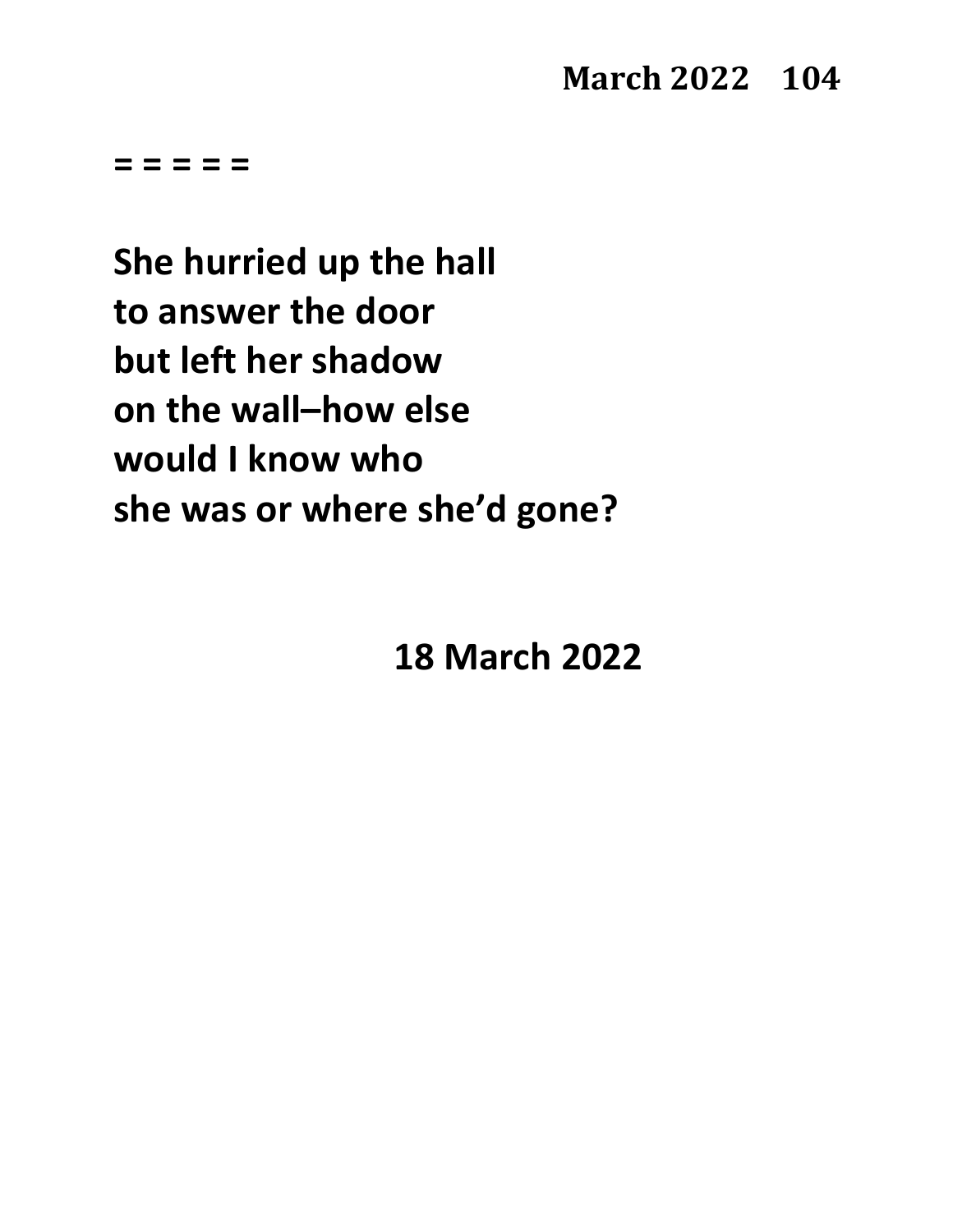= = = = =

**She hurried up the hall**
**to answer the door**
**but left her shadow**
**on the wall–how else**
**would I know who**
**she was or where she'd gone?**

**18 March 2022**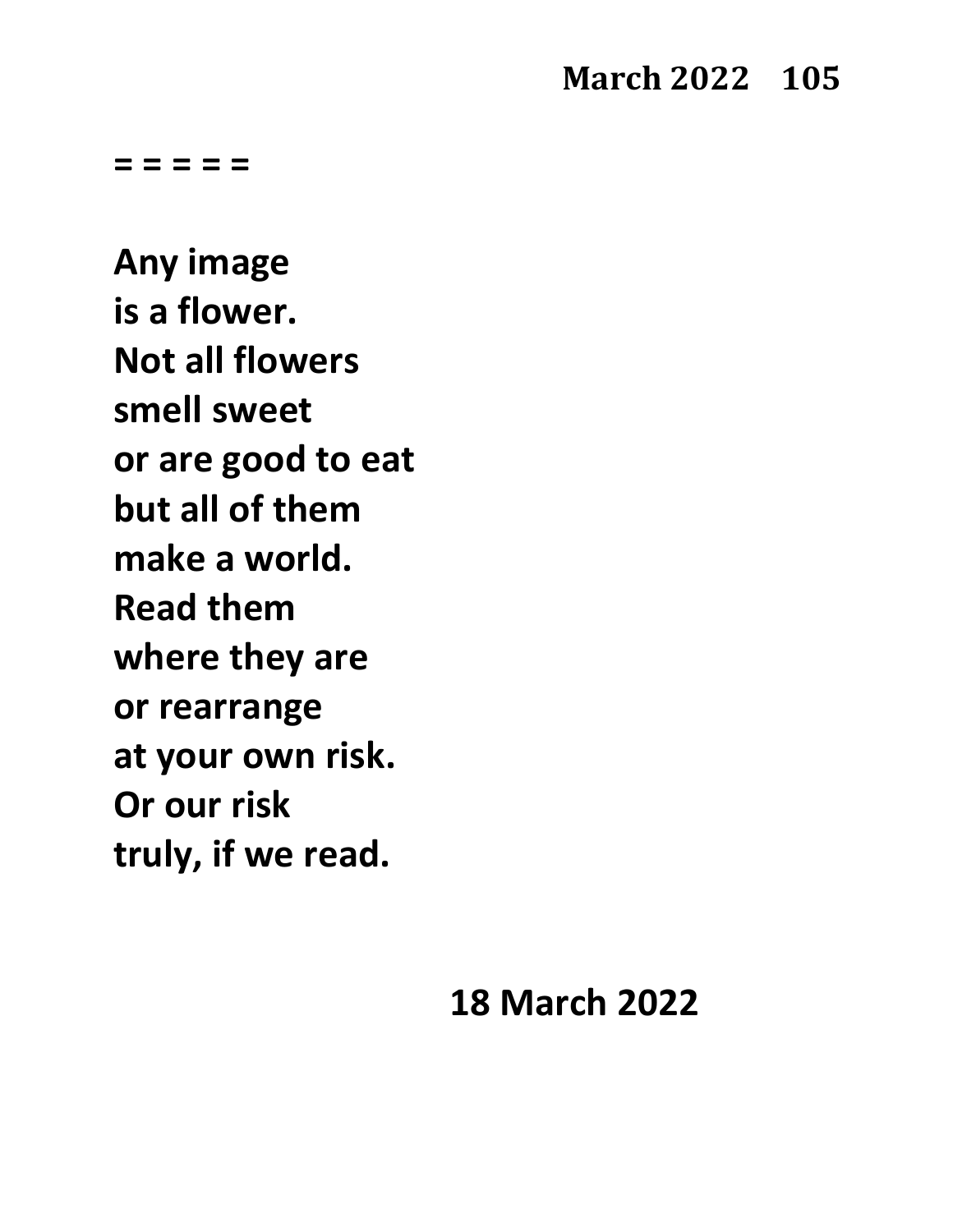= = = = =

**Any image**
**is a flower.**
**Not all flowers**
**smell sweet**
**or are good to eat**
**but all of them**
**make a world.**
**Read them**
**where they are**
**or rearrange**
**at your own risk.**
**Or our risk**
**truly, if we read.**

**18 March 2022**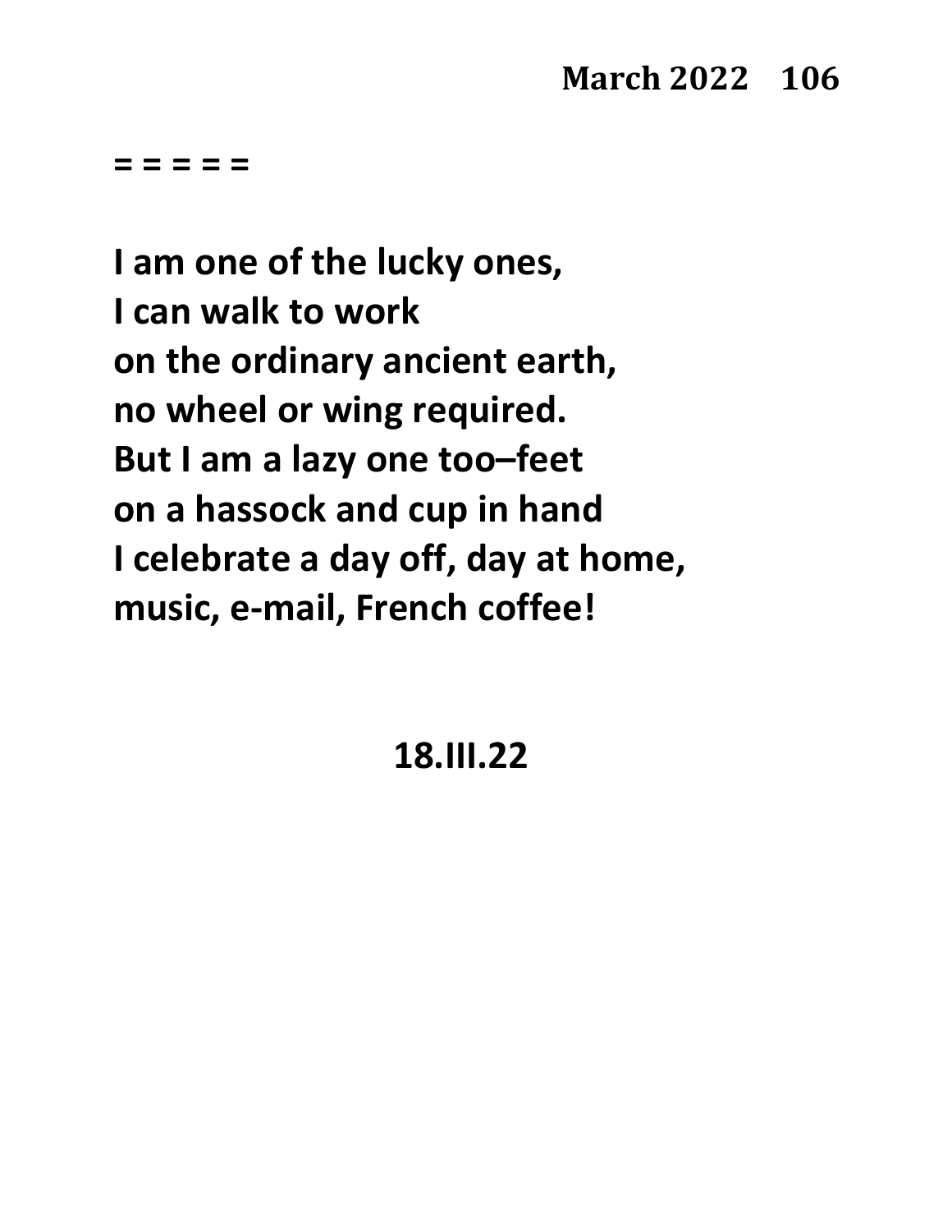= = = = =

**I am one of the lucky ones,**  
**I can walk to work**  
**on the ordinary ancient earth,**  
**no wheel or wing required.**  
**But I am a lazy one too–feet**  
**on a hassock and cup in hand**  
**I celebrate a day off, day at home,**  
**music, e-mail, French coffee!**

**18.III.22**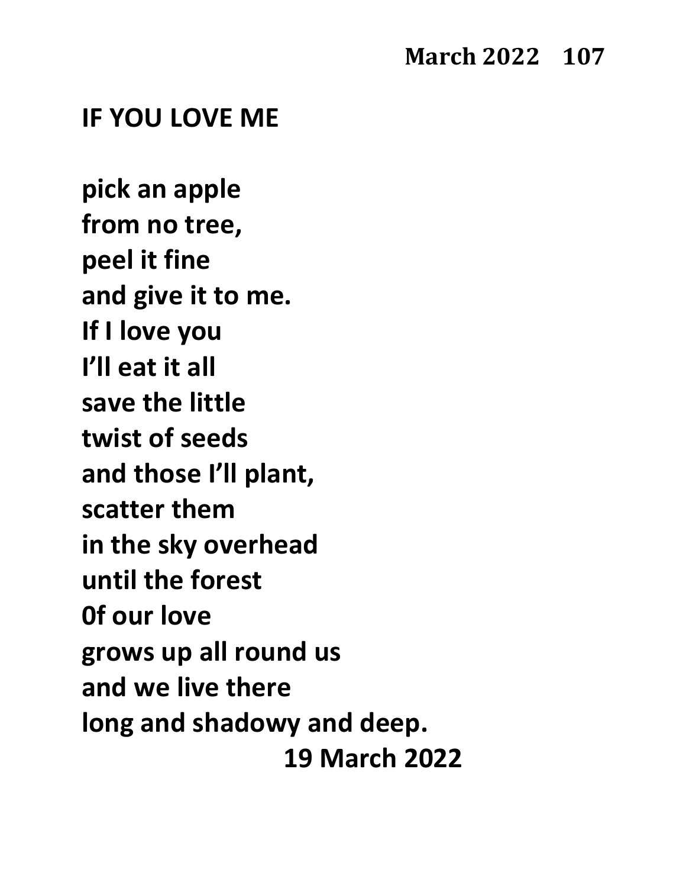## IF YOU LOVE ME

pick an apple  
from no tree,  
peel it fine  
and give it to me.  
If I love you  
I'll eat it all  
save the little  
twist of seeds  
and those I'll plant,  
scatter them  
in the sky overhead  
until the forest  
0f our love  
grows up all round us  
and we live there  
long and shadowy and deep.

19 March 2022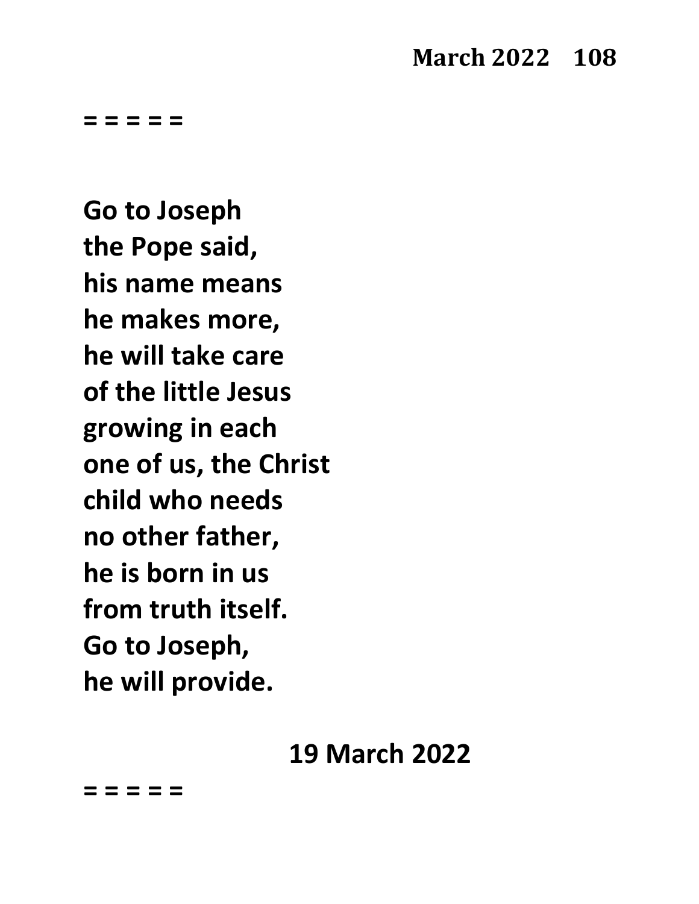= = = = =

**Go to Joseph**
**the Pope said,**
**his name means**
**he makes more,**
**he will take care**
**of the little Jesus**
**growing in each**
**one of us, the Christ**
**child who needs**
**no other father,**
**he is born in us**
**from truth itself.**
**Go to Joseph,**
**he will provide.**

**19 March 2022**

= = = = =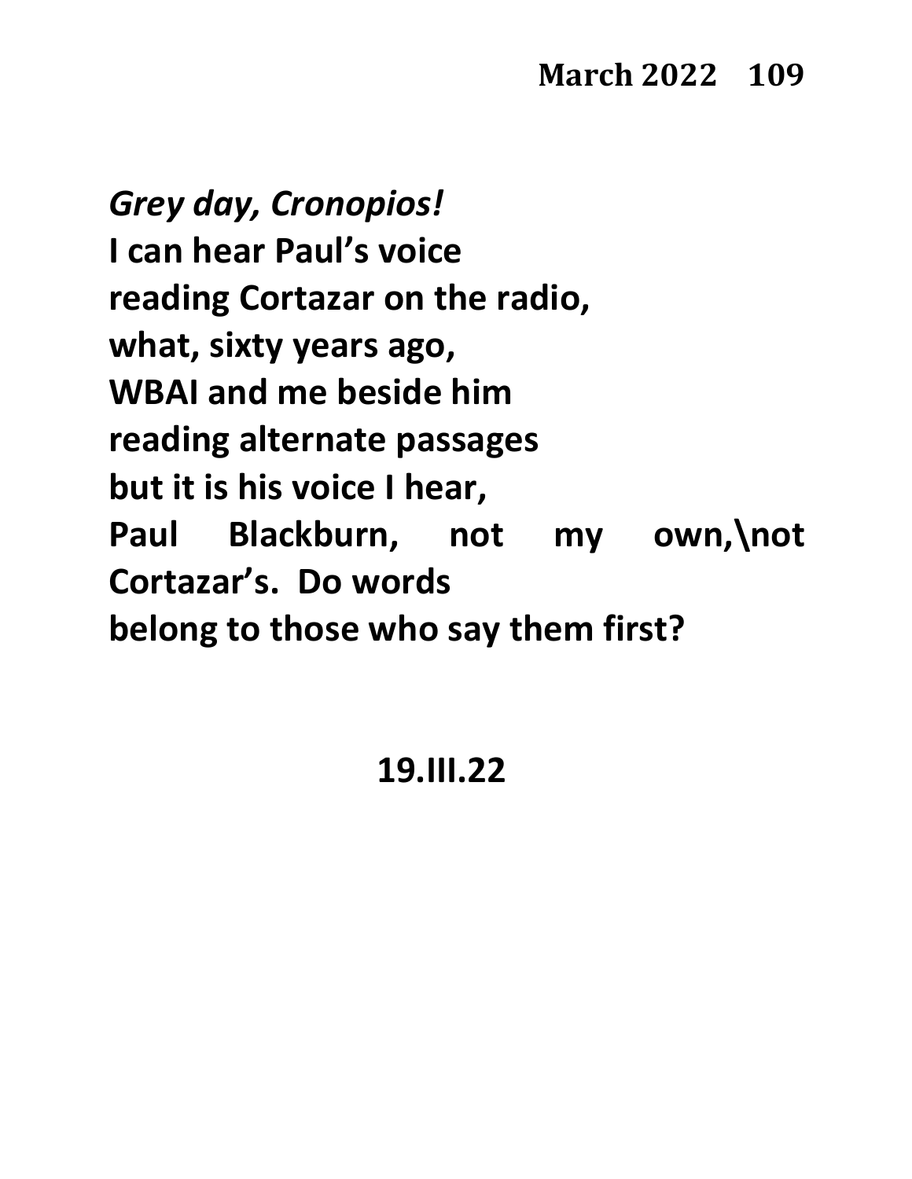*Grey day, Cronopios!*  
**I can hear Paul's voice**  
**reading Cortazar on the radio,**  
**what, sixty years ago,**  
**WBAI and me beside him**  
**reading alternate passages**  
**but it is his voice I hear,**  
**Paul Blackburn, not my own,\not**  
**Cortazar's. Do words**  
**belong to those who say them first?**

**19.III.22**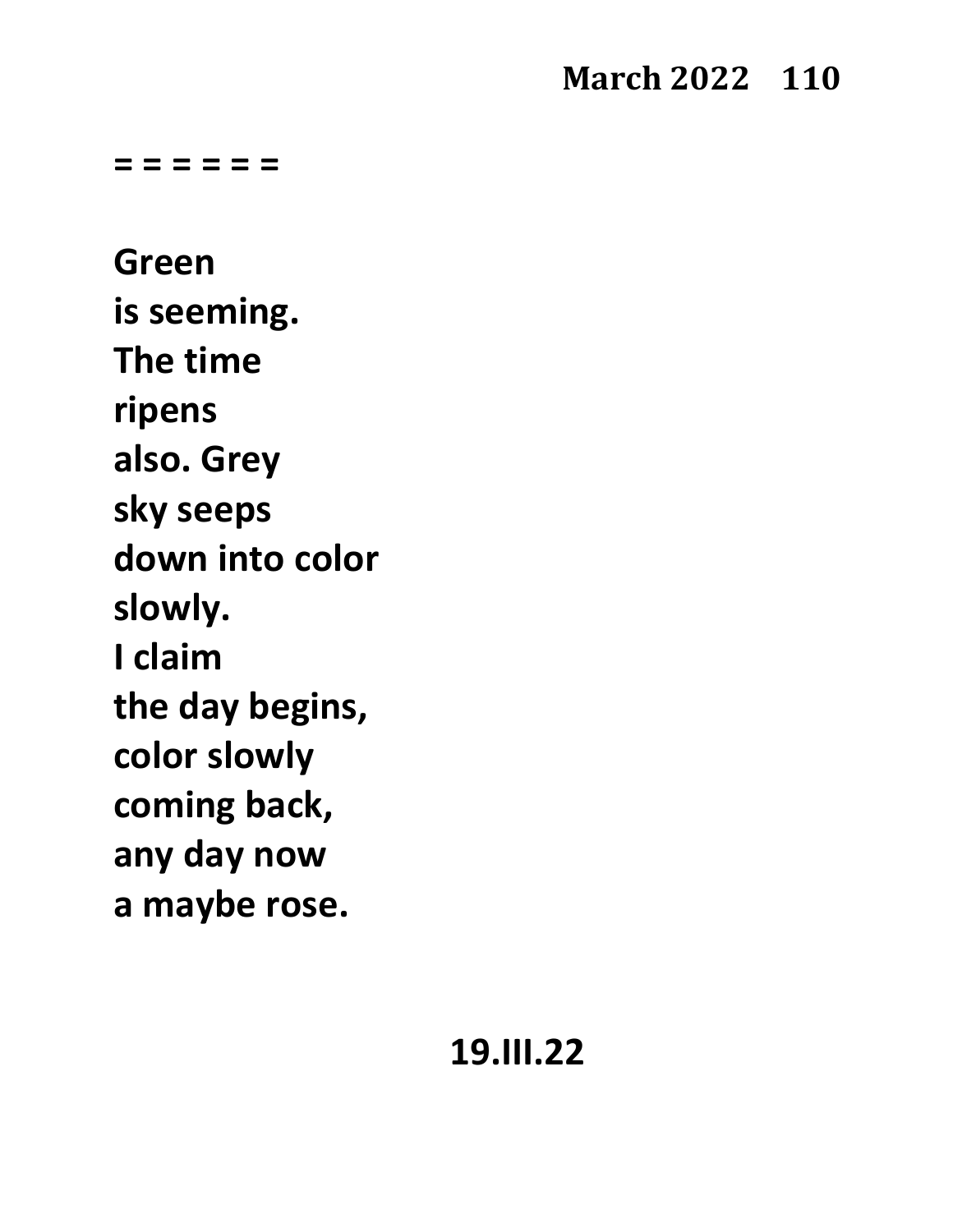= = = = = =

Green  
is seeming.  
The time  
ripens  
also. Grey  
sky seeps  
down into color  
slowly.  
I claim  
the day begins,  
color slowly  
coming back,  
any day now  
a maybe rose.

19.III.22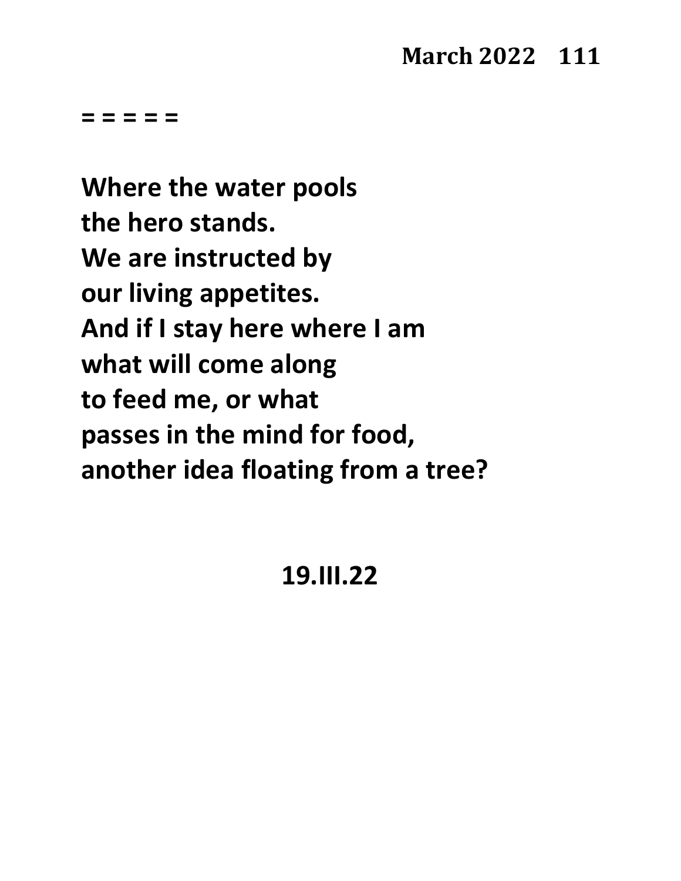= = = = =

**Where the water pools**
**the hero stands.**
**We are instructed by**
**our living appetites.**
**And if I stay here where I am**
**what will come along**
**to feed me, or what**
**passes in the mind for food,**
**another idea floating from a tree?**

**19.III.22**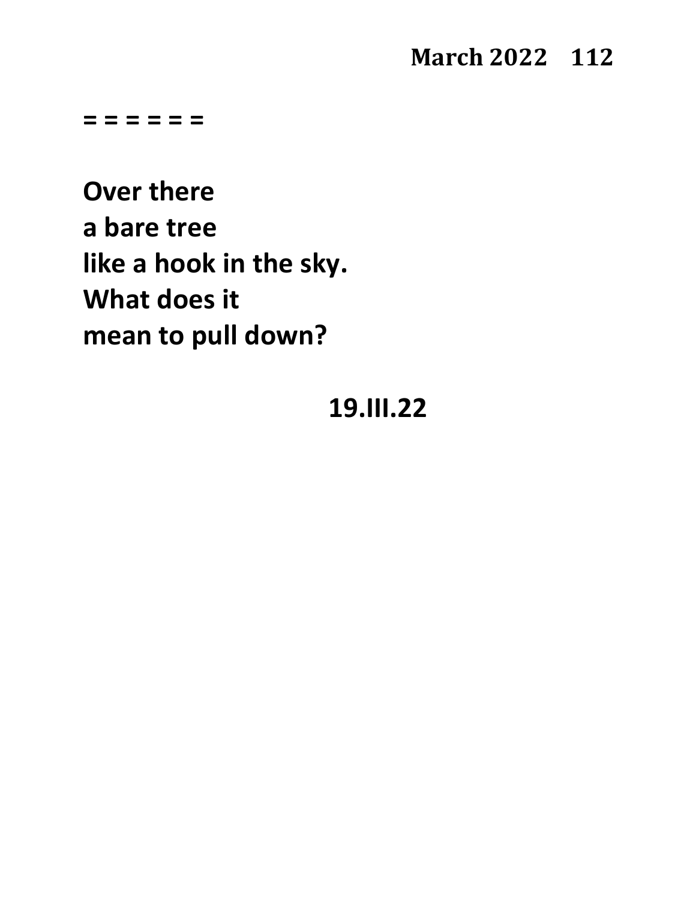= = = = = =

**Over there**
**a bare tree**
**like a hook in the sky.**
**What does it**
**mean to pull down?**

**19.III.22**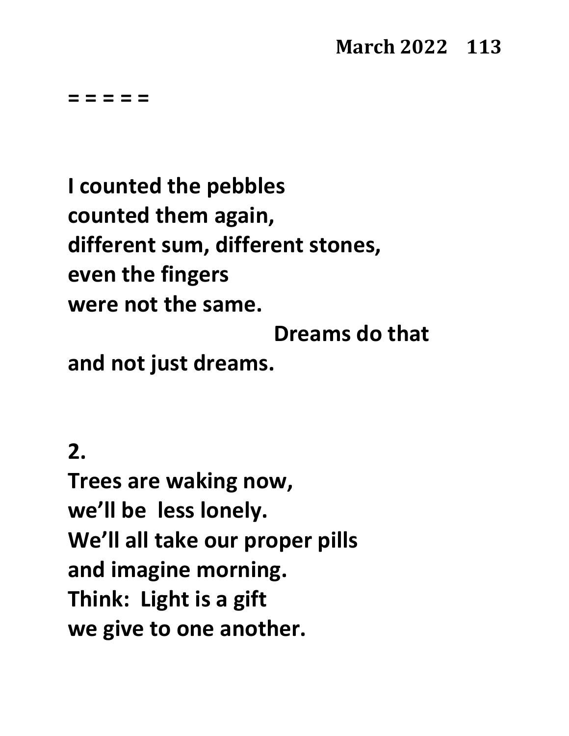= = = = =

**I counted the pebbles**
**counted them again,**
**different sum, different stones,**
**even the fingers**
**were not the same.**
**Dreams do that**
**and not just dreams.**

**2.**
**Trees are waking now,**
**we'll be less lonely.**
**We'll all take our proper pills**
**and imagine morning.**
**Think: Light is a gift**
**we give to one another.**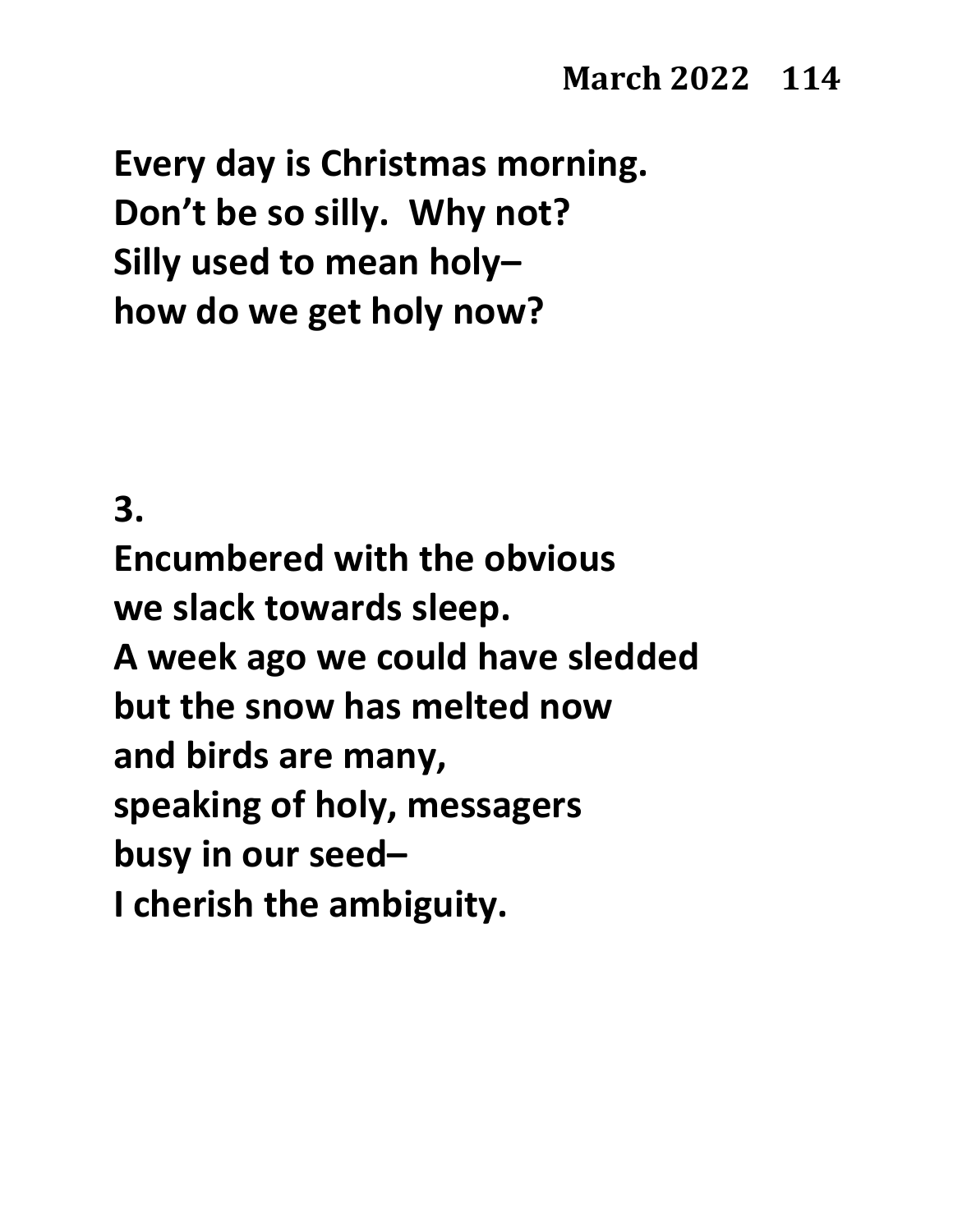**Every day is Christmas morning.**
**Don't be so silly.  Why not?**
**Silly used to mean holy–**
**how do we get holy now?**

**3.**

**Encumbered with the obvious**
**we slack towards sleep.**
**A week ago we could have sledded**
**but the snow has melted now**
**and birds are many,**
**speaking of holy, messagers**
**busy in our seed–**
**I cherish the ambiguity.**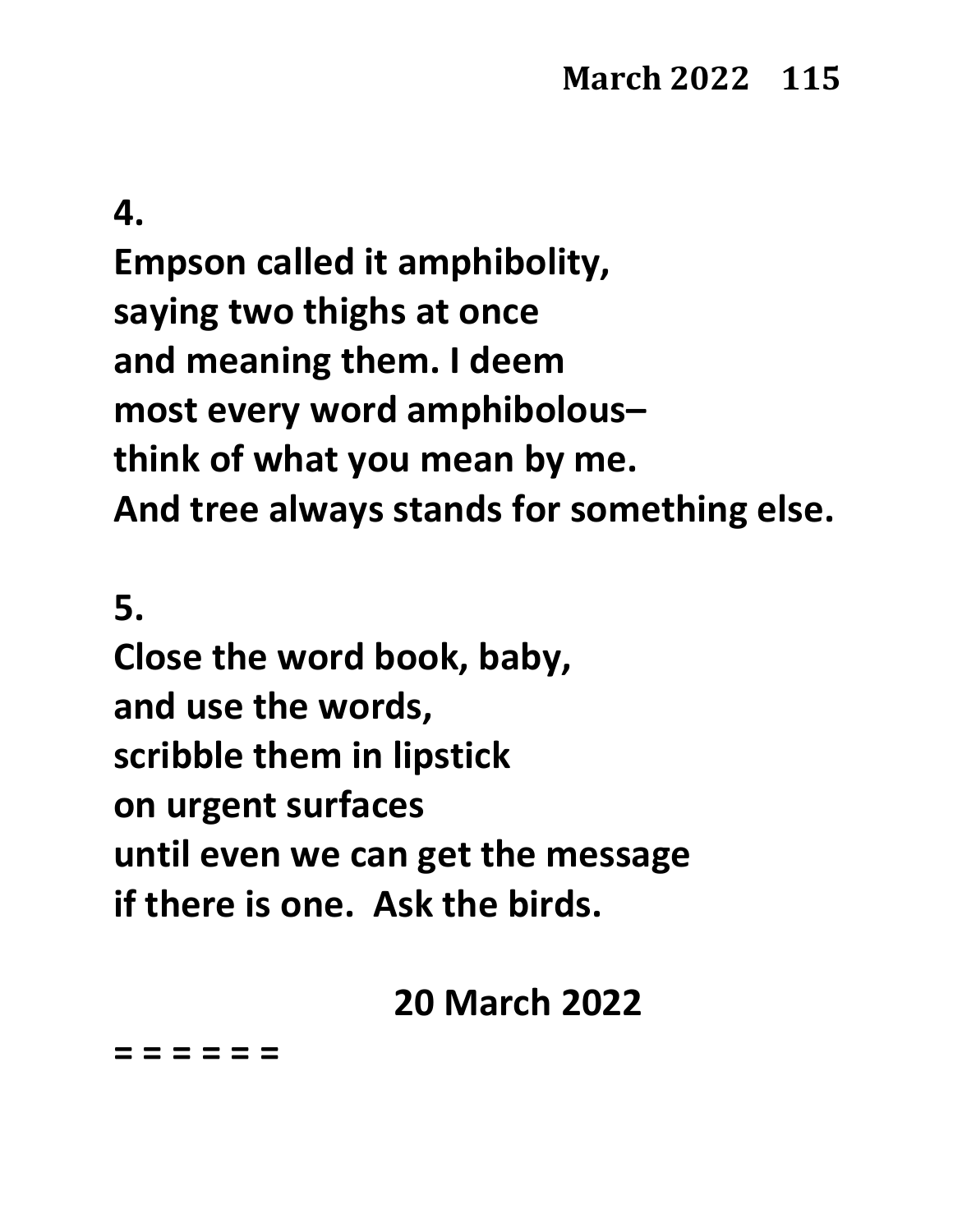**4.**
**Empson called it amphibolity,**
**saying two thighs at once**
**and meaning them. I deem**
**most every word amphibolous–**
**think of what you mean by me.**
**And tree always stands for something else.**

**5.**
**Close the word book, baby,**
**and use the words,**
**scribble them in lipstick**
**on urgent surfaces**
**until even we can get the message**
**if there is one.  Ask the birds.**

**20 March 2022**

**= = = = = =**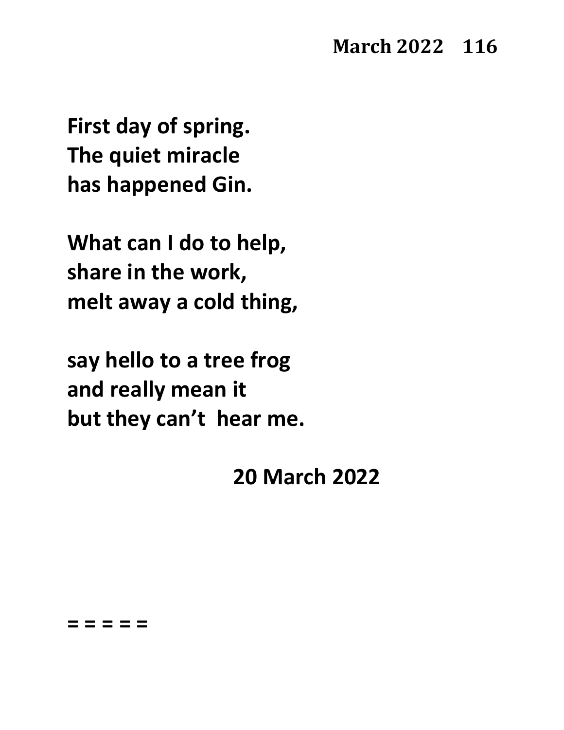**First day of spring.**
**The quiet miracle**
**has happened Gin.**

**What can I do to help,**
**share in the work,**
**melt away a cold thing,**

**say hello to a tree frog**
**and really mean it**
**but they can't  hear me.**

**20 March 2022**

**= = = = =**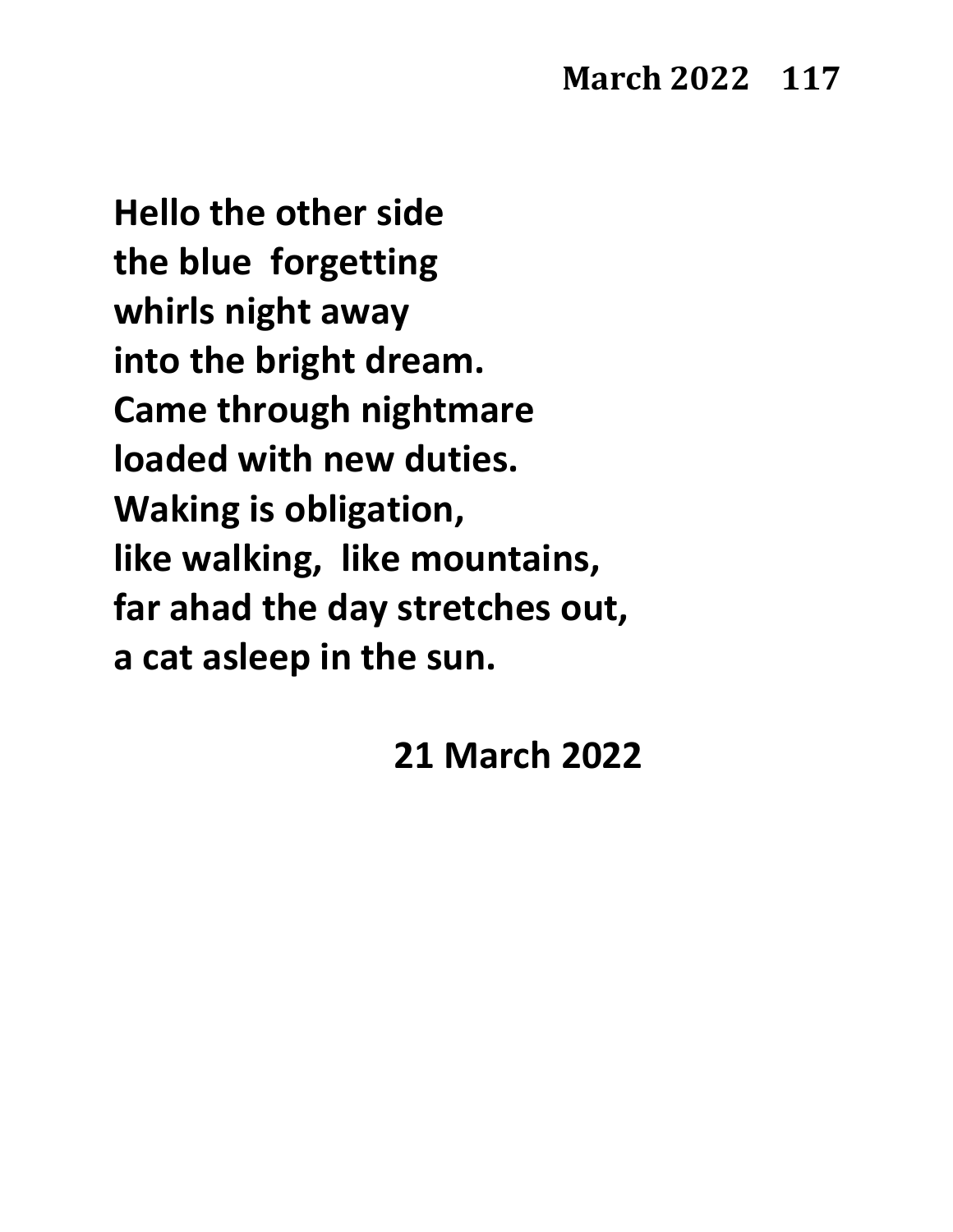**Hello the other side**
**the blue  forgetting**
**whirls night away**
**into the bright dream.**
**Came through nightmare**
**loaded with new duties.**
**Waking is obligation,**
**like walking,  like mountains,**
**far ahad the day stretches out,**
**a cat asleep in the sun.**

**21 March 2022**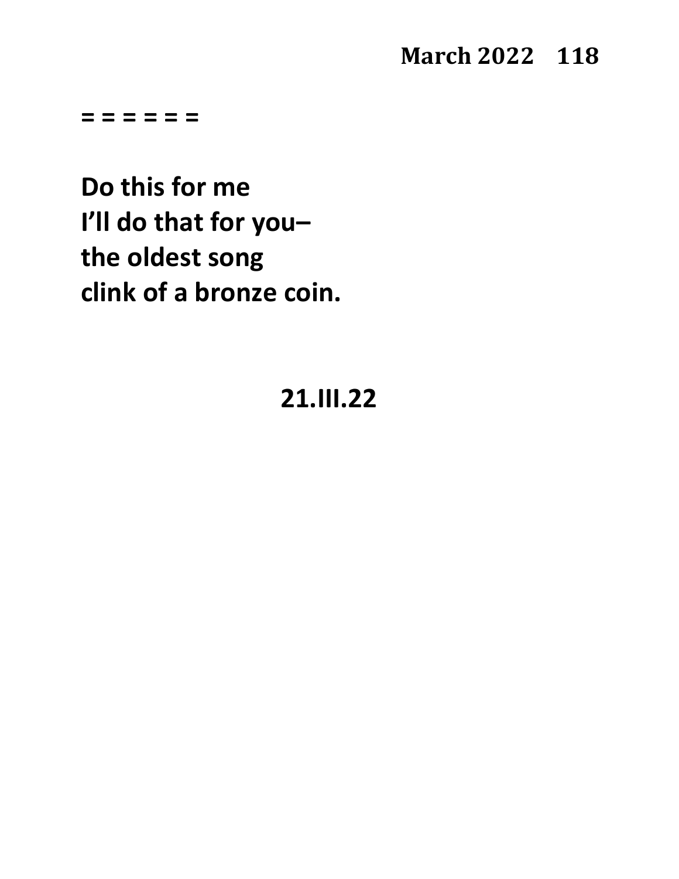= = = = = =

**Do this for me**
**I'll do that for you–**
**the oldest song**
**clink of a bronze coin.**

**21.III.22**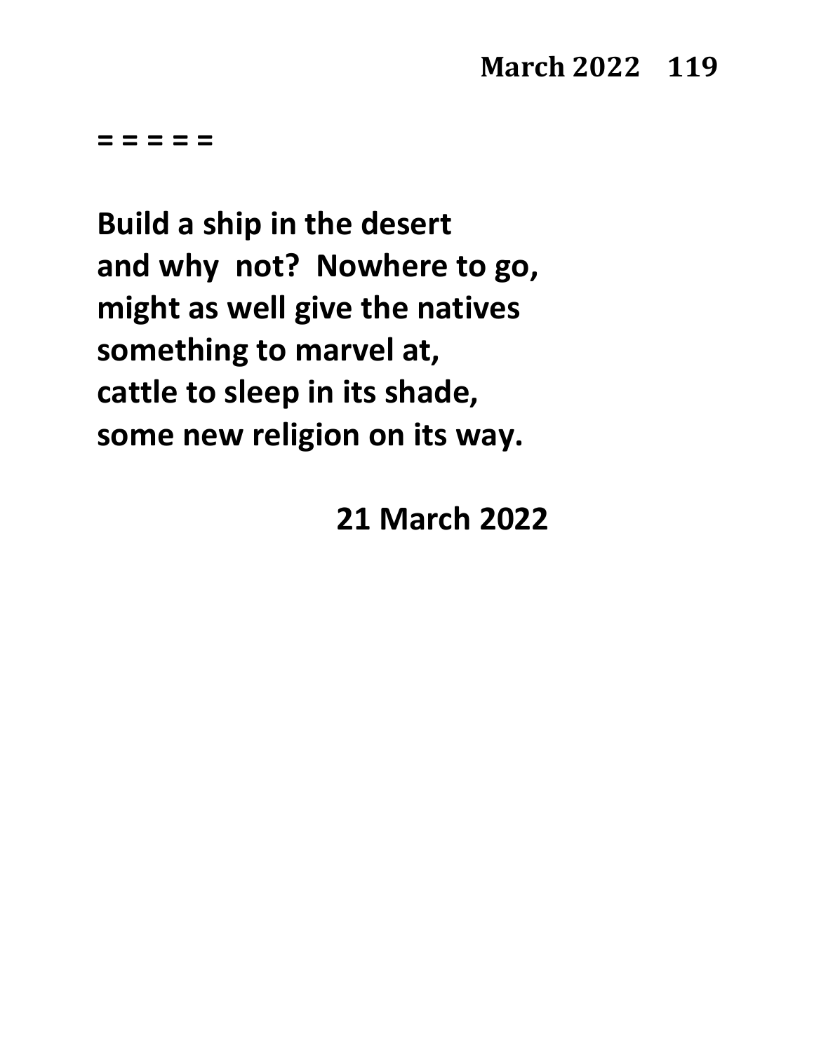= = = = =

**Build a ship in the desert**
**and why  not?  Nowhere to go,**
**might as well give the natives**
**something to marvel at,**
**cattle to sleep in its shade,**
**some new religion on its way.**

**21 March 2022**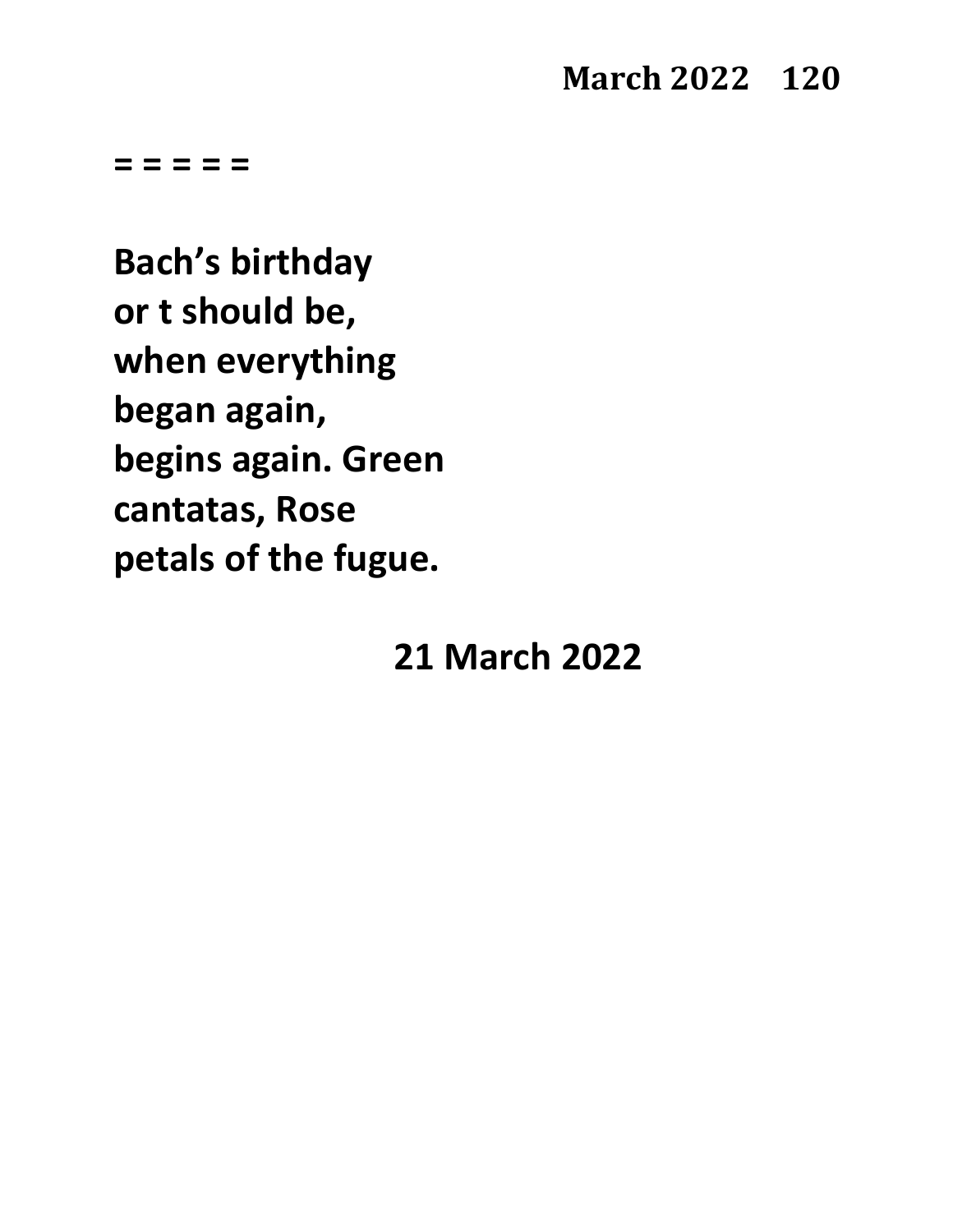= = = = =

**Bach's birthday**
**or t should be,**
**when everything**
**began again,**
**begins again. Green**
**cantatas, Rose**
**petals of the fugue.**

**21 March 2022**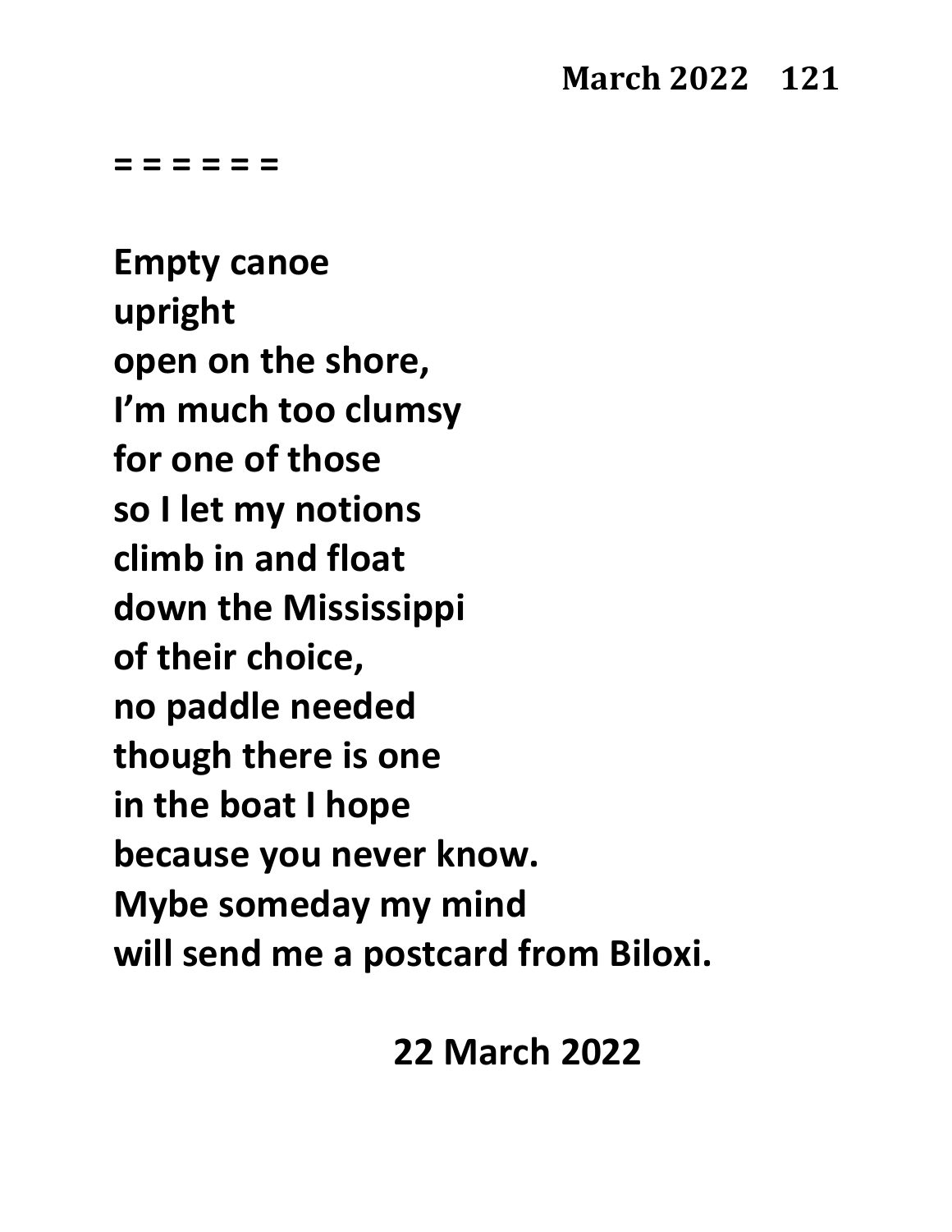= = = = = =

**Empty canoe**
**upright**
**open on the shore,**
**I'm much too clumsy**
**for one of those**
**so I let my notions**
**climb in and float**
**down the Mississippi**
**of their choice,**
**no paddle needed**
**though there is one**
**in the boat I hope**
**because you never know.**
**Mybe someday my mind**
**will send me a postcard from Biloxi.**

**22 March 2022**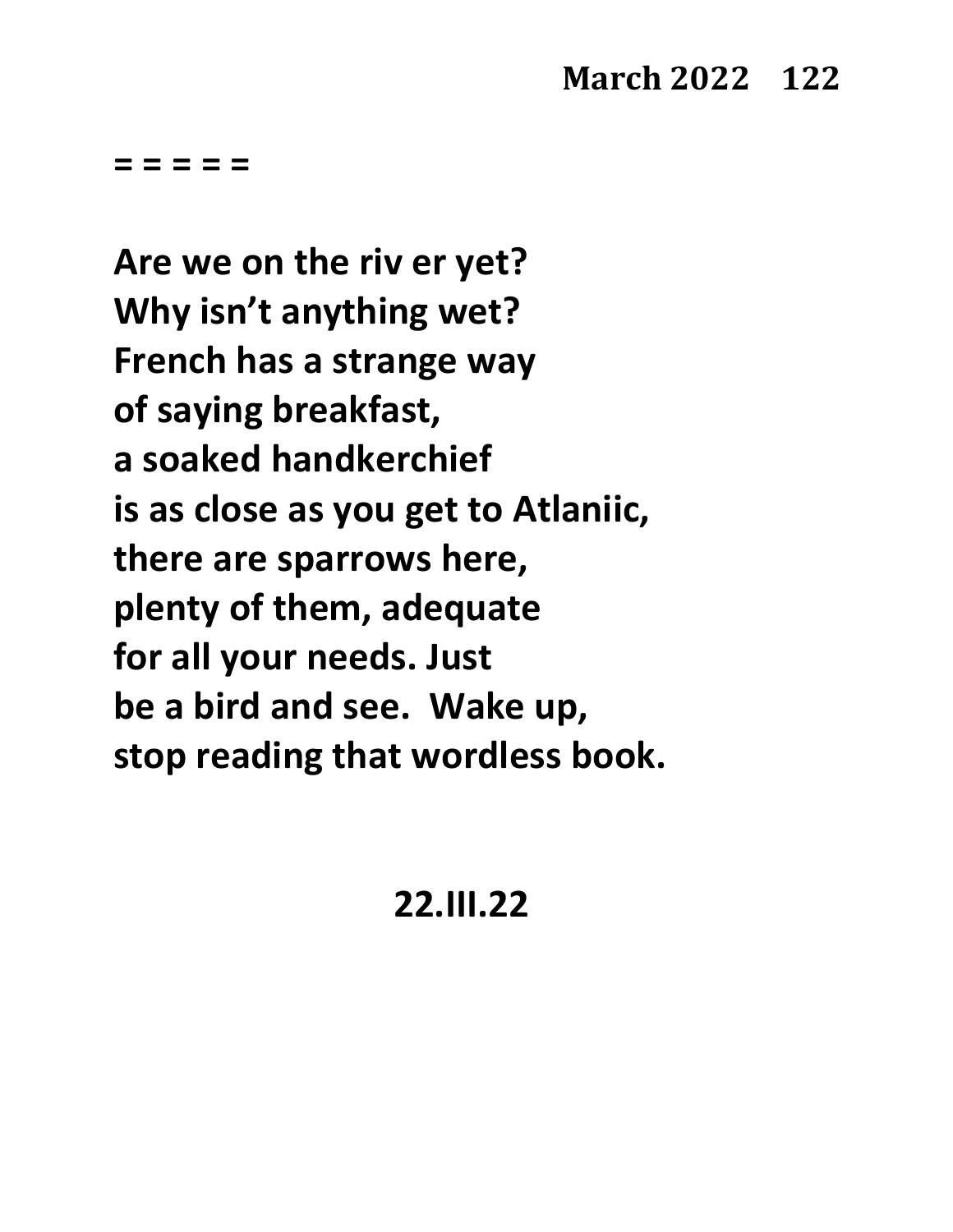= = = = =

Are we on the riv er yet?
Why isn't anything wet?
French has a strange way
of saying breakfast,
a soaked handkerchief
is as close as you get to Atlaniic,
there are sparrows here,
plenty of them, adequate
for all your needs. Just
be a bird and see.  Wake up,
stop reading that wordless book.

22.III.22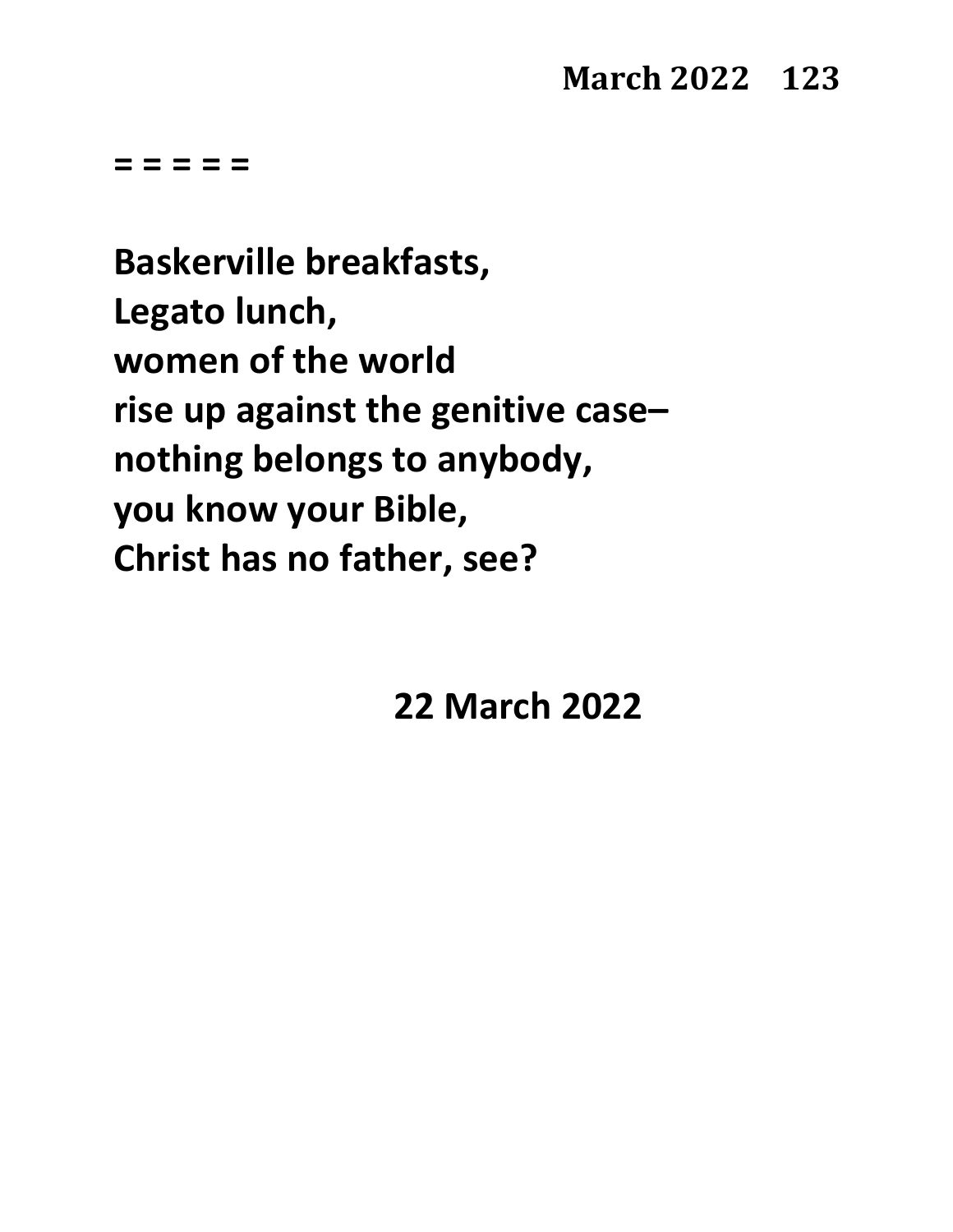= = = = =

**Baskerville breakfasts,**
**Legato lunch,**
**women of the world**
**rise up against the genitive case–**
**nothing belongs to anybody,**
**you know your Bible,**
**Christ has no father, see?**

**22 March 2022**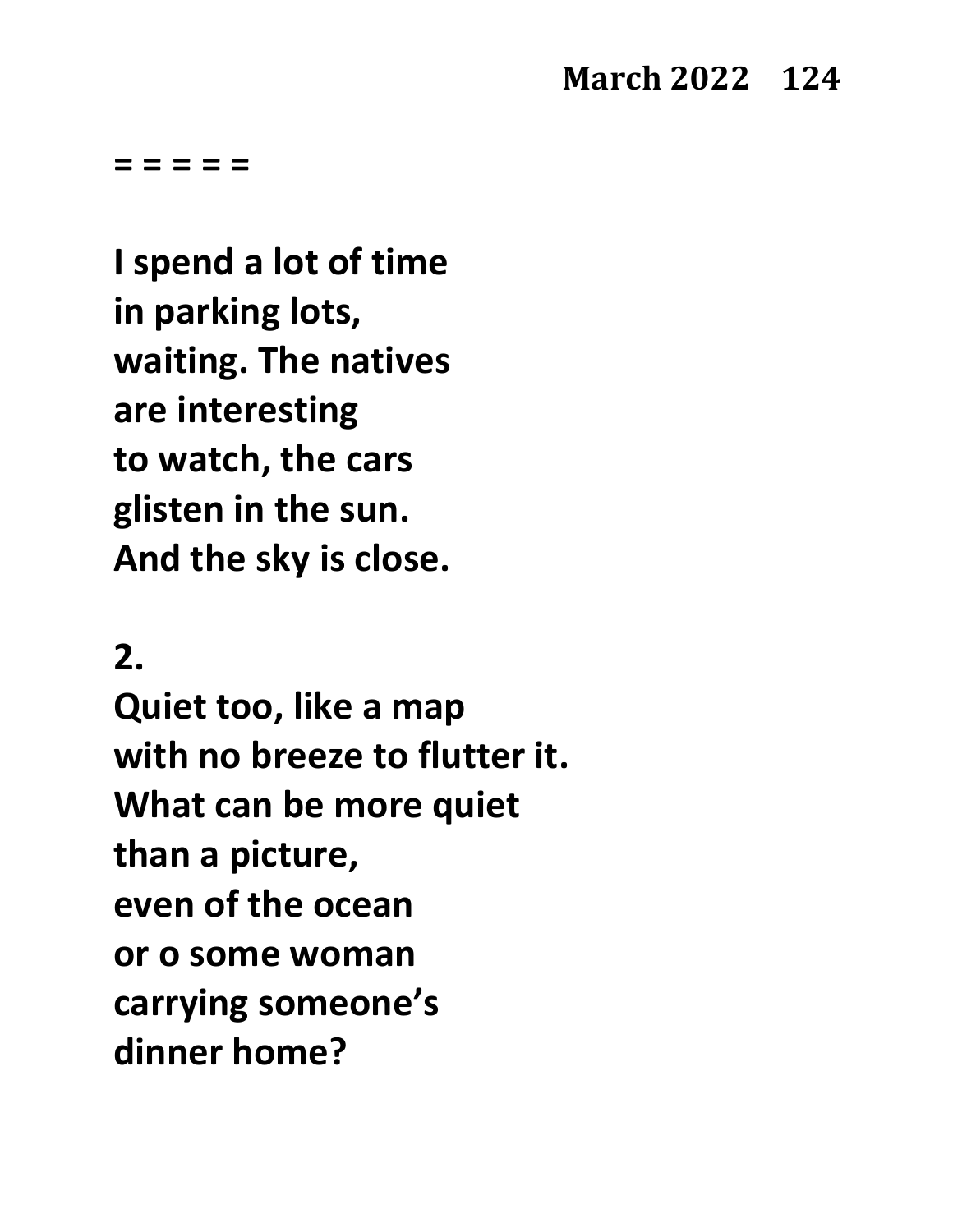= = = = =

**I spend a lot of time**
**in parking lots,**
**waiting. The natives**
**are interesting**
**to watch, the cars**
**glisten in the sun.**
**And the sky is close.**

**2.**
**Quiet too, like a map**
**with no breeze to flutter it.**
**What can be more quiet**
**than a picture,**
**even of the ocean**
**or o some woman**
**carrying someone's**
**dinner home?**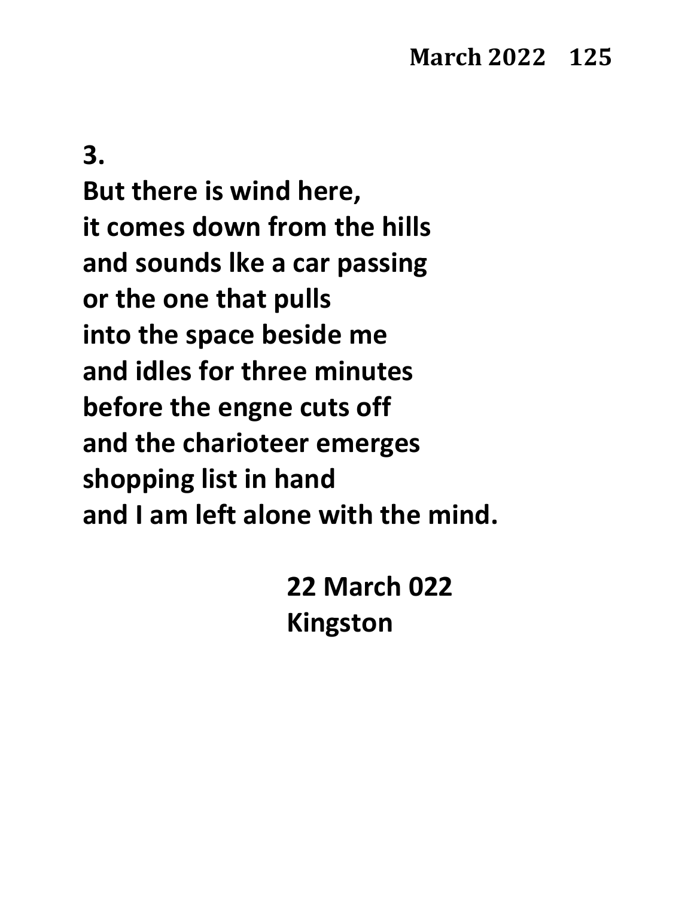**3.**

**But there is wind here,**
**it comes down from the hills**
**and sounds lke a car passing**
**or the one that pulls**
**into the space beside me**
**and idles for three minutes**
**before the engne cuts off**
**and the charioteer emerges**
**shopping list in hand**
**and I am left alone with the mind.**

**22 March 022**
**Kingston**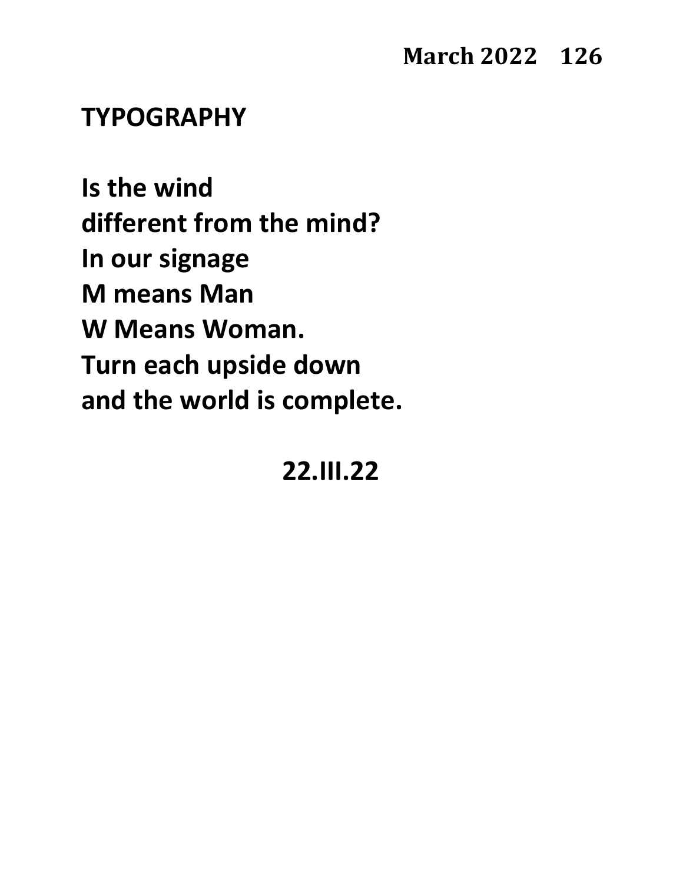## TYPOGRAPHY

**Is the wind**
**different from the mind?**
**In our signage**
**M means Man**
**W Means Woman.**
**Turn each upside down**
**and the world is complete.**

**22.III.22**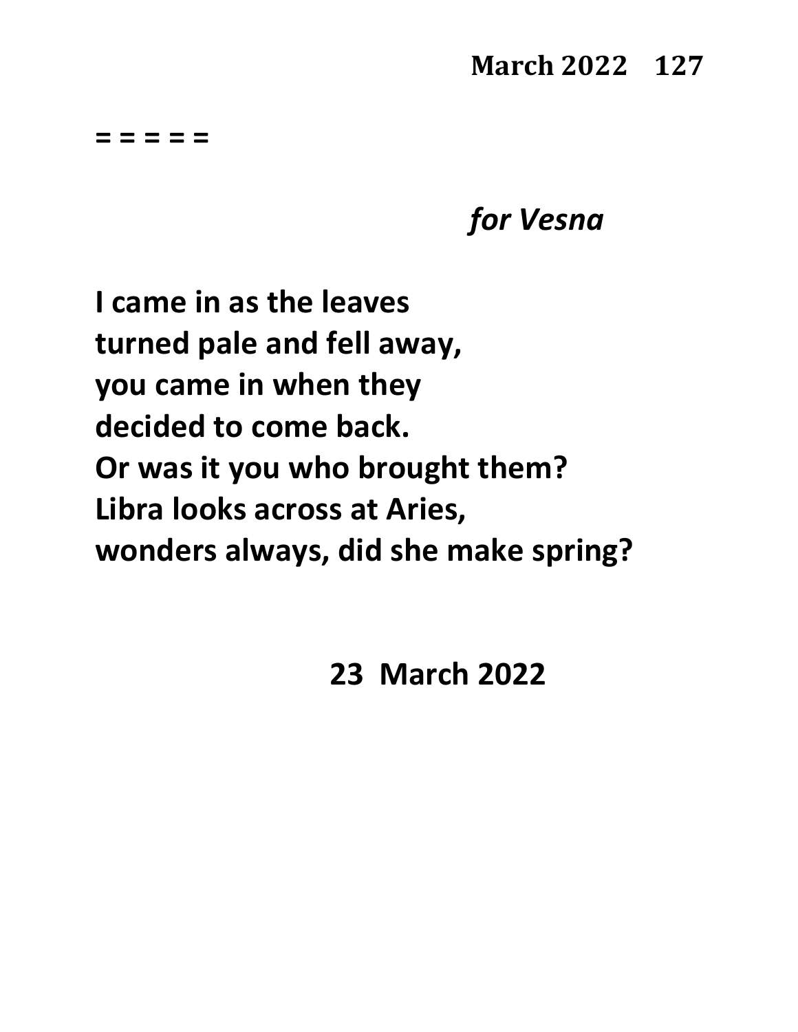= = = = =

*for Vesna*

**I came in as the leaves**
**turned pale and fell away,**
**you came in when they**
**decided to come back.**
**Or was it you who brought them?**
**Libra looks across at Aries,**
**wonders always, did she make spring?**

**23 March 2022**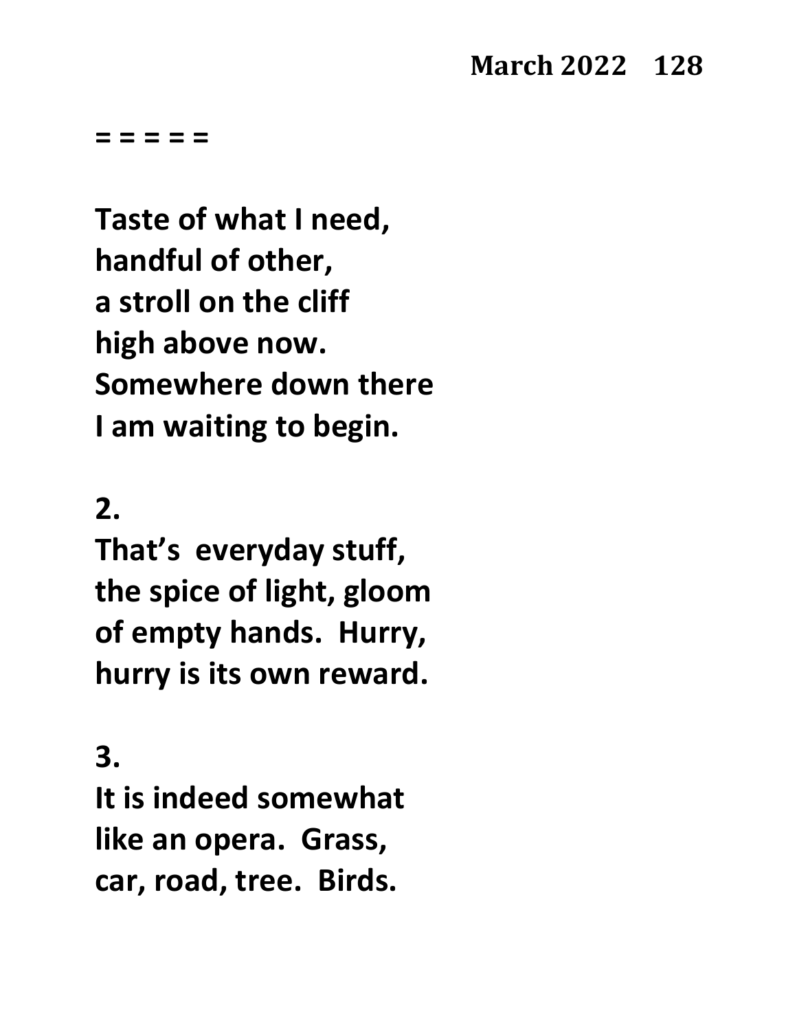= = = = =

**Taste of what I need,**
**handful of other,**
**a stroll on the cliff**
**high above now.**
**Somewhere down there**
**I am waiting to begin.**

**2.**
**That's everyday stuff,**
**the spice of light, gloom**
**of empty hands. Hurry,**
**hurry is its own reward.**

**3.**
**It is indeed somewhat**
**like an opera. Grass,**
**car, road, tree. Birds.**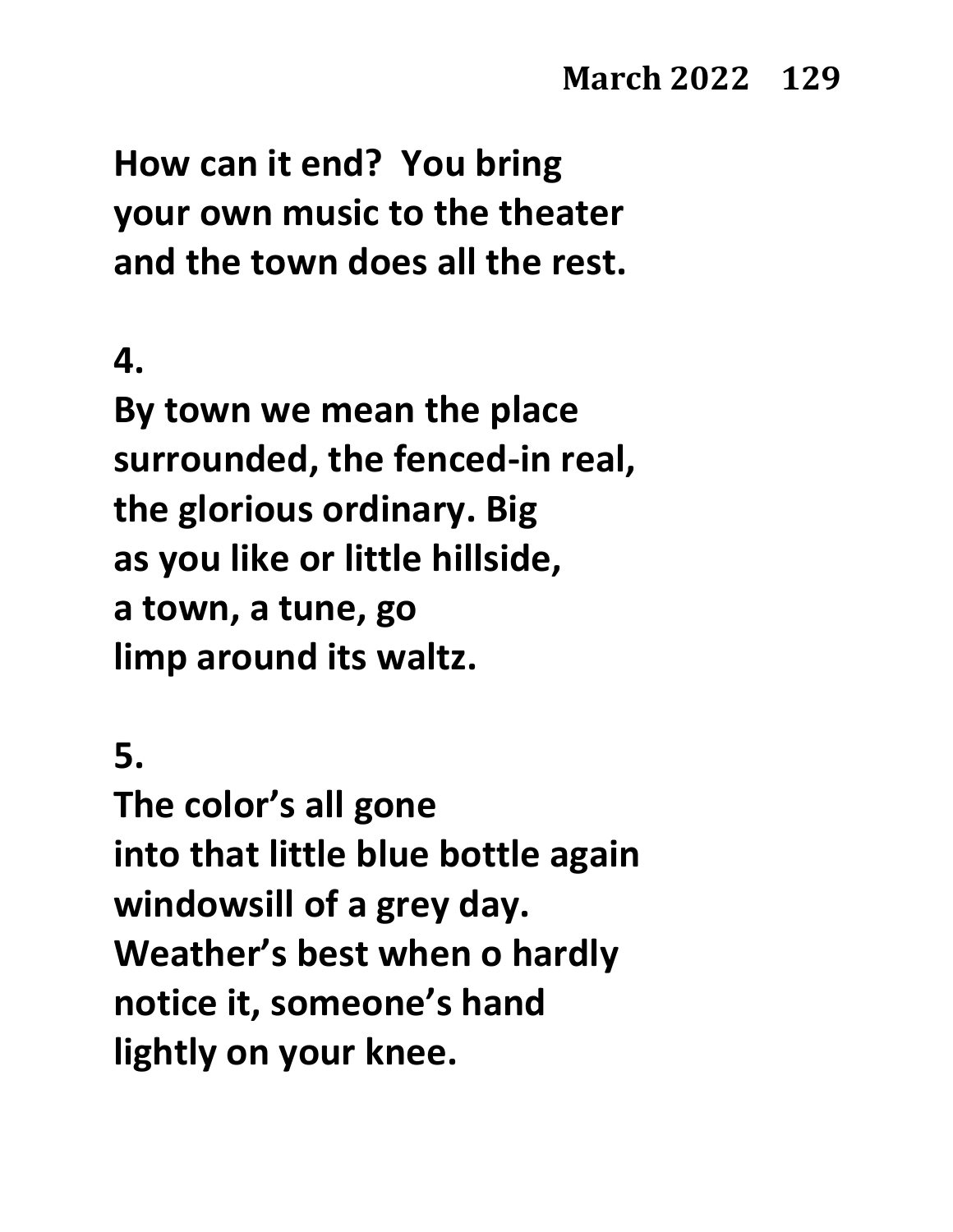**How can it end? You bring**
**your own music to the theater**
**and the town does all the rest.**

**4.**

**By town we mean the place**
**surrounded, the fenced-in real,**
**the glorious ordinary. Big**
**as you like or little hillside,**
**a town, a tune, go**
**limp around its waltz.**

**5.**

**The color's all gone**
**into that little blue bottle again**
**windowsill of a grey day.**
**Weather's best when o hardly**
**notice it, someone's hand**
**lightly on your knee.**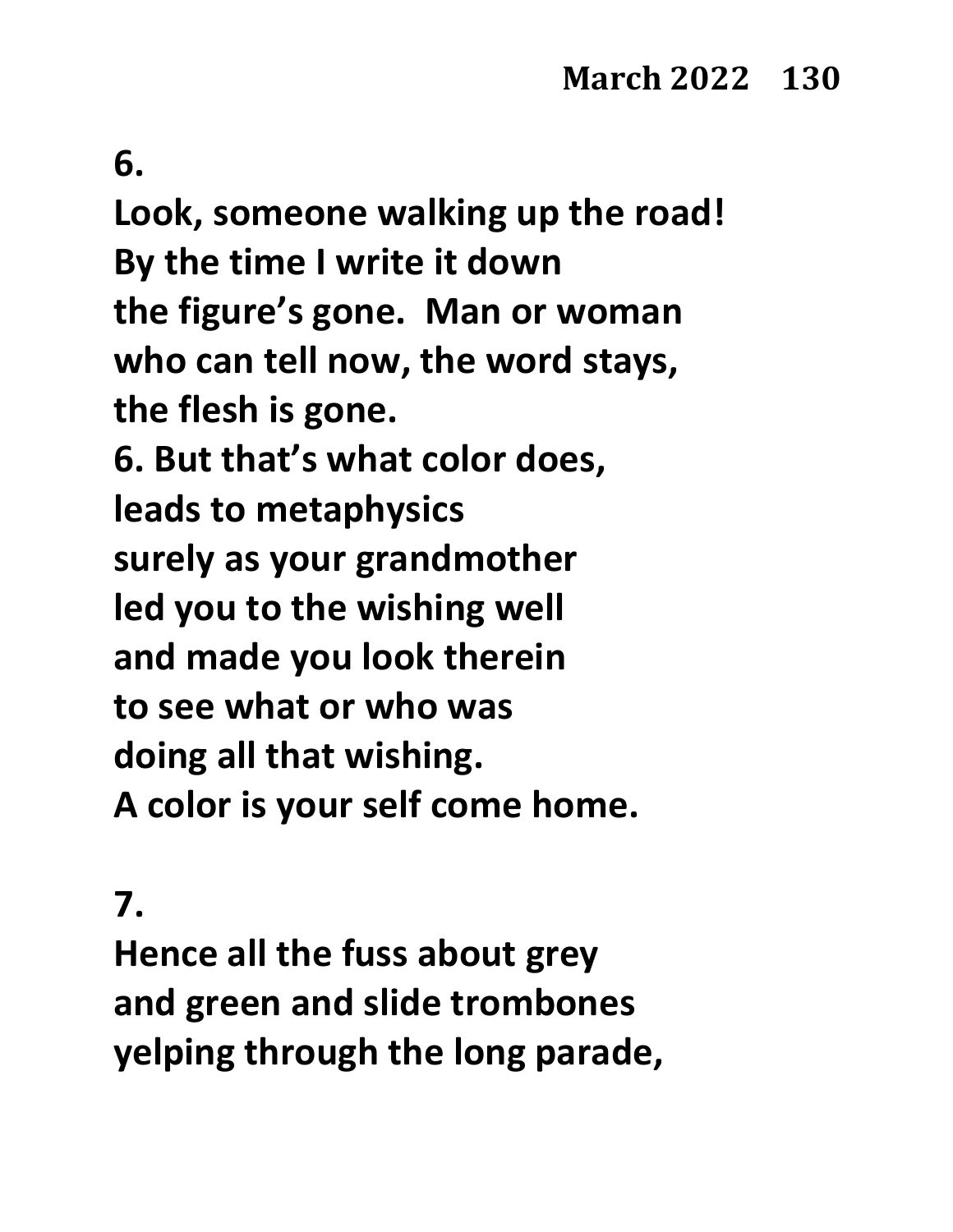**6.**

**Look, someone walking up the road!**
**By the time I write it down**
**the figure's gone.  Man or woman**
**who can tell now, the word stays,**
**the flesh is gone.**
**6. But that's what color does,**
**leads to metaphysics**
**surely as your grandmother**
**led you to the wishing well**
**and made you look therein**
**to see what or who was**
**doing all that wishing.**
**A color is your self come home.**

**7.**

**Hence all the fuss about grey**
**and green and slide trombones**
**yelping through the long parade,**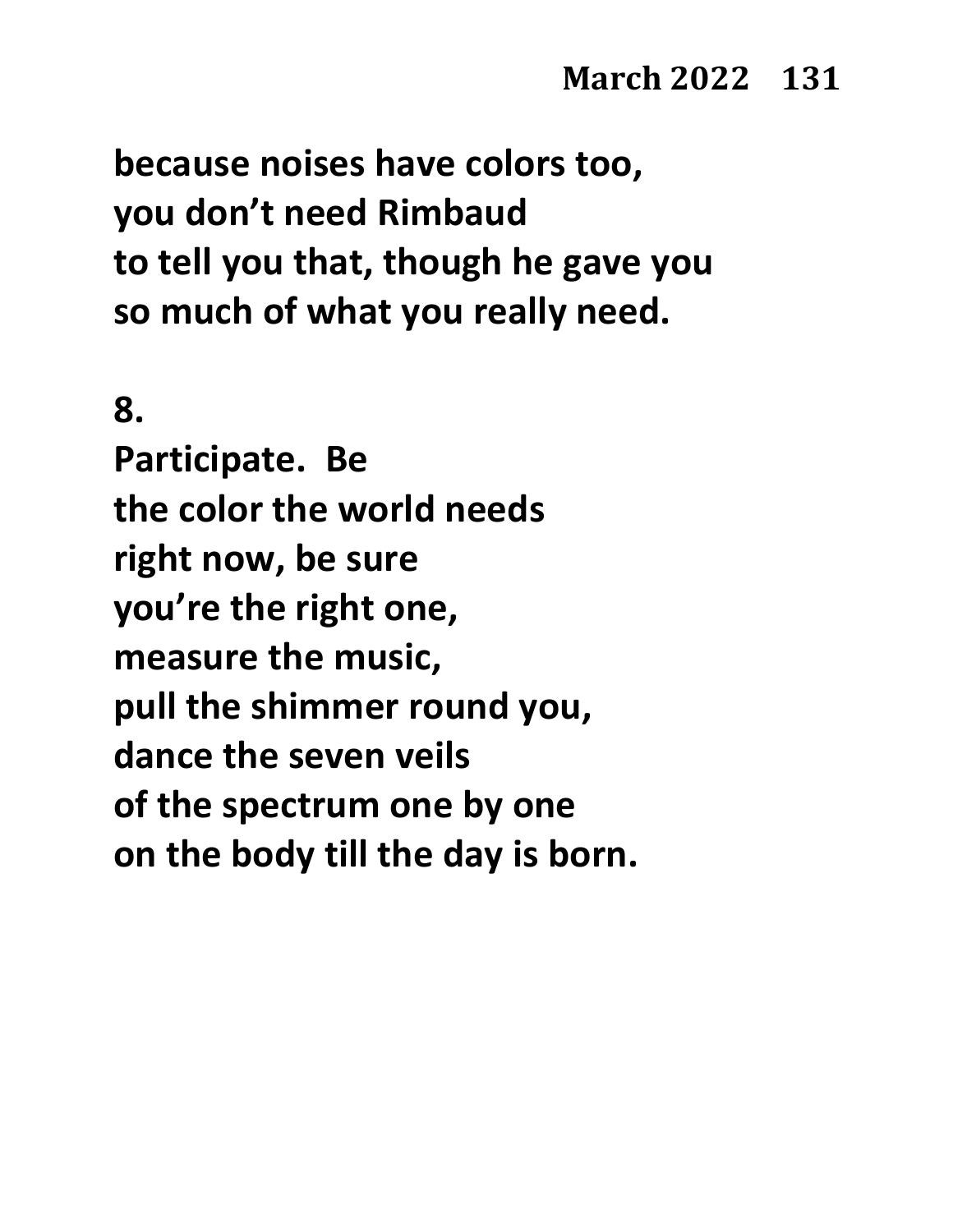**because noises have colors too,**
**you don't need Rimbaud**
**to tell you that, though he gave you**
**so much of what you really need.**

**8.**
**Participate.  Be**
**the color the world needs**
**right now, be sure**
**you're the right one,**
**measure the music,**
**pull the shimmer round you,**
**dance the seven veils**
**of the spectrum one by one**
**on the body till the day is born.**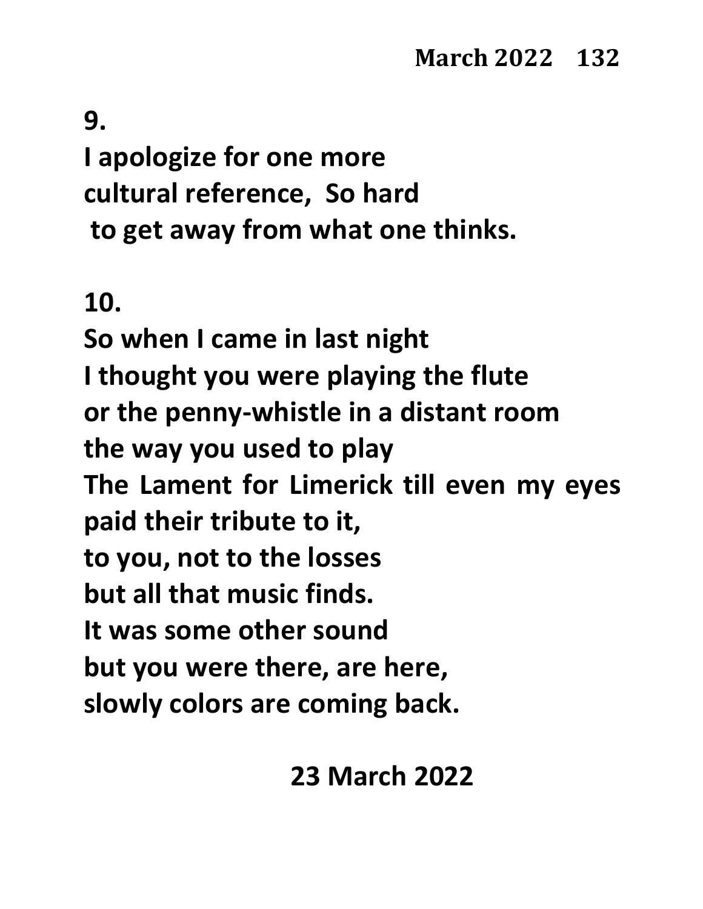**9.**

**I apologize for one more**
**cultural reference,  So hard**
**to get away from what one thinks.**

**10.**

**So when I came in last night**
**I thought you were playing the flute**
**or the penny-whistle in a distant room**
**the way you used to play**
**The Lament for Limerick till even my eyes**
**paid their tribute to it,**
**to you, not to the losses**
**but all that music finds.**
**It was some other sound**
**but you were there, are here,**
**slowly colors are coming back.**

**23 March 2022**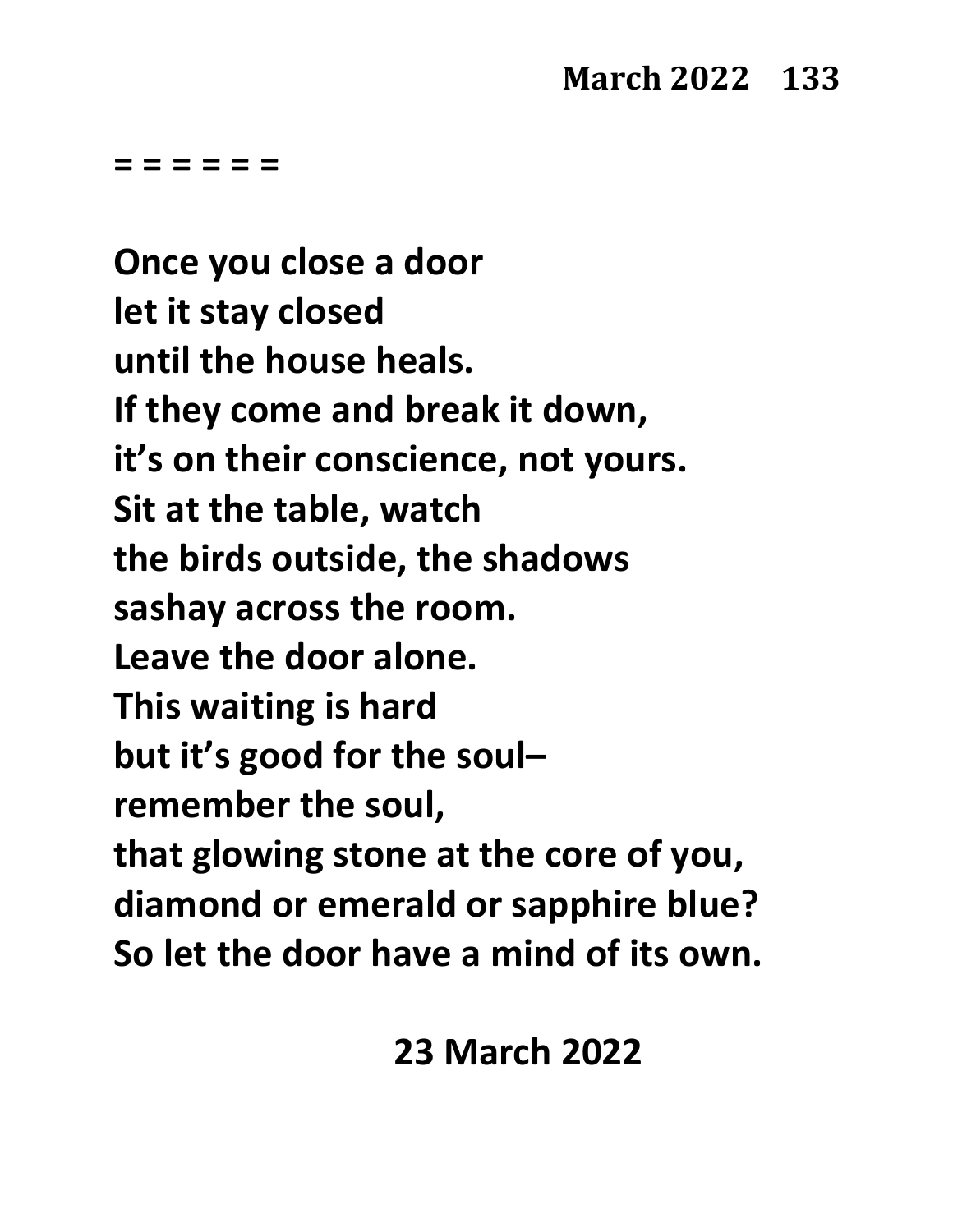= = = = = =

**Once you close a door**
**let it stay closed**
**until the house heals.**
**If they come and break it down,**
**it's on their conscience, not yours.**
**Sit at the table, watch**
**the birds outside, the shadows**
**sashay across the room.**
**Leave the door alone.**
**This waiting is hard**
**but it's good for the soul–**
**remember the soul,**
**that glowing stone at the core of you,**
**diamond or emerald or sapphire blue?**
**So let the door have a mind of its own.**

**23 March 2022**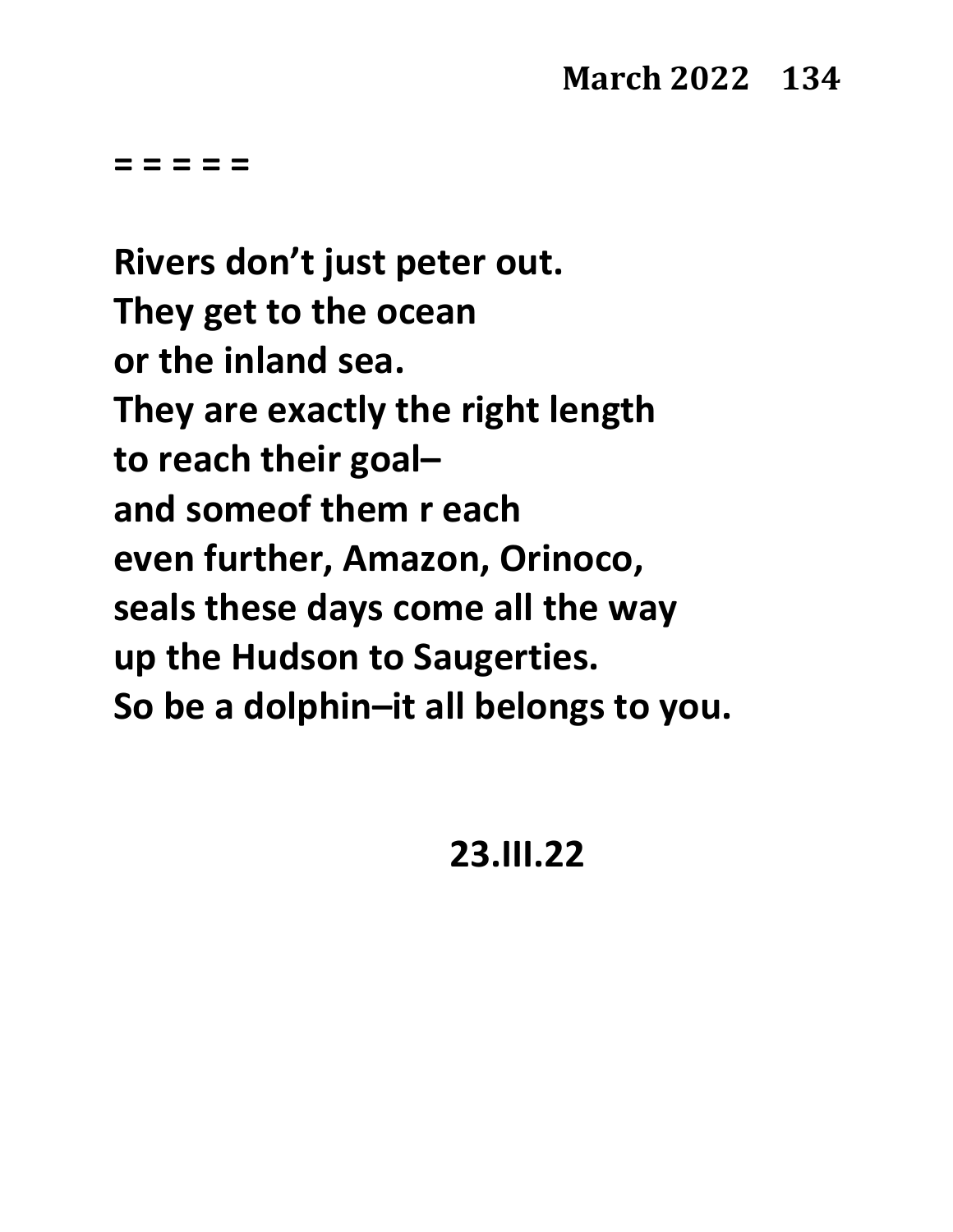= = = = =

Rivers don’t just peter out.  
They get to the ocean  
or the inland sea.  
They are exactly the right length  
to reach their goal–  
and someof them r each  
even further, Amazon, Orinoco,  
seals these days come all the way  
up the Hudson to Saugerties.  
So be a dolphin–it all belongs to you.

23.III.22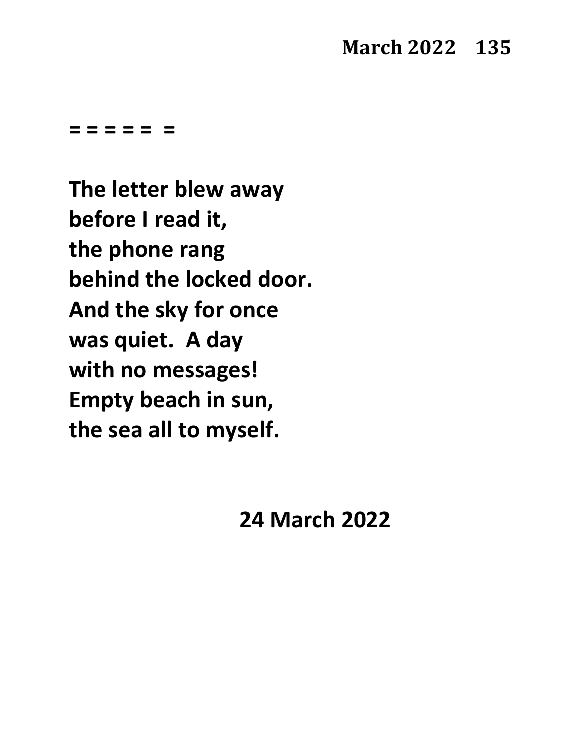= = = = =  =

**The letter blew away**
**before I read it,**
**the phone rang**
**behind the locked door.**
**And the sky for once**
**was quiet.  A day**
**with no messages!**
**Empty beach in sun,**
**the sea all to myself.**

**24 March 2022**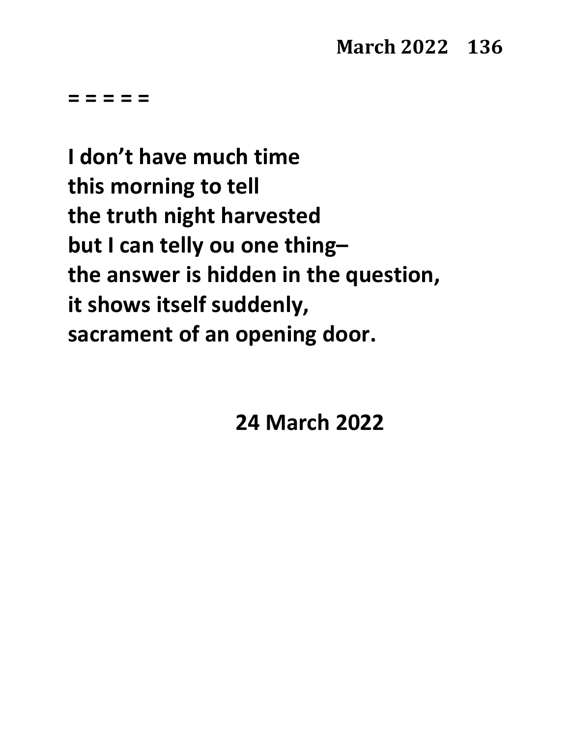= = = = =

**I don't have much time**
**this morning to tell**
**the truth night harvested**
**but I can telly ou one thing–**
**the answer is hidden in the question,**
**it shows itself suddenly,**
**sacrament of an opening door.**

**24 March 2022**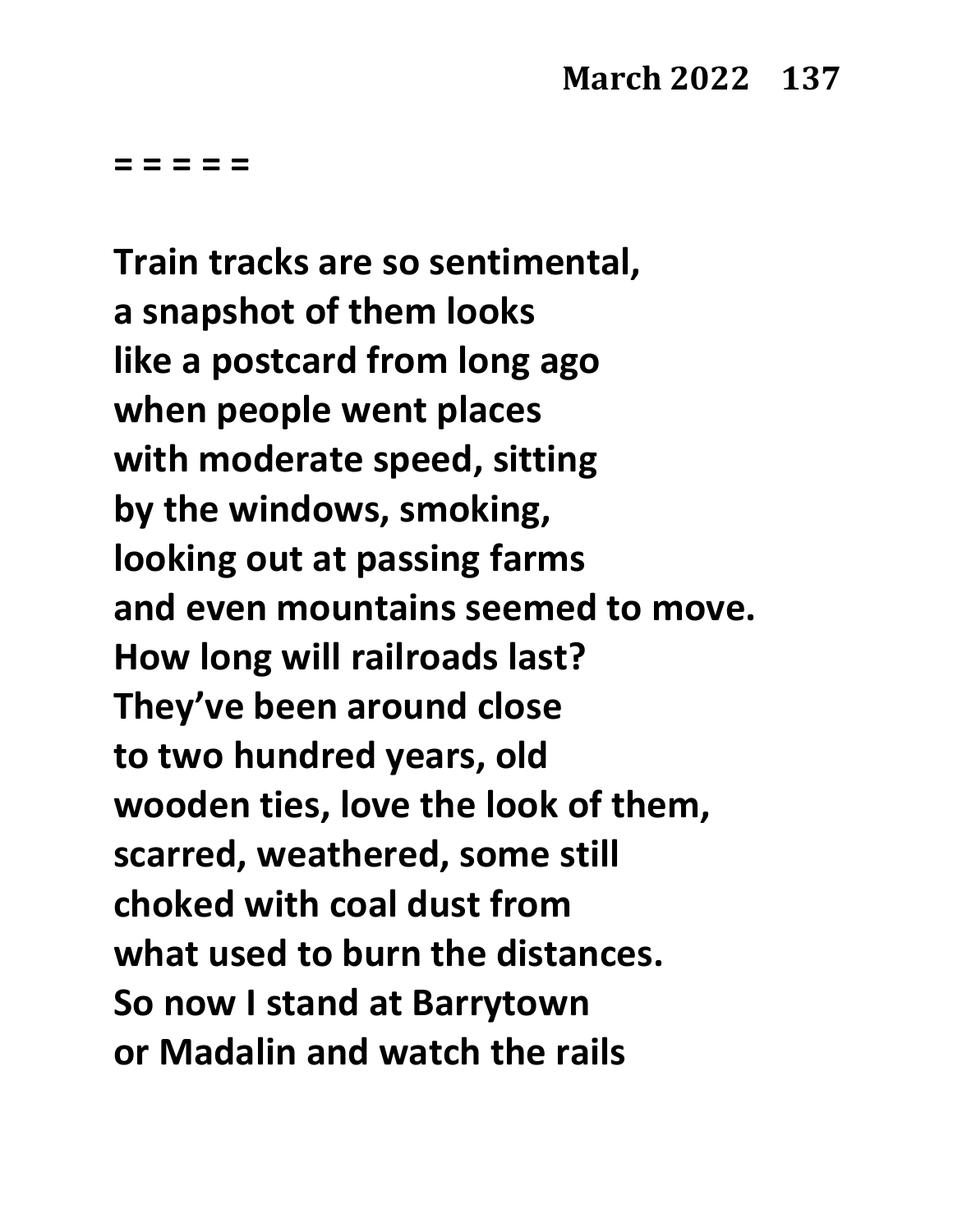= = = = =

**Train tracks are so sentimental,**
**a snapshot of them looks**
**like a postcard from long ago**
**when people went places**
**with moderate speed, sitting**
**by the windows, smoking,**
**looking out at passing farms**
**and even mountains seemed to move.**
**How long will railroads last?**
**They've been around close**
**to two hundred years, old**
**wooden ties, love the look of them,**
**scarred, weathered, some still**
**choked with coal dust from**
**what used to burn the distances.**
**So now I stand at Barrytown**
**or Madalin and watch the rails**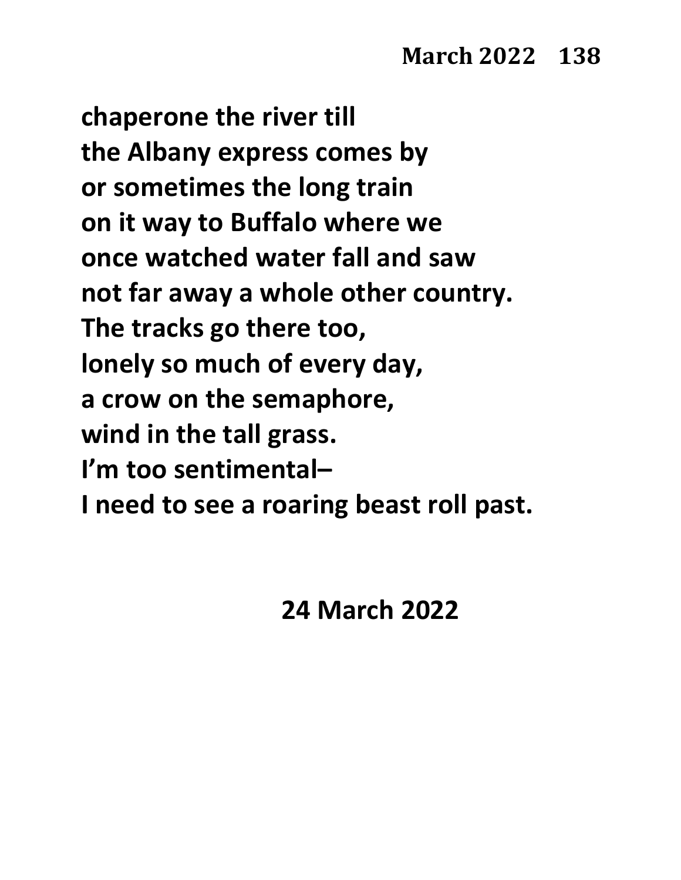chaperone the river till
the Albany express comes by
or sometimes the long train
on it way to Buffalo where we
once watched water fall and saw
not far away a whole other country.
The tracks go there too,
lonely so much of every day,
a crow on the semaphore,
wind in the tall grass.
I'm too sentimental–
I need to see a roaring beast roll past.

24 March 2022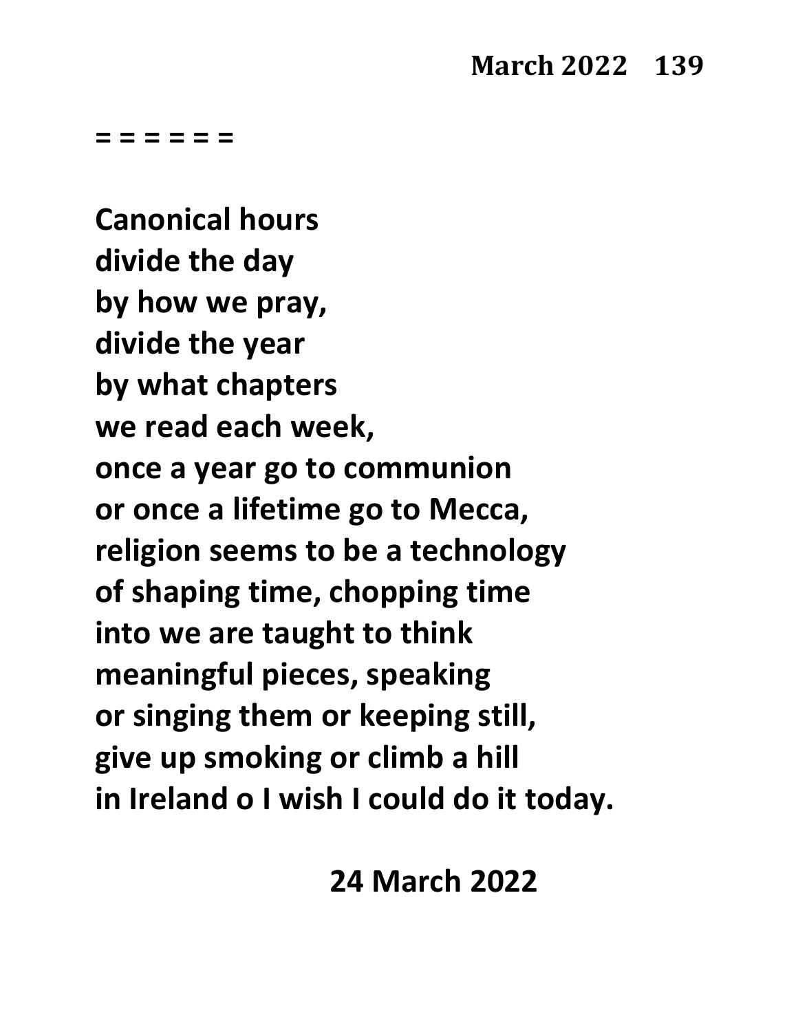= = = = = =

**Canonical hours**
**divide the day**
**by how we pray,**
**divide the year**
**by what chapters**
**we read each week,**
**once a year go to communion**
**or once a lifetime go to Mecca,**
**religion seems to be a technology**
**of shaping time, chopping time**
**into we are taught to think**
**meaningful pieces, speaking**
**or singing them or keeping still,**
**give up smoking or climb a hill**
**in Ireland o I wish I could do it today.**

**24 March 2022**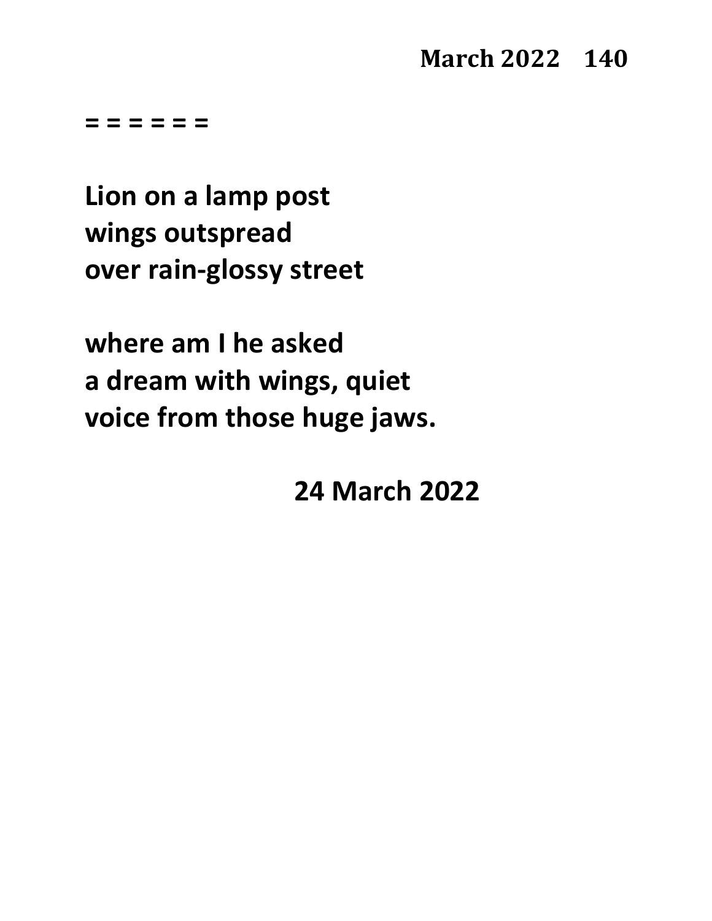= = = = = =

**Lion on a lamp post**
**wings outspread**
**over rain-glossy street**

**where am I he asked**
**a dream with wings, quiet**
**voice from those huge jaws.**

**24 March 2022**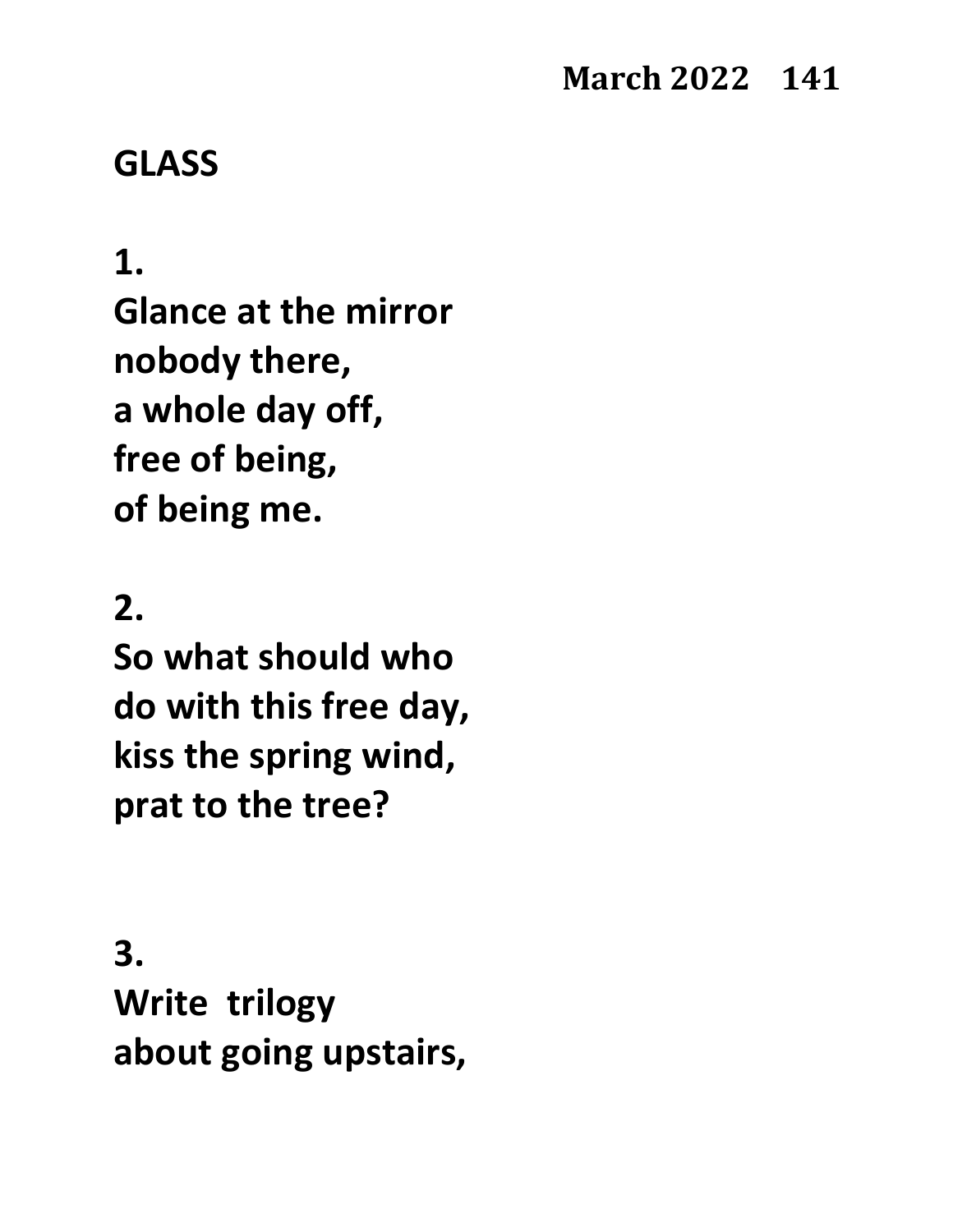## GLASS

**1.**
**Glance at the mirror**
**nobody there,**
**a whole day off,**
**free of being,**
**of being me.**

**2.**
**So what should who**
**do with this free day,**
**kiss the spring wind,**
**prat to the tree?**

**3.**
**Write  trilogy**
**about going upstairs,**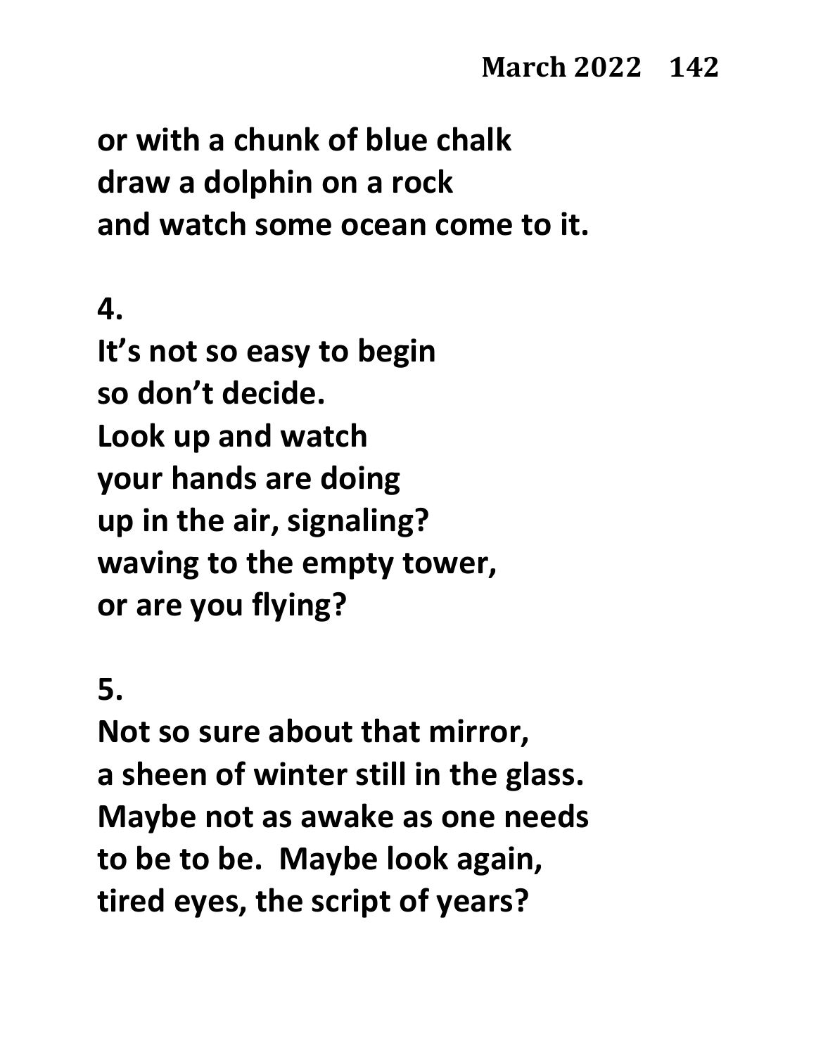**or with a chunk of blue chalk**
**draw a dolphin on a rock**
**and watch some ocean come to it.**

**4.**

**It's not so easy to begin**
**so don't decide.**
**Look up and watch**
**your hands are doing**
**up in the air, signaling?**
**waving to the empty tower,**
**or are you flying?**

**5.**

**Not so sure about that mirror,**
**a sheen of winter still in the glass.**
**Maybe not as awake as one needs**
**to be to be.  Maybe look again,**
**tired eyes, the script of years?**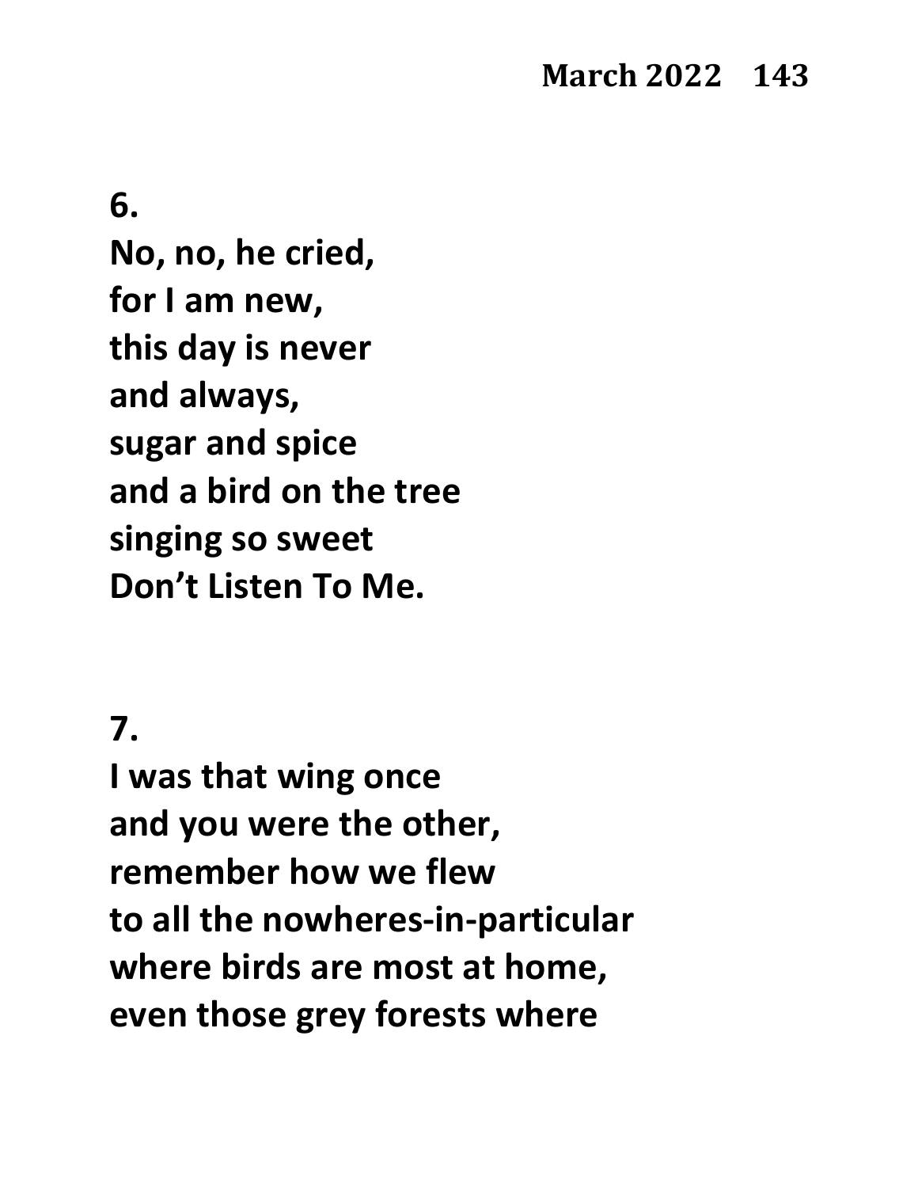**6.**
**No, no, he cried,**
**for I am new,**
**this day is never**
**and always,**
**sugar and spice**
**and a bird on the tree**
**singing so sweet**
**Don't Listen To Me.**

**7.**
**I was that wing once**
**and you were the other,**
**remember how we flew**
**to all the nowheres-in-particular**
**where birds are most at home,**
**even those grey forests where**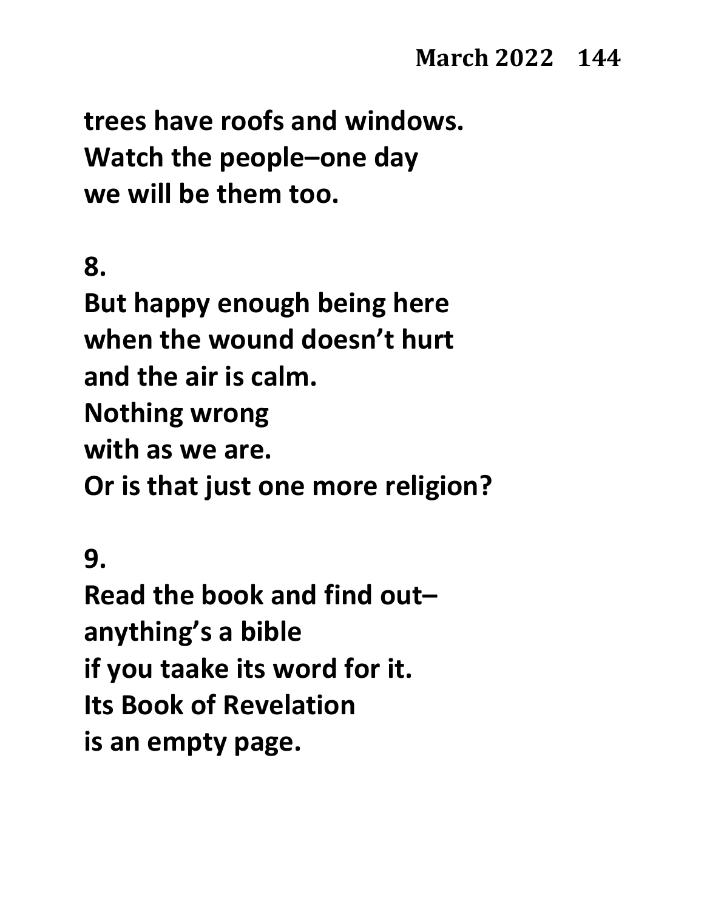trees have roofs and windows.
Watch the people–one day
we will be them too.

**8.**

But happy enough being here
when the wound doesn't hurt
and the air is calm.
Nothing wrong
with as we are.
Or is that just one more religion?

**9.**

Read the book and find out–
anything's a bible
if you taake its word for it.
Its Book of Revelation
is an empty page.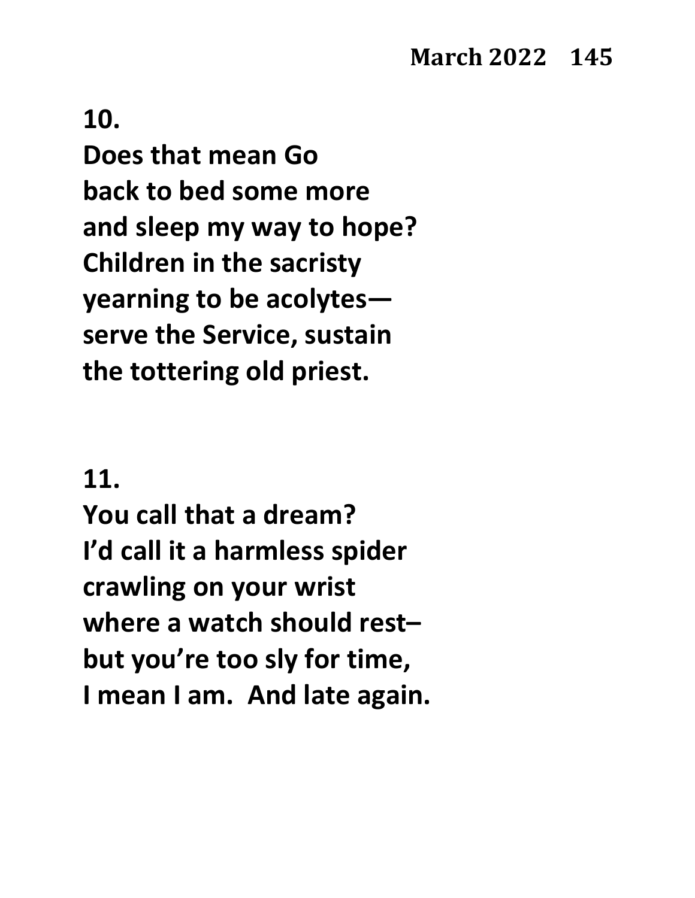**10.**

**Does that mean Go**
**back to bed some more**
**and sleep my way to hope?**
**Children in the sacristy**
**yearning to be acolytes—**
**serve the Service, sustain**
**the tottering old priest.**

**11.**

**You call that a dream?**
**I'd call it a harmless spider**
**crawling on your wrist**
**where a watch should rest–**
**but you're too sly for time,**
**I mean I am.  And late again.**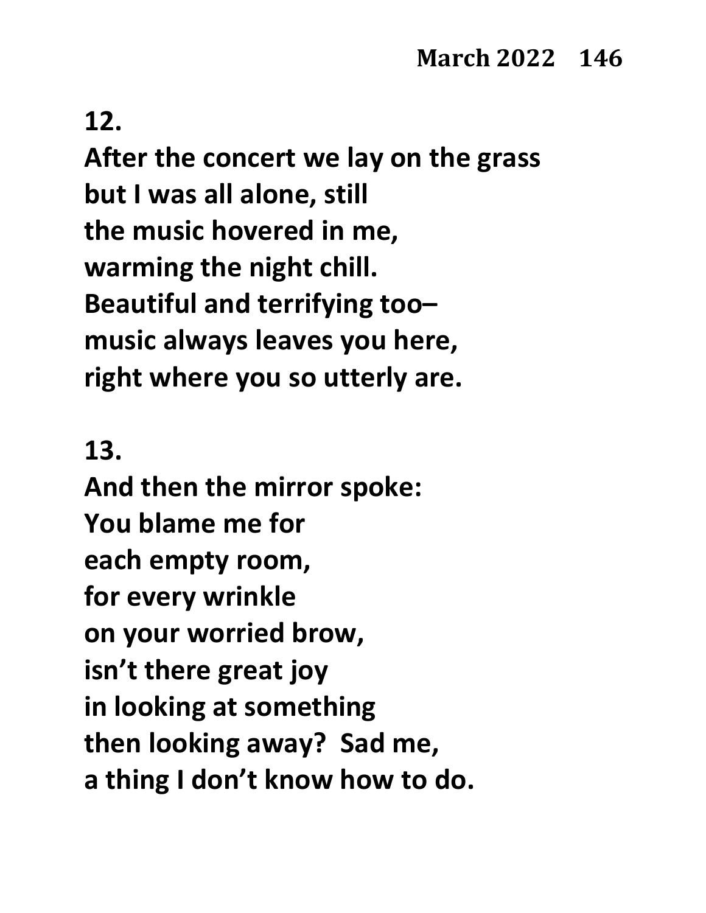**12.**

**After the concert we lay on the grass**
**but I was all alone, still**
**the music hovered in me,**
**warming the night chill.**
**Beautiful and terrifying too–**
**music always leaves you here,**
**right where you so utterly are.**

**13.**

**And then the mirror spoke:**
**You blame me for**
**each empty room,**
**for every wrinkle**
**on your worried brow,**
**isn't there great joy**
**in looking at something**
**then looking away?  Sad me,**
**a thing I don't know how to do.**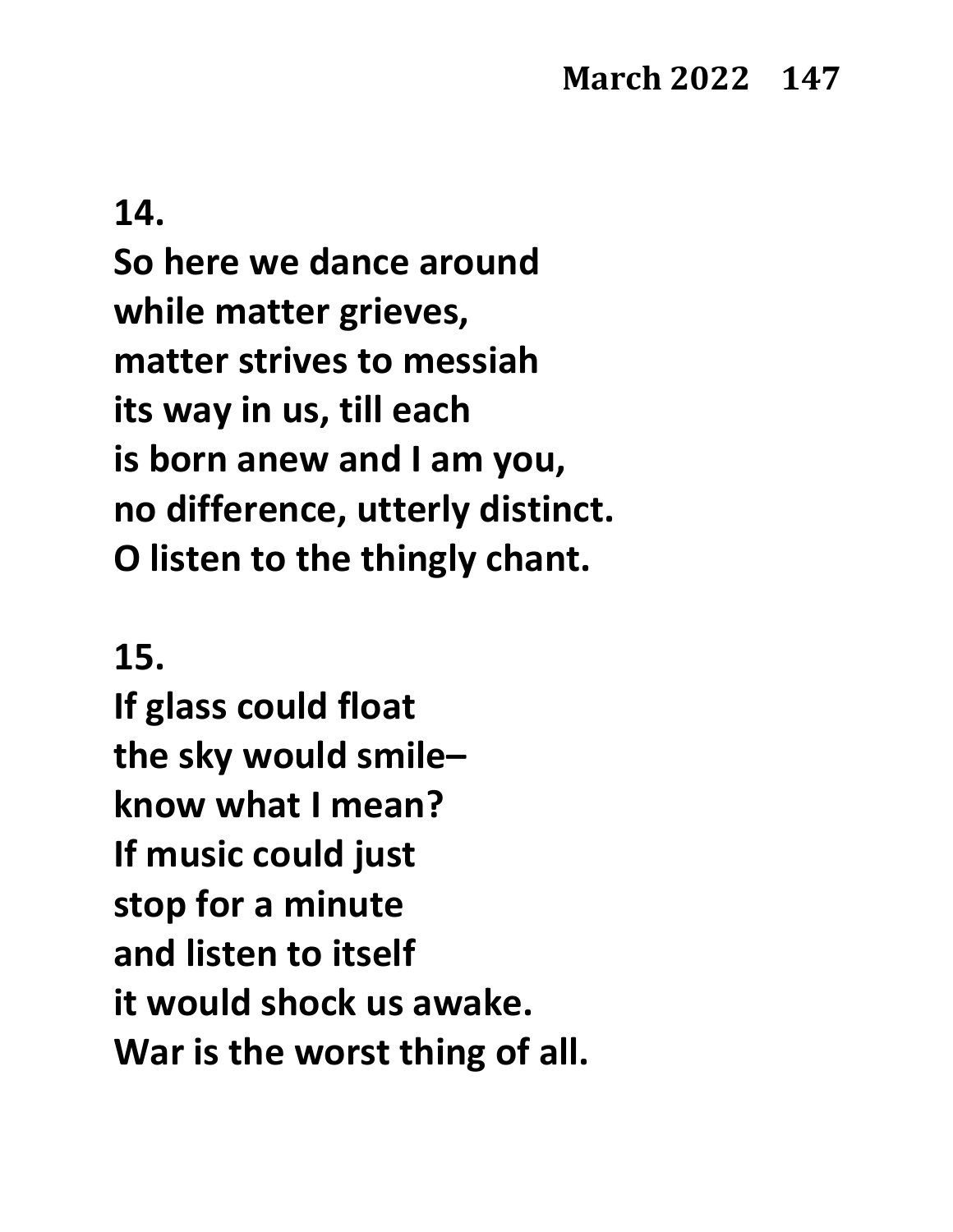**14.**
**So here we dance around**
**while matter grieves,**
**matter strives to messiah**
**its way in us, till each**
**is born anew and I am you,**
**no difference, utterly distinct.**
**O listen to the thingly chant.**

**15.**
**If glass could float**
**the sky would smile–**
**know what I mean?**
**If music could just**
**stop for a minute**
**and listen to itself**
**it would shock us awake.**
**War is the worst thing of all.**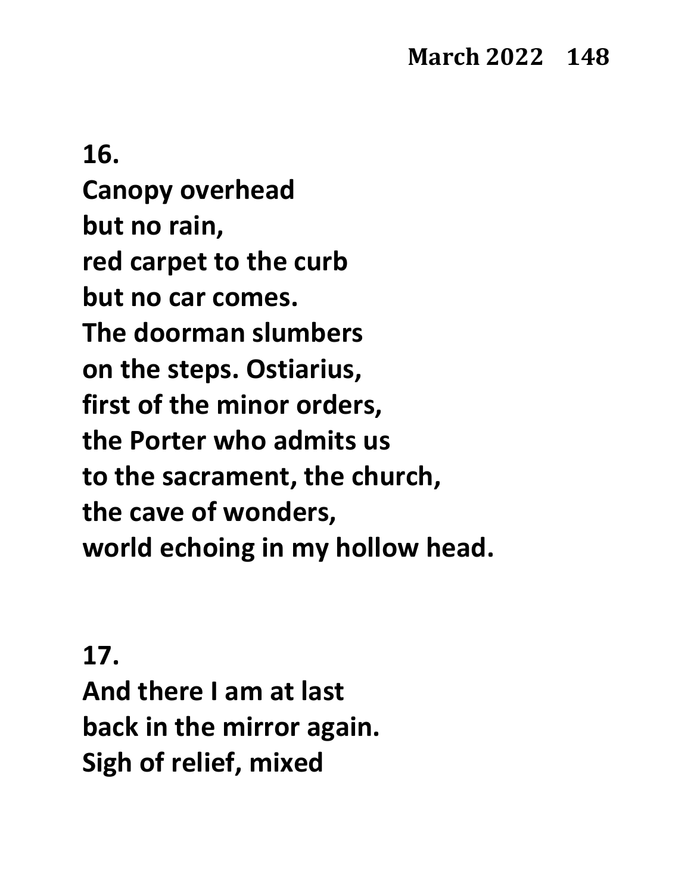**16.**
**Canopy overhead**
**but no rain,**
**red carpet to the curb**
**but no car comes.**
**The doorman slumbers**
**on the steps. Ostiarius,**
**first of the minor orders,**
**the Porter who admits us**
**to the sacrament, the church,**
**the cave of wonders,**
**world echoing in my hollow head.**

**17.**
**And there I am at last**
**back in the mirror again.**
**Sigh of relief, mixed**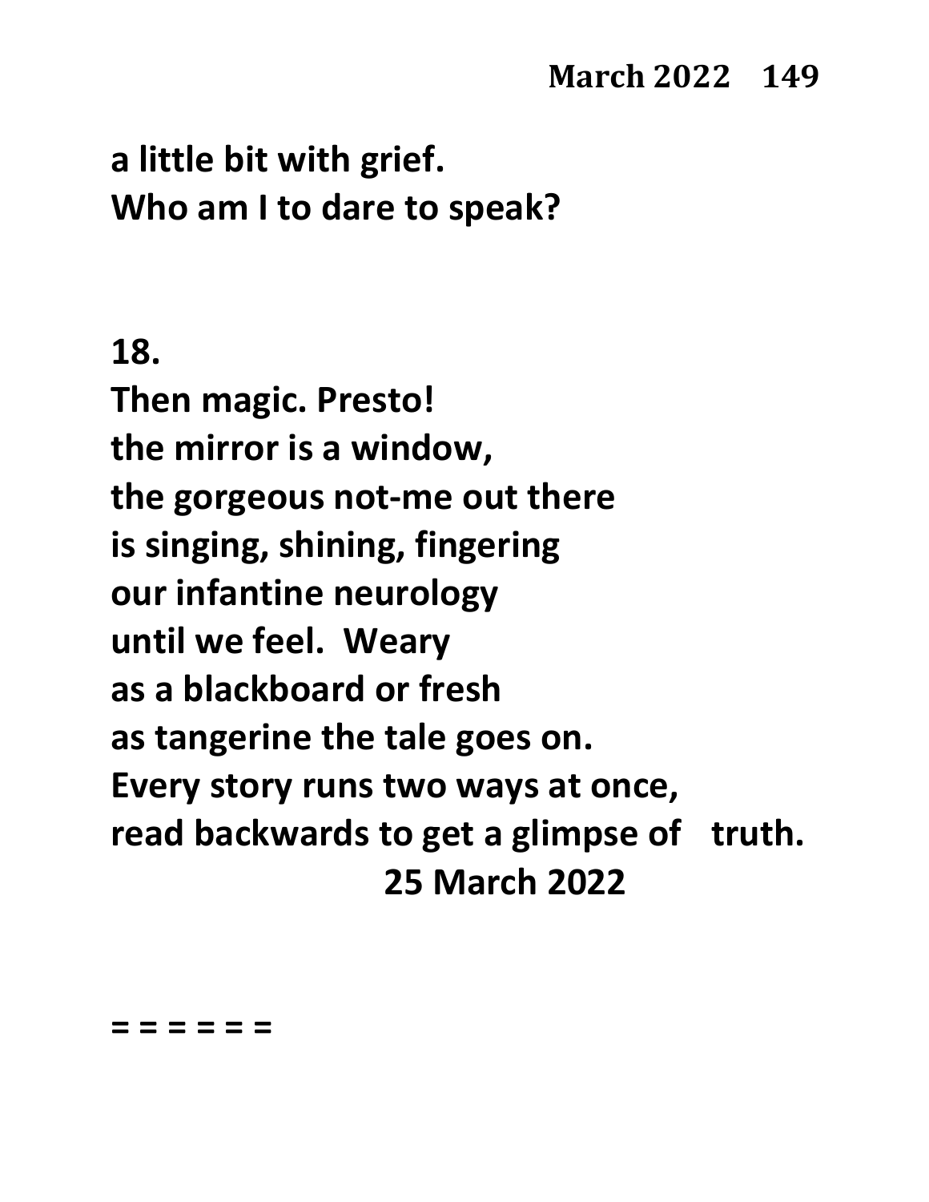**a little bit with grief.**
**Who am I to dare to speak?**

**18.**
**Then magic. Presto!**
**the mirror is a window,**
**the gorgeous not-me out there**
**is singing, shining, fingering**
**our infantine neurology**
**until we feel.  Weary**
**as a blackboard or fresh**
**as tangerine the tale goes on.**
**Every story runs two ways at once,**
**read backwards to get a glimpse of   truth.**
**25 March 2022**

**= = = = = =**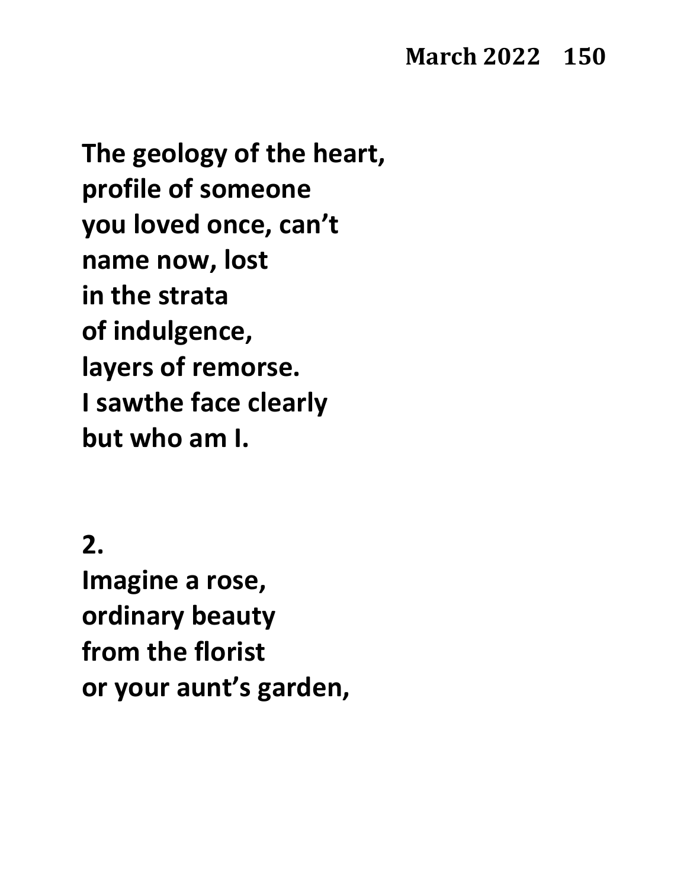The geology of the heart,
profile of someone
you loved once, can't
name now, lost
in the strata
of indulgence,
layers of remorse.
I sawthe face clearly
but who am I.

2.
Imagine a rose,
ordinary beauty
from the florist
or your aunt's garden,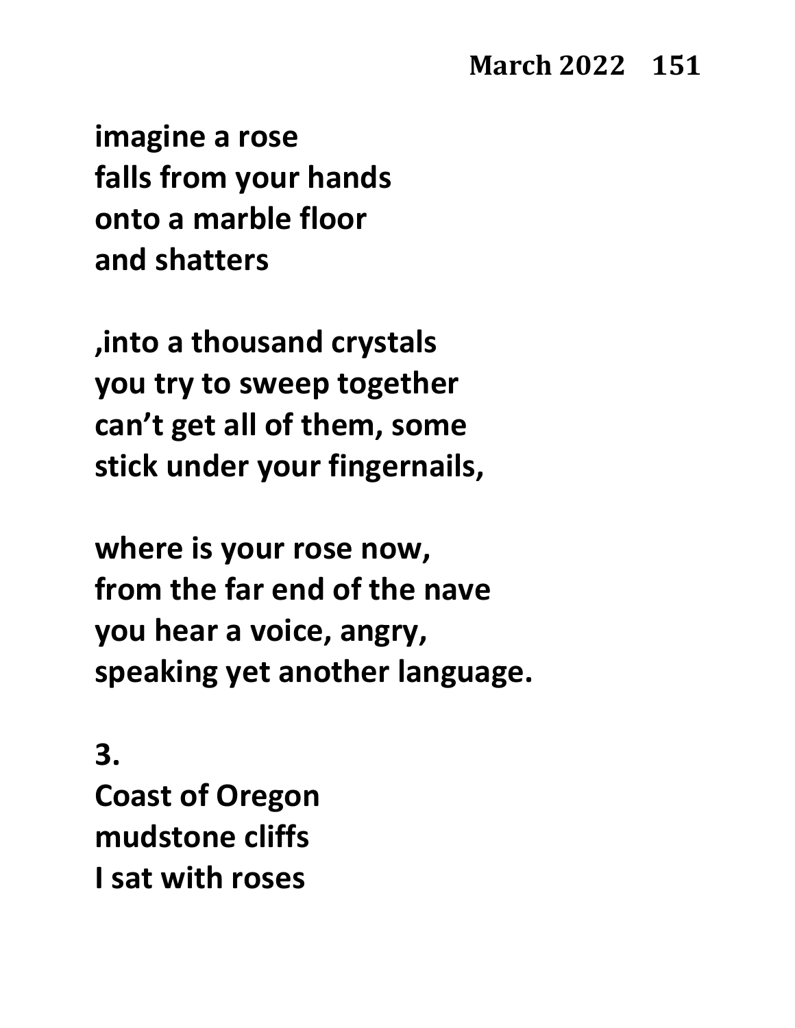**imagine a rose**
**falls from your hands**
**onto a marble floor**
**and shatters**

**,into a thousand crystals**
**you try to sweep together**
**can't get all of them, some**
**stick under your fingernails,**

**where is your rose now,**
**from the far end of the nave**
**you hear a voice, angry,**
**speaking yet another language.**

**3.**
**Coast of Oregon**
**mudstone cliffs**
**I sat with roses**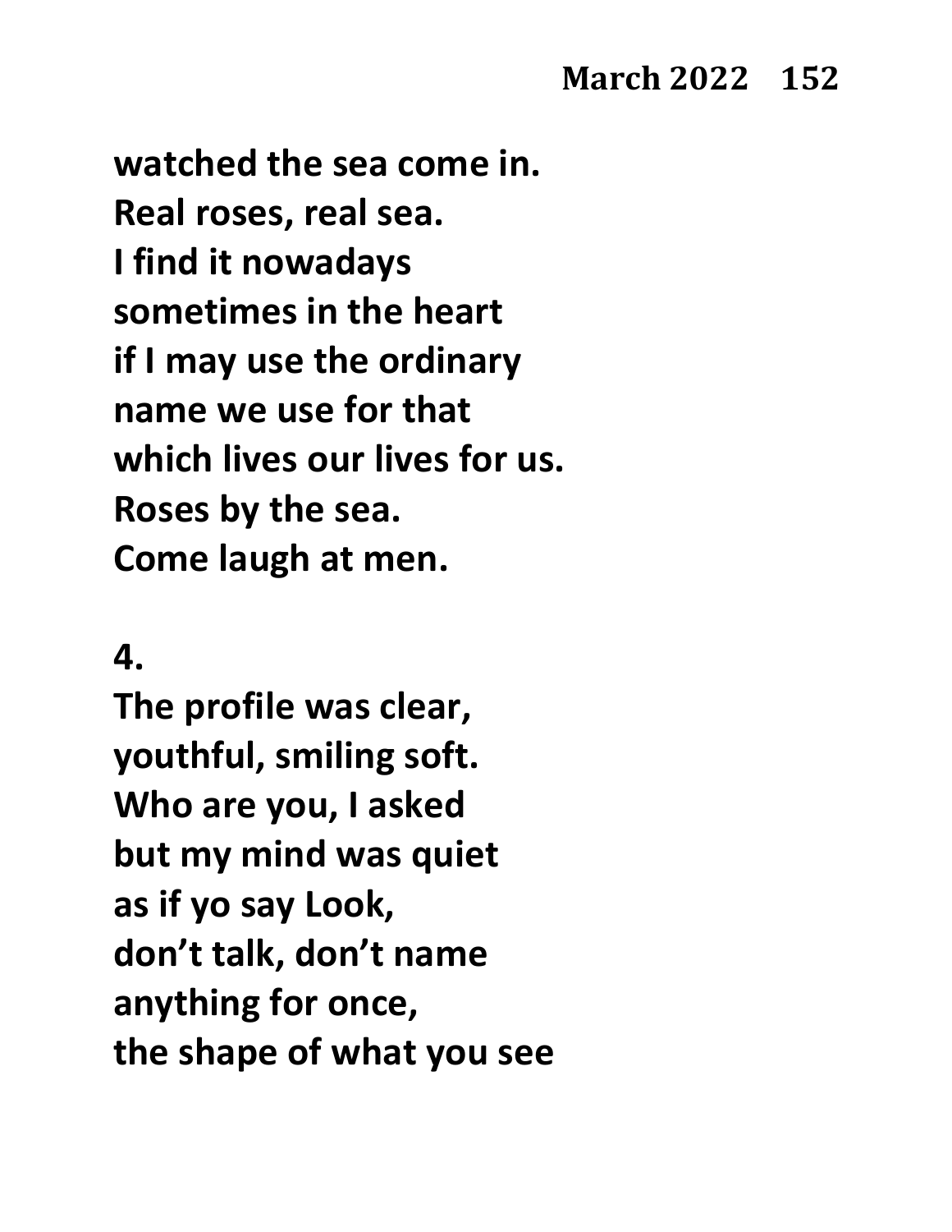watched the sea come in.
Real roses, real sea.
I find it nowadays
sometimes in the heart
if I may use the ordinary
name we use for that
which lives our lives for us.
Roses by the sea.
Come laugh at men.

4.
The profile was clear,
youthful, smiling soft.
Who are you, I asked
but my mind was quiet
as if yo say Look,
don't talk, don't name
anything for once,
the shape of what you see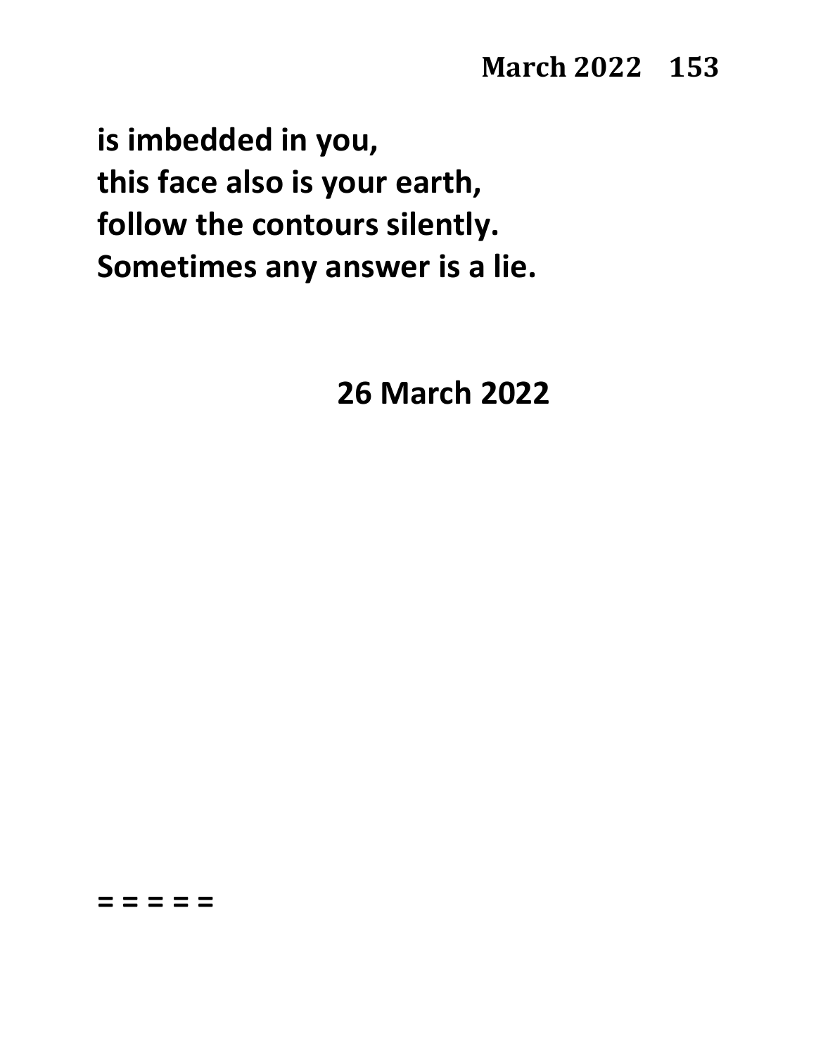**is imbedded in you,**
**this face also is your earth,**
**follow the contours silently.**
**Sometimes any answer is a lie.**

**26 March 2022**

**= = = = =**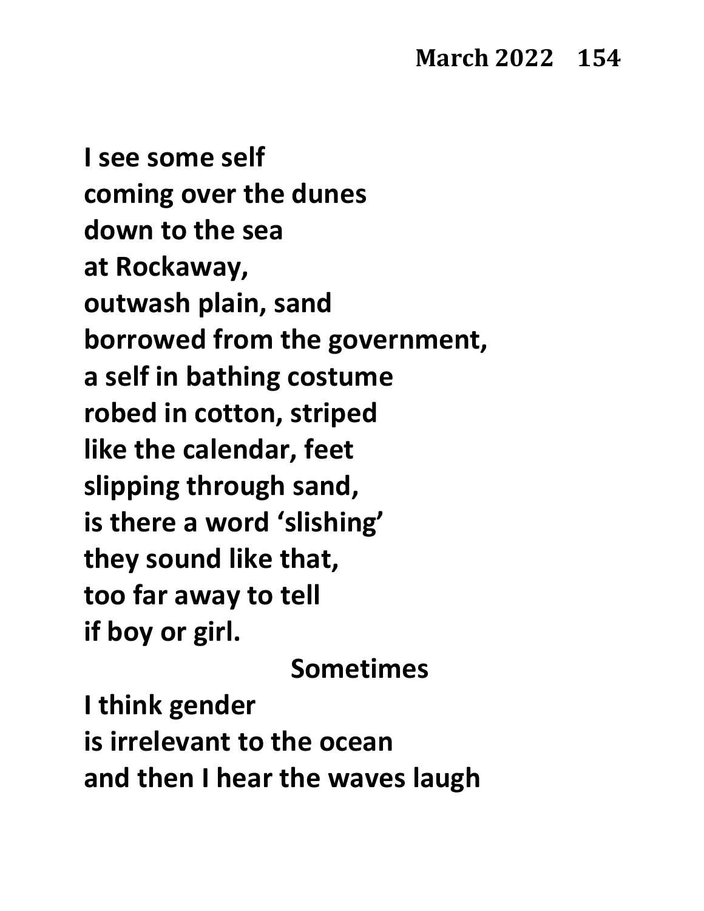I see some self
coming over the dunes
down to the sea
at Rockaway,
outwash plain, sand
borrowed from the government,
a self in bathing costume
robed in cotton, striped
like the calendar, feet
slipping through sand,
is there a word 'slishing'
they sound like that,
too far away to tell
if boy or girl.

Sometimes
I think gender
is irrelevant to the ocean
and then I hear the waves laugh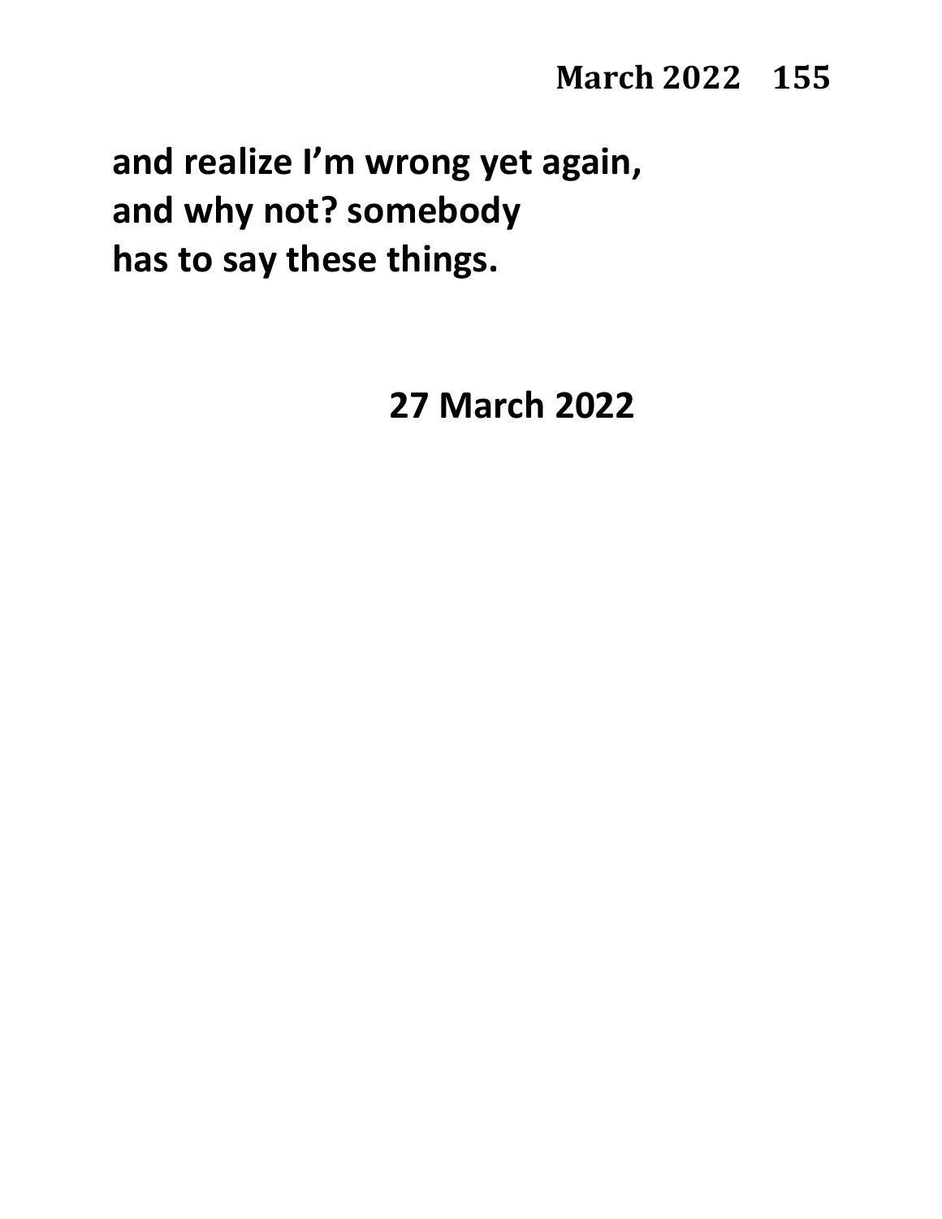**and realize I’m wrong yet again,**
**and why not? somebody**
**has to say these things.**

**27 March 2022**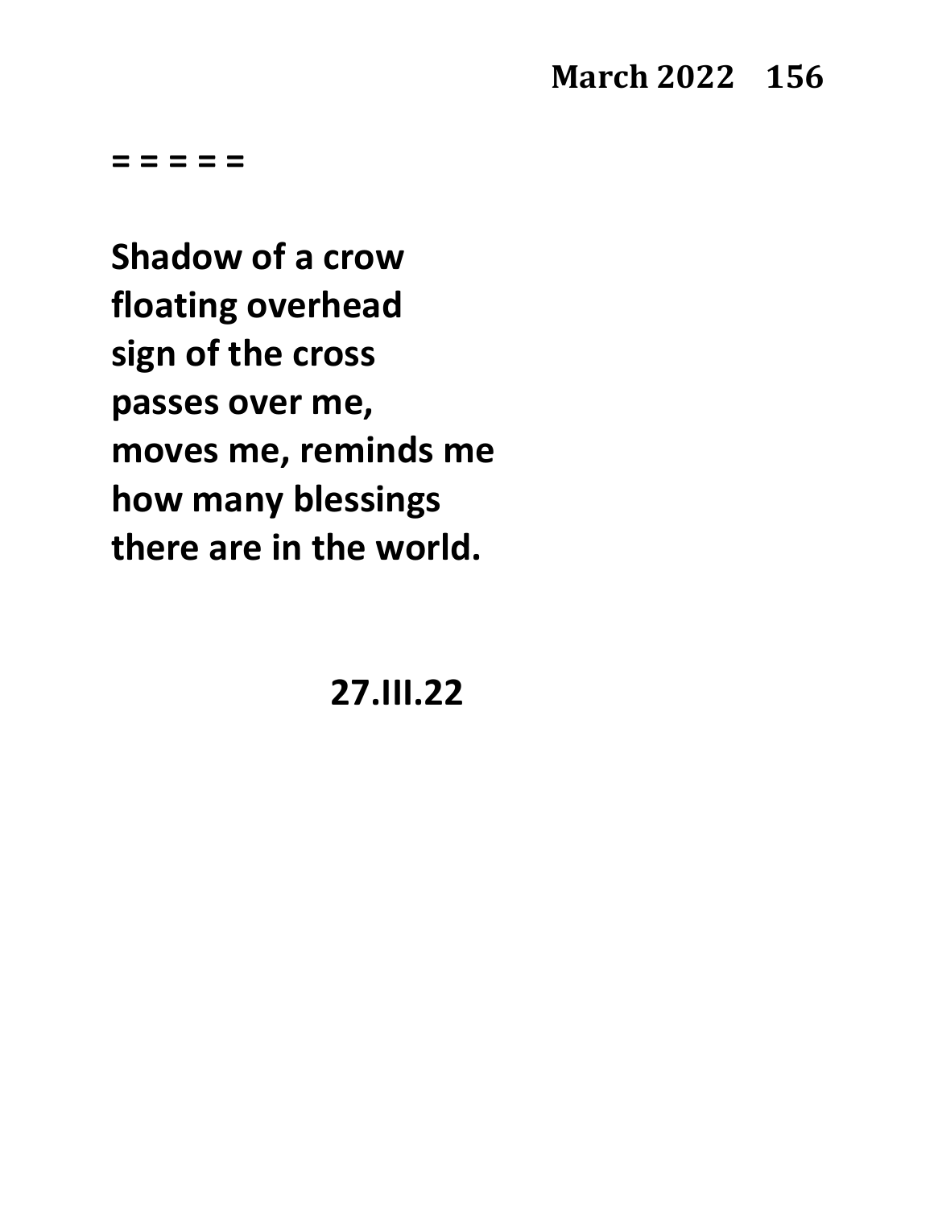= = = = =

**Shadow of a crow**
**floating overhead**
**sign of the cross**
**passes over me,**
**moves me, reminds me**
**how many blessings**
**there are in the world.**

**27.III.22**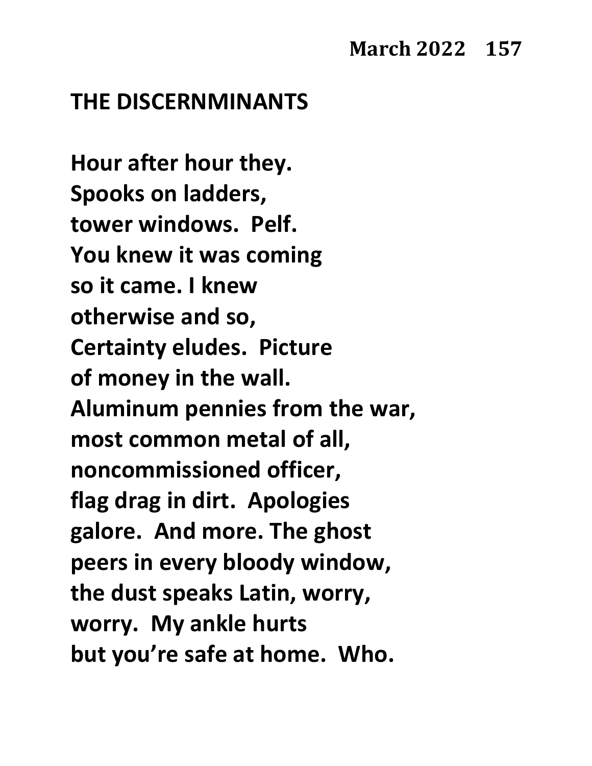## THE DISCERNMINANTS

Hour after hour they.
Spooks on ladders,
tower windows. Pelf.
You knew it was coming
so it came. I knew
otherwise and so,
Certainty eludes. Picture
of money in the wall.
Aluminum pennies from the war,
most common metal of all,
noncommissioned officer,
flag drag in dirt. Apologies
galore. And more. The ghost
peers in every bloody window,
the dust speaks Latin, worry,
worry. My ankle hurts
but you're safe at home. Who.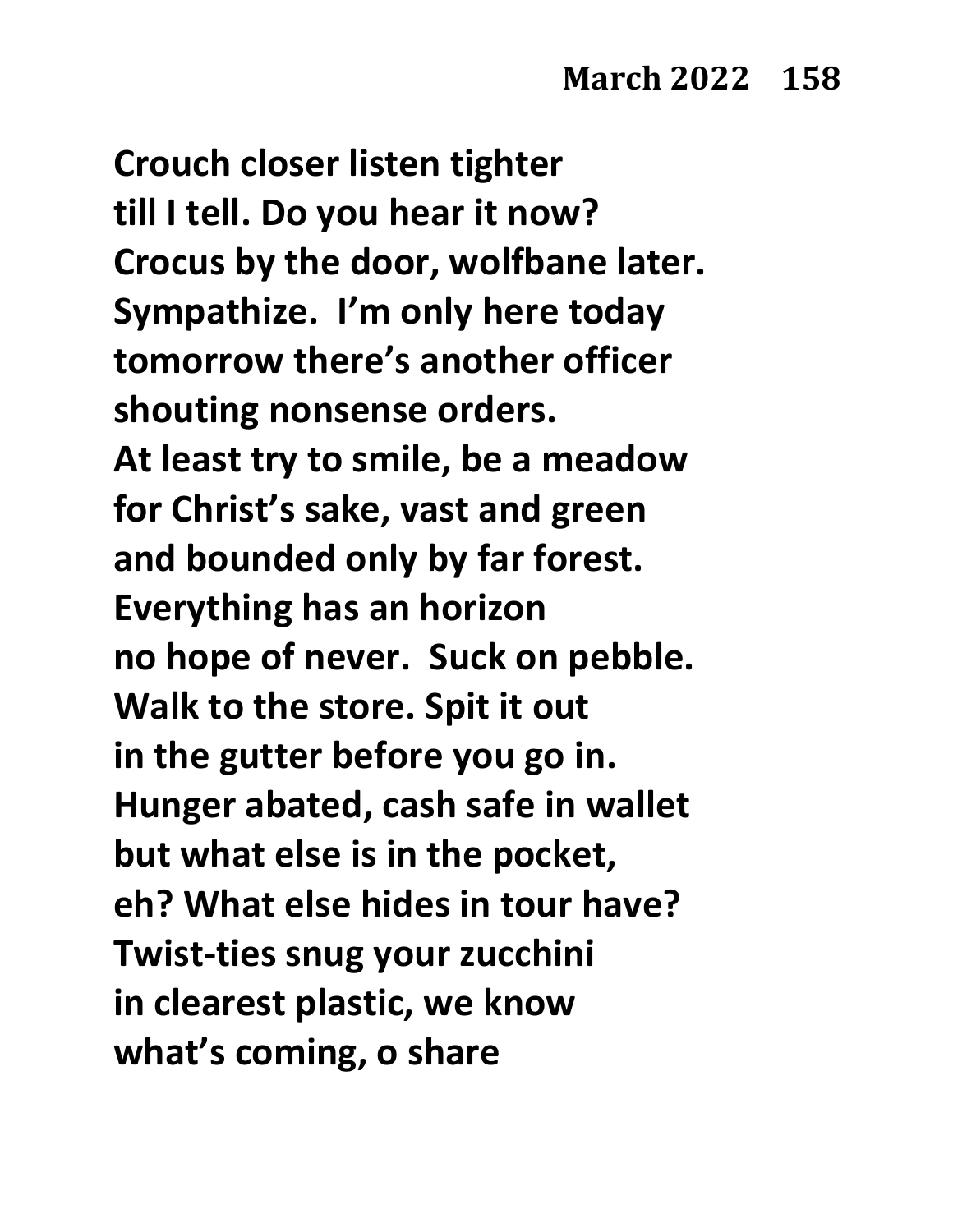**Crouch closer listen tighter**
**till I tell. Do you hear it now?**
**Crocus by the door, wolfbane later.**
**Sympathize. I'm only here today**
**tomorrow there's another officer**
**shouting nonsense orders.**
**At least try to smile, be a meadow**
**for Christ's sake, vast and green**
**and bounded only by far forest.**
**Everything has an horizon**
**no hope of never. Suck on pebble.**
**Walk to the store. Spit it out**
**in the gutter before you go in.**
**Hunger abated, cash safe in wallet**
**but what else is in the pocket,**
**eh? What else hides in tour have?**
**Twist-ties snug your zucchini**
**in clearest plastic, we know**
**what's coming, o share**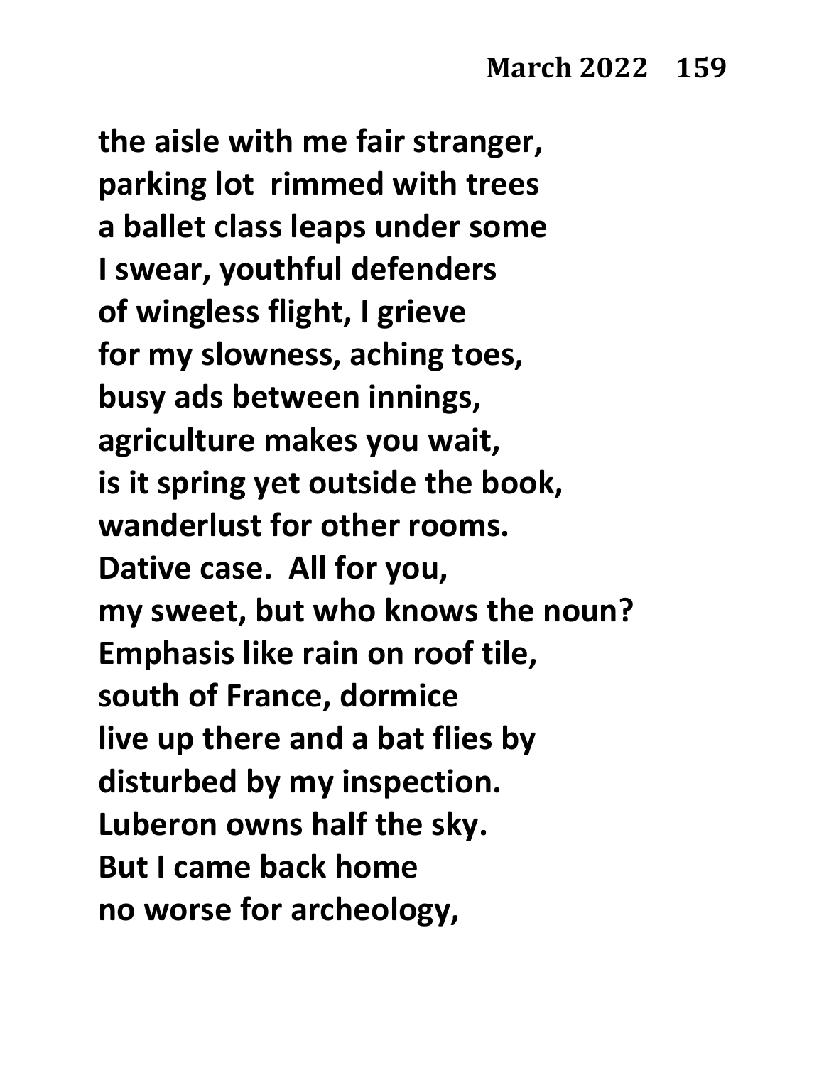**the aisle with me fair stranger,**
**parking lot  rimmed with trees**
**a ballet class leaps under some**
**I swear, youthful defenders**
**of wingless flight, I grieve**
**for my slowness, aching toes,**
**busy ads between innings,**
**agriculture makes you wait,**
**is it spring yet outside the book,**
**wanderlust for other rooms.**
**Dative case.  All for you,**
**my sweet, but who knows the noun?**
**Emphasis like rain on roof tile,**
**south of France, dormice**
**live up there and a bat flies by**
**disturbed by my inspection.**
**Luberon owns half the sky.**
**But I came back home**
**no worse for archeology,**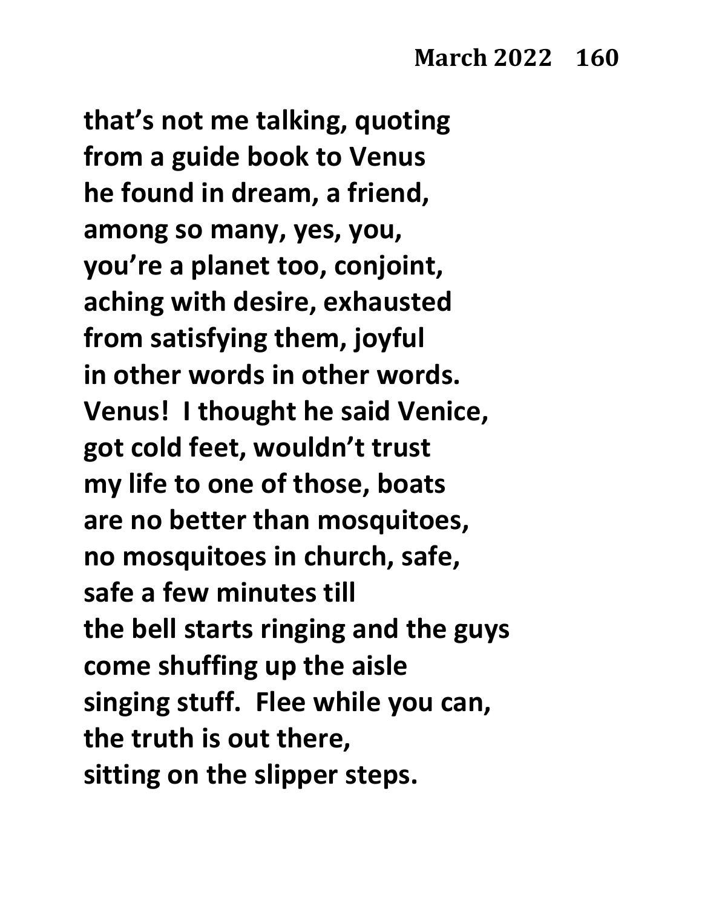**that's not me talking, quoting**
**from a guide book to Venus**
**he found in dream, a friend,**
**among so many, yes, you,**
**you're a planet too, conjoint,**
**aching with desire, exhausted**
**from satisfying them, joyful**
**in other words in other words.**
**Venus! I thought he said Venice,**
**got cold feet, wouldn't trust**
**my life to one of those, boats**
**are no better than mosquitoes,**
**no mosquitoes in church, safe,**
**safe a few minutes till**
**the bell starts ringing and the guys**
**come shuffing up the aisle**
**singing stuff. Flee while you can,**
**the truth is out there,**
**sitting on the slipper steps.**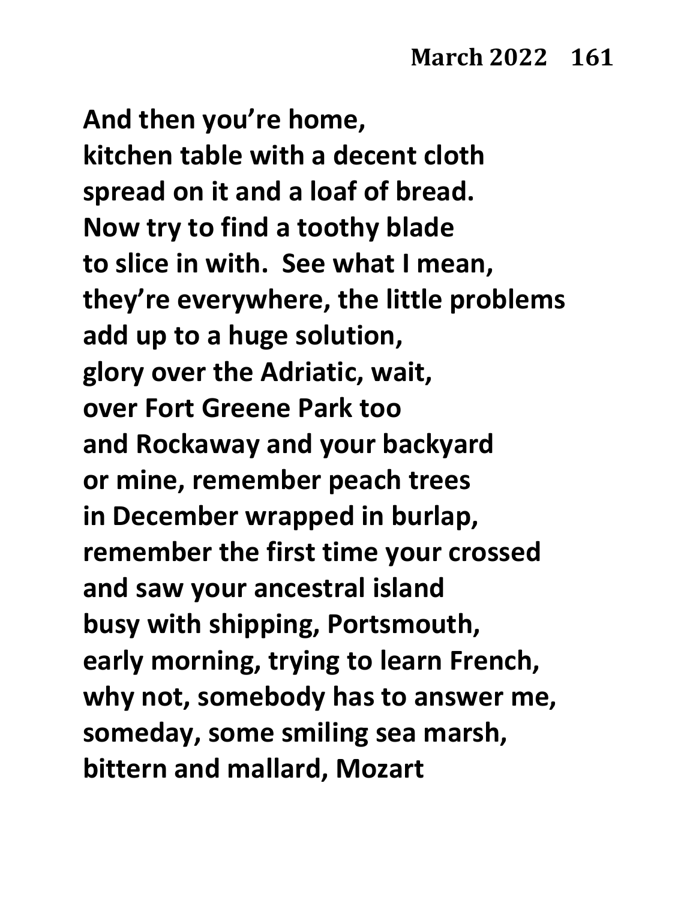**And then you're home,**
**kitchen table with a decent cloth**
**spread on it and a loaf of bread.**
**Now try to find a toothy blade**
**to slice in with.  See what I mean,**
**they're everywhere, the little problems**
**add up to a huge solution,**
**glory over the Adriatic, wait,**
**over Fort Greene Park too**
**and Rockaway and your backyard**
**or mine, remember peach trees**
**in December wrapped in burlap,**
**remember the first time your crossed**
**and saw your ancestral island**
**busy with shipping, Portsmouth,**
**early morning, trying to learn French,**
**why not, somebody has to answer me,**
**someday, some smiling sea marsh,**
**bittern and mallard, Mozart**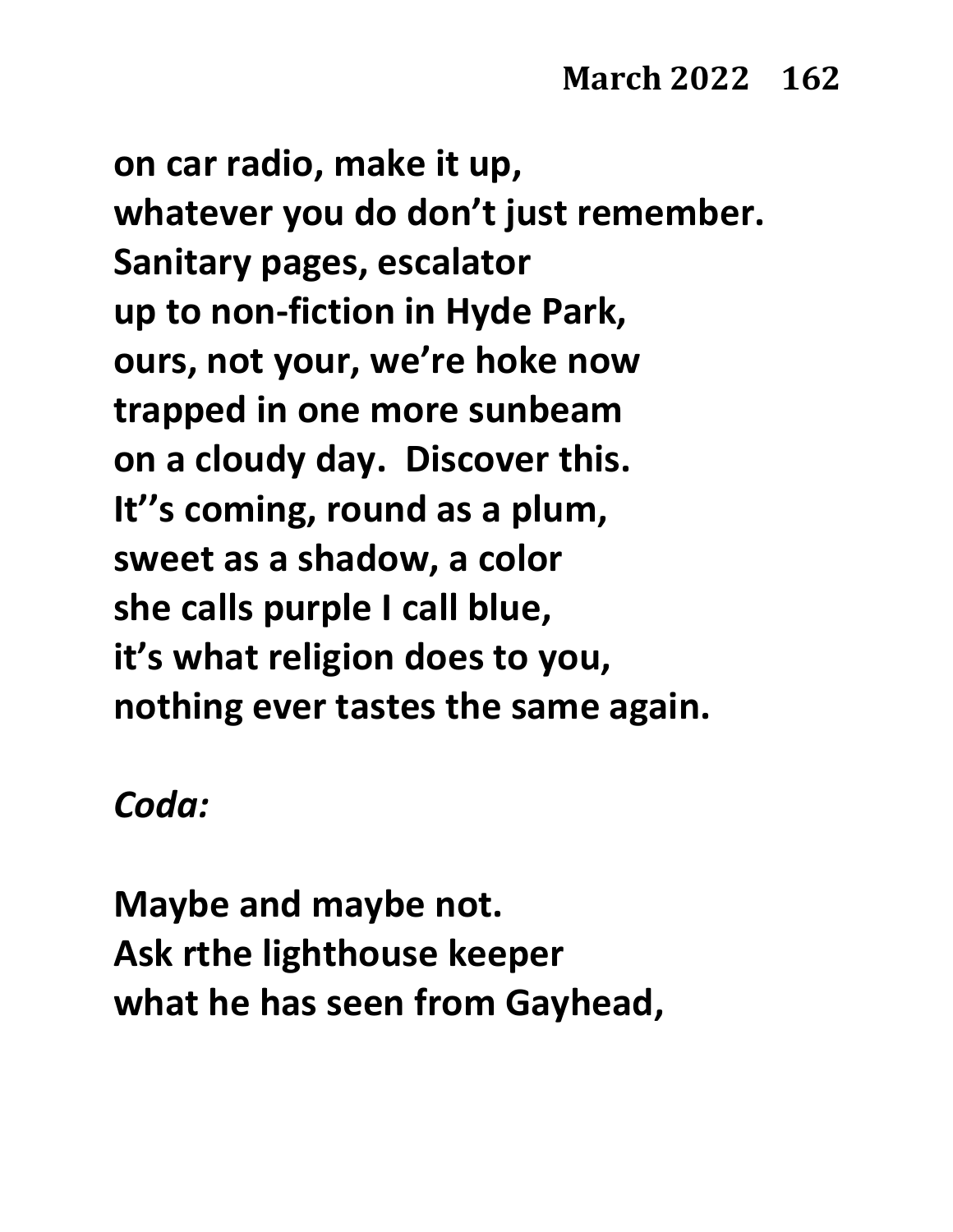**on car radio, make it up,**
**whatever you do don't just remember.**
**Sanitary pages, escalator**
**up to non-fiction in Hyde Park,**
**ours, not your, we're hoke now**
**trapped in one more sunbeam**
**on a cloudy day.  Discover this.**
**It''s coming, round as a plum,**
**sweet as a shadow, a color**
**she calls purple I call blue,**
**it's what religion does to you,**
**nothing ever tastes the same again.**

***Coda:***

**Maybe and maybe not.**
**Ask rthe lighthouse keeper**
**what he has seen from Gayhead,**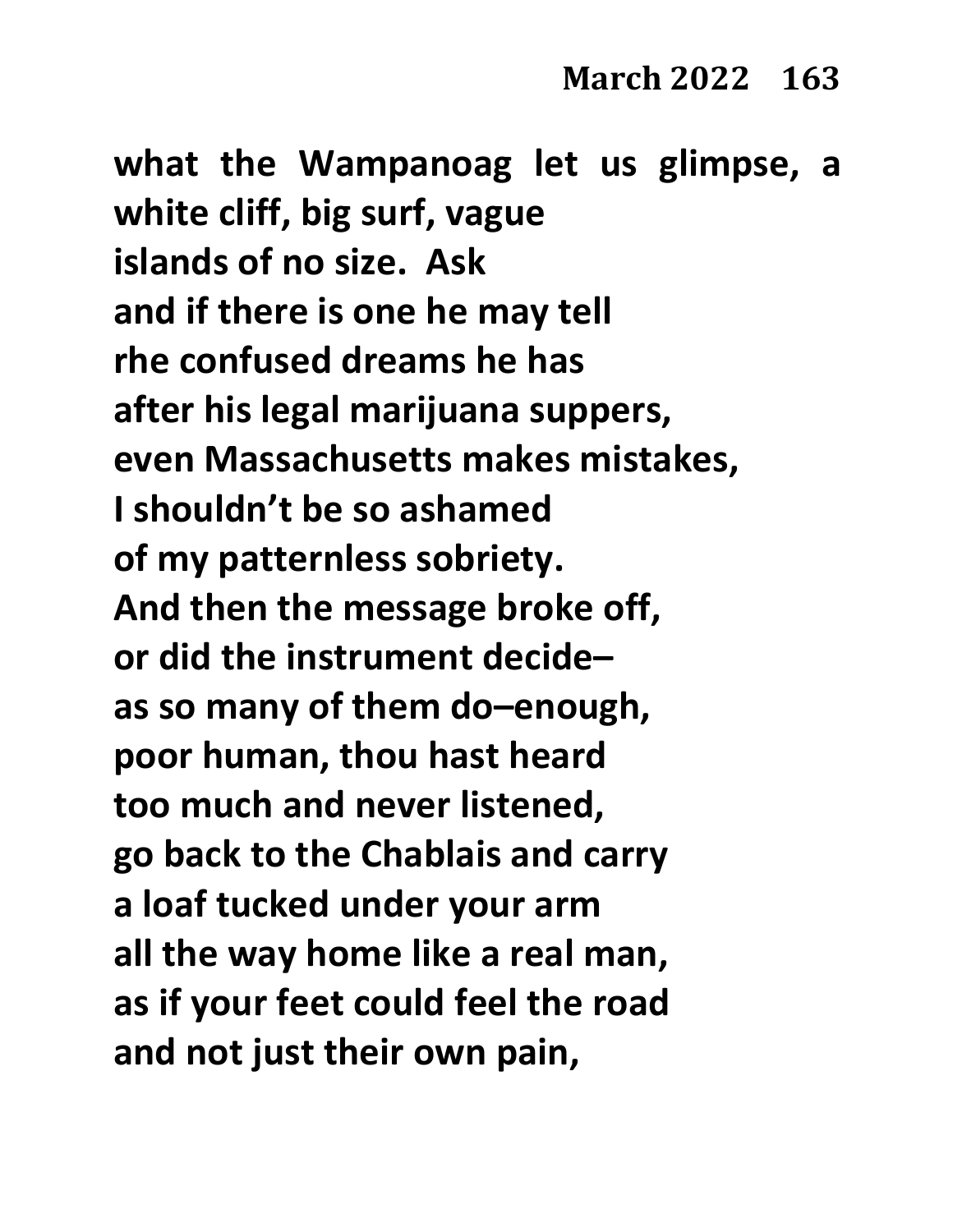what the Wampanoag let us glimpse, a white cliff, big surf, vague
islands of no size. Ask
and if there is one he may tell
rhe confused dreams he has
after his legal marijuana suppers,
even Massachusetts makes mistakes,
I shouldn't be so ashamed
of my patternless sobriety.
And then the message broke off,
or did the instrument decide–
as so many of them do–enough,
poor human, thou hast heard
too much and never listened,
go back to the Chablais and carry
a loaf tucked under your arm
all the way home like a real man,
as if your feet could feel the road
and not just their own pain,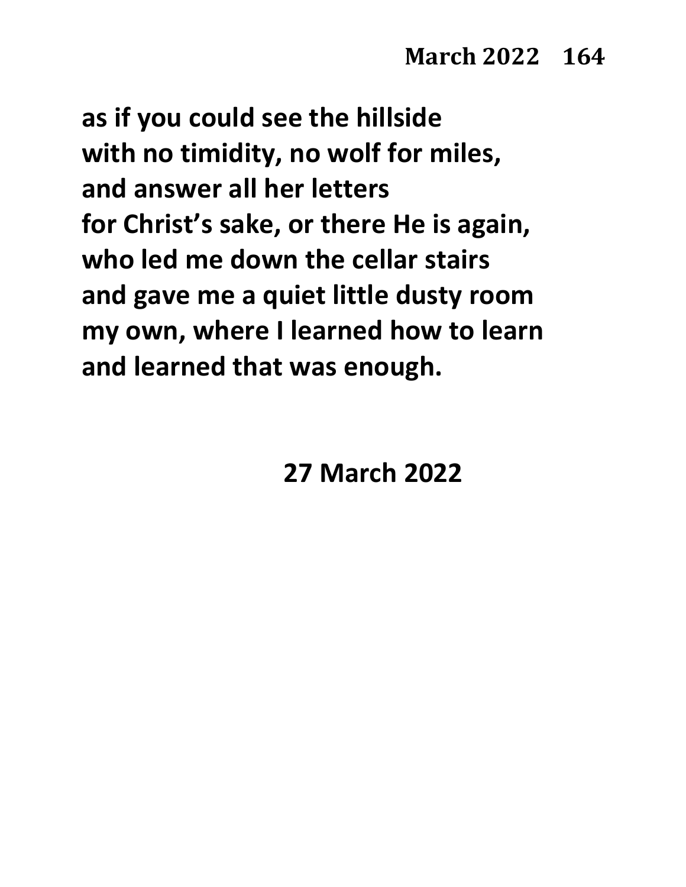**as if you could see the hillside**
**with no timidity, no wolf for miles,**
**and answer all her letters**
**for Christ's sake, or there He is again,**
**who led me down the cellar stairs**
**and gave me a quiet little dusty room**
**my own, where I learned how to learn**
**and learned that was enough.**

**27 March 2022**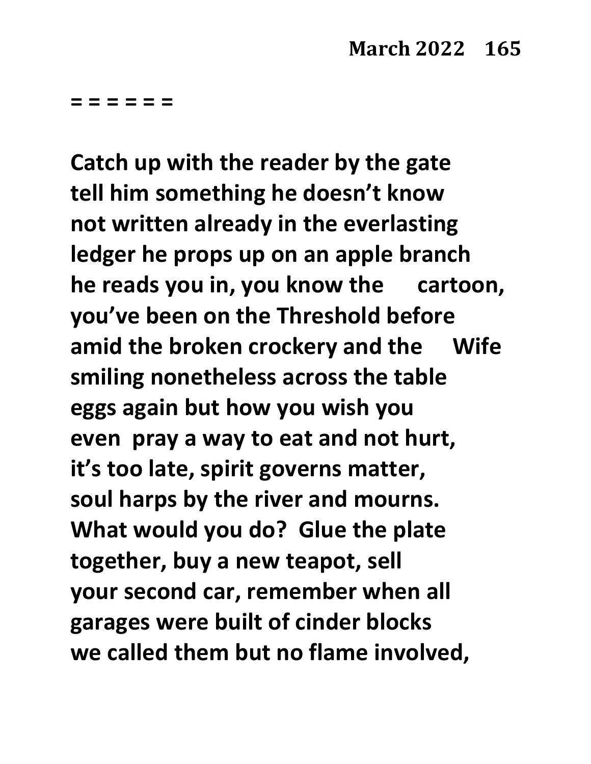= = = = = =

**Catch up with the reader by the gate**
**tell him something he doesn't know**
**not written already in the everlasting**
**ledger he props up on an apple branch**
**he reads you in, you know the cartoon,**
**you've been on the Threshold before**
**amid the broken crockery and the Wife**
**smiling nonetheless across the table**
**eggs again but how you wish you**
**even pray a way to eat and not hurt,**
**it's too late, spirit governs matter,**
**soul harps by the river and mourns.**
**What would you do? Glue the plate**
**together, buy a new teapot, sell**
**your second car, remember when all**
**garages were built of cinder blocks**
**we called them but no flame involved,**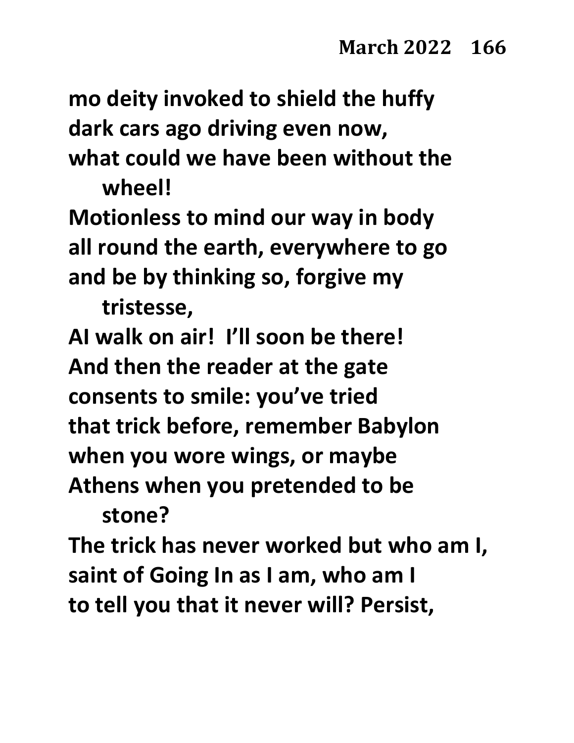mo deity invoked to shield the huffy
dark cars ago driving even now,
what could we have been without the
    wheel!
Motionless to mind our way in body
all round the earth, everywhere to go
and be by thinking so, forgive my
    tristesse,
AI walk on air! I'll soon be there!
And then the reader at the gate
consents to smile: you've tried
that trick before, remember Babylon
when you wore wings, or maybe
Athens when you pretended to be
    stone?
The trick has never worked but who am I,
saint of Going In as I am, who am I
to tell you that it never will? Persist,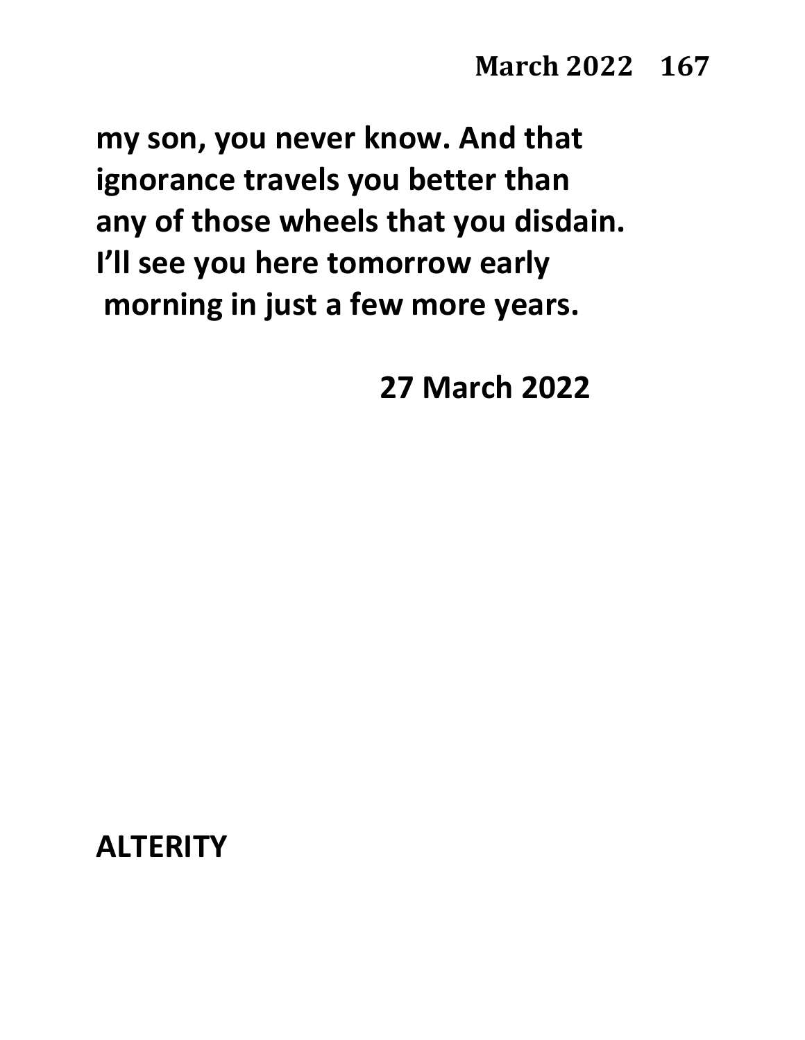my son, you never know. And that
ignorance travels you better than
any of those wheels that you disdain.
I'll see you here tomorrow early
morning in just a few more years.

27 March 2022

## ALTERITY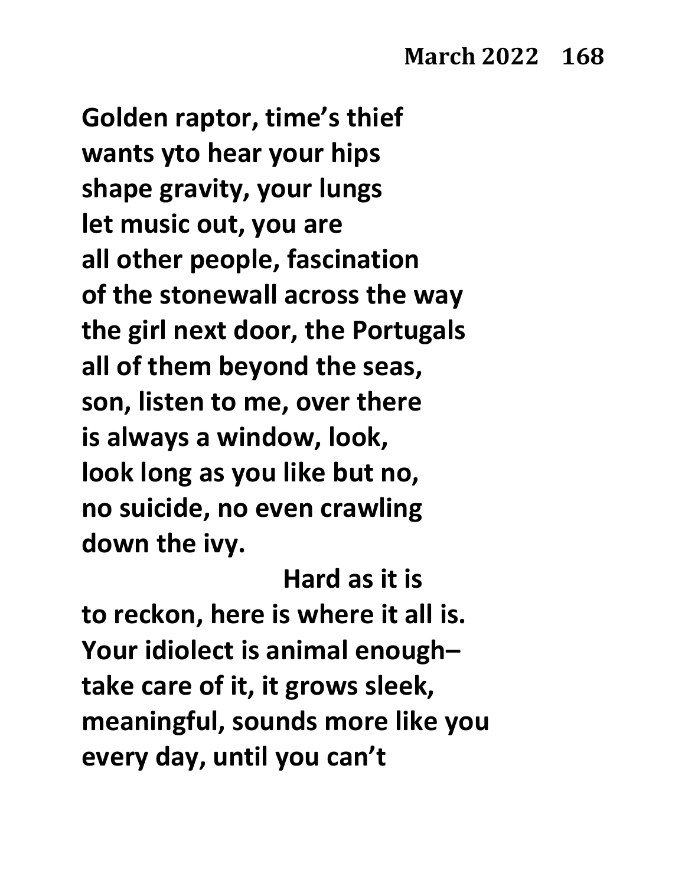Golden raptor, time's thief
wants yto hear your hips
shape gravity, your lungs
let music out, you are
all other people, fascination
of the stonewall across the way
the girl next door, the Portugals
all of them beyond the seas,
son, listen to me, over there
is always a window, look,
look long as you like but no,
no suicide, no even crawling
down the ivy.

Hard as it is
to reckon, here is where it all is.
Your idiolect is animal enough–
take care of it, it grows sleek,
meaningful, sounds more like you
every day, until you can't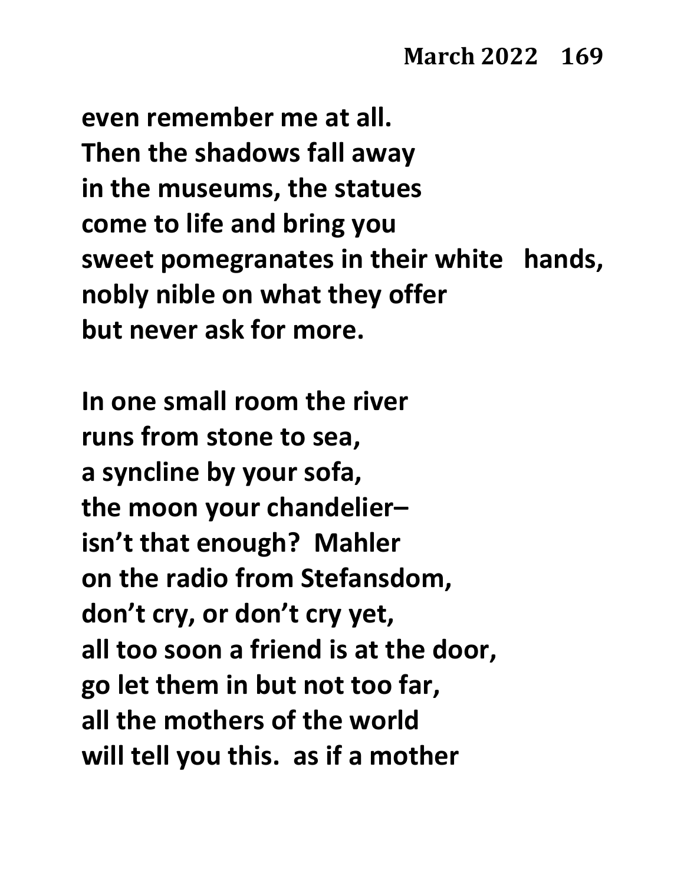**even remember me at all.**
**Then the shadows fall away**
**in the museums, the statues**
**come to life and bring you**
**sweet pomegranates in their white   hands,**
**nobly nible on what they offer**
**but never ask for more.**

**In one small room the river**
**runs from stone to sea,**
**a syncline by your sofa,**
**the moon your chandelier–**
**isn't that enough?  Mahler**
**on the radio from Stefansdom,**
**don't cry, or don't cry yet,**
**all too soon a friend is at the door,**
**go let them in but not too far,**
**all the mothers of the world**
**will tell you this.  as if a mother**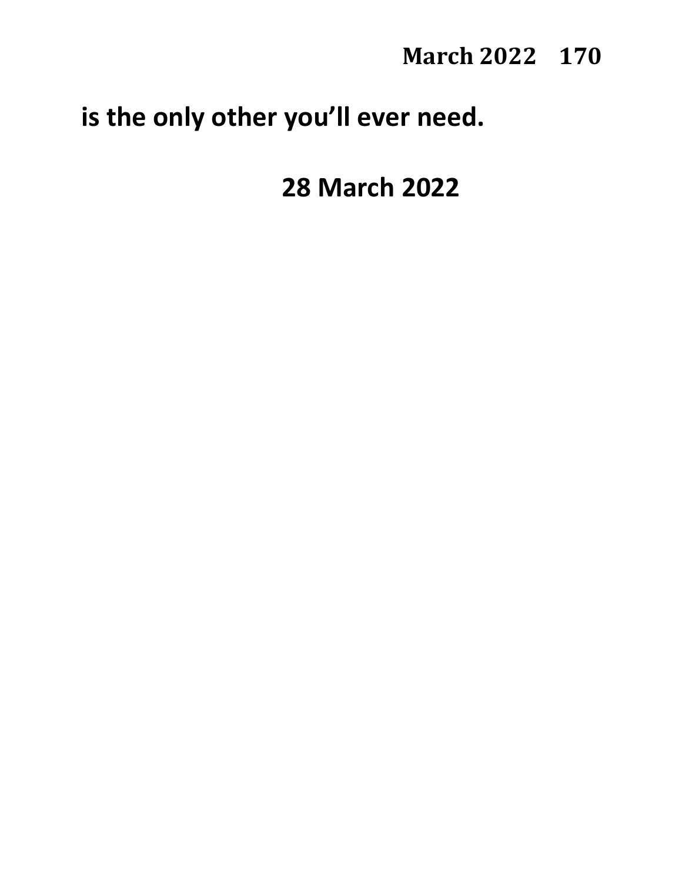**is the only other you'll ever need.**

**28 March 2022**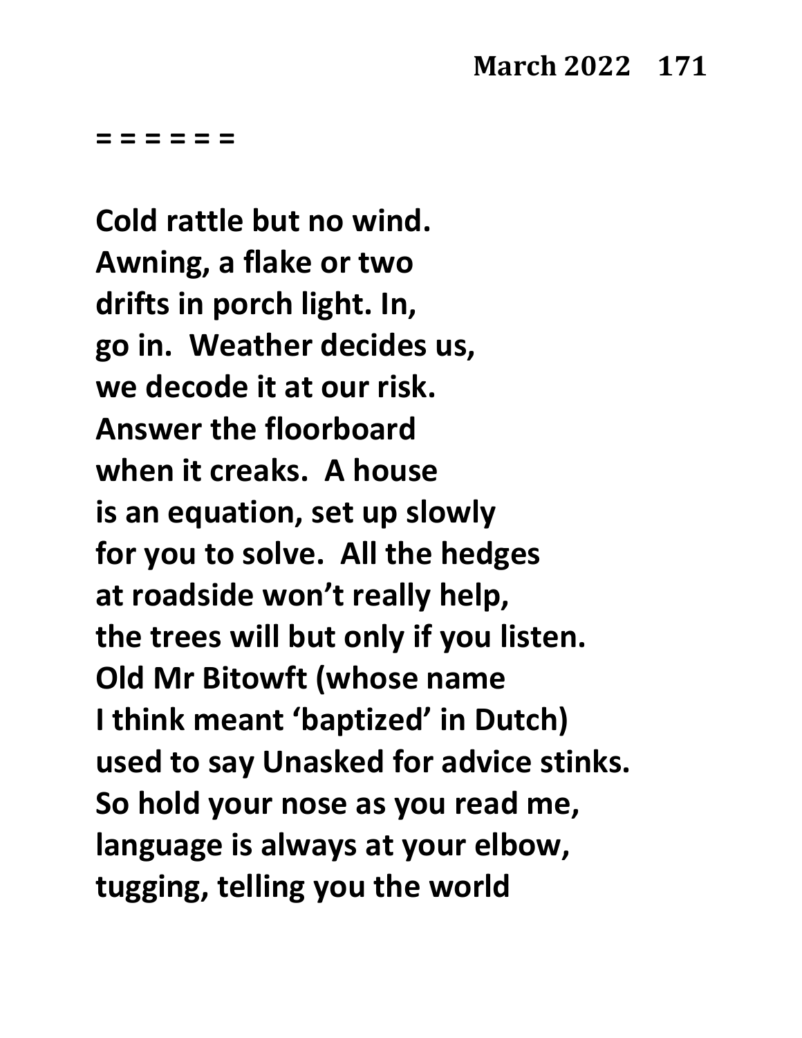= = = = = =

**Cold rattle but no wind.**
**Awning, a flake or two**
**drifts in porch light. In,**
**go in.  Weather decides us,**
**we decode it at our risk.**
**Answer the floorboard**
**when it creaks.  A house**
**is an equation, set up slowly**
**for you to solve.  All the hedges**
**at roadside won't really help,**
**the trees will but only if you listen.**
**Old Mr Bitowft (whose name**
**I think meant 'baptized' in Dutch)**
**used to say Unasked for advice stinks.**
**So hold your nose as you read me,**
**language is always at your elbow,**
**tugging, telling you the world**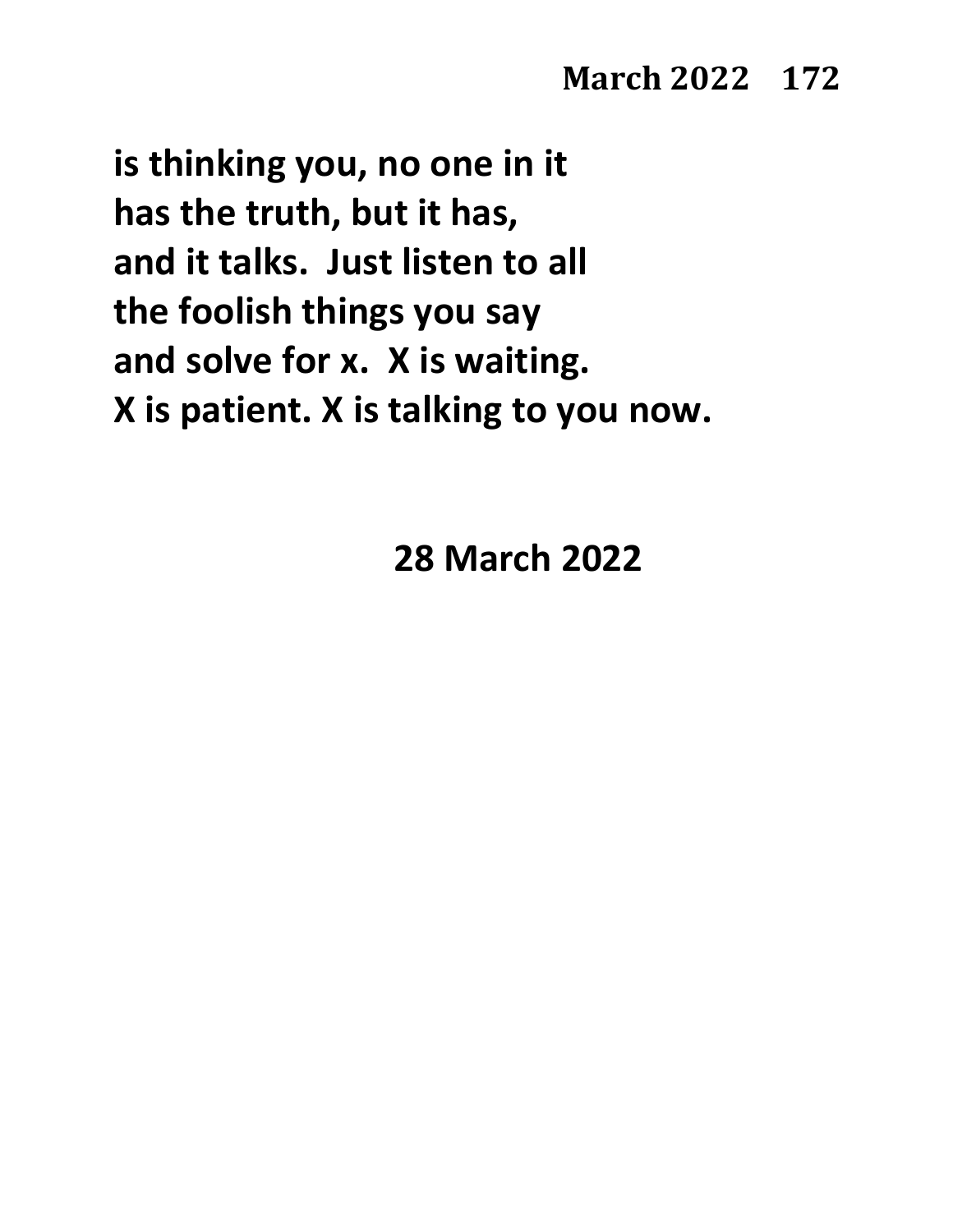**is thinking you, no one in it**
**has the truth, but it has,**
**and it talks. Just listen to all**
**the foolish things you say**
**and solve for x. X is waiting.**
**X is patient. X is talking to you now.**

**28 March 2022**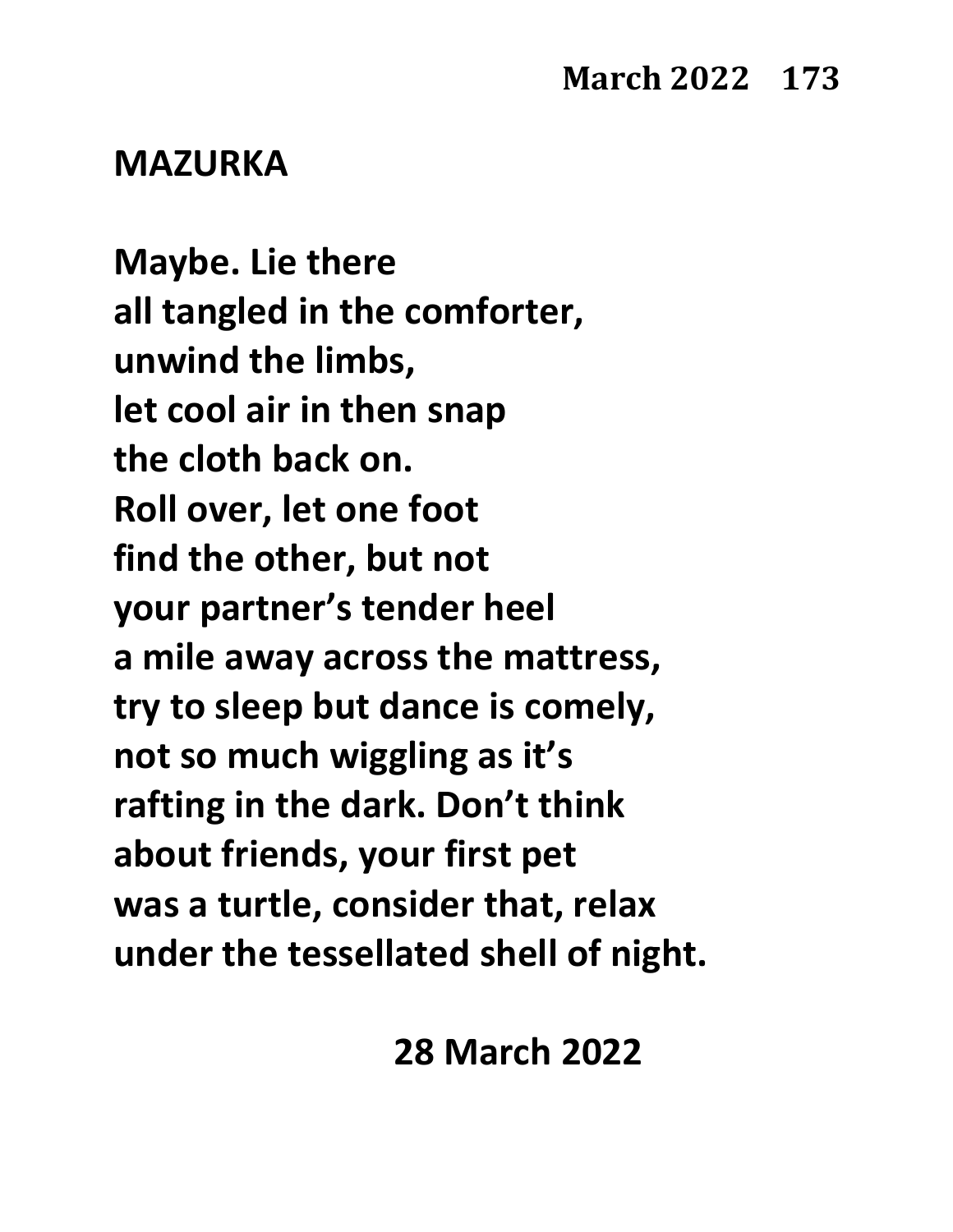## MAZURKA

Maybe. Lie there
all tangled in the comforter,
unwind the limbs,
let cool air in then snap
the cloth back on.
Roll over, let one foot
find the other, but not
your partner's tender heel
a mile away across the mattress,
try to sleep but dance is comely,
not so much wiggling as it's
rafting in the dark. Don't think
about friends, your first pet
was a turtle, consider that, relax
under the tessellated shell of night.

28 March 2022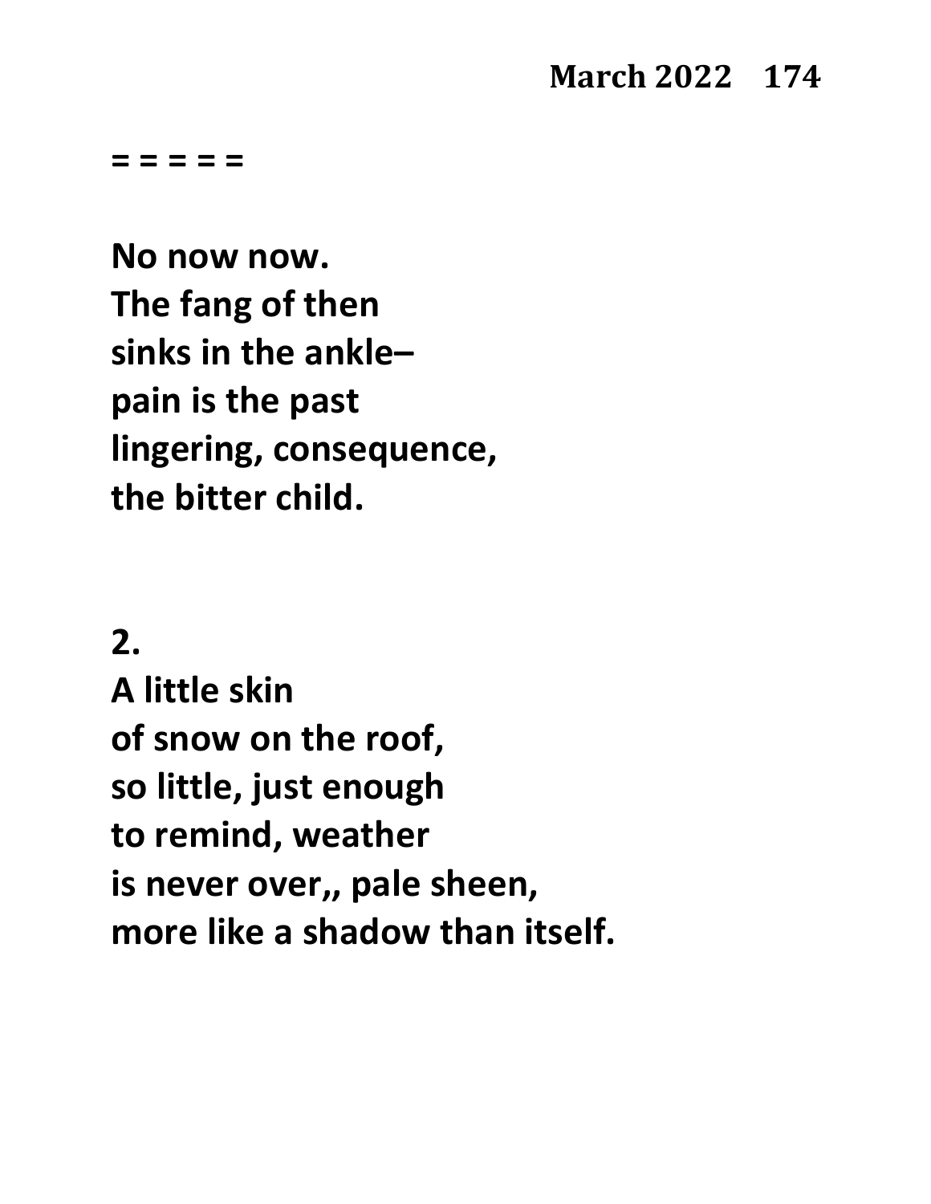**= = = = =**

**No now now.**
**The fang of then**
**sinks in the ankle–**
**pain is the past**
**lingering, consequence,**
**the bitter child.**

**2.**
**A little skin**
**of snow on the roof,**
**so little, just enough**
**to remind, weather**
**is never over,, pale sheen,**
**more like a shadow than itself.**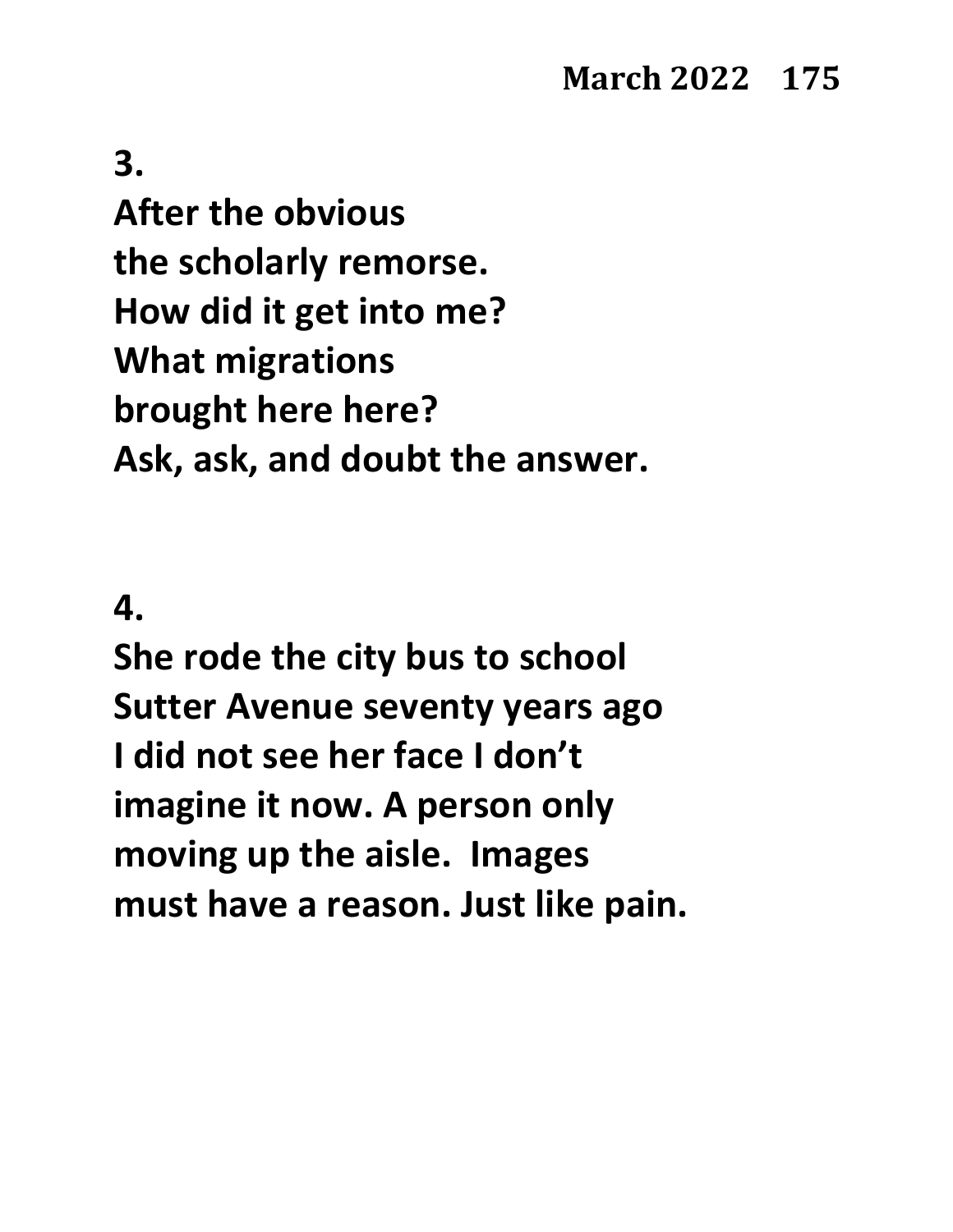**3.**
**After the obvious**
**the scholarly remorse.**
**How did it get into me?**
**What migrations**
**brought here here?**
**Ask, ask, and doubt the answer.**

**4.**
**She rode the city bus to school**
**Sutter Avenue seventy years ago**
**I did not see her face I don't**
**imagine it now. A person only**
**moving up the aisle.  Images**
**must have a reason. Just like pain.**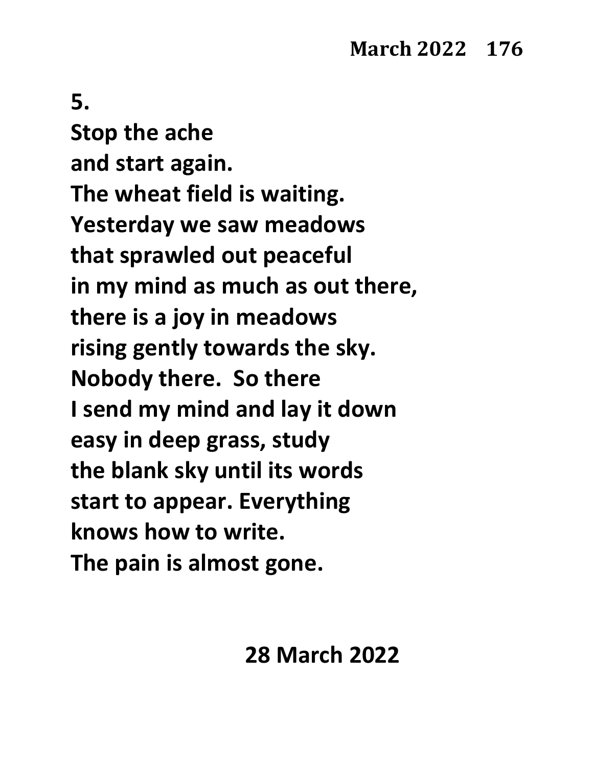**5.**

**Stop the ache**
**and start again.**
**The wheat field is waiting.**
**Yesterday we saw meadows**
**that sprawled out peaceful**
**in my mind as much as out there,**
**there is a joy in meadows**
**rising gently towards the sky.**
**Nobody there.  So there**
**I send my mind and lay it down**
**easy in deep grass, study**
**the blank sky until its words**
**start to appear. Everything**
**knows how to write.**
**The pain is almost gone.**

**28 March 2022**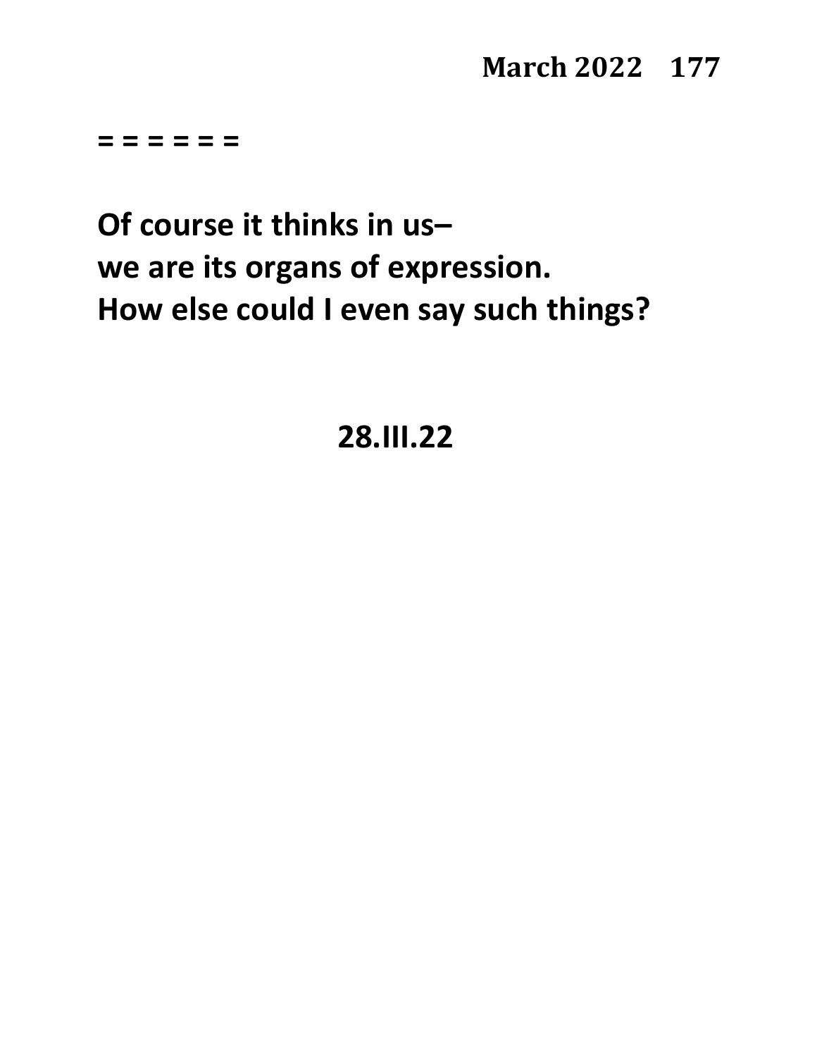= = = = = =

**Of course it thinks in us–**
**we are its organs of expression.**
**How else could I even say such things?**

**28.III.22**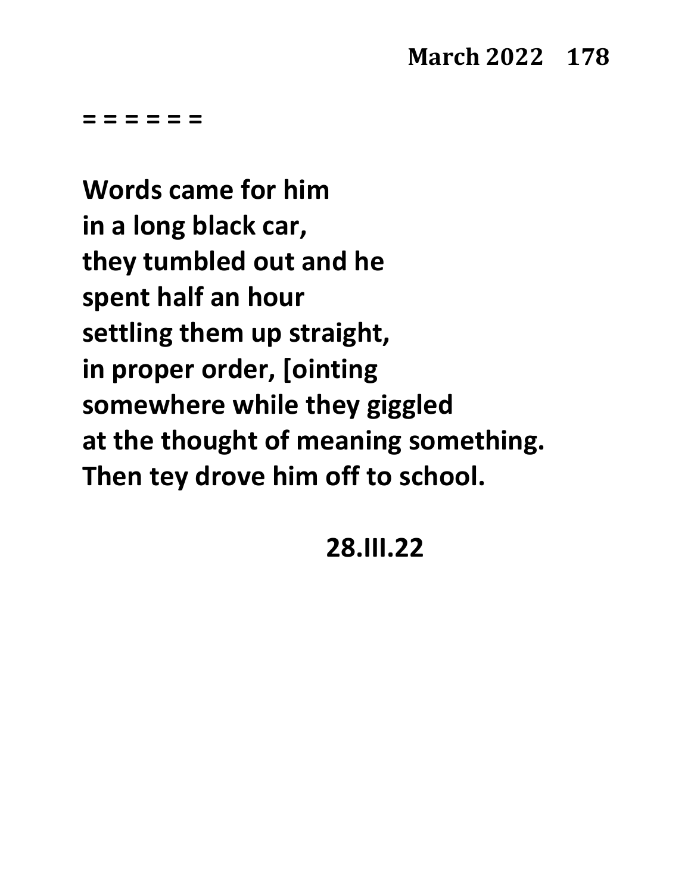= = = = = =

**Words came for him**
**in a long black car,**
**they tumbled out and he**
**spent half an hour**
**settling them up straight,**
**in proper order, [ointing**
**somewhere while they giggled**
**at the thought of meaning something.**
**Then tey drove him off to school.**

**28.III.22**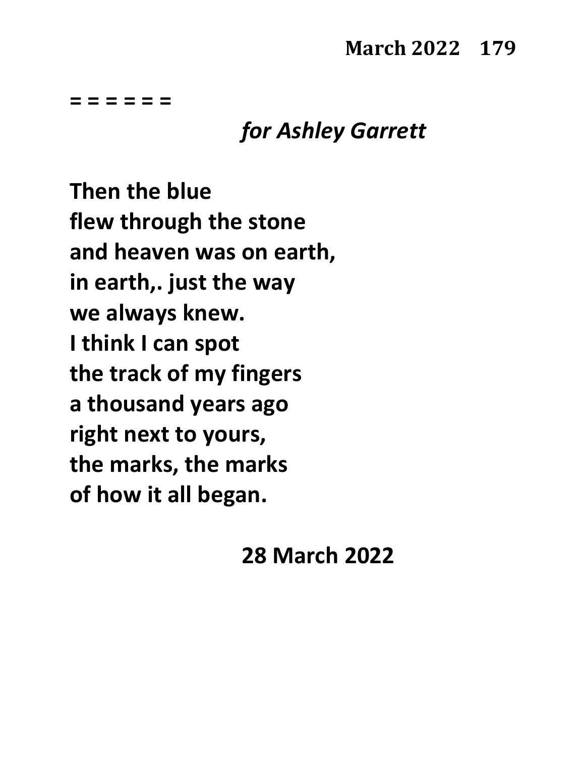= = = = = =

*for Ashley Garrett*

**Then the blue**
**flew through the stone**
**and heaven was on earth,**
**in earth,. just the way**
**we always knew.**
**I think I can spot**
**the track of my fingers**
**a thousand years ago**
**right next to yours,**
**the marks, the marks**
**of how it all began.**

**28 March 2022**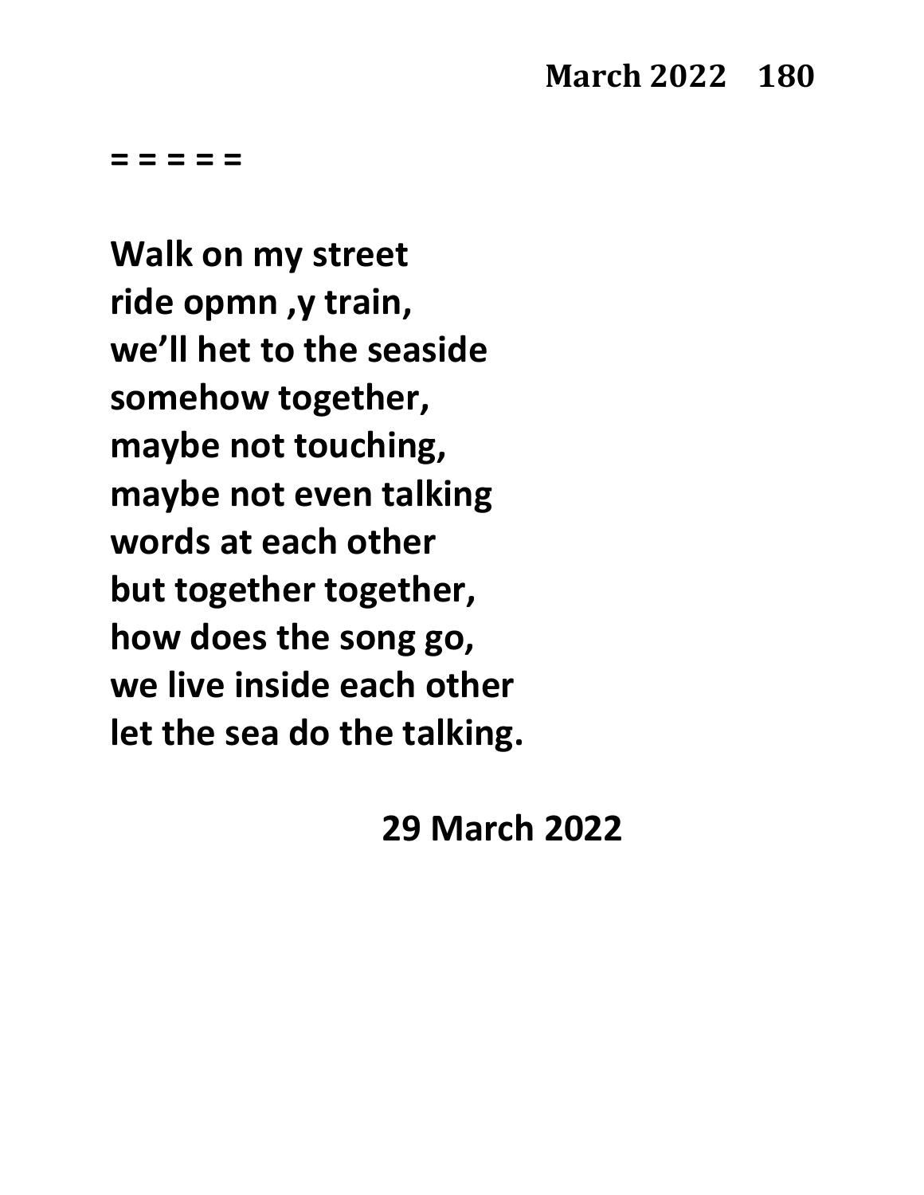= = = = =

**Walk on my street**
**ride opmn ,y train,**
**we'll het to the seaside**
**somehow together,**
**maybe not touching,**
**maybe not even talking**
**words at each other**
**but together together,**
**how does the song go,**
**we live inside each other**
**let the sea do the talking.**

**29 March 2022**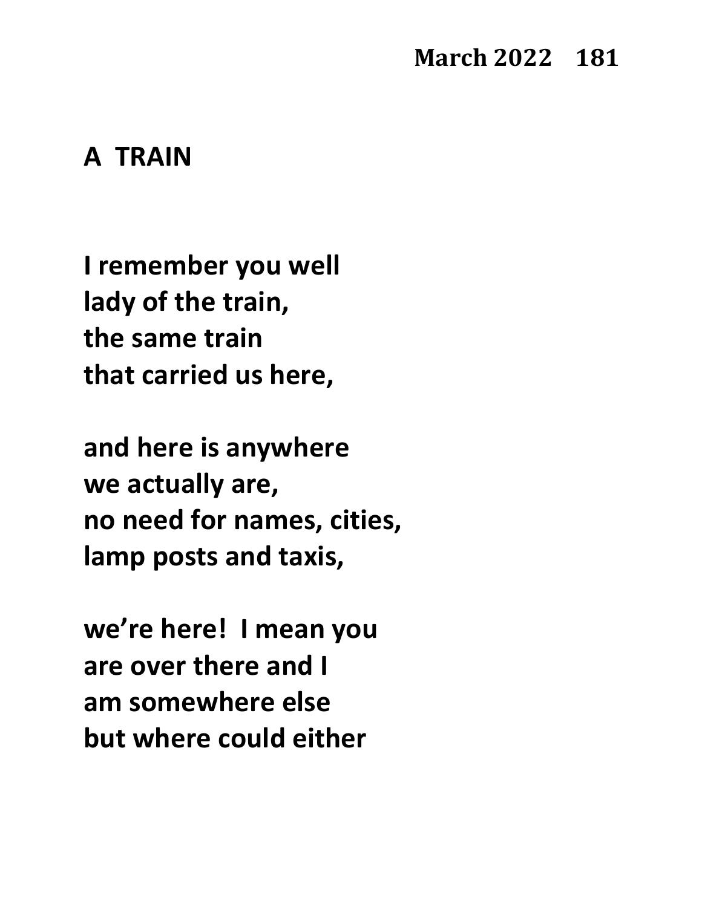## A TRAIN

I remember you well  
lady of the train,  
the same train  
that carried us here,

and here is anywhere  
we actually are,  
no need for names, cities,  
lamp posts and taxis,

we're here! I mean you  
are over there and I  
am somewhere else  
but where could either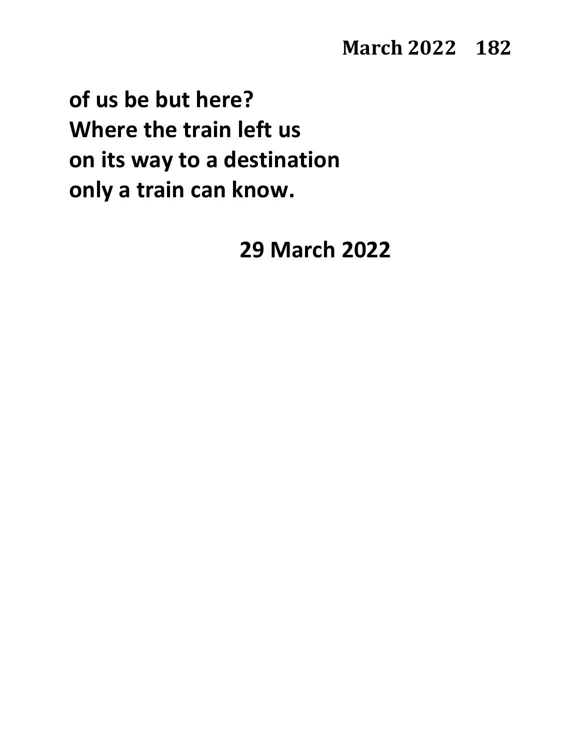**of us be but here?**
**Where the train left us**
**on its way to a destination**
**only a train can know.**

**29 March 2022**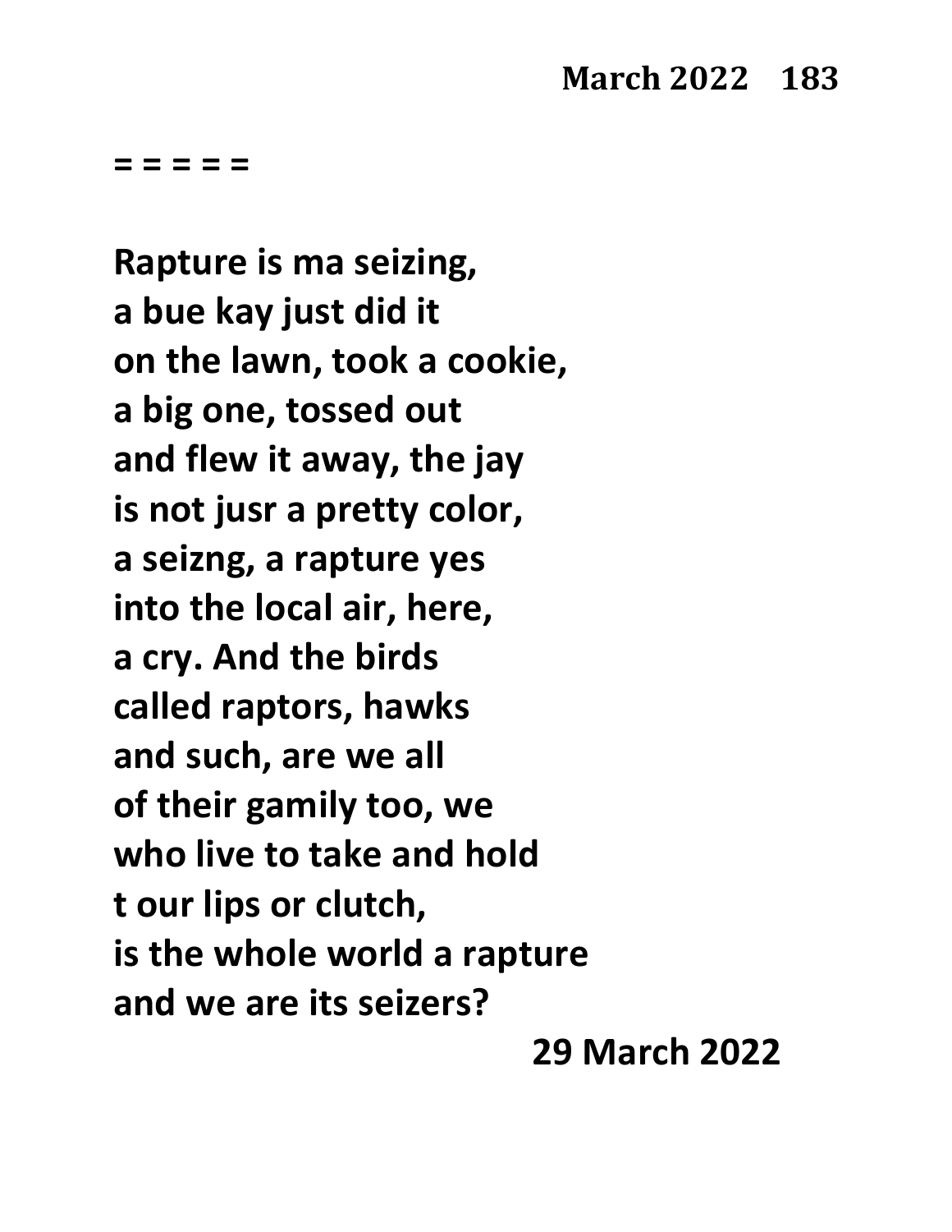= = = = =

**Rapture is ma seizing,**
**a bue kay just did it**
**on the lawn, took a cookie,**
**a big one, tossed out**
**and flew it away, the jay**
**is not jusr a pretty color,**
**a seizng, a rapture yes**
**into the local air, here,**
**a cry. And the birds**
**called raptors, hawks**
**and such, are we all**
**of their gamily too, we**
**who live to take and hold**
**t our lips or clutch,**
**is the whole world a rapture**
**and we are its seizers?**

**29 March 2022**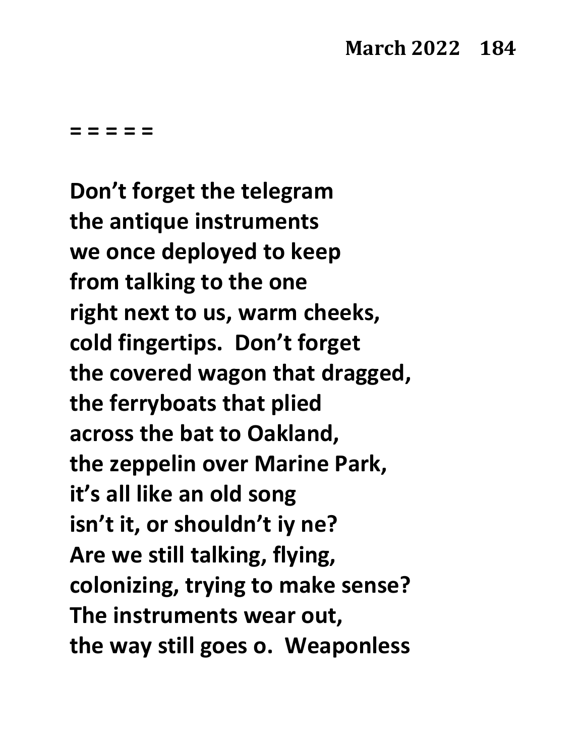**= = = = =**

**Don't forget the telegram**
**the antique instruments**
**we once deployed to keep**
**from talking to the one**
**right next to us, warm cheeks,**
**cold fingertips.  Don't forget**
**the covered wagon that dragged,**
**the ferryboats that plied**
**across the bat to Oakland,**
**the zeppelin over Marine Park,**
**it's all like an old song**
**isn't it, or shouldn't iy ne?**
**Are we still talking, flying,**
**colonizing, trying to make sense?**
**The instruments wear out,**
**the way still goes o.  Weaponless**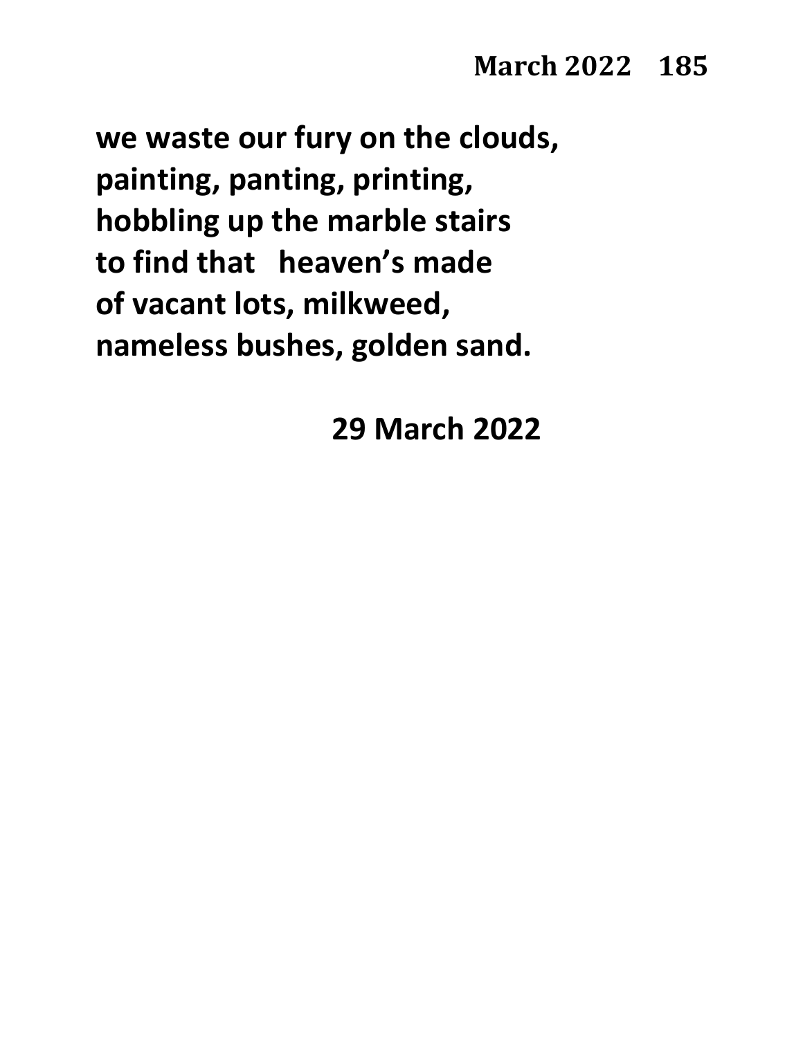**we waste our fury on the clouds,**
**painting, panting, printing,**
**hobbling up the marble stairs**
**to find that heaven's made**
**of vacant lots, milkweed,**
**nameless bushes, golden sand.**

**29 March 2022**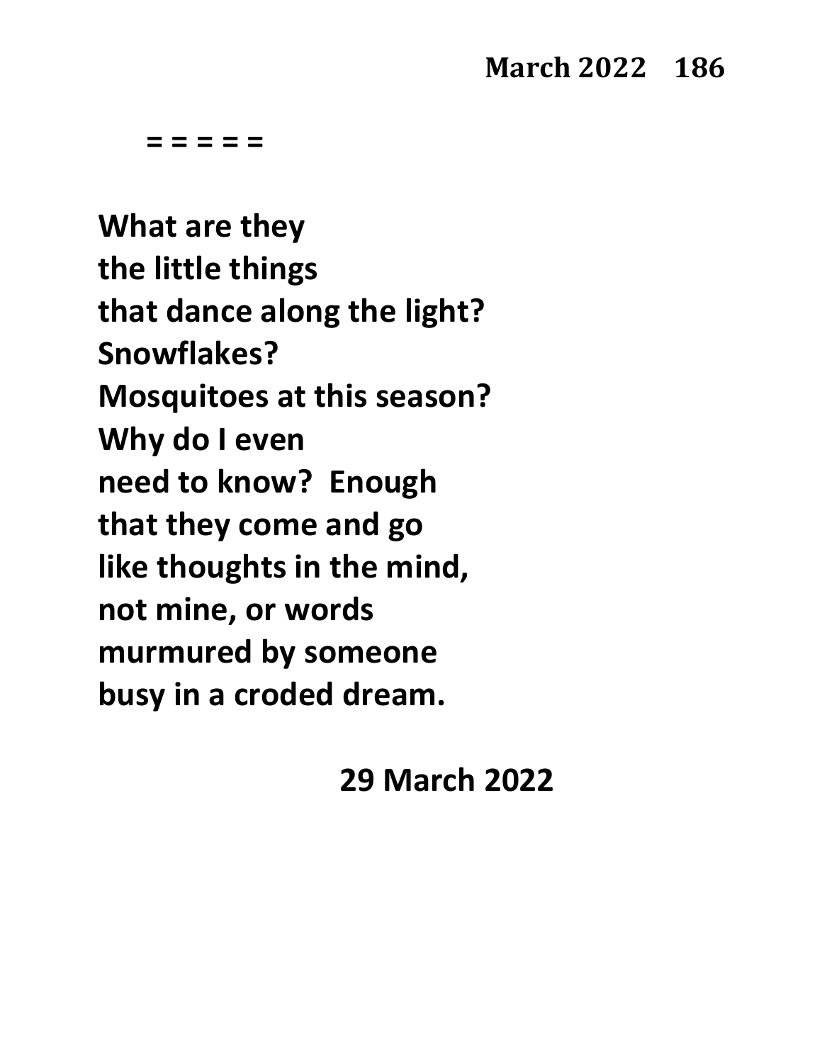= = = = =

What are they  
the little things  
that dance along the light?  
Snowflakes?  
Mosquitoes at this season?  
Why do I even  
need to know?  Enough  
that they come and go  
like thoughts in the mind,  
not mine, or words  
murmured by someone  
busy in a croded dream.

29 March 2022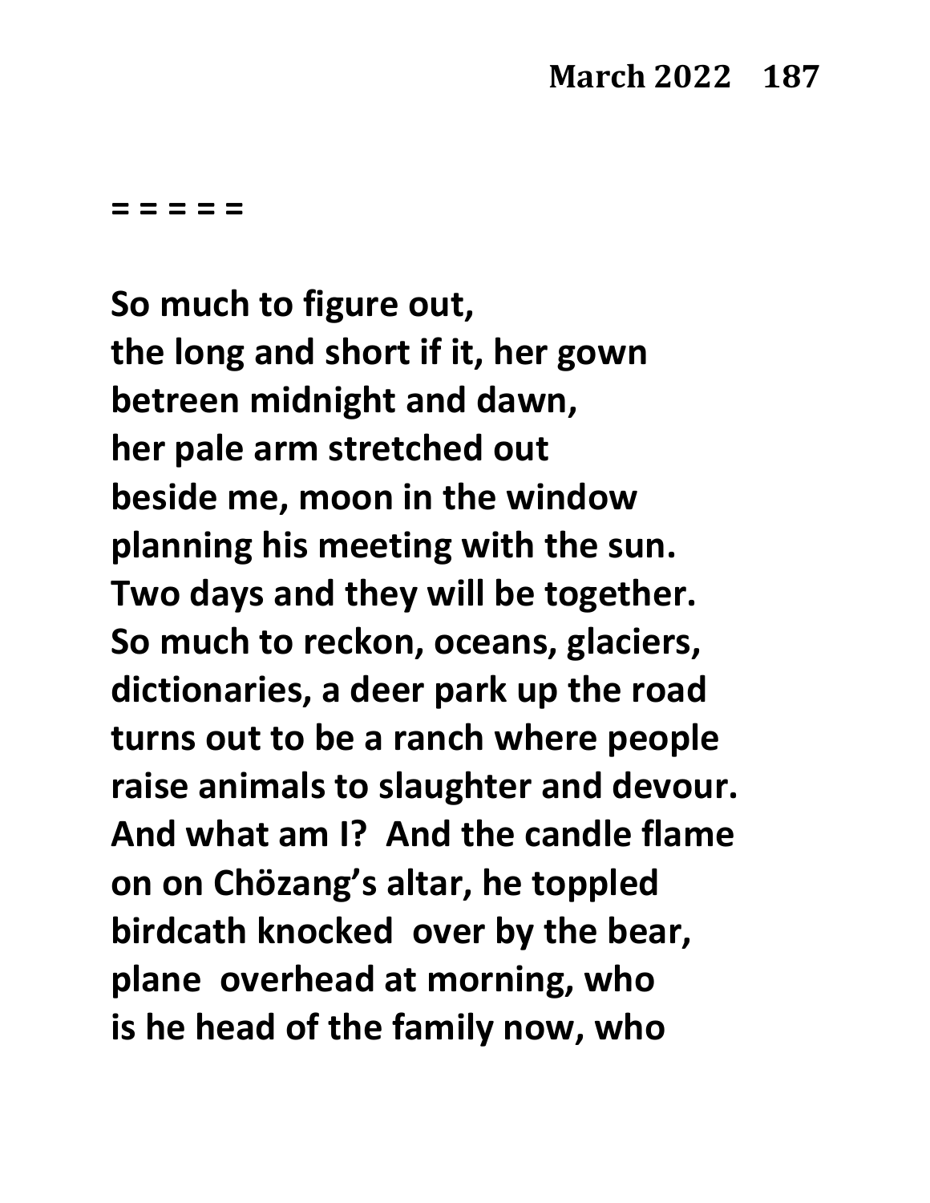= = = = =

**So much to figure out,**
**the long and short if it, her gown**
**betreen midnight and dawn,**
**her pale arm stretched out**
**beside me, moon in the window**
**planning his meeting with the sun.**
**Two days and they will be together.**
**So much to reckon, oceans, glaciers,**
**dictionaries, a deer park up the road**
**turns out to be a ranch where people**
**raise animals to slaughter and devour.**
**And what am I? And the candle flame**
**on on Chözang's altar, he toppled**
**birdcath knocked over by the bear,**
**plane overhead at morning, who**
**is he head of the family now, who**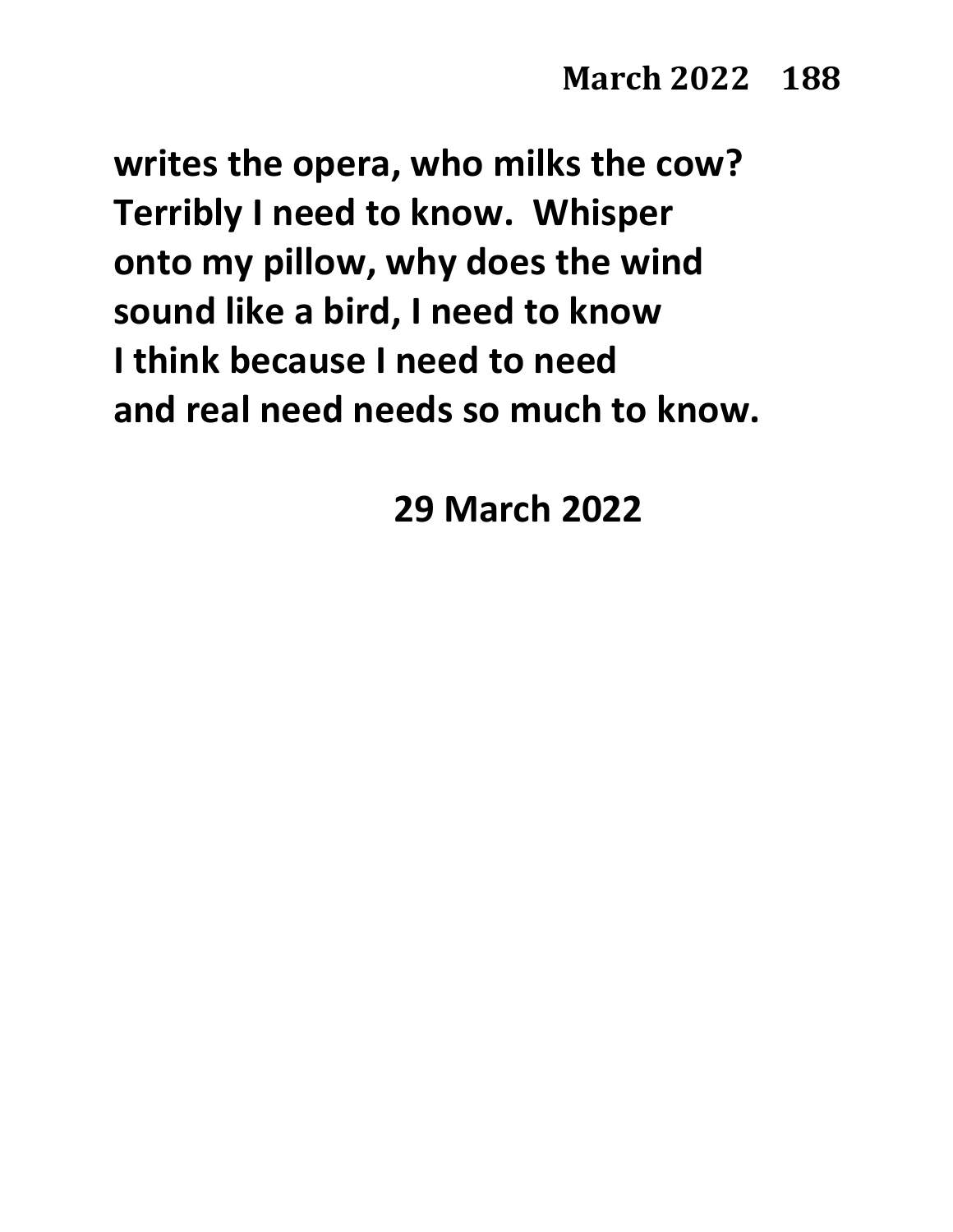writes the opera, who milks the cow?
Terribly I need to know.  Whisper
onto my pillow, why does the wind
sound like a bird, I need to know
I think because I need to need
and real need needs so much to know.

29 March 2022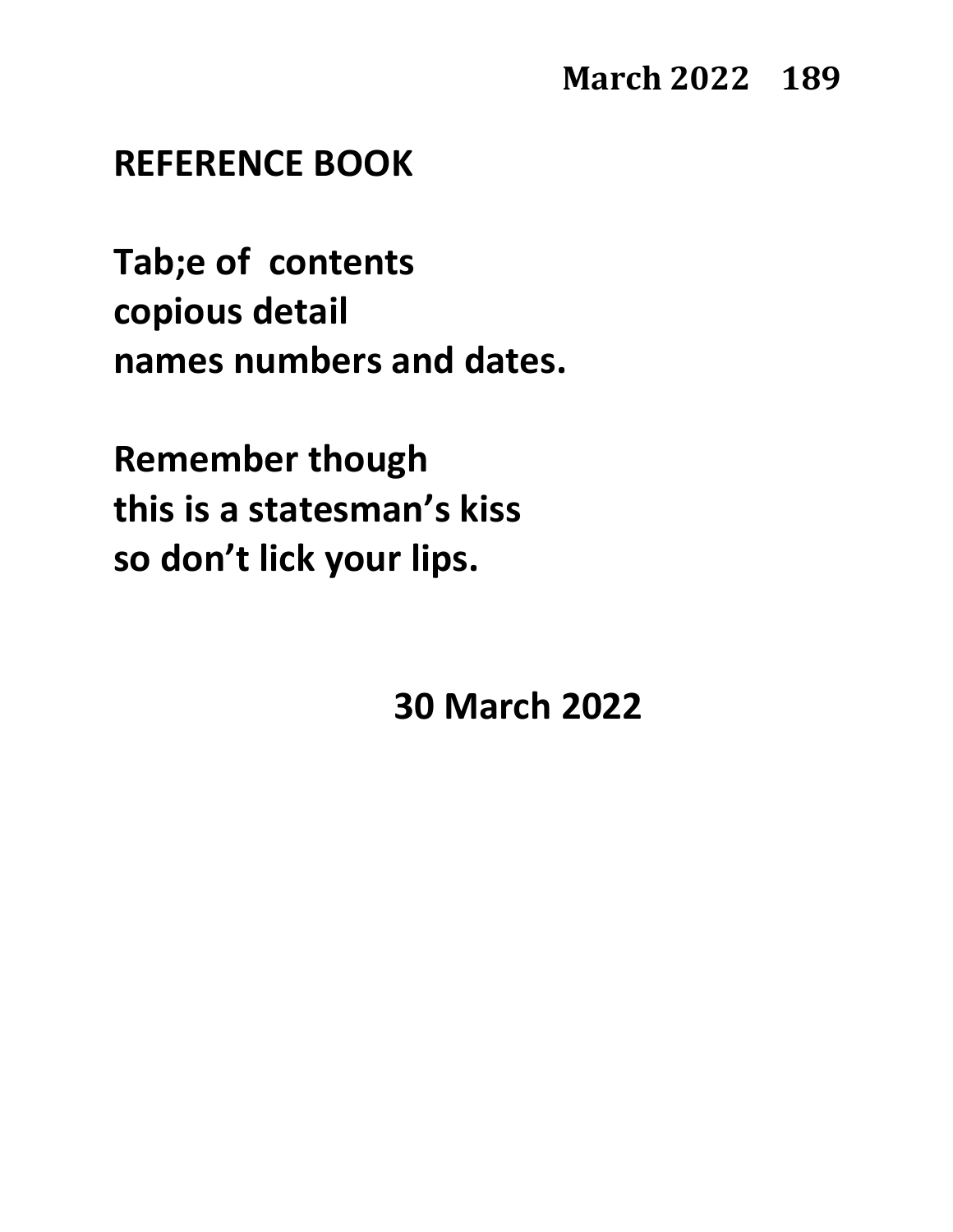## REFERENCE BOOK

**Tab;e of contents**
**copious detail**
**names numbers and dates.**

**Remember though**
**this is a statesman's kiss**
**so don't lick your lips.**

**30 March 2022**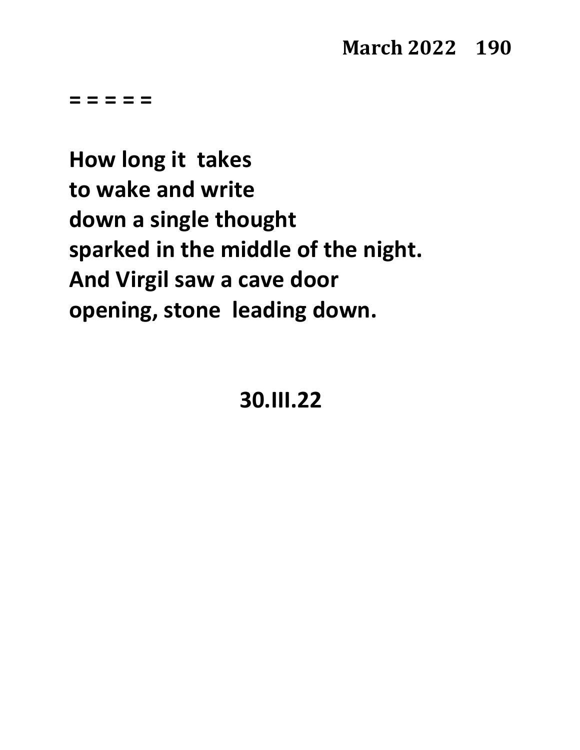= = = = =

**How long it takes**
**to wake and write**
**down a single thought**
**sparked in the middle of the night.**
**And Virgil saw a cave door**
**opening, stone leading down.**

**30.III.22**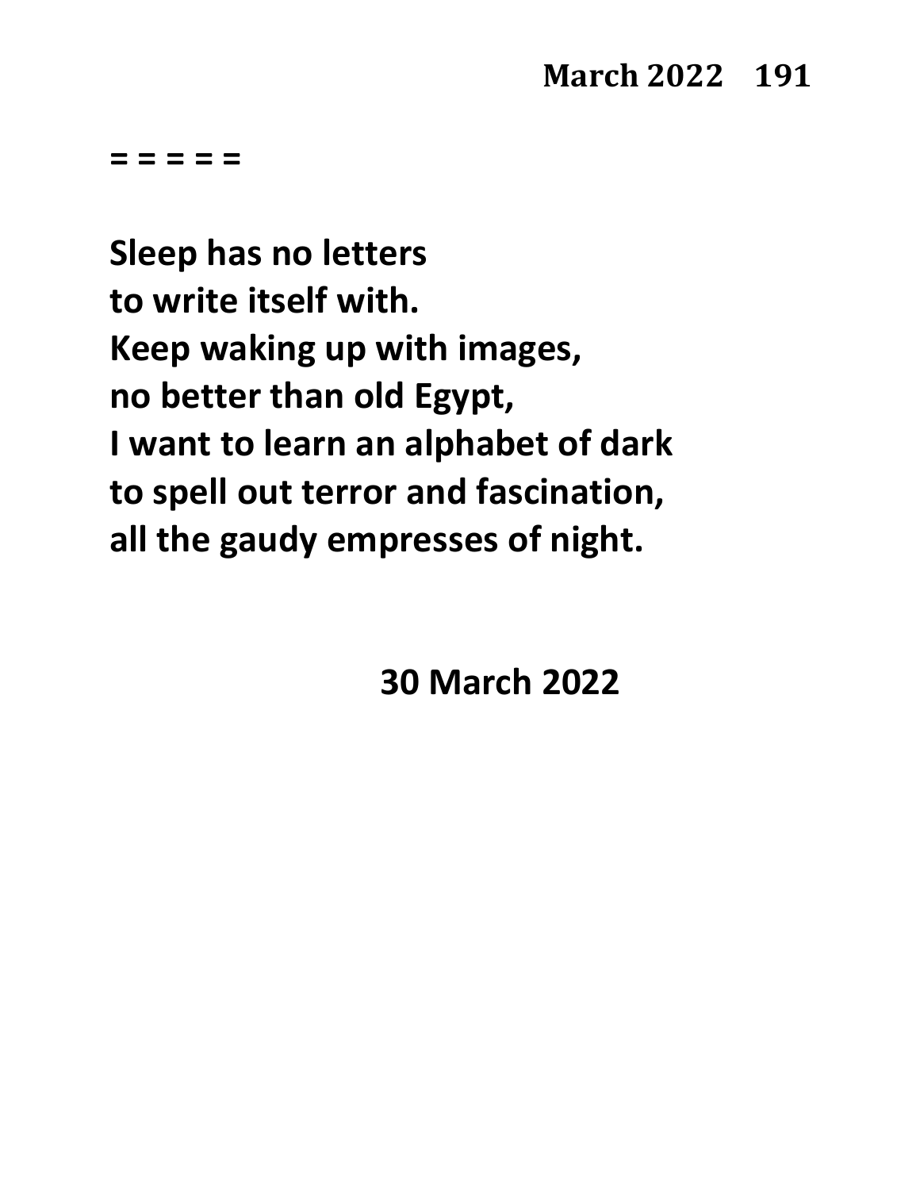= = = = =

**Sleep has no letters**
**to write itself with.**
**Keep waking up with images,**
**no better than old Egypt,**
**I want to learn an alphabet of dark**
**to spell out terror and fascination,**
**all the gaudy empresses of night.**

**30 March 2022**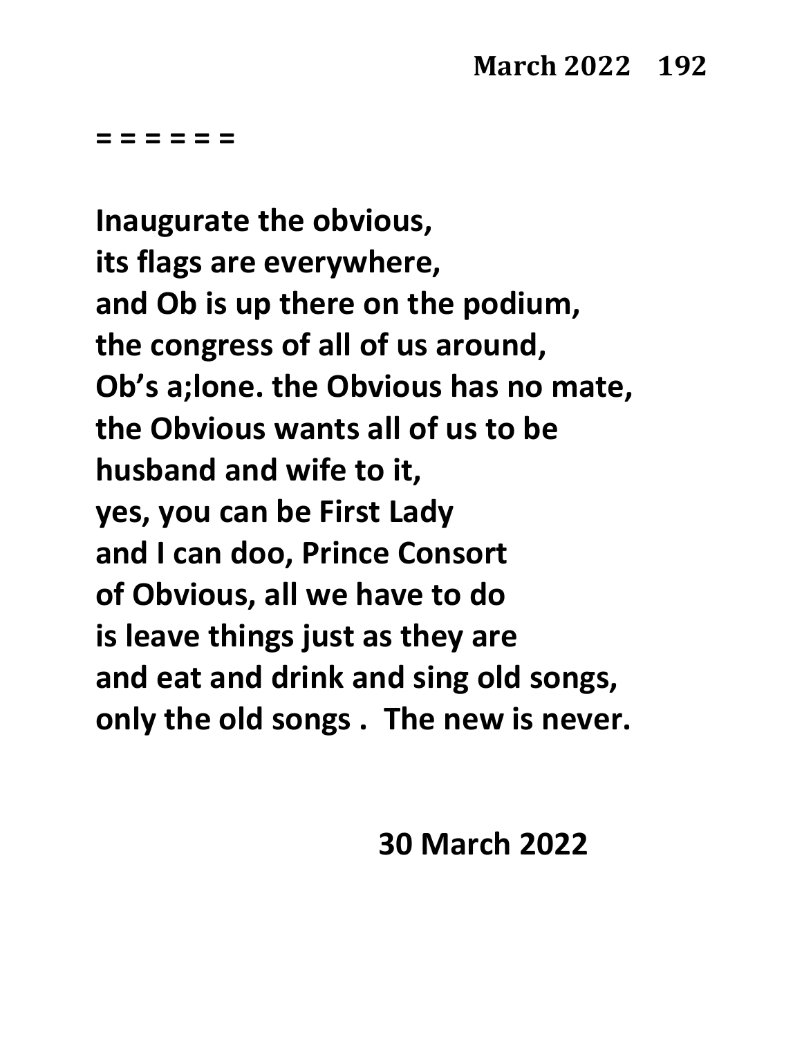= = = = = =

**Inaugurate the obvious,**
**its flags are everywhere,**
**and Ob is up there on the podium,**
**the congress of all of us around,**
**Ob's a;lone. the Obvious has no mate,**
**the Obvious wants all of us to be**
**husband and wife to it,**
**yes, you can be First Lady**
**and I can doo, Prince Consort**
**of Obvious, all we have to do**
**is leave things just as they are**
**and eat and drink and sing old songs,**
**only the old songs . The new is never.**

**30 March 2022**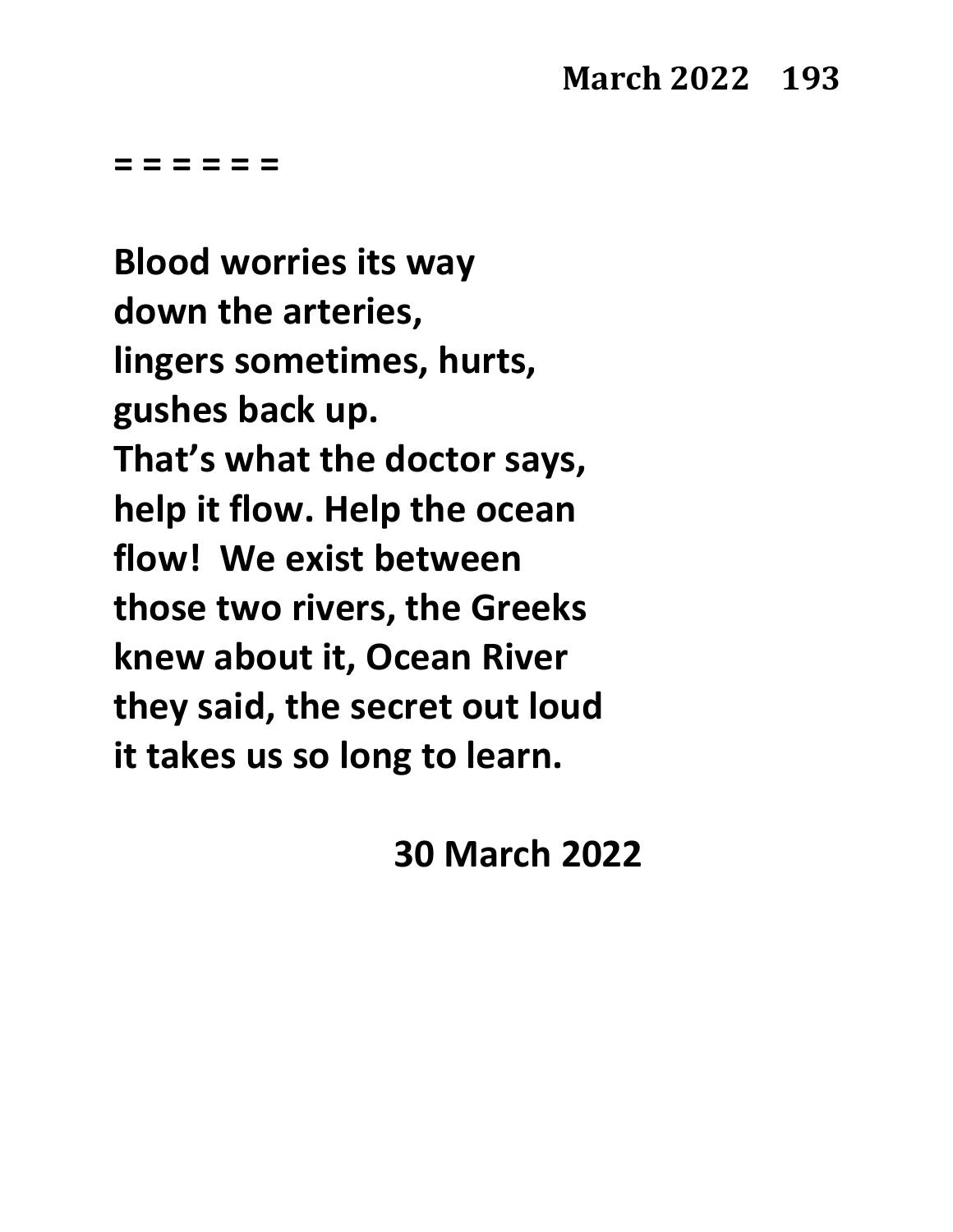= = = = = =

**Blood worries its way**
**down the arteries,**
**lingers sometimes, hurts,**
**gushes back up.**
**That's what the doctor says,**
**help it flow. Help the ocean**
**flow!  We exist between**
**those two rivers, the Greeks**
**knew about it, Ocean River**
**they said, the secret out loud**
**it takes us so long to learn.**

**30 March 2022**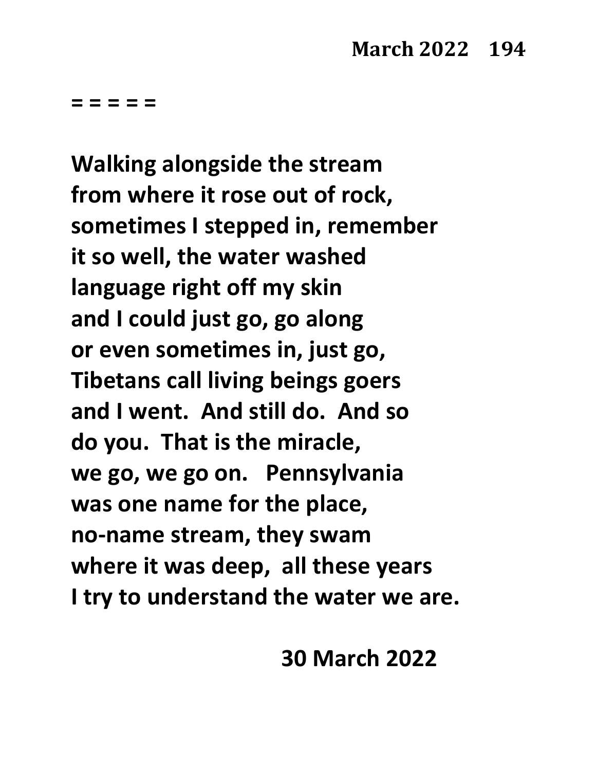= = = = =

**Walking alongside the stream**
**from where it rose out of rock,**
**sometimes I stepped in, remember**
**it so well, the water washed**
**language right off my skin**
**and I could just go, go along**
**or even sometimes in, just go,**
**Tibetans call living beings goers**
**and I went. And still do. And so**
**do you. That is the miracle,**
**we go, we go on. Pennsylvania**
**was one name for the place,**
**no-name stream, they swam**
**where it was deep, all these years**
**I try to understand the water we are.**

**30 March 2022**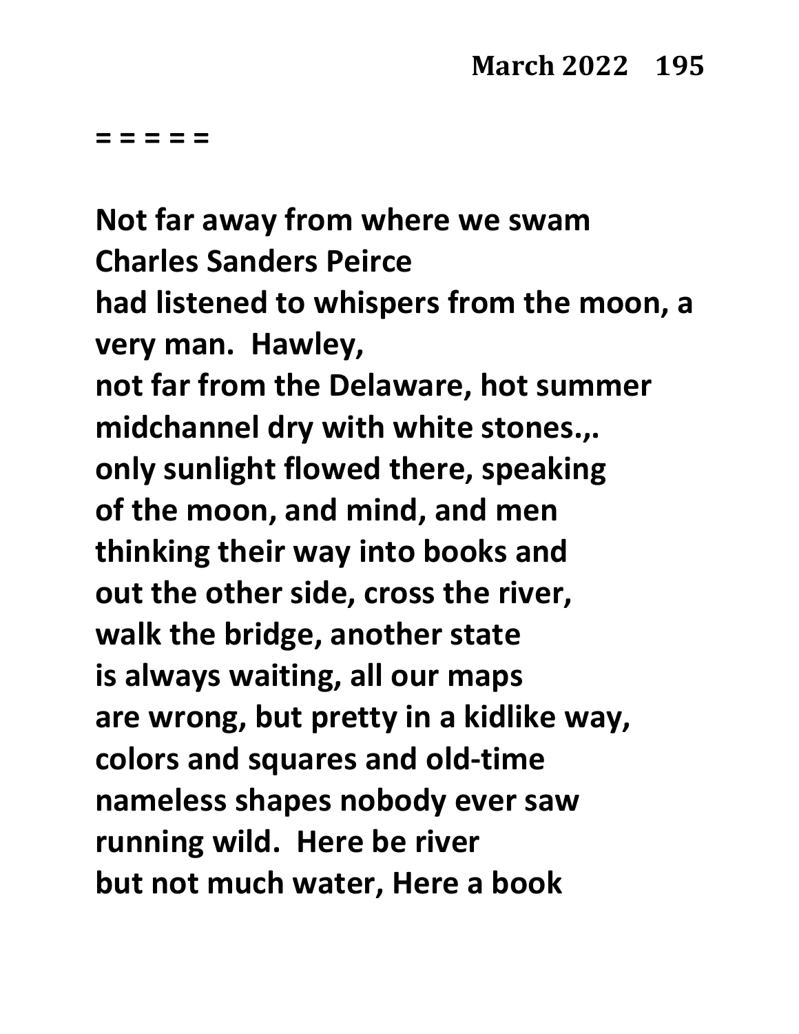= = = = =

**Not far away from where we swam**
**Charles Sanders Peirce**
**had listened to whispers from the moon, a very man.  Hawley,**
**not far from the Delaware, hot summer**
**midchannel dry with white stones.,.**
**only sunlight flowed there, speaking**
**of the moon, and mind, and men**
**thinking their way into books and**
**out the other side, cross the river,**
**walk the bridge, another state**
**is always waiting, all our maps**
**are wrong, but pretty in a kidlike way,**
**colors and squares and old-time**
**nameless shapes nobody ever saw**
**running wild.  Here be river**
**but not much water, Here a book**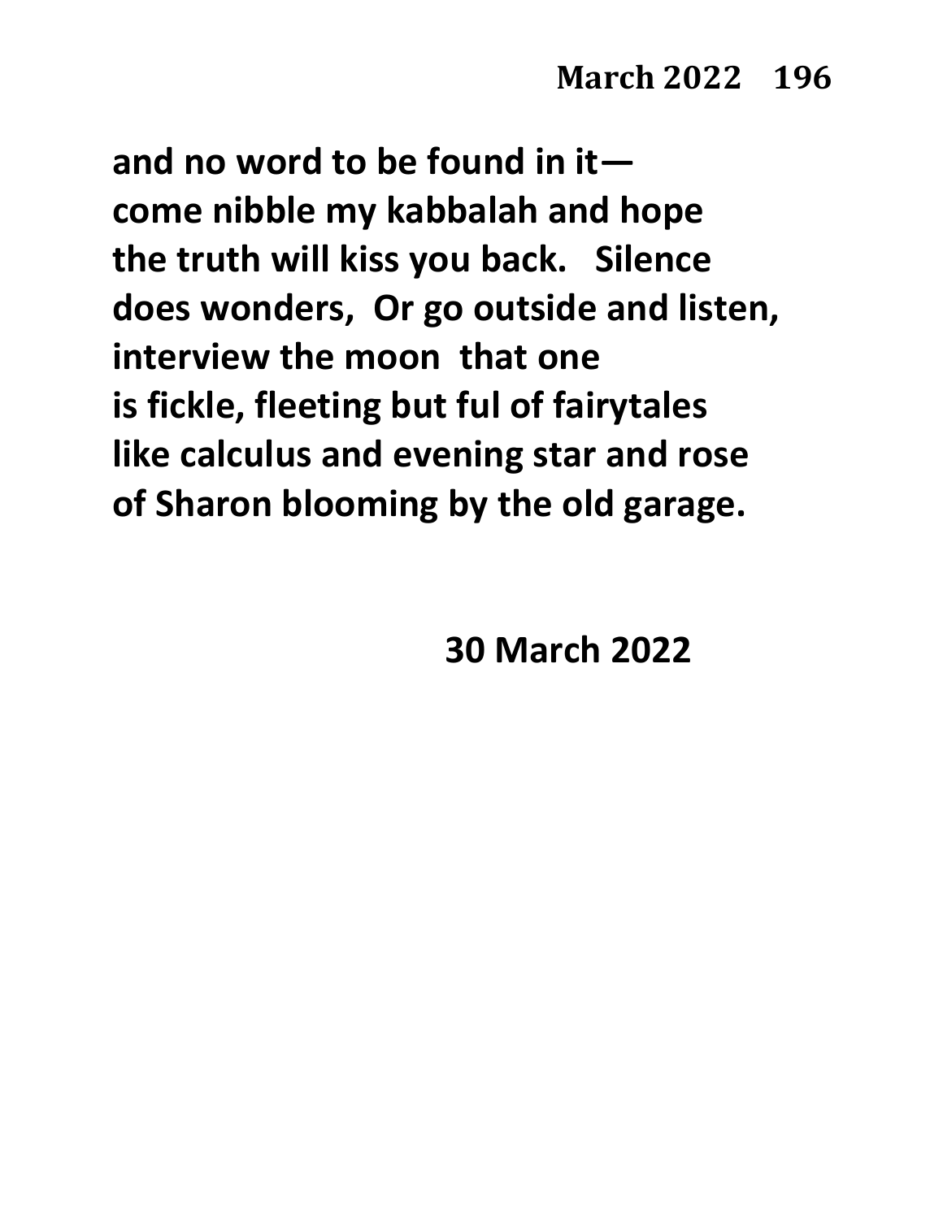**and no word to be found in it—**
**come nibble my kabbalah and hope**
**the truth will kiss you back.   Silence**
**does wonders,  Or go outside and listen,**
**interview the moon  that one**
**is fickle, fleeting but ful of fairytales**
**like calculus and evening star and rose**
**of Sharon blooming by the old garage.**

**30 March 2022**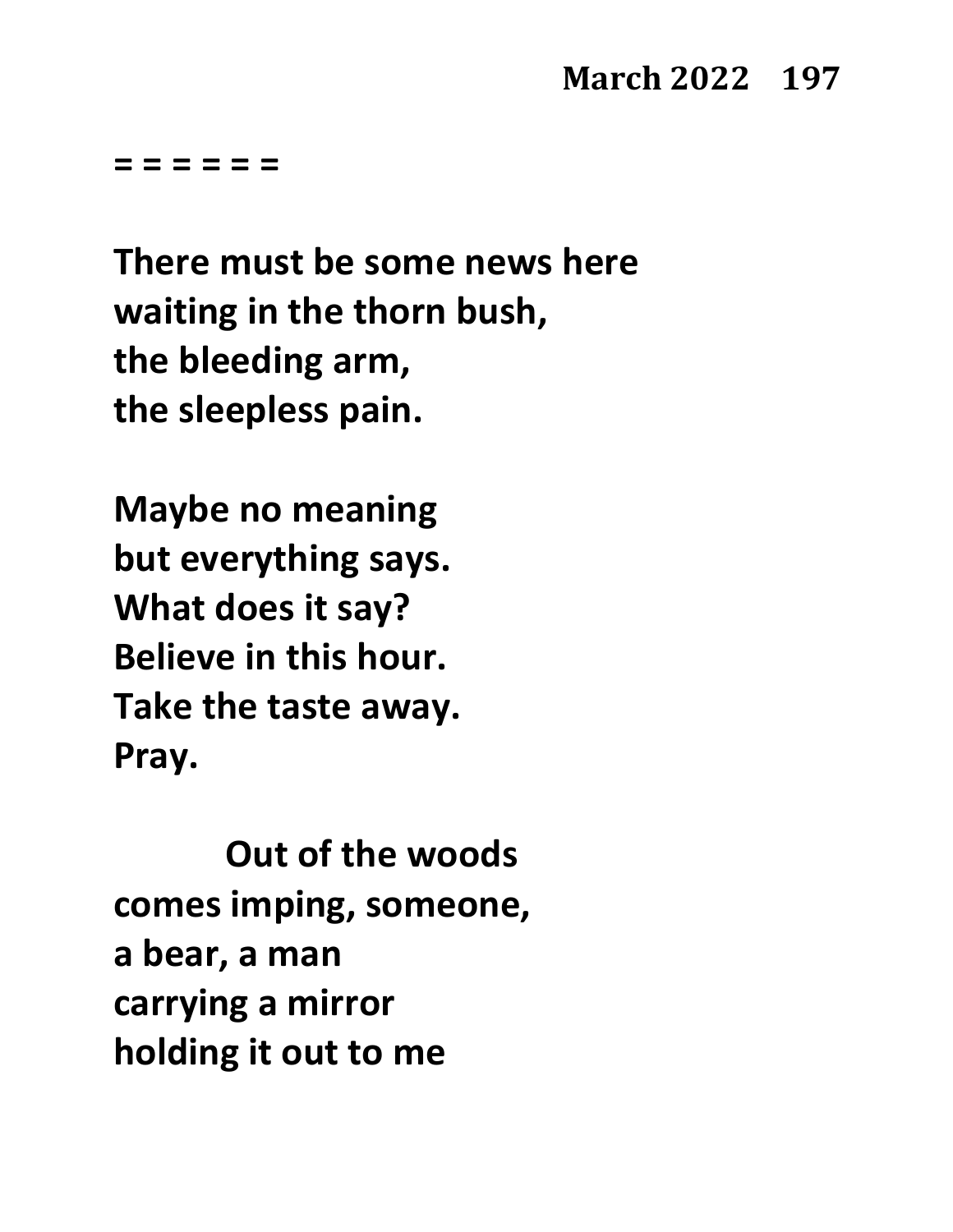= = = = = =

**There must be some news here**
**waiting in the thorn bush,**
**the bleeding arm,**
**the sleepless pain.**

**Maybe no meaning**
**but everything says.**
**What does it say?**
**Believe in this hour.**
**Take the taste away.**
**Pray.**

&emsp;&emsp;&emsp;&emsp;**Out of the woods**
**comes imping, someone,**
**a bear, a man**
**carrying a mirror**
**holding it out to me**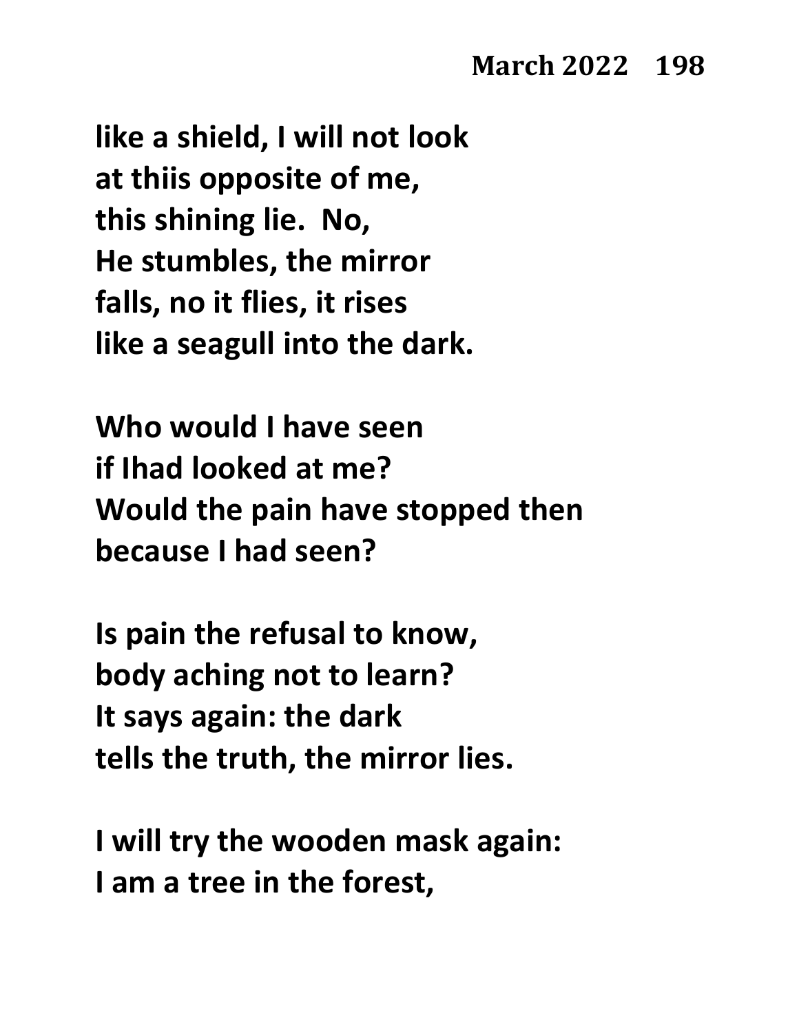like a shield, I will not look
at thiis opposite of me,
this shining lie.  No,
He stumbles, the mirror
falls, no it flies, it rises
like a seagull into the dark.

Who would I have seen
if Ihad looked at me?
Would the pain have stopped then
because I had seen?

Is pain the refusal to know,
body aching not to learn?
It says again: the dark
tells the truth, the mirror lies.

I will try the wooden mask again:
I am a tree in the forest,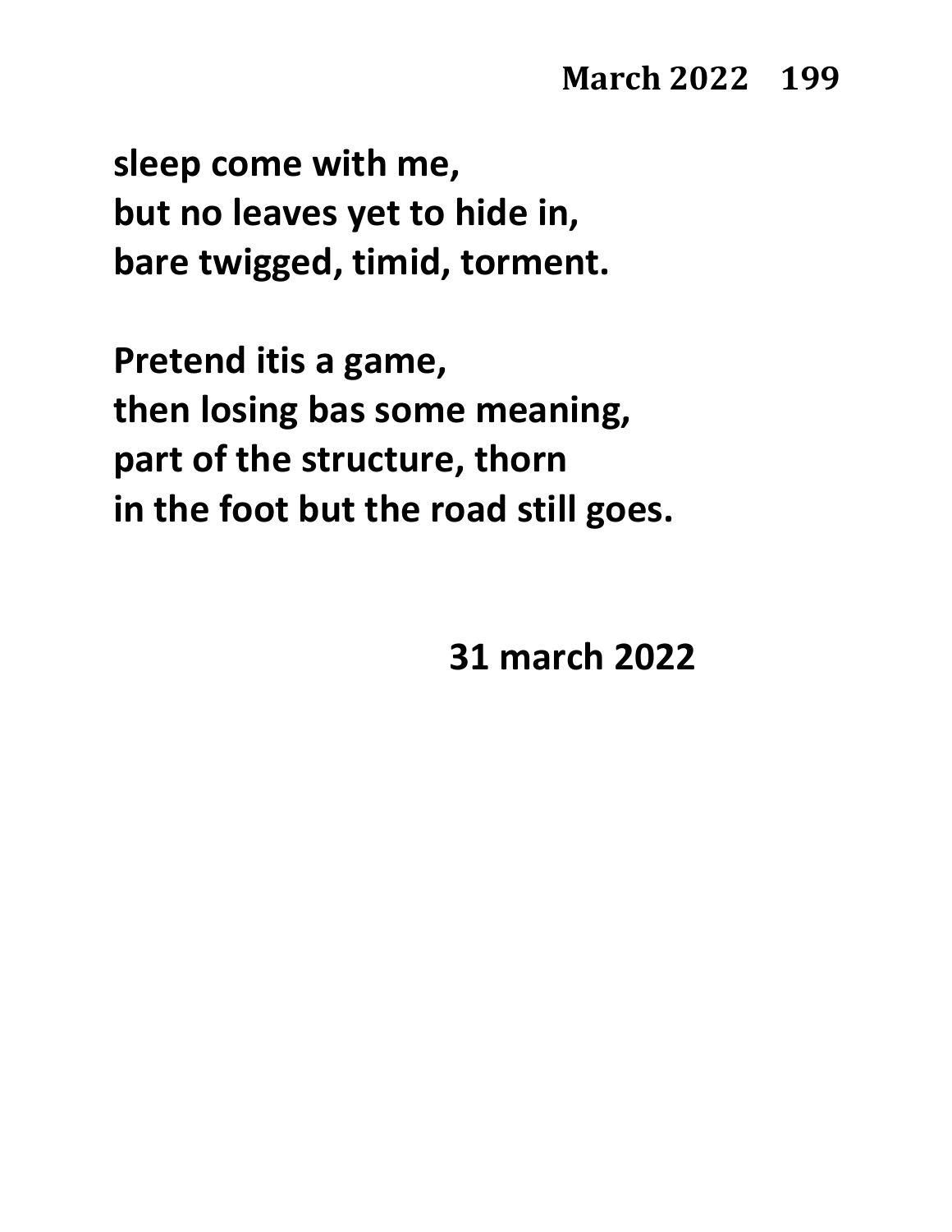**sleep come with me,**
**but no leaves yet to hide in,**
**bare twigged, timid, torment.**

**Pretend itis a game,**
**then losing bas some meaning,**
**part of the structure, thorn**
**in the foot but the road still goes.**

**31 march 2022**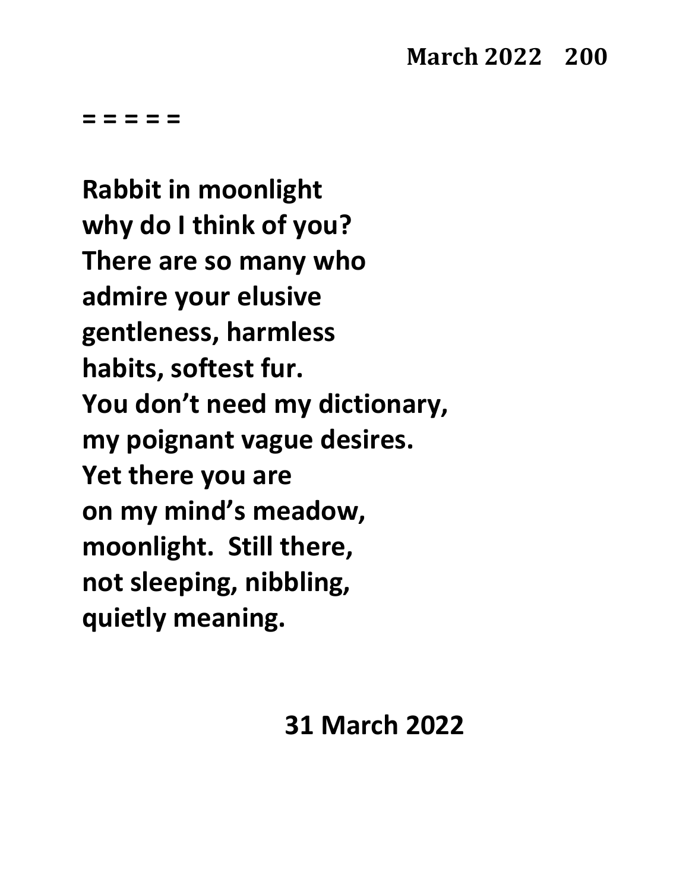= = = = =

**Rabbit in moonlight**
**why do I think of you?**
**There are so many who**
**admire your elusive**
**gentleness, harmless**
**habits, softest fur.**
**You don't need my dictionary,**
**my poignant vague desires.**
**Yet there you are**
**on my mind's meadow,**
**moonlight.  Still there,**
**not sleeping, nibbling,**
**quietly meaning.**

**31 March 2022**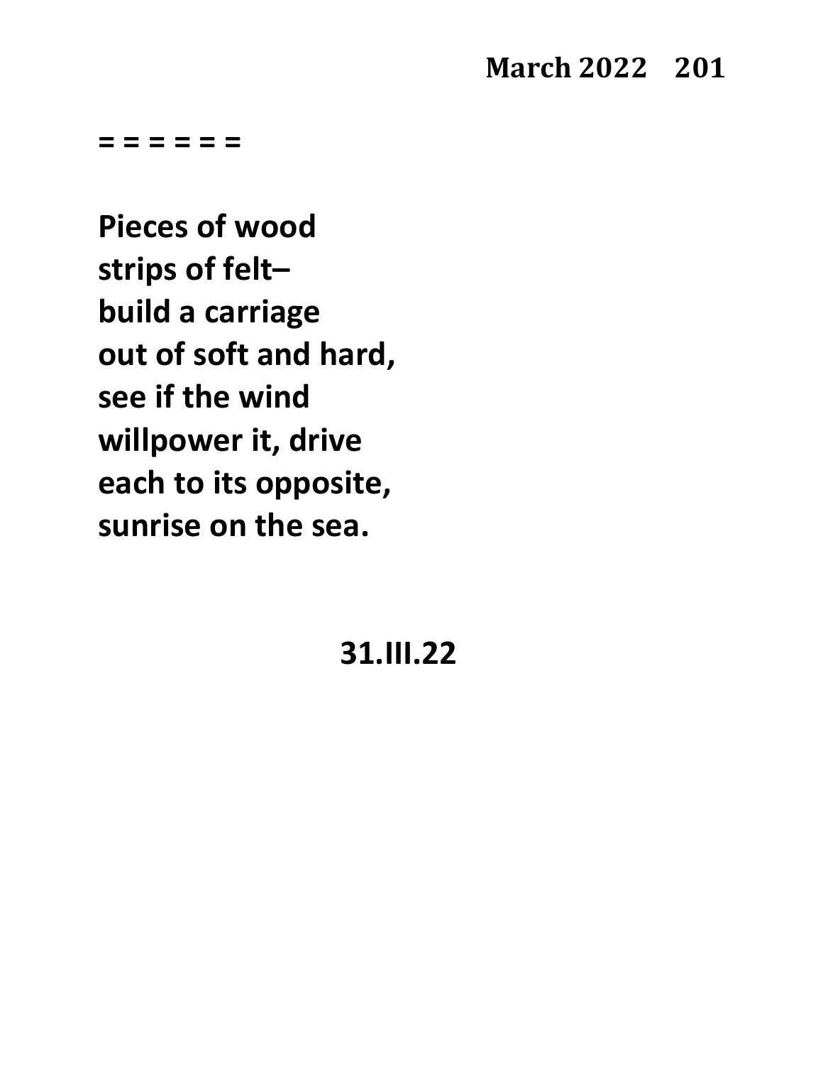= = = = = =

**Pieces of wood**
**strips of felt–**
**build a carriage**
**out of soft and hard,**
**see if the wind**
**willpower it, drive**
**each to its opposite,**
**sunrise on the sea.**

**31.III.22**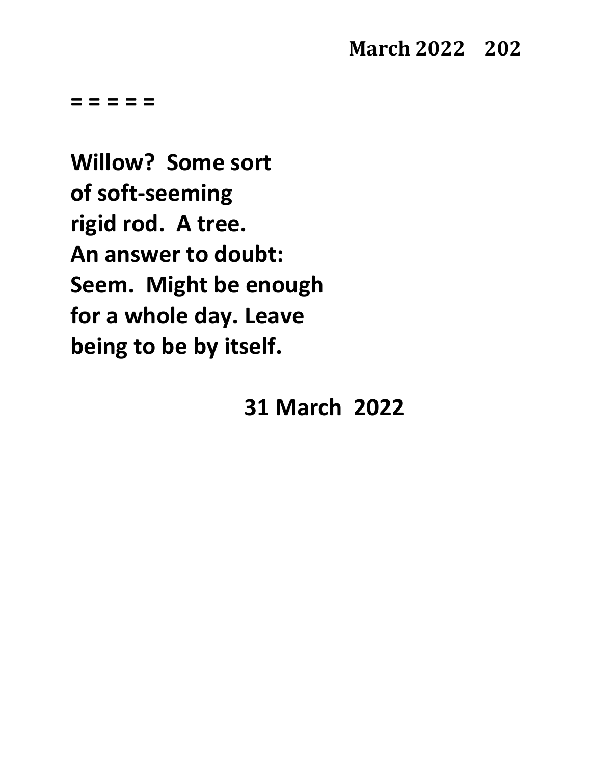= = = = =

**Willow? Some sort**
**of soft-seeming**
**rigid rod. A tree.**
**An answer to doubt:**
**Seem. Might be enough**
**for a whole day. Leave**
**being to be by itself.**

**31 March 2022**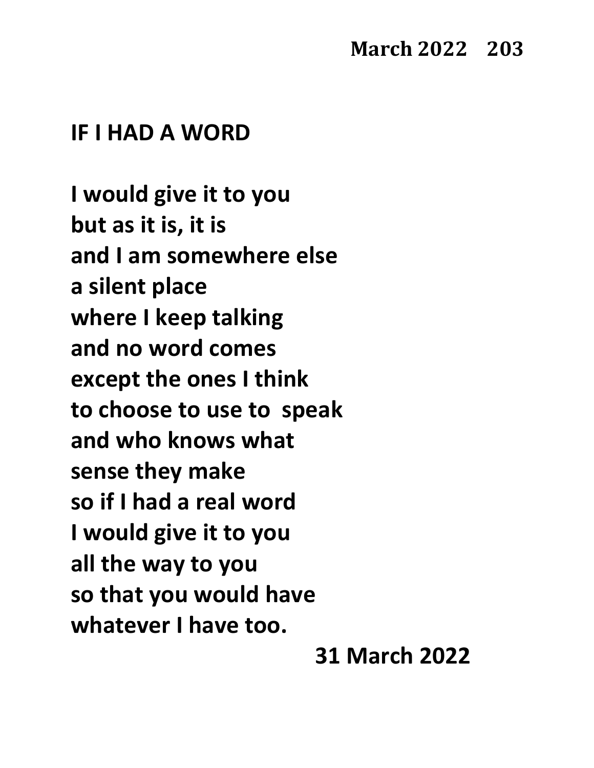## IF I HAD A WORD

**I would give it to you**  
**but as it is, it is**  
**and I am somewhere else**  
**a silent place**  
**where I keep talking**  
**and no word comes**  
**except the ones I think**  
**to choose to use to speak**  
**and who knows what**  
**sense they make**  
**so if I had a real word**  
**I would give it to you**  
**all the way to you**  
**so that you would have**  
**whatever I have too.**

**31 March 2022**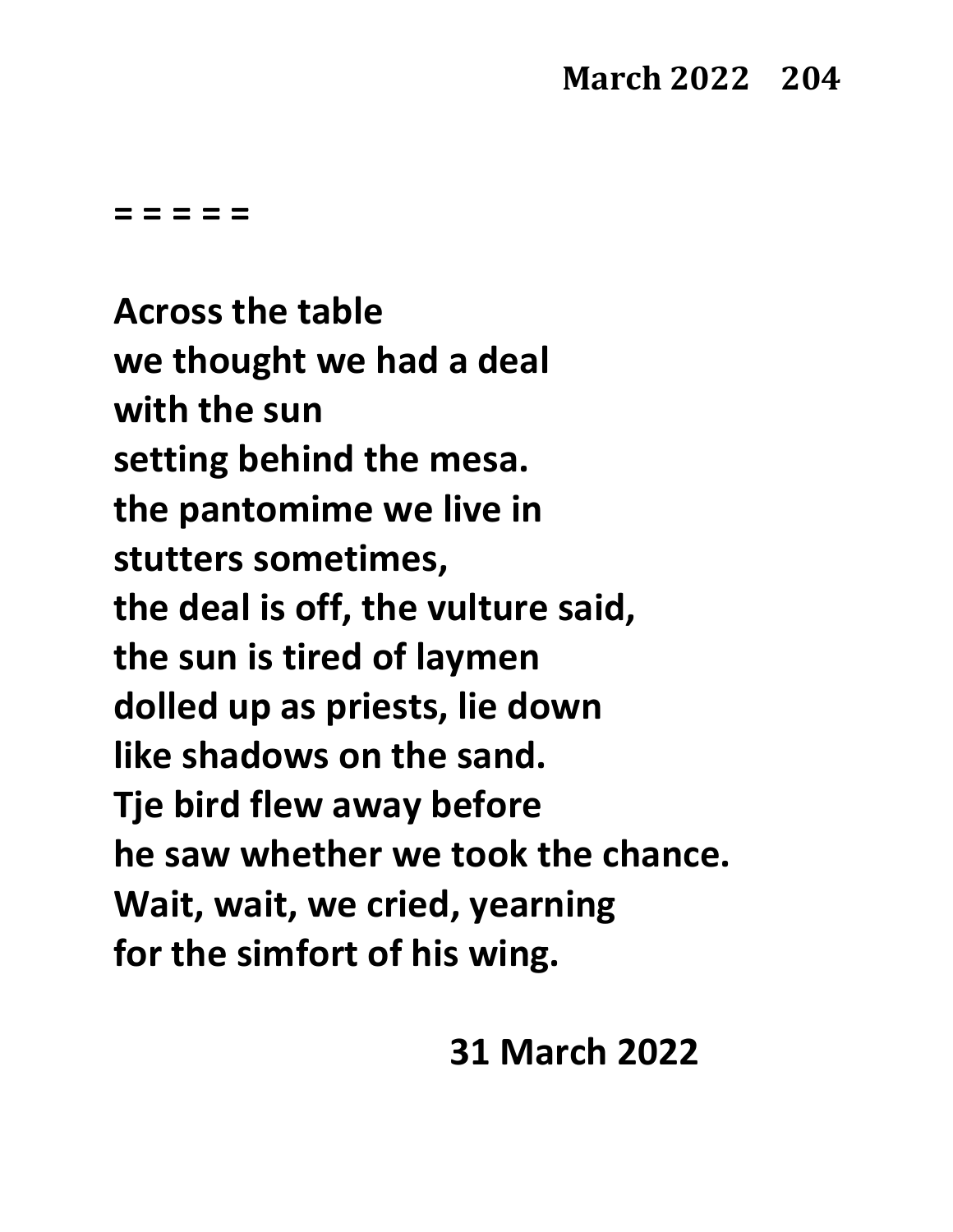= = = = =

Across the table
we thought we had a deal
with the sun
setting behind the mesa.
the pantomime we live in
stutters sometimes,
the deal is off, the vulture said,
the sun is tired of laymen
dolled up as priests, lie down
like shadows on the sand.
Tje bird flew away before
he saw whether we took the chance.
Wait, wait, we cried, yearning
for the simfort of his wing.

31 March 2022